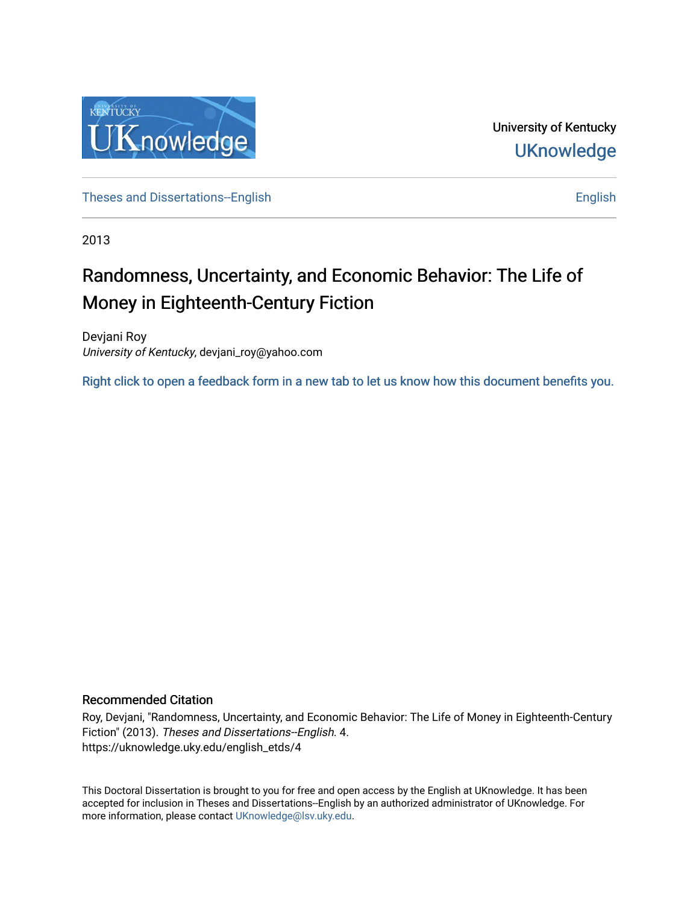University of Kentucky

UKnowledge

Theses and Dissertations--English | English

2013

# Randomness, Uncertainty, and Economic Behavior: The Life of Money in Eighteenth-Century Fiction

Devjani Roy
*University of Kentucky*, devjani_roy@yahoo.com

Right click to open a feedback form in a new tab to let us know how this document benefits you.

### Recommended Citation

Roy, Devjani, "Randomness, Uncertainty, and Economic Behavior: The Life of Money in Eighteenth-Century Fiction" (2013). *Theses and Dissertations--English*. 4.
https://uknowledge.uky.edu/english_etds/4

This Doctoral Dissertation is brought to you for free and open access by the English at UKnowledge. It has been accepted for inclusion in Theses and Dissertations--English by an authorized administrator of UKnowledge. For more information, please contact UKnowledge@lsv.uky.edu.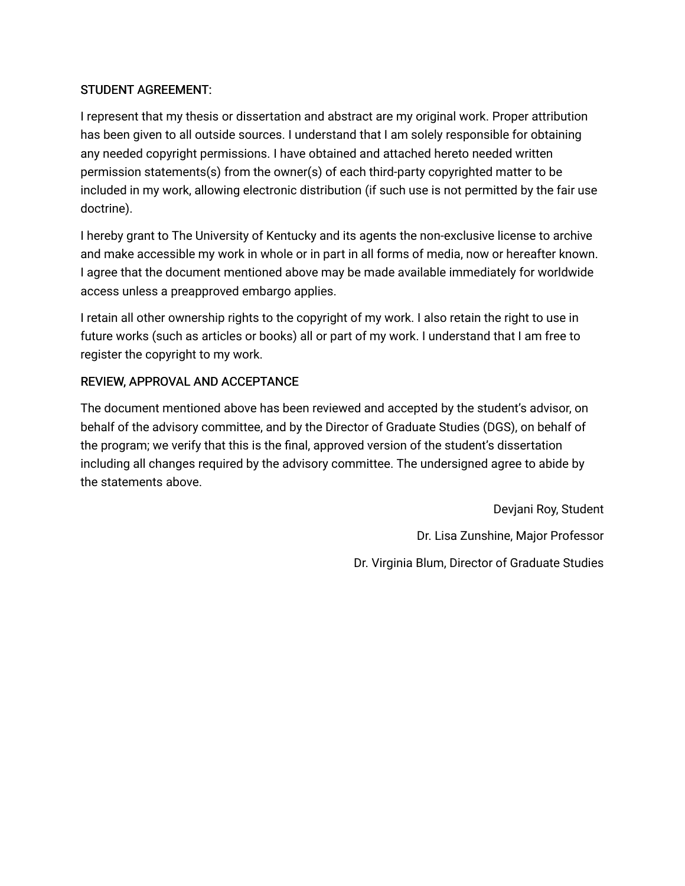STUDENT AGREEMENT:

I represent that my thesis or dissertation and abstract are my original work. Proper attribution has been given to all outside sources. I understand that I am solely responsible for obtaining any needed copyright permissions. I have obtained and attached hereto needed written permission statements(s) from the owner(s) of each third-party copyrighted matter to be included in my work, allowing electronic distribution (if such use is not permitted by the fair use doctrine).

I hereby grant to The University of Kentucky and its agents the non-exclusive license to archive and make accessible my work in whole or in part in all forms of media, now or hereafter known. I agree that the document mentioned above may be made available immediately for worldwide access unless a preapproved embargo applies.

I retain all other ownership rights to the copyright of my work. I also retain the right to use in future works (such as articles or books) all or part of my work. I understand that I am free to register the copyright to my work.

REVIEW, APPROVAL AND ACCEPTANCE

The document mentioned above has been reviewed and accepted by the student's advisor, on behalf of the advisory committee, and by the Director of Graduate Studies (DGS), on behalf of the program; we verify that this is the final, approved version of the student's dissertation including all changes required by the advisory committee. The undersigned agree to abide by the statements above.

Devjani Roy, Student

Dr. Lisa Zunshine, Major Professor

Dr. Virginia Blum, Director of Graduate Studies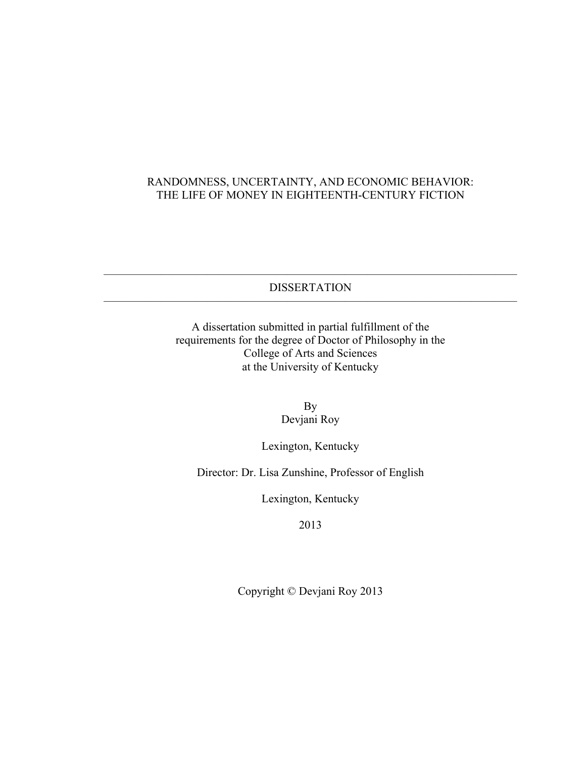# RANDOMNESS, UNCERTAINTY, AND ECONOMIC BEHAVIOR: THE LIFE OF MONEY IN EIGHTEENTH-CENTURY FICTION

---

DISSERTATION

---

A dissertation submitted in partial fulfillment of the requirements for the degree of Doctor of Philosophy in the College of Arts and Sciences at the University of Kentucky

By
Devjani Roy

Lexington, Kentucky

Director: Dr. Lisa Zunshine, Professor of English

Lexington, Kentucky

2013

Copyright © Devjani Roy 2013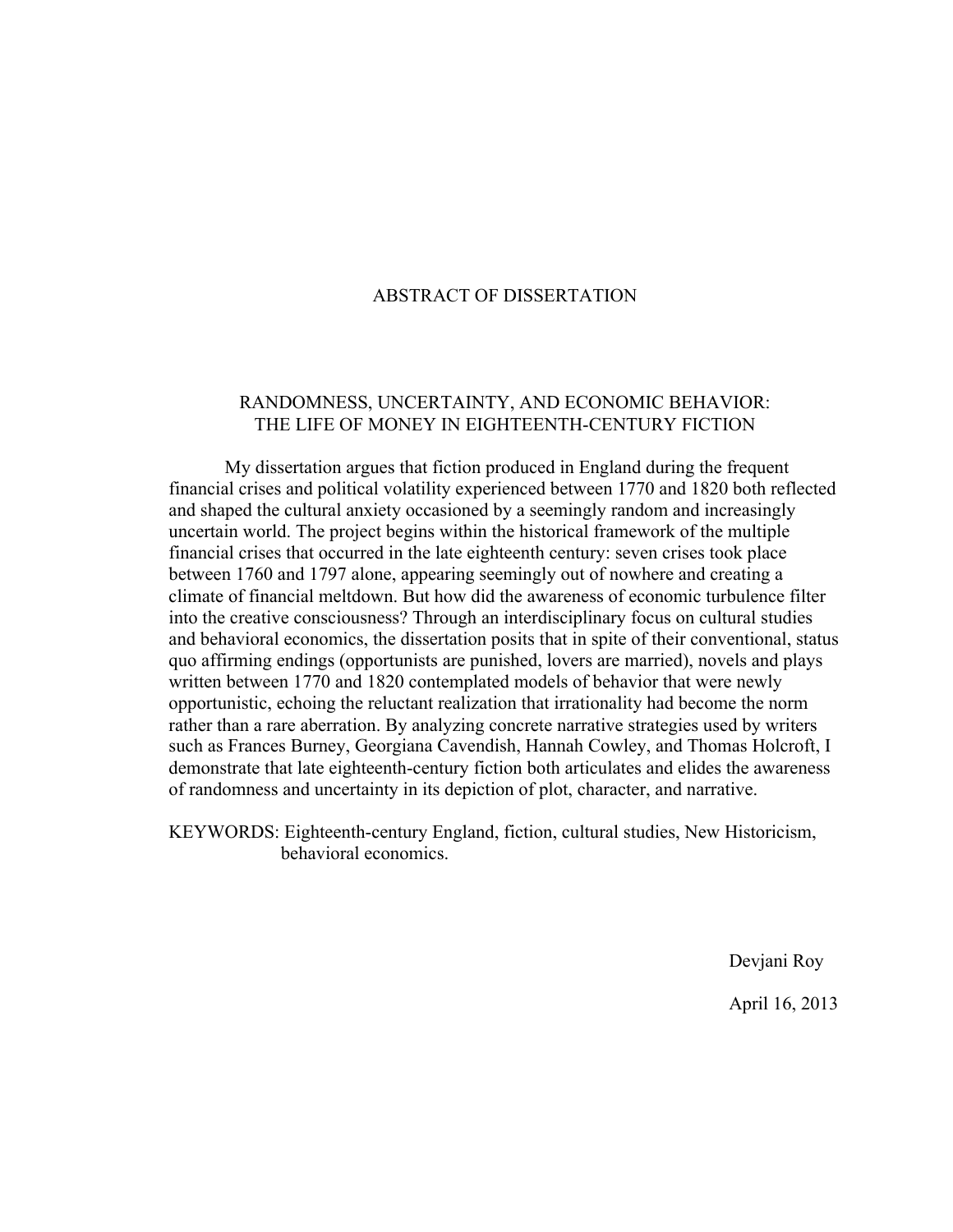# ABSTRACT OF DISSERTATION

## RANDOMNESS, UNCERTAINTY, AND ECONOMIC BEHAVIOR: THE LIFE OF MONEY IN EIGHTEENTH-CENTURY FICTION

My dissertation argues that fiction produced in England during the frequent financial crises and political volatility experienced between 1770 and 1820 both reflected and shaped the cultural anxiety occasioned by a seemingly random and increasingly uncertain world. The project begins within the historical framework of the multiple financial crises that occurred in the late eighteenth century: seven crises took place between 1760 and 1797 alone, appearing seemingly out of nowhere and creating a climate of financial meltdown. But how did the awareness of economic turbulence filter into the creative consciousness? Through an interdisciplinary focus on cultural studies and behavioral economics, the dissertation posits that in spite of their conventional, status quo affirming endings (opportunists are punished, lovers are married), novels and plays written between 1770 and 1820 contemplated models of behavior that were newly opportunistic, echoing the reluctant realization that irrationality had become the norm rather than a rare aberration. By analyzing concrete narrative strategies used by writers such as Frances Burney, Georgiana Cavendish, Hannah Cowley, and Thomas Holcroft, I demonstrate that late eighteenth-century fiction both articulates and elides the awareness of randomness and uncertainty in its depiction of plot, character, and narrative.

KEYWORDS: Eighteenth-century England, fiction, cultural studies, New Historicism, behavioral economics.

Devjani Roy

April 16, 2013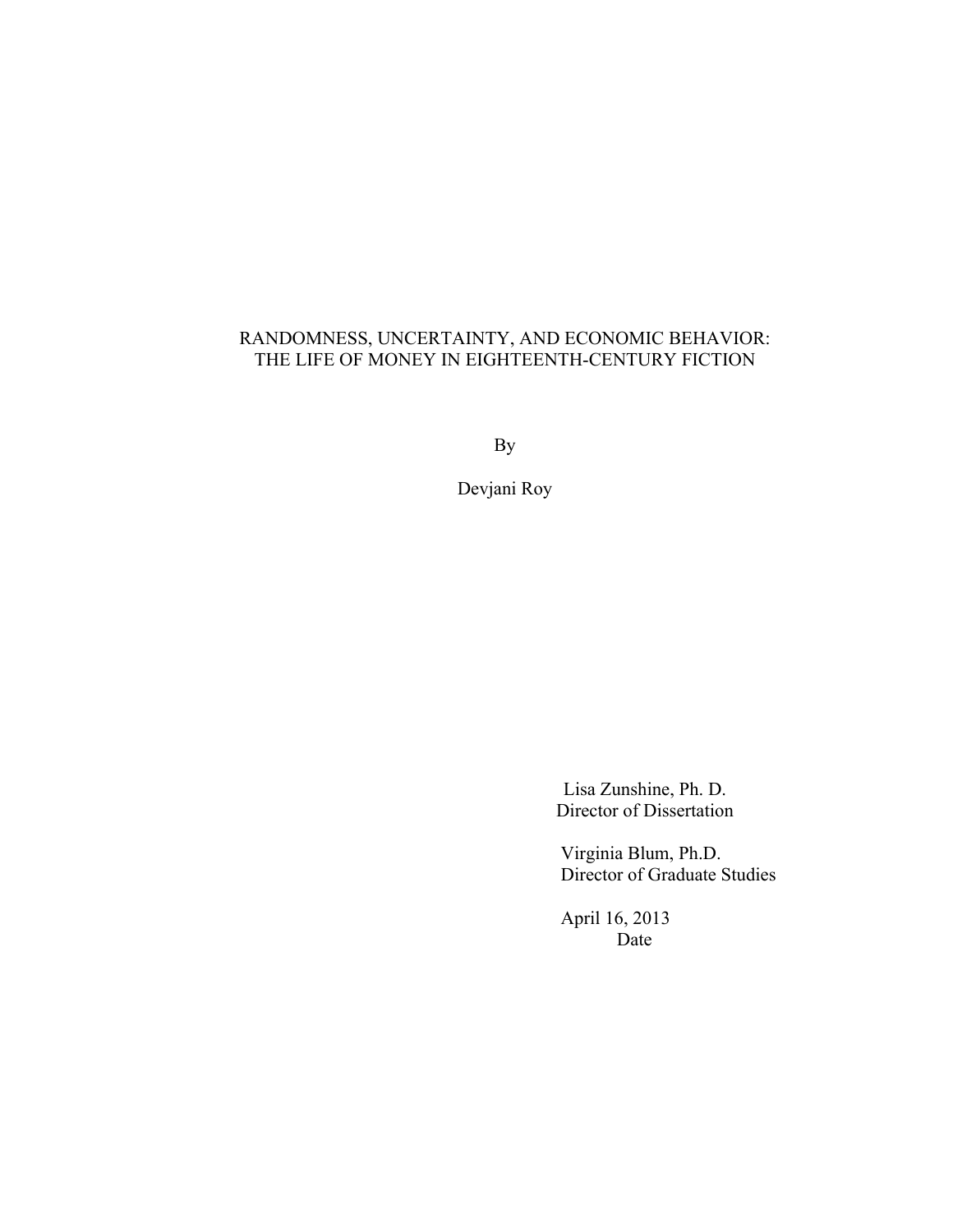RANDOMNESS, UNCERTAINTY, AND ECONOMIC BEHAVIOR:
THE LIFE OF MONEY IN EIGHTEENTH-CENTURY FICTION

By

Devjani Roy

Lisa Zunshine, Ph. D.
Director of Dissertation

Virginia Blum, Ph.D.
Director of Graduate Studies

April 16, 2013
Date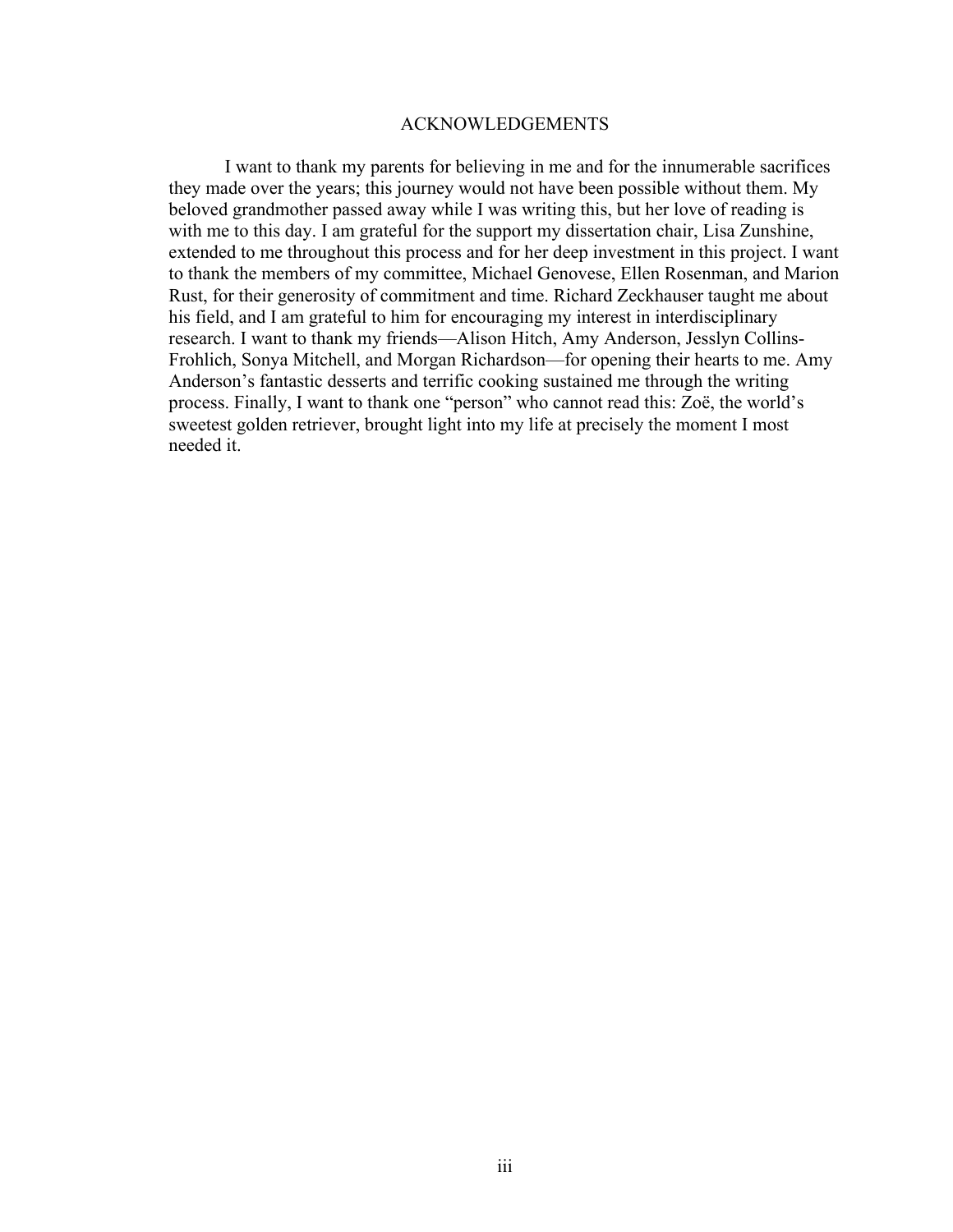# ACKNOWLEDGEMENTS

I want to thank my parents for believing in me and for the innumerable sacrifices they made over the years; this journey would not have been possible without them. My beloved grandmother passed away while I was writing this, but her love of reading is with me to this day. I am grateful for the support my dissertation chair, Lisa Zunshine, extended to me throughout this process and for her deep investment in this project. I want to thank the members of my committee, Michael Genovese, Ellen Rosenman, and Marion Rust, for their generosity of commitment and time. Richard Zeckhauser taught me about his field, and I am grateful to him for encouraging my interest in interdisciplinary research. I want to thank my friends—Alison Hitch, Amy Anderson, Jesslyn Collins-Frohlich, Sonya Mitchell, and Morgan Richardson—for opening their hearts to me. Amy Anderson's fantastic desserts and terrific cooking sustained me through the writing process. Finally, I want to thank one "person" who cannot read this: Zoë, the world's sweetest golden retriever, brought light into my life at precisely the moment I most needed it.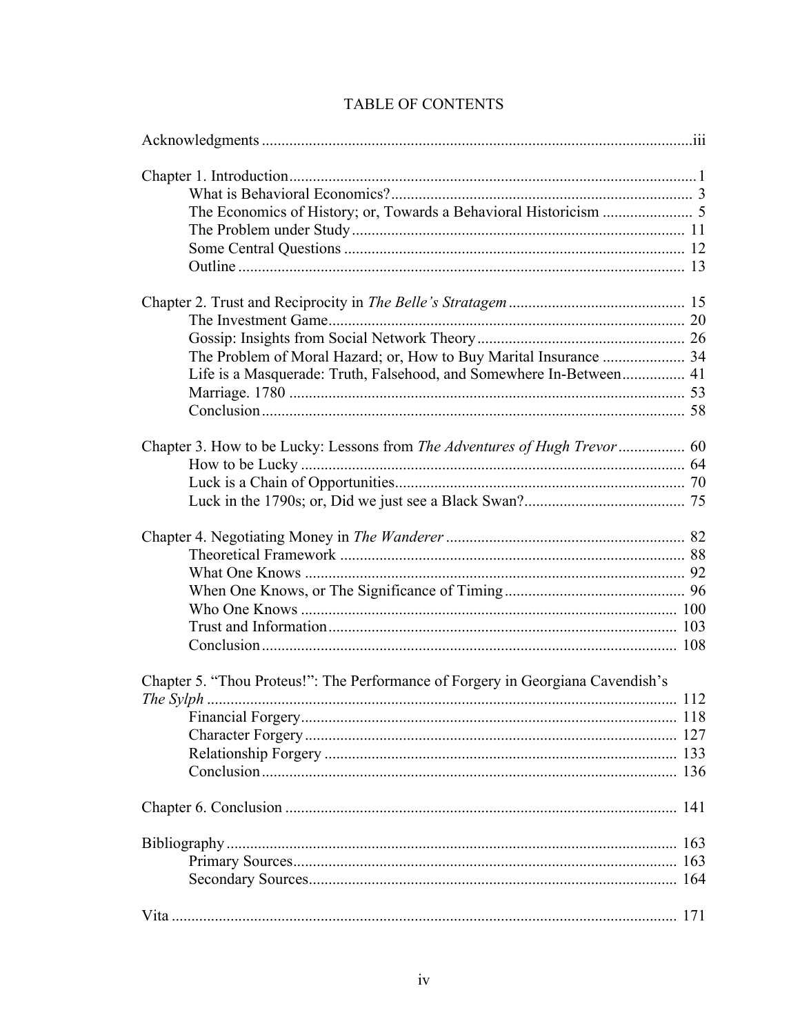# TABLE OF CONTENTS

Acknowledgments ..... iii

Chapter 1. Introduction ..... 1
- What is Behavioral Economics? ..... 3
- The Economics of History; or, Towards a Behavioral Historicism ..... 5
- The Problem under Study ..... 11
- Some Central Questions ..... 12
- Outline ..... 13

Chapter 2. Trust and Reciprocity in *The Belle's Stratagem* ..... 15
- The Investment Game ..... 20
- Gossip: Insights from Social Network Theory ..... 26
- The Problem of Moral Hazard; or, How to Buy Marital Insurance ..... 34
- Life is a Masquerade: Truth, Falsehood, and Somewhere In-Between ..... 41
- Marriage. 1780 ..... 53
- Conclusion ..... 58

Chapter 3. How to be Lucky: Lessons from *The Adventures of Hugh Trevor* ..... 60
- How to be Lucky ..... 64
- Luck is a Chain of Opportunities ..... 70
- Luck in the 1790s; or, Did we just see a Black Swan? ..... 75

Chapter 4. Negotiating Money in *The Wanderer* ..... 82
- Theoretical Framework ..... 88
- What One Knows ..... 92
- When One Knows, or The Significance of Timing ..... 96
- Who One Knows ..... 100
- Trust and Information ..... 103
- Conclusion ..... 108

Chapter 5. "Thou Proteus!": The Performance of Forgery in Georgiana Cavendish's *The Sylph* ..... 112
- Financial Forgery ..... 118
- Character Forgery ..... 127
- Relationship Forgery ..... 133
- Conclusion ..... 136

Chapter 6. Conclusion ..... 141

Bibliography ..... 163
- Primary Sources ..... 163
- Secondary Sources ..... 164

Vita ..... 171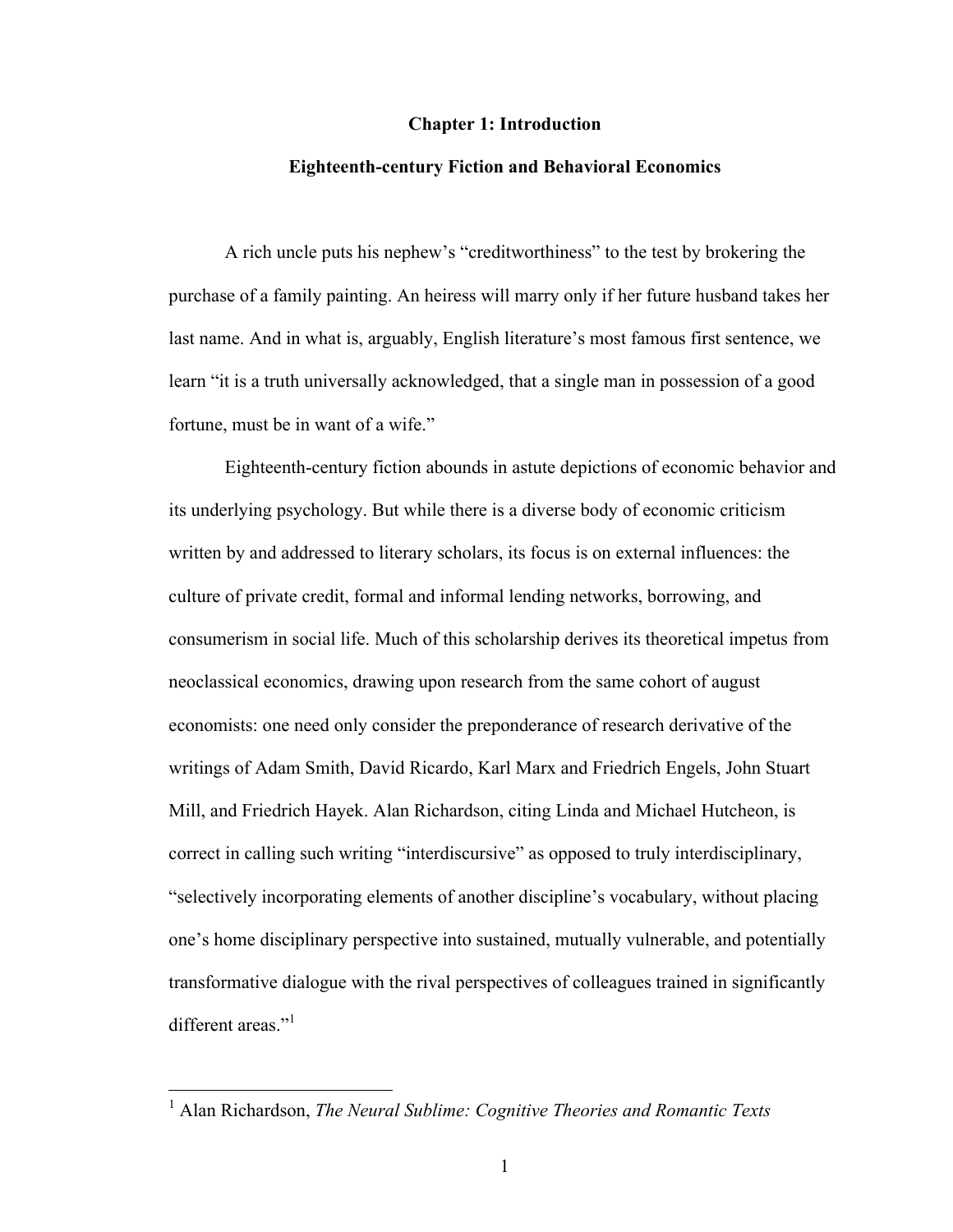# Chapter 1: Introduction

## Eighteenth-century Fiction and Behavioral Economics

A rich uncle puts his nephew's "creditworthiness" to the test by brokering the purchase of a family painting. An heiress will marry only if her future husband takes her last name. And in what is, arguably, English literature's most famous first sentence, we learn "it is a truth universally acknowledged, that a single man in possession of a good fortune, must be in want of a wife."

Eighteenth-century fiction abounds in astute depictions of economic behavior and its underlying psychology. But while there is a diverse body of economic criticism written by and addressed to literary scholars, its focus is on external influences: the culture of private credit, formal and informal lending networks, borrowing, and consumerism in social life. Much of this scholarship derives its theoretical impetus from neoclassical economics, drawing upon research from the same cohort of august economists: one need only consider the preponderance of research derivative of the writings of Adam Smith, David Ricardo, Karl Marx and Friedrich Engels, John Stuart Mill, and Friedrich Hayek. Alan Richardson, citing Linda and Michael Hutcheon, is correct in calling such writing "interdiscursive" as opposed to truly interdisciplinary, "selectively incorporating elements of another discipline's vocabulary, without placing one's home disciplinary perspective into sustained, mutually vulnerable, and potentially transformative dialogue with the rival perspectives of colleagues trained in significantly different areas."[1]

---

[1] Alan Richardson, *The Neural Sublime: Cognitive Theories and Romantic Texts*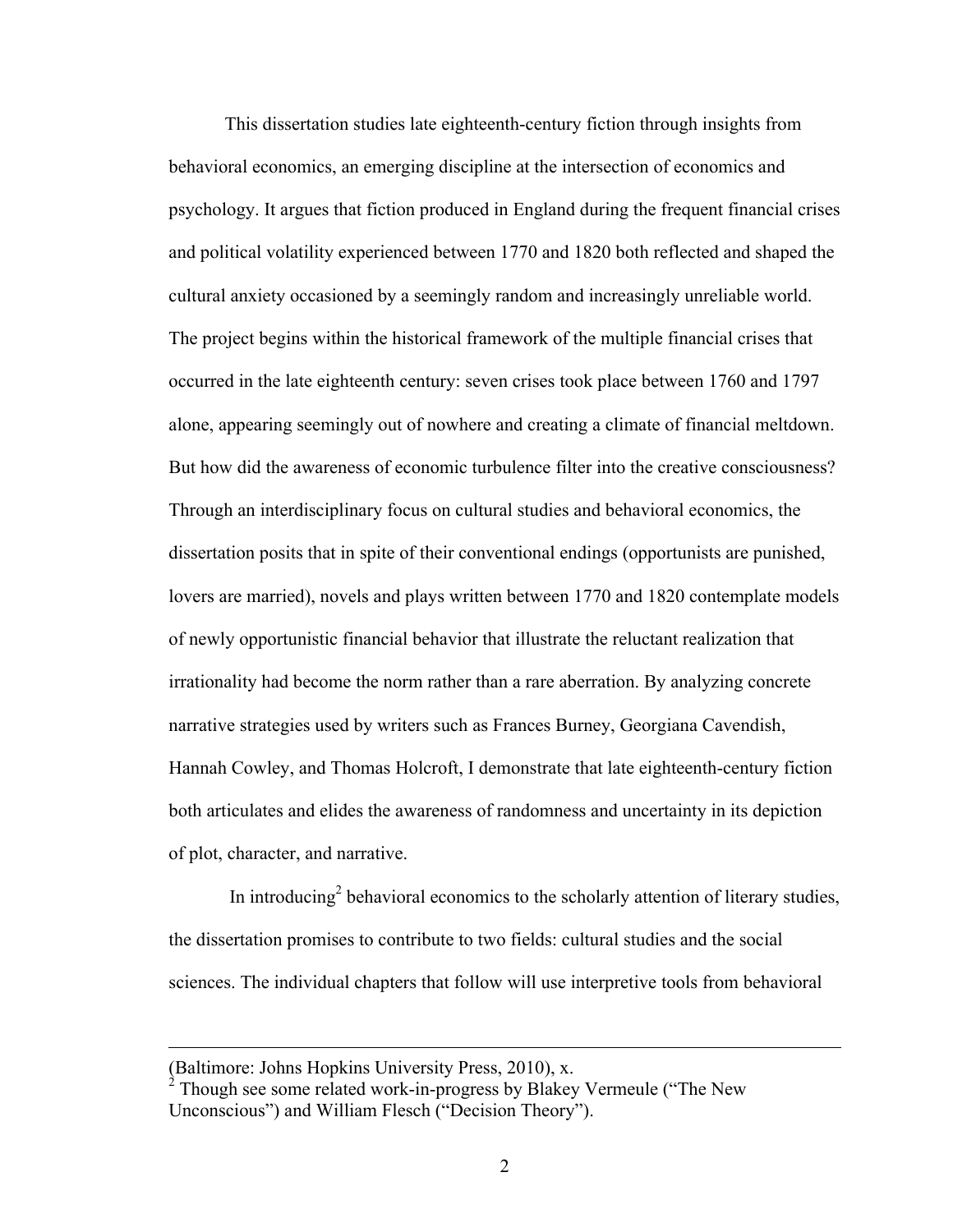This dissertation studies late eighteenth-century fiction through insights from behavioral economics, an emerging discipline at the intersection of economics and psychology. It argues that fiction produced in England during the frequent financial crises and political volatility experienced between 1770 and 1820 both reflected and shaped the cultural anxiety occasioned by a seemingly random and increasingly unreliable world. The project begins within the historical framework of the multiple financial crises that occurred in the late eighteenth century: seven crises took place between 1760 and 1797 alone, appearing seemingly out of nowhere and creating a climate of financial meltdown. But how did the awareness of economic turbulence filter into the creative consciousness? Through an interdisciplinary focus on cultural studies and behavioral economics, the dissertation posits that in spite of their conventional endings (opportunists are punished, lovers are married), novels and plays written between 1770 and 1820 contemplate models of newly opportunistic financial behavior that illustrate the reluctant realization that irrationality had become the norm rather than a rare aberration. By analyzing concrete narrative strategies used by writers such as Frances Burney, Georgiana Cavendish, Hannah Cowley, and Thomas Holcroft, I demonstrate that late eighteenth-century fiction both articulates and elides the awareness of randomness and uncertainty in its depiction of plot, character, and narrative.

In introducing[2] behavioral economics to the scholarly attention of literary studies, the dissertation promises to contribute to two fields: cultural studies and the social sciences. The individual chapters that follow will use interpretive tools from behavioral

---

(Baltimore: Johns Hopkins University Press, 2010), x.

[2] Though see some related work-in-progress by Blakey Vermeule ("The New Unconscious") and William Flesch ("Decision Theory").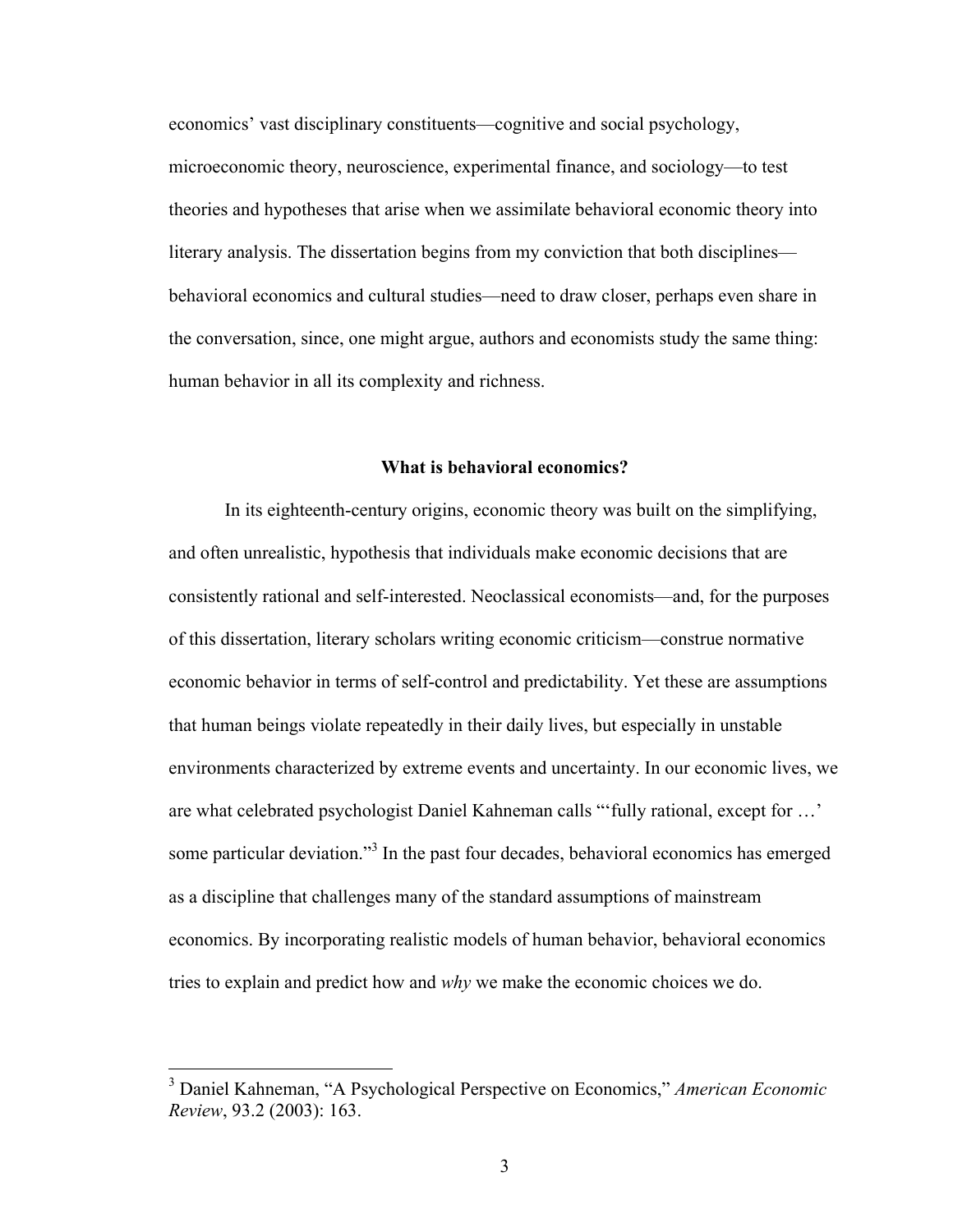economics' vast disciplinary constituents—cognitive and social psychology, microeconomic theory, neuroscience, experimental finance, and sociology—to test theories and hypotheses that arise when we assimilate behavioral economic theory into literary analysis. The dissertation begins from my conviction that both disciplines—behavioral economics and cultural studies—need to draw closer, perhaps even share in the conversation, since, one might argue, authors and economists study the same thing: human behavior in all its complexity and richness.

## What is behavioral economics?

In its eighteenth-century origins, economic theory was built on the simplifying, and often unrealistic, hypothesis that individuals make economic decisions that are consistently rational and self-interested. Neoclassical economists—and, for the purposes of this dissertation, literary scholars writing economic criticism—construe normative economic behavior in terms of self-control and predictability. Yet these are assumptions that human beings violate repeatedly in their daily lives, but especially in unstable environments characterized by extreme events and uncertainty. In our economic lives, we are what celebrated psychologist Daniel Kahneman calls "'fully rational, except for …' some particular deviation."[3] In the past four decades, behavioral economics has emerged as a discipline that challenges many of the standard assumptions of mainstream economics. By incorporating realistic models of human behavior, behavioral economics tries to explain and predict how and *why* we make the economic choices we do.

---

[3] Daniel Kahneman, "A Psychological Perspective on Economics," *American Economic Review*, 93.2 (2003): 163.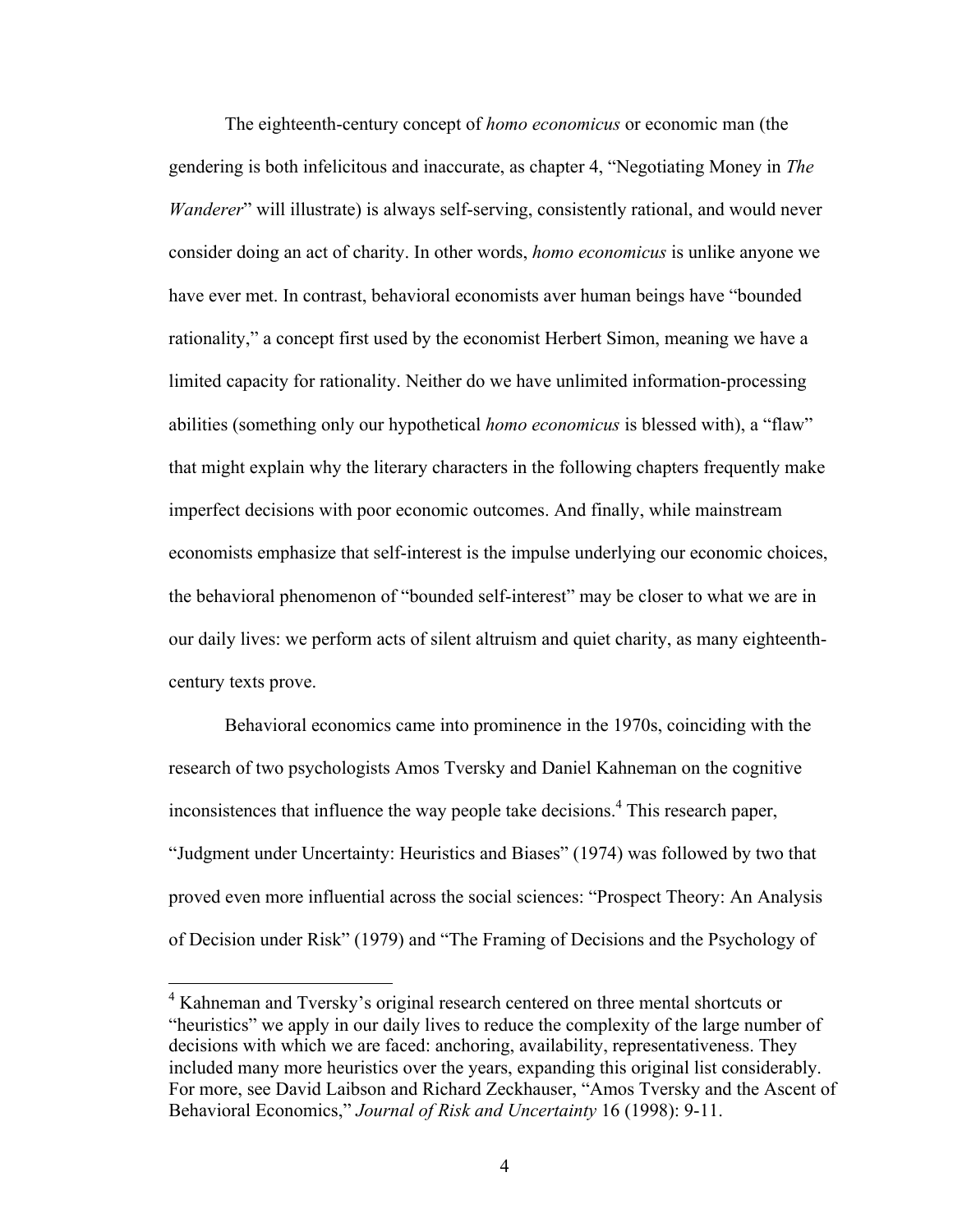The eighteenth-century concept of *homo economicus* or economic man (the gendering is both infelicitous and inaccurate, as chapter 4, "Negotiating Money in *The Wanderer*" will illustrate) is always self-serving, consistently rational, and would never consider doing an act of charity. In other words, *homo economicus* is unlike anyone we have ever met. In contrast, behavioral economists aver human beings have "bounded rationality," a concept first used by the economist Herbert Simon, meaning we have a limited capacity for rationality. Neither do we have unlimited information-processing abilities (something only our hypothetical *homo economicus* is blessed with), a "flaw" that might explain why the literary characters in the following chapters frequently make imperfect decisions with poor economic outcomes. And finally, while mainstream economists emphasize that self-interest is the impulse underlying our economic choices, the behavioral phenomenon of "bounded self-interest" may be closer to what we are in our daily lives: we perform acts of silent altruism and quiet charity, as many eighteenth-century texts prove.

Behavioral economics came into prominence in the 1970s, coinciding with the research of two psychologists Amos Tversky and Daniel Kahneman on the cognitive inconsistences that influence the way people take decisions.[4] This research paper, "Judgment under Uncertainty: Heuristics and Biases" (1974) was followed by two that proved even more influential across the social sciences: "Prospect Theory: An Analysis of Decision under Risk" (1979) and "The Framing of Decisions and the Psychology of

---

[4] Kahneman and Tversky's original research centered on three mental shortcuts or "heuristics" we apply in our daily lives to reduce the complexity of the large number of decisions with which we are faced: anchoring, availability, representativeness. They included many more heuristics over the years, expanding this original list considerably. For more, see David Laibson and Richard Zeckhauser, "Amos Tversky and the Ascent of Behavioral Economics," *Journal of Risk and Uncertainty* 16 (1998): 9-11.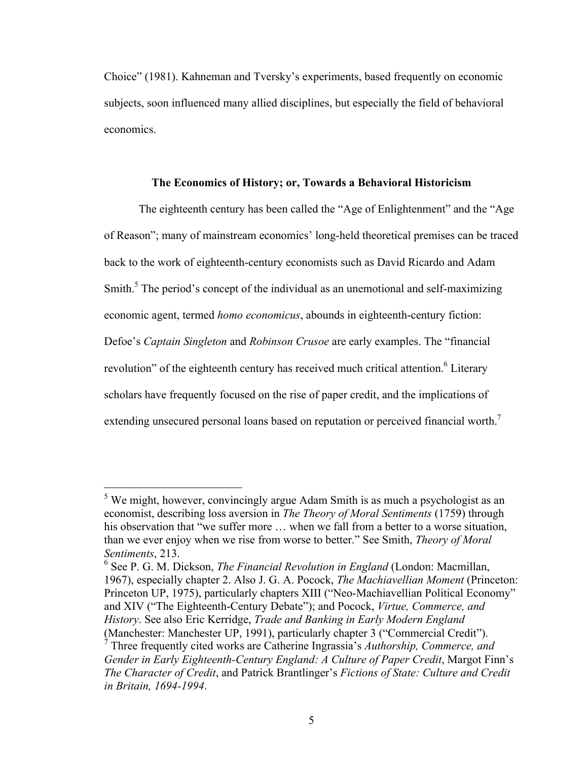Choice" (1981). Kahneman and Tversky's experiments, based frequently on economic subjects, soon influenced many allied disciplines, but especially the field of behavioral economics.

### The Economics of History; or, Towards a Behavioral Historicism

The eighteenth century has been called the "Age of Enlightenment" and the "Age of Reason"; many of mainstream economics' long-held theoretical premises can be traced back to the work of eighteenth-century economists such as David Ricardo and Adam Smith.[5] The period's concept of the individual as an unemotional and self-maximizing economic agent, termed *homo economicus*, abounds in eighteenth-century fiction: Defoe's *Captain Singleton* and *Robinson Crusoe* are early examples. The "financial revolution" of the eighteenth century has received much critical attention.[6] Literary scholars have frequently focused on the rise of paper credit, and the implications of extending unsecured personal loans based on reputation or perceived financial worth.[7]

---

[5] We might, however, convincingly argue Adam Smith is as much a psychologist as an economist, describing loss aversion in *The Theory of Moral Sentiments* (1759) through his observation that "we suffer more … when we fall from a better to a worse situation, than we ever enjoy when we rise from worse to better." See Smith, *Theory of Moral Sentiments*, 213.

[6] See P. G. M. Dickson, *The Financial Revolution in England* (London: Macmillan, 1967), especially chapter 2. Also J. G. A. Pocock, *The Machiavellian Moment* (Princeton: Princeton UP, 1975), particularly chapters XIII ("Neo-Machiavellian Political Economy" and XIV ("The Eighteenth-Century Debate"); and Pocock, *Virtue, Commerce, and History*. See also Eric Kerridge, *Trade and Banking in Early Modern England* (Manchester: Manchester UP, 1991), particularly chapter 3 ("Commercial Credit").

[7] Three frequently cited works are Catherine Ingrassia's *Authorship, Commerce, and Gender in Early Eighteenth-Century England: A Culture of Paper Credit*, Margot Finn's *The Character of Credit*, and Patrick Brantlinger's *Fictions of State: Culture and Credit in Britain, 1694-1994*.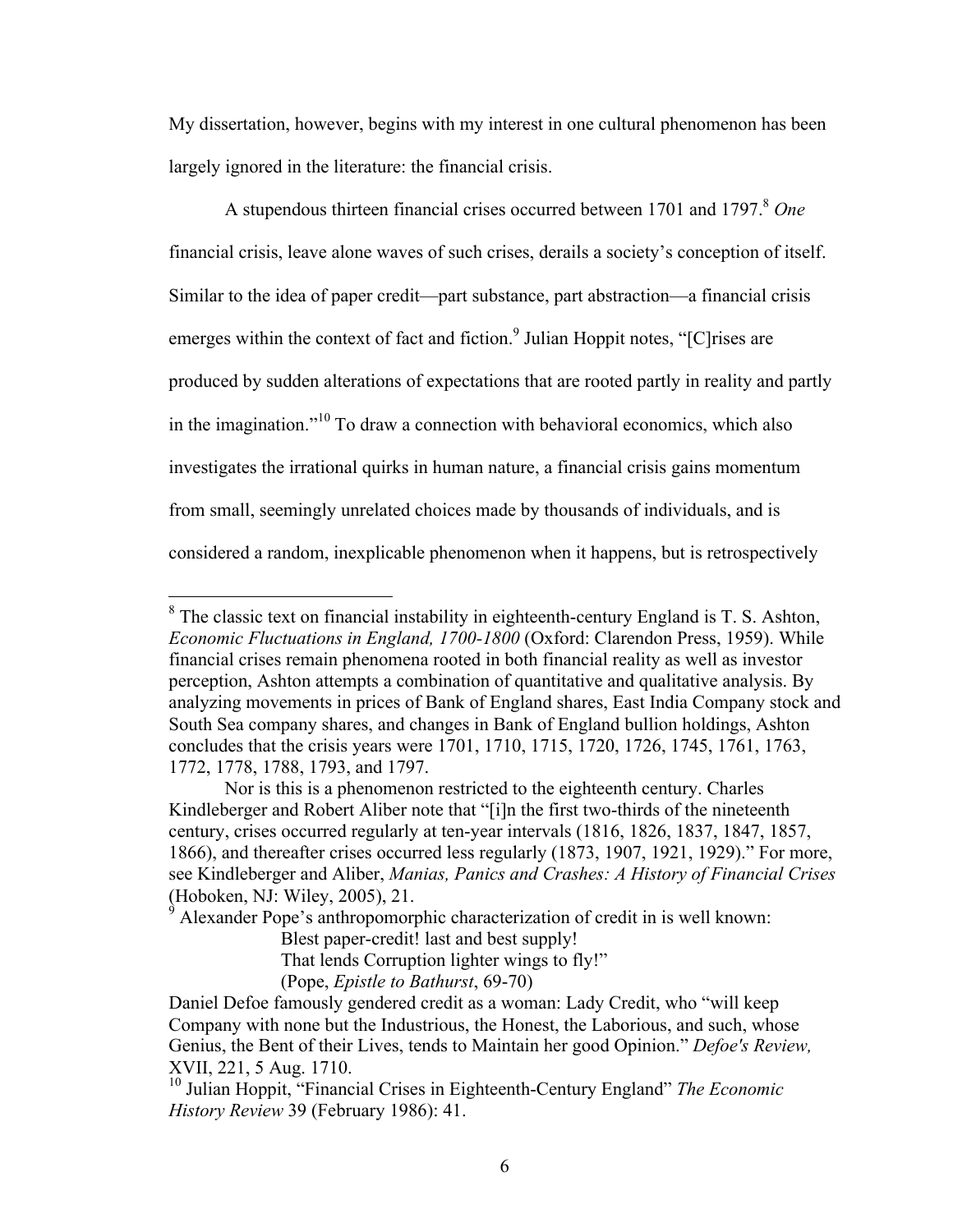My dissertation, however, begins with my interest in one cultural phenomenon has been largely ignored in the literature: the financial crisis.

A stupendous thirteen financial crises occurred between 1701 and 1797.[8] *One* financial crisis, leave alone waves of such crises, derails a society's conception of itself. Similar to the idea of paper credit—part substance, part abstraction—a financial crisis emerges within the context of fact and fiction.[9] Julian Hoppit notes, "[C]rises are produced by sudden alterations of expectations that are rooted partly in reality and partly in the imagination."[10] To draw a connection with behavioral economics, which also investigates the irrational quirks in human nature, a financial crisis gains momentum from small, seemingly unrelated choices made by thousands of individuals, and is considered a random, inexplicable phenomenon when it happens, but is retrospectively

---

[8] The classic text on financial instability in eighteenth-century England is T. S. Ashton, *Economic Fluctuations in England, 1700-1800* (Oxford: Clarendon Press, 1959). While financial crises remain phenomena rooted in both financial reality as well as investor perception, Ashton attempts a combination of quantitative and qualitative analysis. By analyzing movements in prices of Bank of England shares, East India Company stock and South Sea company shares, and changes in Bank of England bullion holdings, Ashton concludes that the crisis years were 1701, 1710, 1715, 1720, 1726, 1745, 1761, 1763, 1772, 1778, 1788, 1793, and 1797.

Nor is this is a phenomenon restricted to the eighteenth century. Charles Kindleberger and Robert Aliber note that "[i]n the first two-thirds of the nineteenth century, crises occurred regularly at ten-year intervals (1816, 1826, 1837, 1847, 1857, 1866), and thereafter crises occurred less regularly (1873, 1907, 1921, 1929)." For more, see Kindleberger and Aliber, *Manias, Panics and Crashes: A History of Financial Crises* (Hoboken, NJ: Wiley, 2005), 21.

[9] Alexander Pope's anthropomorphic characterization of credit in is well known:

> Blest paper-credit! last and best supply!
> That lends Corruption lighter wings to fly!"
> (Pope, *Epistle to Bathurst*, 69-70)

Daniel Defoe famously gendered credit as a woman: Lady Credit, who "will keep Company with none but the Industrious, the Honest, the Laborious, and such, whose Genius, the Bent of their Lives, tends to Maintain her good Opinion." *Defoe's Review,* XVII, 221, 5 Aug. 1710.

[10] Julian Hoppit, "Financial Crises in Eighteenth-Century England" *The Economic History Review* 39 (February 1986): 41.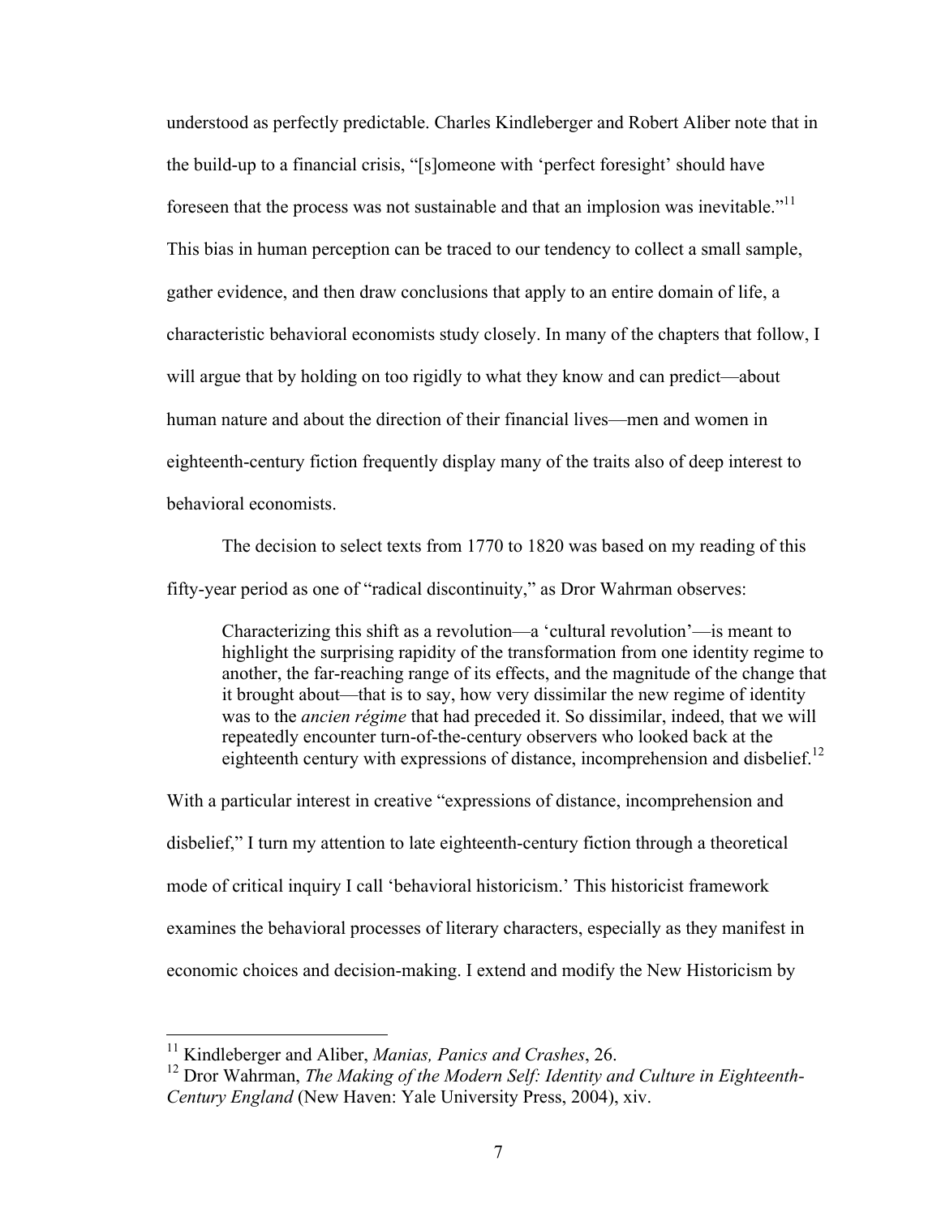understood as perfectly predictable. Charles Kindleberger and Robert Aliber note that in the build-up to a financial crisis, "[s]omeone with 'perfect foresight' should have foreseen that the process was not sustainable and that an implosion was inevitable."[11] This bias in human perception can be traced to our tendency to collect a small sample, gather evidence, and then draw conclusions that apply to an entire domain of life, a characteristic behavioral economists study closely. In many of the chapters that follow, I will argue that by holding on too rigidly to what they know and can predict—about human nature and about the direction of their financial lives—men and women in eighteenth-century fiction frequently display many of the traits also of deep interest to behavioral economists.

The decision to select texts from 1770 to 1820 was based on my reading of this fifty-year period as one of "radical discontinuity," as Dror Wahrman observes:

> Characterizing this shift as a revolution—a 'cultural revolution'—is meant to highlight the surprising rapidity of the transformation from one identity regime to another, the far-reaching range of its effects, and the magnitude of the change that it brought about—that is to say, how very dissimilar the new regime of identity was to the *ancien régime* that had preceded it. So dissimilar, indeed, that we will repeatedly encounter turn-of-the-century observers who looked back at the eighteenth century with expressions of distance, incomprehension and disbelief.[12]

With a particular interest in creative "expressions of distance, incomprehension and disbelief," I turn my attention to late eighteenth-century fiction through a theoretical mode of critical inquiry I call 'behavioral historicism.' This historicist framework examines the behavioral processes of literary characters, especially as they manifest in economic choices and decision-making. I extend and modify the New Historicism by

---

[11] Kindleberger and Aliber, *Manias, Panics and Crashes*, 26.

[12] Dror Wahrman, *The Making of the Modern Self: Identity and Culture in Eighteenth-Century England* (New Haven: Yale University Press, 2004), xiv.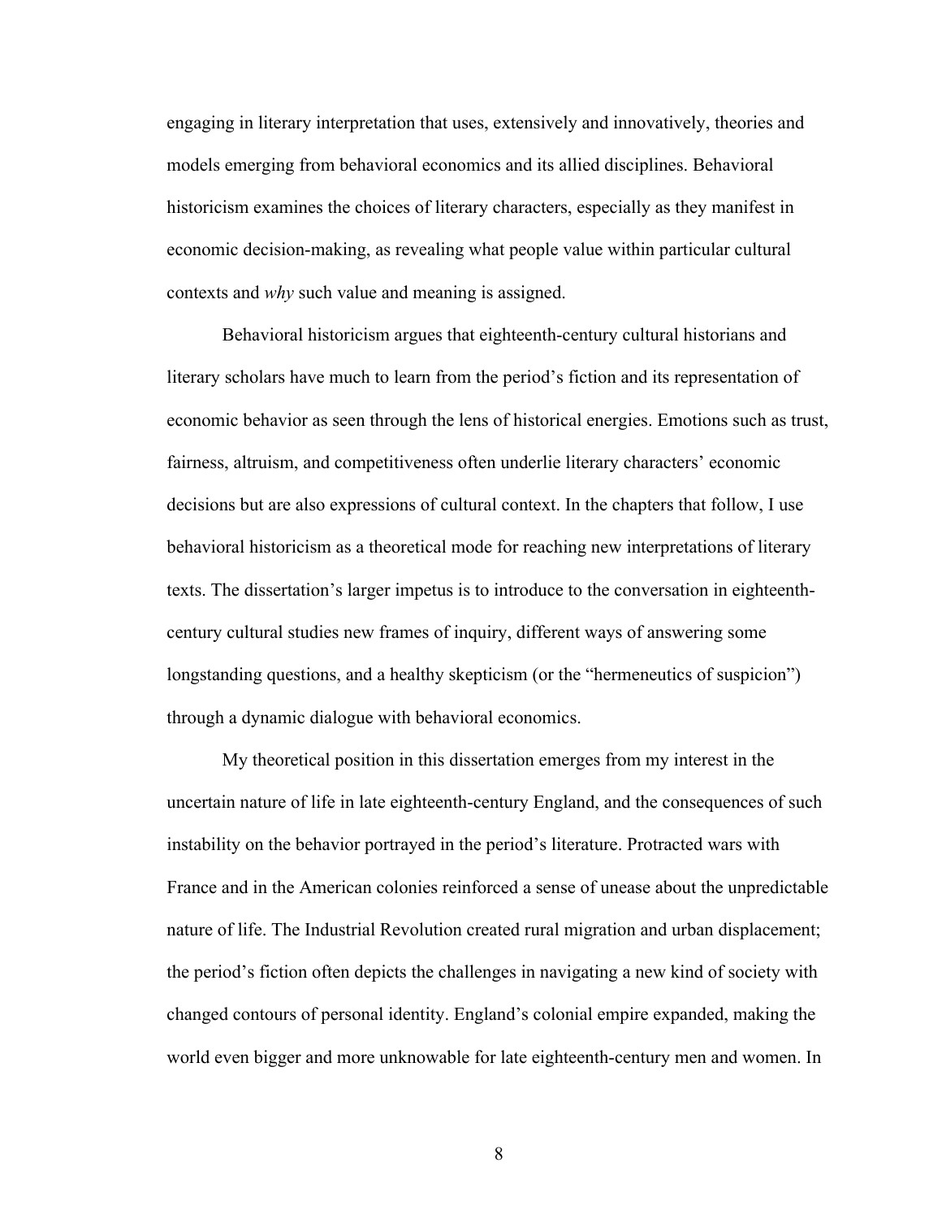engaging in literary interpretation that uses, extensively and innovatively, theories and models emerging from behavioral economics and its allied disciplines. Behavioral historicism examines the choices of literary characters, especially as they manifest in economic decision-making, as revealing what people value within particular cultural contexts and *why* such value and meaning is assigned.

Behavioral historicism argues that eighteenth-century cultural historians and literary scholars have much to learn from the period's fiction and its representation of economic behavior as seen through the lens of historical energies. Emotions such as trust, fairness, altruism, and competitiveness often underlie literary characters' economic decisions but are also expressions of cultural context. In the chapters that follow, I use behavioral historicism as a theoretical mode for reaching new interpretations of literary texts. The dissertation's larger impetus is to introduce to the conversation in eighteenth-century cultural studies new frames of inquiry, different ways of answering some longstanding questions, and a healthy skepticism (or the "hermeneutics of suspicion") through a dynamic dialogue with behavioral economics.

My theoretical position in this dissertation emerges from my interest in the uncertain nature of life in late eighteenth-century England, and the consequences of such instability on the behavior portrayed in the period's literature. Protracted wars with France and in the American colonies reinforced a sense of unease about the unpredictable nature of life. The Industrial Revolution created rural migration and urban displacement; the period's fiction often depicts the challenges in navigating a new kind of society with changed contours of personal identity. England's colonial empire expanded, making the world even bigger and more unknowable for late eighteenth-century men and women. In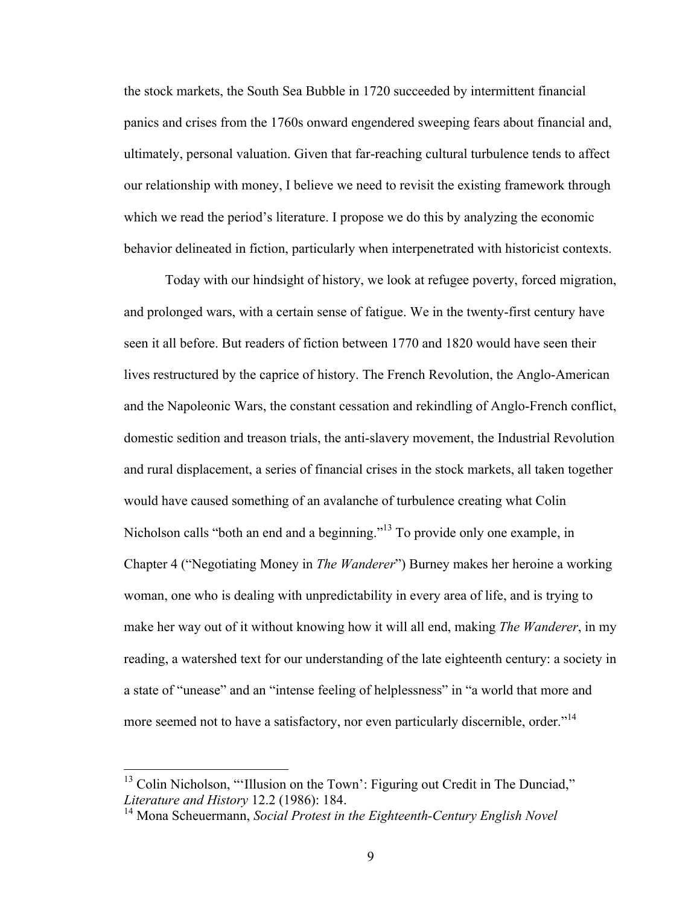the stock markets, the South Sea Bubble in 1720 succeeded by intermittent financial panics and crises from the 1760s onward engendered sweeping fears about financial and, ultimately, personal valuation. Given that far-reaching cultural turbulence tends to affect our relationship with money, I believe we need to revisit the existing framework through which we read the period's literature. I propose we do this by analyzing the economic behavior delineated in fiction, particularly when interpenetrated with historicist contexts.

Today with our hindsight of history, we look at refugee poverty, forced migration, and prolonged wars, with a certain sense of fatigue. We in the twenty-first century have seen it all before. But readers of fiction between 1770 and 1820 would have seen their lives restructured by the caprice of history. The French Revolution, the Anglo-American and the Napoleonic Wars, the constant cessation and rekindling of Anglo-French conflict, domestic sedition and treason trials, the anti-slavery movement, the Industrial Revolution and rural displacement, a series of financial crises in the stock markets, all taken together would have caused something of an avalanche of turbulence creating what Colin Nicholson calls "both an end and a beginning."[13] To provide only one example, in Chapter 4 ("Negotiating Money in *The Wanderer*") Burney makes her heroine a working woman, one who is dealing with unpredictability in every area of life, and is trying to make her way out of it without knowing how it will all end, making *The Wanderer*, in my reading, a watershed text for our understanding of the late eighteenth century: a society in a state of "unease" and an "intense feeling of helplessness" in "a world that more and more seemed not to have a satisfactory, nor even particularly discernible, order."[14]

---

[13] Colin Nicholson, "'Illusion on the Town': Figuring out Credit in The Dunciad," *Literature and History* 12.2 (1986): 184.

[14] Mona Scheuermann, *Social Protest in the Eighteenth-Century English Novel*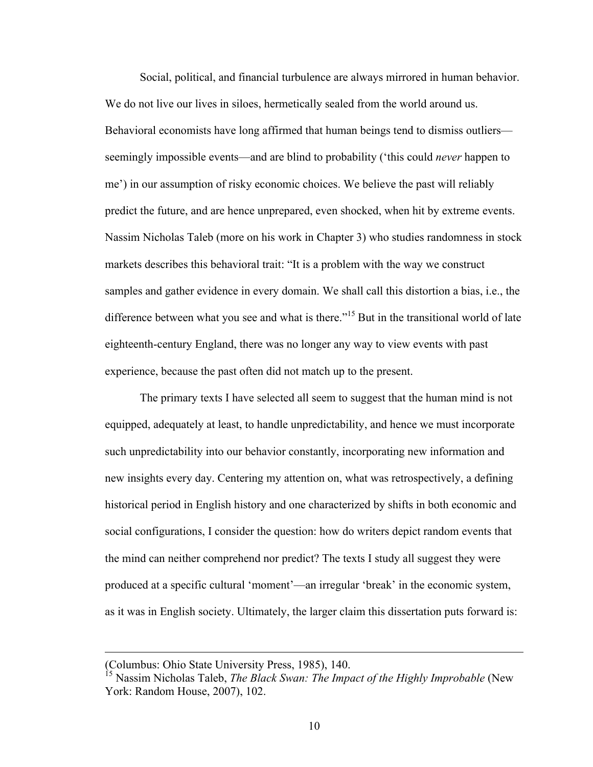Social, political, and financial turbulence are always mirrored in human behavior. We do not live our lives in siloes, hermetically sealed from the world around us. Behavioral economists have long affirmed that human beings tend to dismiss outliers—seemingly impossible events—and are blind to probability ('this could *never* happen to me') in our assumption of risky economic choices. We believe the past will reliably predict the future, and are hence unprepared, even shocked, when hit by extreme events. Nassim Nicholas Taleb (more on his work in Chapter 3) who studies randomness in stock markets describes this behavioral trait: "It is a problem with the way we construct samples and gather evidence in every domain. We shall call this distortion a bias, i.e., the difference between what you see and what is there."[15] But in the transitional world of late eighteenth-century England, there was no longer any way to view events with past experience, because the past often did not match up to the present.

The primary texts I have selected all seem to suggest that the human mind is not equipped, adequately at least, to handle unpredictability, and hence we must incorporate such unpredictability into our behavior constantly, incorporating new information and new insights every day. Centering my attention on, what was retrospectively, a defining historical period in English history and one characterized by shifts in both economic and social configurations, I consider the question: how do writers depict random events that the mind can neither comprehend nor predict? The texts I study all suggest they were produced at a specific cultural 'moment'—an irregular 'break' in the economic system, as it was in English society. Ultimately, the larger claim this dissertation puts forward is:

---

(Columbus: Ohio State University Press, 1985), 140.

[15] Nassim Nicholas Taleb, *The Black Swan: The Impact of the Highly Improbable* (New York: Random House, 2007), 102.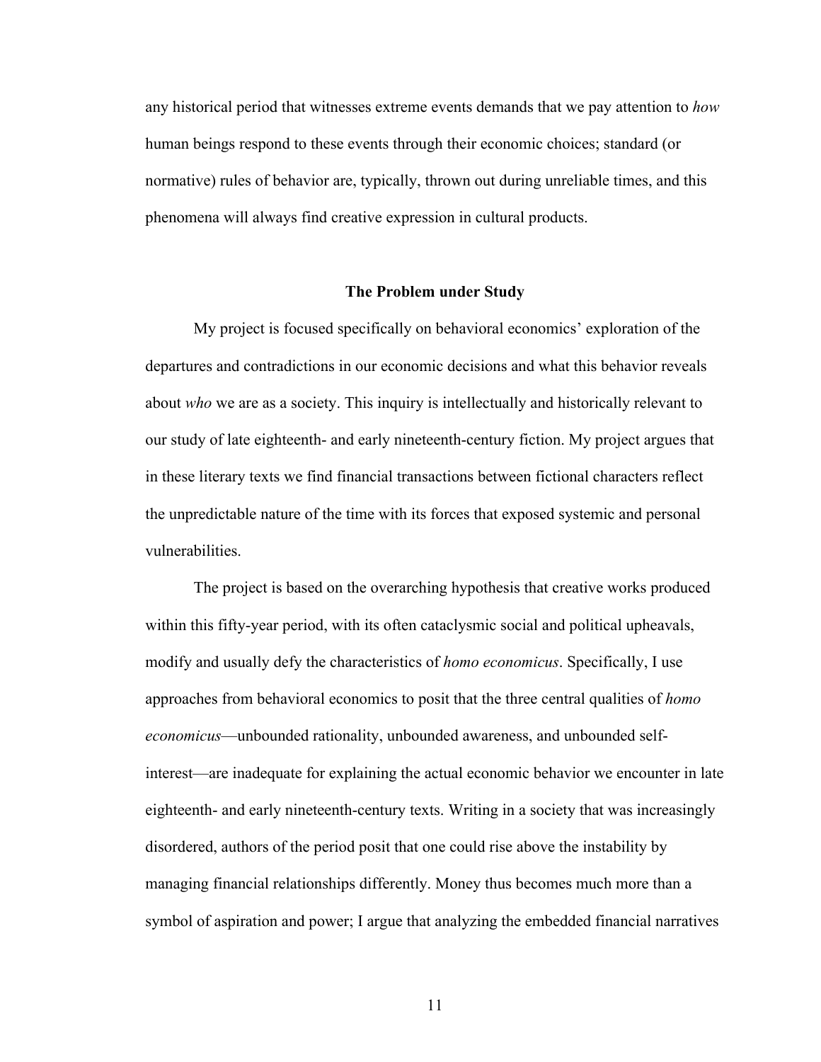any historical period that witnesses extreme events demands that we pay attention to *how* human beings respond to these events through their economic choices; standard (or normative) rules of behavior are, typically, thrown out during unreliable times, and this phenomena will always find creative expression in cultural products.

## The Problem under Study

My project is focused specifically on behavioral economics' exploration of the departures and contradictions in our economic decisions and what this behavior reveals about *who* we are as a society. This inquiry is intellectually and historically relevant to our study of late eighteenth- and early nineteenth-century fiction. My project argues that in these literary texts we find financial transactions between fictional characters reflect the unpredictable nature of the time with its forces that exposed systemic and personal vulnerabilities.

The project is based on the overarching hypothesis that creative works produced within this fifty-year period, with its often cataclysmic social and political upheavals, modify and usually defy the characteristics of *homo economicus*. Specifically, I use approaches from behavioral economics to posit that the three central qualities of *homo economicus*—unbounded rationality, unbounded awareness, and unbounded self-interest—are inadequate for explaining the actual economic behavior we encounter in late eighteenth- and early nineteenth-century texts. Writing in a society that was increasingly disordered, authors of the period posit that one could rise above the instability by managing financial relationships differently. Money thus becomes much more than a symbol of aspiration and power; I argue that analyzing the embedded financial narratives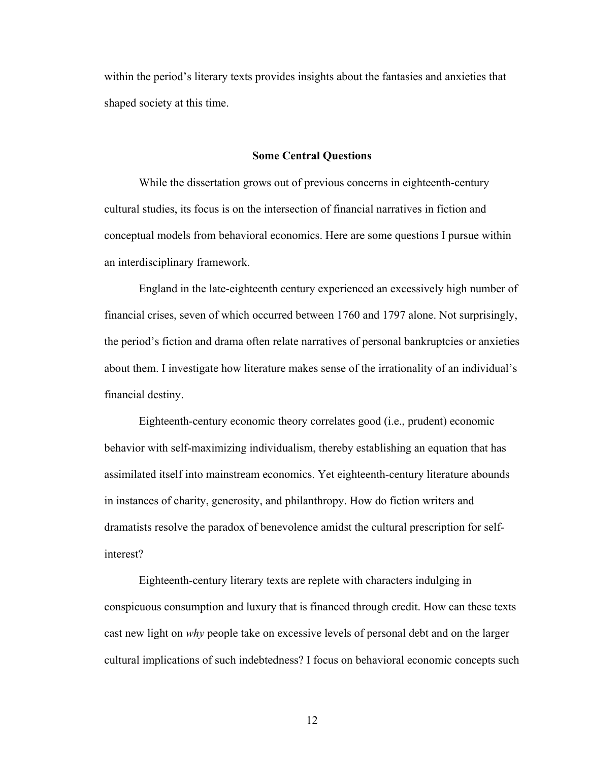within the period's literary texts provides insights about the fantasies and anxieties that shaped society at this time.

## Some Central Questions

While the dissertation grows out of previous concerns in eighteenth-century cultural studies, its focus is on the intersection of financial narratives in fiction and conceptual models from behavioral economics. Here are some questions I pursue within an interdisciplinary framework.

England in the late-eighteenth century experienced an excessively high number of financial crises, seven of which occurred between 1760 and 1797 alone. Not surprisingly, the period's fiction and drama often relate narratives of personal bankruptcies or anxieties about them. I investigate how literature makes sense of the irrationality of an individual's financial destiny.

Eighteenth-century economic theory correlates good (i.e., prudent) economic behavior with self-maximizing individualism, thereby establishing an equation that has assimilated itself into mainstream economics. Yet eighteenth-century literature abounds in instances of charity, generosity, and philanthropy. How do fiction writers and dramatists resolve the paradox of benevolence amidst the cultural prescription for self-interest?

Eighteenth-century literary texts are replete with characters indulging in conspicuous consumption and luxury that is financed through credit. How can these texts cast new light on *why* people take on excessive levels of personal debt and on the larger cultural implications of such indebtedness? I focus on behavioral economic concepts such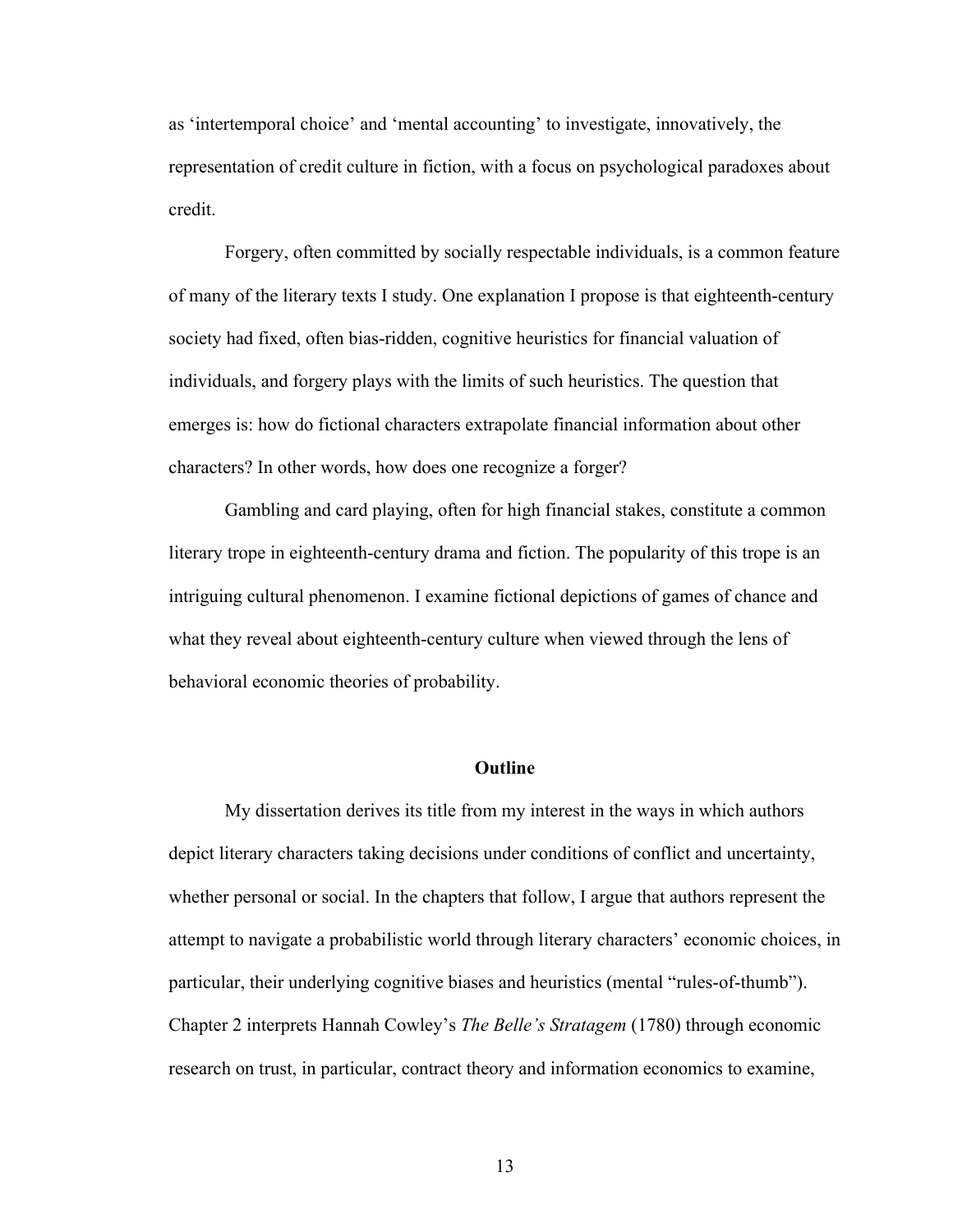as 'intertemporal choice' and 'mental accounting' to investigate, innovatively, the representation of credit culture in fiction, with a focus on psychological paradoxes about credit.

Forgery, often committed by socially respectable individuals, is a common feature of many of the literary texts I study. One explanation I propose is that eighteenth-century society had fixed, often bias-ridden, cognitive heuristics for financial valuation of individuals, and forgery plays with the limits of such heuristics. The question that emerges is: how do fictional characters extrapolate financial information about other characters? In other words, how does one recognize a forger?

Gambling and card playing, often for high financial stakes, constitute a common literary trope in eighteenth-century drama and fiction. The popularity of this trope is an intriguing cultural phenomenon. I examine fictional depictions of games of chance and what they reveal about eighteenth-century culture when viewed through the lens of behavioral economic theories of probability.

## Outline

My dissertation derives its title from my interest in the ways in which authors depict literary characters taking decisions under conditions of conflict and uncertainty, whether personal or social. In the chapters that follow, I argue that authors represent the attempt to navigate a probabilistic world through literary characters' economic choices, in particular, their underlying cognitive biases and heuristics (mental "rules-of-thumb"). Chapter 2 interprets Hannah Cowley's *The Belle's Stratagem* (1780) through economic research on trust, in particular, contract theory and information economics to examine,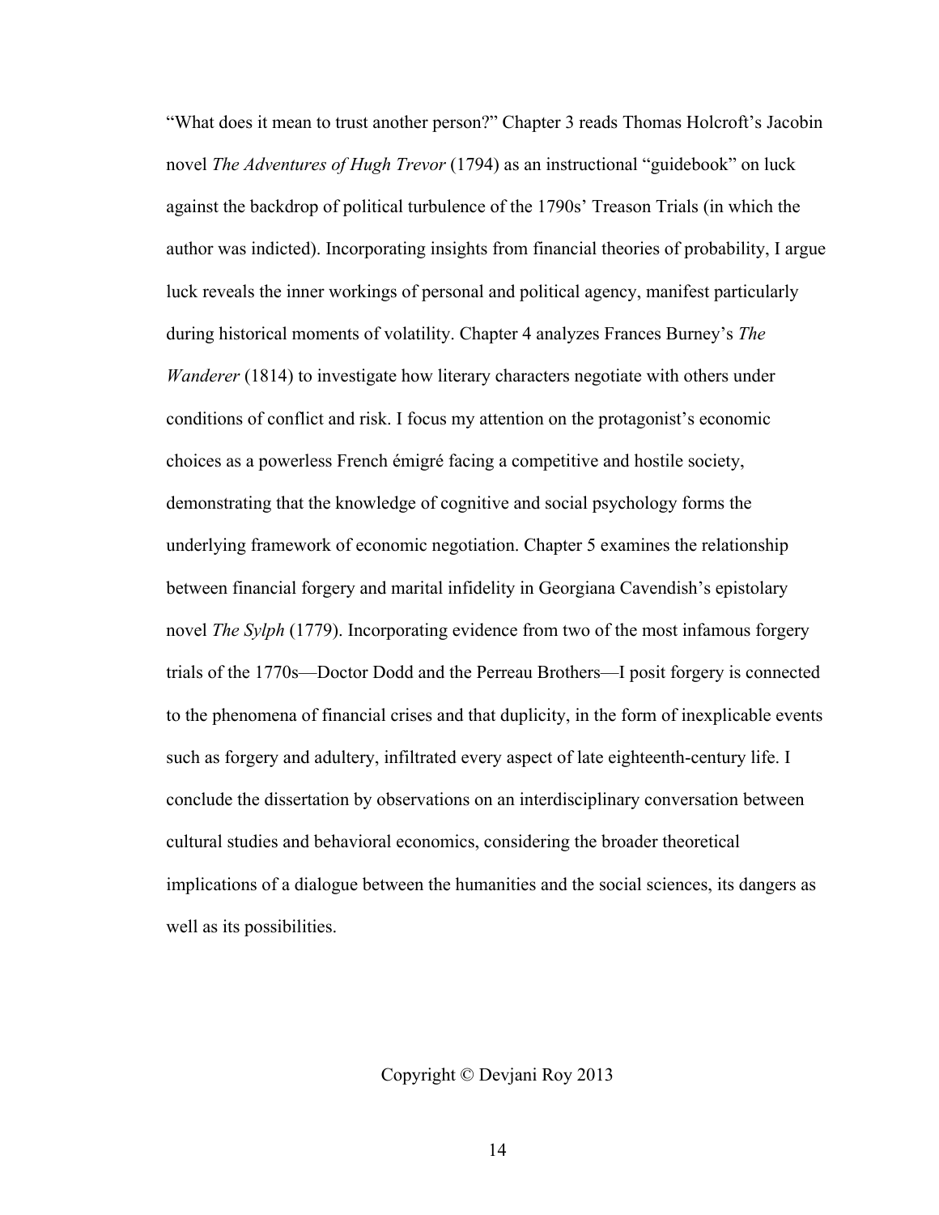"What does it mean to trust another person?" Chapter 3 reads Thomas Holcroft's Jacobin novel *The Adventures of Hugh Trevor* (1794) as an instructional "guidebook" on luck against the backdrop of political turbulence of the 1790s' Treason Trials (in which the author was indicted). Incorporating insights from financial theories of probability, I argue luck reveals the inner workings of personal and political agency, manifest particularly during historical moments of volatility. Chapter 4 analyzes Frances Burney's *The Wanderer* (1814) to investigate how literary characters negotiate with others under conditions of conflict and risk. I focus my attention on the protagonist's economic choices as a powerless French émigré facing a competitive and hostile society, demonstrating that the knowledge of cognitive and social psychology forms the underlying framework of economic negotiation. Chapter 5 examines the relationship between financial forgery and marital infidelity in Georgiana Cavendish's epistolary novel *The Sylph* (1779). Incorporating evidence from two of the most infamous forgery trials of the 1770s—Doctor Dodd and the Perreau Brothers—I posit forgery is connected to the phenomena of financial crises and that duplicity, in the form of inexplicable events such as forgery and adultery, infiltrated every aspect of late eighteenth-century life. I conclude the dissertation by observations on an interdisciplinary conversation between cultural studies and behavioral economics, considering the broader theoretical implications of a dialogue between the humanities and the social sciences, its dangers as well as its possibilities.

Copyright © Devjani Roy 2013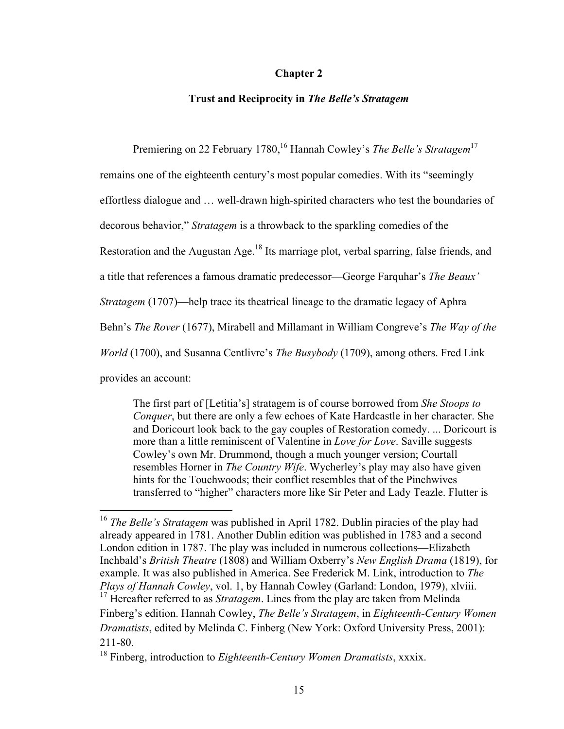## Chapter 2

### Trust and Reciprocity in *The Belle's Stratagem*

Premiering on 22 February 1780,[16] Hannah Cowley's *The Belle's Stratagem*[17] remains one of the eighteenth century's most popular comedies. With its "seemingly effortless dialogue and … well-drawn high-spirited characters who test the boundaries of decorous behavior," *Stratagem* is a throwback to the sparkling comedies of the Restoration and the Augustan Age.[18] Its marriage plot, verbal sparring, false friends, and a title that references a famous dramatic predecessor—George Farquhar's *The Beaux' Stratagem* (1707)—help trace its theatrical lineage to the dramatic legacy of Aphra Behn's *The Rover* (1677), Mirabell and Millamant in William Congreve's *The Way of the World* (1700), and Susanna Centlivre's *The Busybody* (1709), among others. Fred Link provides an account:

> The first part of [Letitia's] stratagem is of course borrowed from *She Stoops to Conquer*, but there are only a few echoes of Kate Hardcastle in her character. She and Doricourt look back to the gay couples of Restoration comedy. ... Doricourt is more than a little reminiscent of Valentine in *Love for Love*. Saville suggests Cowley's own Mr. Drummond, though a much younger version; Courtall resembles Horner in *The Country Wife*. Wycherley's play may also have given hints for the Touchwoods; their conflict resembles that of the Pinchwives transferred to "higher" characters more like Sir Peter and Lady Teazle. Flutter is

---

[16] *The Belle's Stratagem* was published in April 1782. Dublin piracies of the play had already appeared in 1781. Another Dublin edition was published in 1783 and a second London edition in 1787. The play was included in numerous collections—Elizabeth Inchbald's *British Theatre* (1808) and William Oxberry's *New English Drama* (1819), for example. It was also published in America. See Frederick M. Link, introduction to *The Plays of Hannah Cowley*, vol. 1, by Hannah Cowley (Garland: London, 1979), xlviii.

[17] Hereafter referred to as *Stratagem*. Lines from the play are taken from Melinda Finberg's edition. Hannah Cowley, *The Belle's Stratagem*, in *Eighteenth-Century Women Dramatists*, edited by Melinda C. Finberg (New York: Oxford University Press, 2001): 211-80.

[18] Finberg, introduction to *Eighteenth-Century Women Dramatists*, xxxix.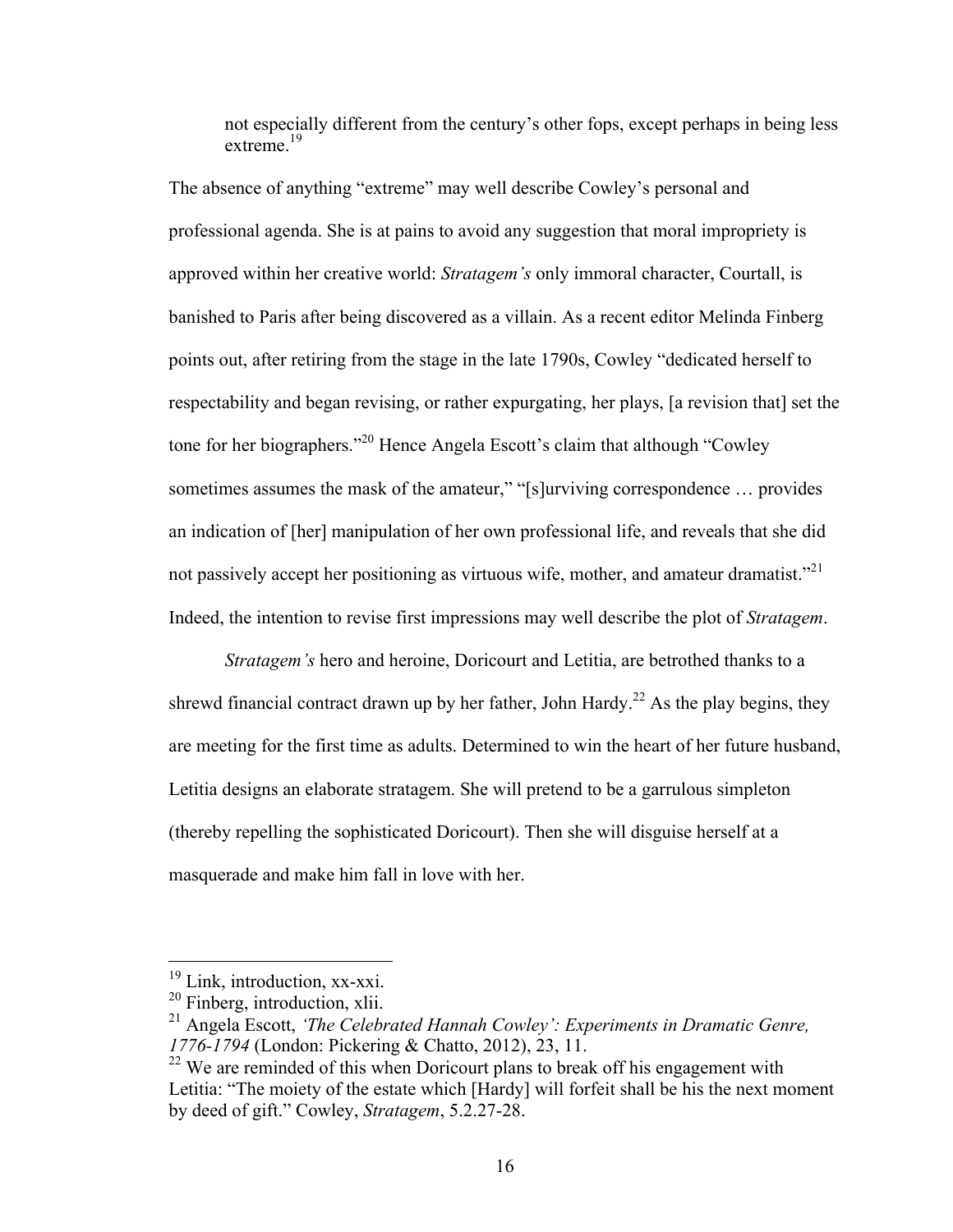> not especially different from the century's other fops, except perhaps in being less extreme.[19]

The absence of anything "extreme" may well describe Cowley's personal and professional agenda. She is at pains to avoid any suggestion that moral impropriety is approved within her creative world: *Stratagem's* only immoral character, Courtall, is banished to Paris after being discovered as a villain. As a recent editor Melinda Finberg points out, after retiring from the stage in the late 1790s, Cowley "dedicated herself to respectability and began revising, or rather expurgating, her plays, [a revision that] set the tone for her biographers."[20] Hence Angela Escott's claim that although "Cowley sometimes assumes the mask of the amateur," "[s]urviving correspondence … provides an indication of [her] manipulation of her own professional life, and reveals that she did not passively accept her positioning as virtuous wife, mother, and amateur dramatist."[21] Indeed, the intention to revise first impressions may well describe the plot of *Stratagem*.

*Stratagem's* hero and heroine, Doricourt and Letitia, are betrothed thanks to a shrewd financial contract drawn up by her father, John Hardy.[22] As the play begins, they are meeting for the first time as adults. Determined to win the heart of her future husband, Letitia designs an elaborate stratagem. She will pretend to be a garrulous simpleton (thereby repelling the sophisticated Doricourt). Then she will disguise herself at a masquerade and make him fall in love with her.

---

[19] Link, introduction, xx-xxi.

[20] Finberg, introduction, xlii.

[21] Angela Escott, *'The Celebrated Hannah Cowley': Experiments in Dramatic Genre, 1776-1794* (London: Pickering & Chatto, 2012), 23, 11.

[22] We are reminded of this when Doricourt plans to break off his engagement with Letitia: "The moiety of the estate which [Hardy] will forfeit shall be his the next moment by deed of gift." Cowley, *Stratagem*, 5.2.27-28.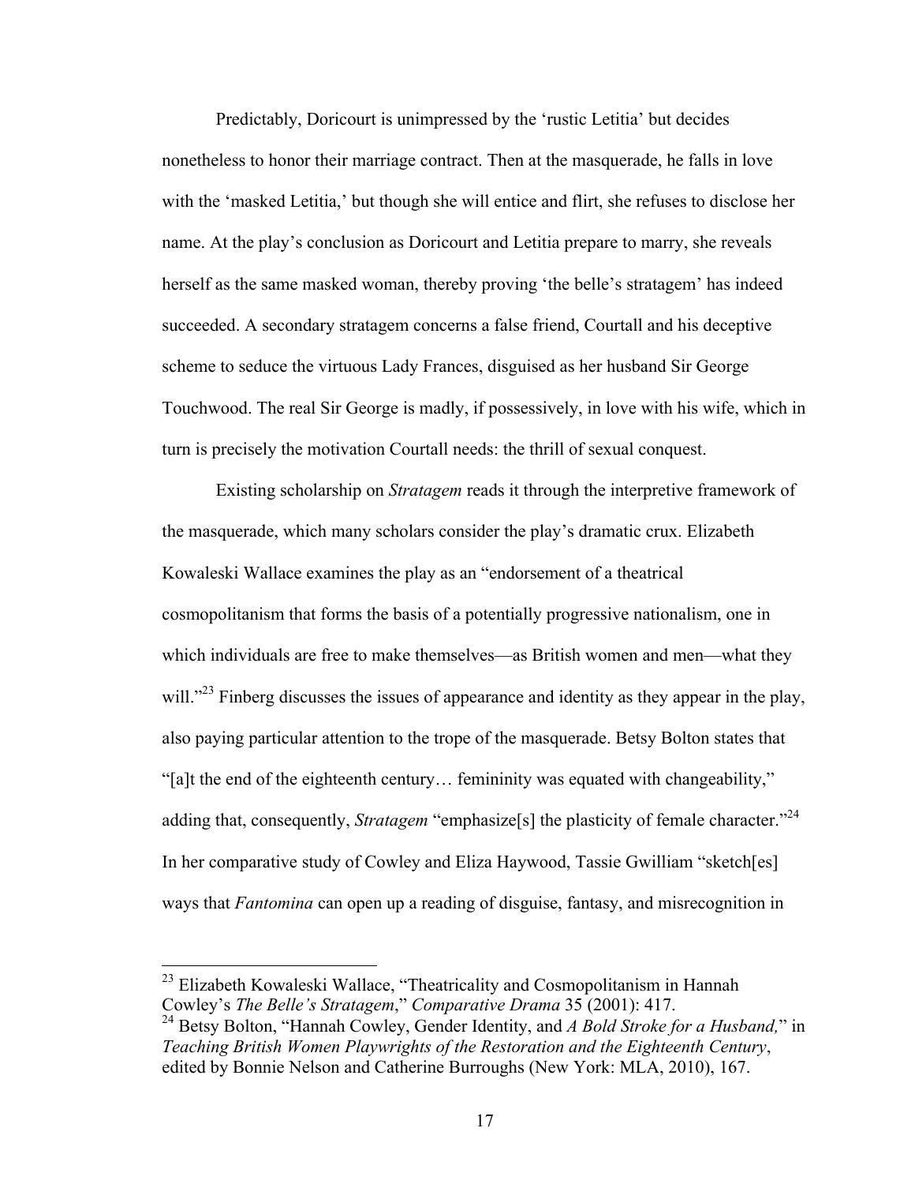Predictably, Doricourt is unimpressed by the 'rustic Letitia' but decides nonetheless to honor their marriage contract. Then at the masquerade, he falls in love with the 'masked Letitia,' but though she will entice and flirt, she refuses to disclose her name. At the play's conclusion as Doricourt and Letitia prepare to marry, she reveals herself as the same masked woman, thereby proving 'the belle's stratagem' has indeed succeeded. A secondary stratagem concerns a false friend, Courtall and his deceptive scheme to seduce the virtuous Lady Frances, disguised as her husband Sir George Touchwood. The real Sir George is madly, if possessively, in love with his wife, which in turn is precisely the motivation Courtall needs: the thrill of sexual conquest.

Existing scholarship on *Stratagem* reads it through the interpretive framework of the masquerade, which many scholars consider the play's dramatic crux. Elizabeth Kowaleski Wallace examines the play as an "endorsement of a theatrical cosmopolitanism that forms the basis of a potentially progressive nationalism, one in which individuals are free to make themselves—as British women and men—what they will."[23] Finberg discusses the issues of appearance and identity as they appear in the play, also paying particular attention to the trope of the masquerade. Betsy Bolton states that "[a]t the end of the eighteenth century… femininity was equated with changeability," adding that, consequently, *Stratagem* "emphasize[s] the plasticity of female character."[24] In her comparative study of Cowley and Eliza Haywood, Tassie Gwilliam "sketch[es] ways that *Fantomina* can open up a reading of disguise, fantasy, and misrecognition in

---

[23] Elizabeth Kowaleski Wallace, "Theatricality and Cosmopolitanism in Hannah Cowley's *The Belle's Stratagem*," *Comparative Drama* 35 (2001): 417.

[24] Betsy Bolton, "Hannah Cowley, Gender Identity, and *A Bold Stroke for a Husband,*" in *Teaching British Women Playwrights of the Restoration and the Eighteenth Century*, edited by Bonnie Nelson and Catherine Burroughs (New York: MLA, 2010), 167.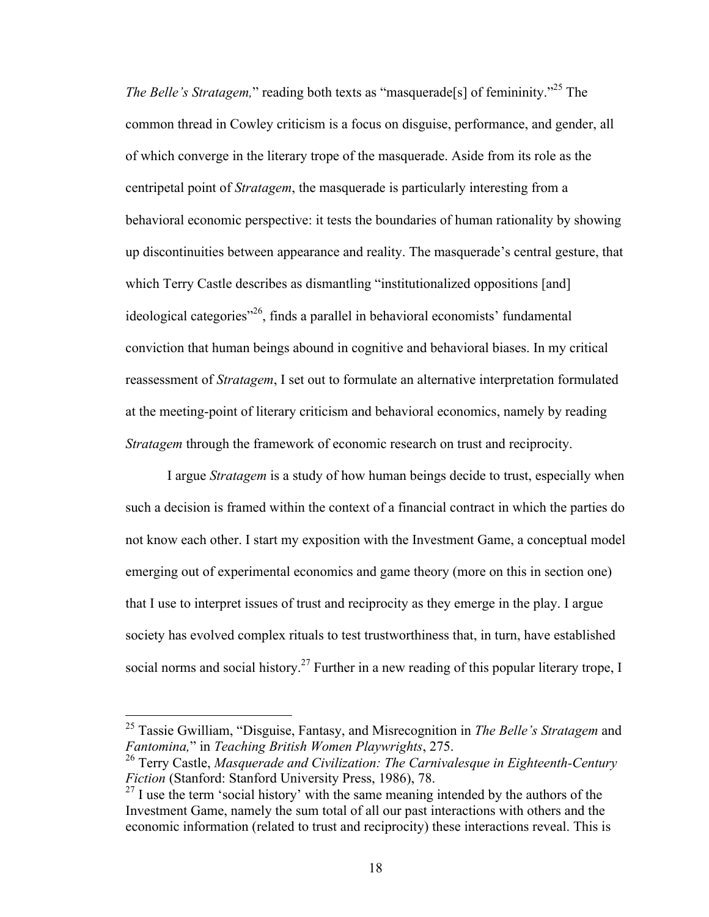*The Belle's Stratagem,*" reading both texts as "masquerade[s] of femininity."[25] The common thread in Cowley criticism is a focus on disguise, performance, and gender, all of which converge in the literary trope of the masquerade. Aside from its role as the centripetal point of *Stratagem*, the masquerade is particularly interesting from a behavioral economic perspective: it tests the boundaries of human rationality by showing up discontinuities between appearance and reality. The masquerade's central gesture, that which Terry Castle describes as dismantling "institutionalized oppositions [and] ideological categories"[26], finds a parallel in behavioral economists' fundamental conviction that human beings abound in cognitive and behavioral biases. In my critical reassessment of *Stratagem*, I set out to formulate an alternative interpretation formulated at the meeting-point of literary criticism and behavioral economics, namely by reading *Stratagem* through the framework of economic research on trust and reciprocity.

I argue *Stratagem* is a study of how human beings decide to trust, especially when such a decision is framed within the context of a financial contract in which the parties do not know each other. I start my exposition with the Investment Game, a conceptual model emerging out of experimental economics and game theory (more on this in section one) that I use to interpret issues of trust and reciprocity as they emerge in the play. I argue society has evolved complex rituals to test trustworthiness that, in turn, have established social norms and social history.[27] Further in a new reading of this popular literary trope, I

---

[25] Tassie Gwilliam, "Disguise, Fantasy, and Misrecognition in *The Belle's Stratagem* and *Fantomina,*" in *Teaching British Women Playwrights*, 275.

[26] Terry Castle, *Masquerade and Civilization: The Carnivalesque in Eighteenth-Century Fiction* (Stanford: Stanford University Press, 1986), 78.

[27] I use the term 'social history' with the same meaning intended by the authors of the Investment Game, namely the sum total of all our past interactions with others and the economic information (related to trust and reciprocity) these interactions reveal. This is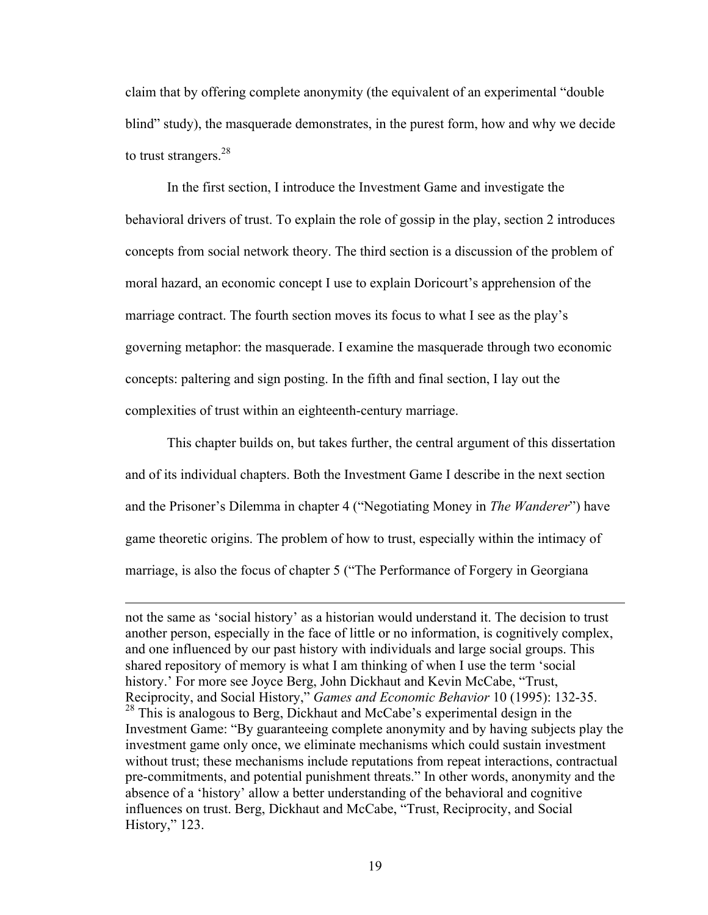claim that by offering complete anonymity (the equivalent of an experimental "double blind" study), the masquerade demonstrates, in the purest form, how and why we decide to trust strangers.[28]

In the first section, I introduce the Investment Game and investigate the behavioral drivers of trust. To explain the role of gossip in the play, section 2 introduces concepts from social network theory. The third section is a discussion of the problem of moral hazard, an economic concept I use to explain Doricourt's apprehension of the marriage contract. The fourth section moves its focus to what I see as the play's governing metaphor: the masquerade. I examine the masquerade through two economic concepts: paltering and sign posting. In the fifth and final section, I lay out the complexities of trust within an eighteenth-century marriage.

This chapter builds on, but takes further, the central argument of this dissertation and of its individual chapters. Both the Investment Game I describe in the next section and the Prisoner's Dilemma in chapter 4 ("Negotiating Money in *The Wanderer*") have game theoretic origins. The problem of how to trust, especially within the intimacy of marriage, is also the focus of chapter 5 ("The Performance of Forgery in Georgiana

---

not the same as 'social history' as a historian would understand it. The decision to trust another person, especially in the face of little or no information, is cognitively complex, and one influenced by our past history with individuals and large social groups. This shared repository of memory is what I am thinking of when I use the term 'social history.' For more see Joyce Berg, John Dickhaut and Kevin McCabe, "Trust, Reciprocity, and Social History," *Games and Economic Behavior* 10 (1995): 132-35.

[28] This is analogous to Berg, Dickhaut and McCabe's experimental design in the Investment Game: "By guaranteeing complete anonymity and by having subjects play the investment game only once, we eliminate mechanisms which could sustain investment without trust; these mechanisms include reputations from repeat interactions, contractual pre-commitments, and potential punishment threats." In other words, anonymity and the absence of a 'history' allow a better understanding of the behavioral and cognitive influences on trust. Berg, Dickhaut and McCabe, "Trust, Reciprocity, and Social History," 123.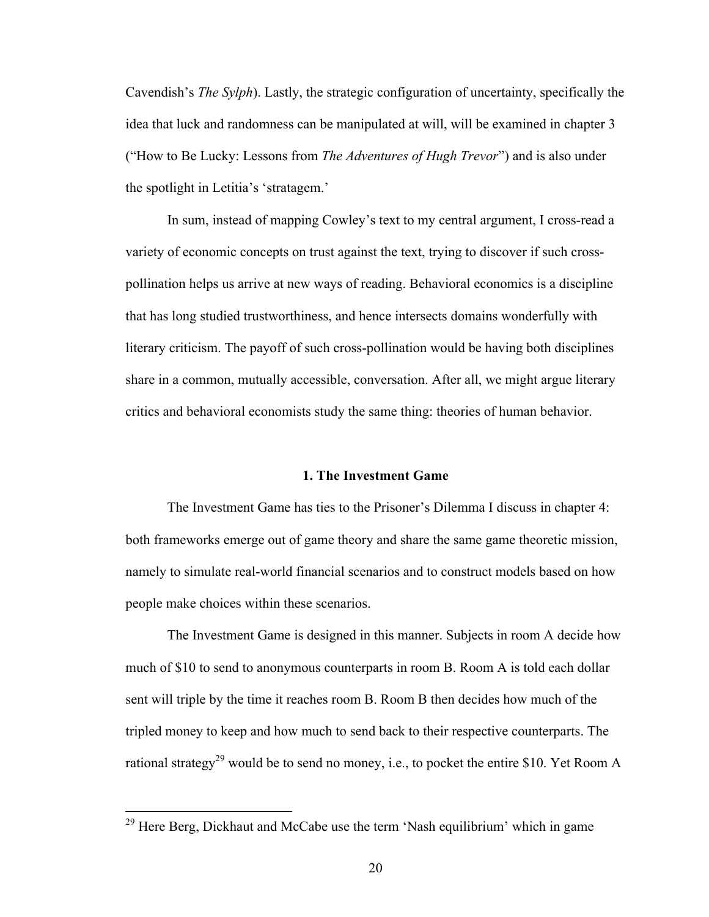Cavendish's *The Sylph*). Lastly, the strategic configuration of uncertainty, specifically the idea that luck and randomness can be manipulated at will, will be examined in chapter 3 ("How to Be Lucky: Lessons from *The Adventures of Hugh Trevor*") and is also under the spotlight in Letitia's 'stratagem.'

In sum, instead of mapping Cowley's text to my central argument, I cross-read a variety of economic concepts on trust against the text, trying to discover if such cross-pollination helps us arrive at new ways of reading. Behavioral economics is a discipline that has long studied trustworthiness, and hence intersects domains wonderfully with literary criticism. The payoff of such cross-pollination would be having both disciplines share in a common, mutually accessible, conversation. After all, we might argue literary critics and behavioral economists study the same thing: theories of human behavior.

### 1. The Investment Game

The Investment Game has ties to the Prisoner's Dilemma I discuss in chapter 4: both frameworks emerge out of game theory and share the same game theoretic mission, namely to simulate real-world financial scenarios and to construct models based on how people make choices within these scenarios.

The Investment Game is designed in this manner. Subjects in room A decide how much of $10 to send to anonymous counterparts in room B. Room A is told each dollar sent will triple by the time it reaches room B. Room B then decides how much of the tripled money to keep and how much to send back to their respective counterparts. The rational strategy[29] would be to send no money, i.e., to pocket the entire $10. Yet Room A

---

[29] Here Berg, Dickhaut and McCabe use the term 'Nash equilibrium' which in game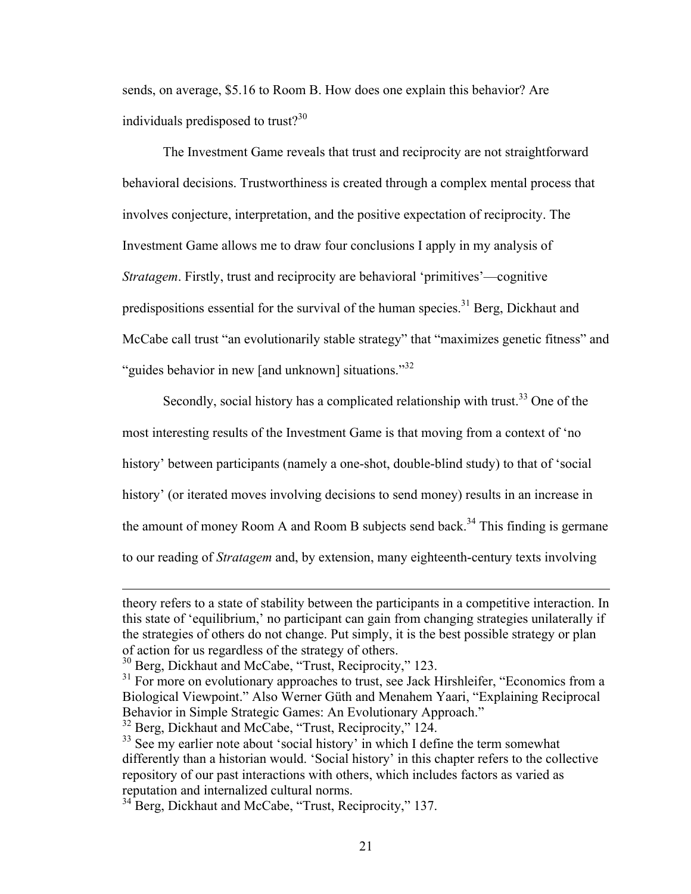sends, on average, $5.16 to Room B. How does one explain this behavior? Are individuals predisposed to trust?[30]

The Investment Game reveals that trust and reciprocity are not straightforward behavioral decisions. Trustworthiness is created through a complex mental process that involves conjecture, interpretation, and the positive expectation of reciprocity. The Investment Game allows me to draw four conclusions I apply in my analysis of *Stratagem*. Firstly, trust and reciprocity are behavioral 'primitives'—cognitive predispositions essential for the survival of the human species.[31] Berg, Dickhaut and McCabe call trust "an evolutionarily stable strategy" that "maximizes genetic fitness" and "guides behavior in new [and unknown] situations."[32]

Secondly, social history has a complicated relationship with trust.[33] One of the most interesting results of the Investment Game is that moving from a context of 'no history' between participants (namely a one-shot, double-blind study) to that of 'social history' (or iterated moves involving decisions to send money) results in an increase in the amount of money Room A and Room B subjects send back.[34] This finding is germane to our reading of *Stratagem* and, by extension, many eighteenth-century texts involving

---

theory refers to a state of stability between the participants in a competitive interaction. In this state of 'equilibrium,' no participant can gain from changing strategies unilaterally if the strategies of others do not change. Put simply, it is the best possible strategy or plan of action for us regardless of the strategy of others.

[30] Berg, Dickhaut and McCabe, "Trust, Reciprocity," 123.

[31] For more on evolutionary approaches to trust, see Jack Hirshleifer, "Economics from a Biological Viewpoint." Also Werner Güth and Menahem Yaari, "Explaining Reciprocal Behavior in Simple Strategic Games: An Evolutionary Approach."

[32] Berg, Dickhaut and McCabe, "Trust, Reciprocity," 124.

[33] See my earlier note about 'social history' in which I define the term somewhat differently than a historian would. 'Social history' in this chapter refers to the collective repository of our past interactions with others, which includes factors as varied as reputation and internalized cultural norms.

[34] Berg, Dickhaut and McCabe, "Trust, Reciprocity," 137.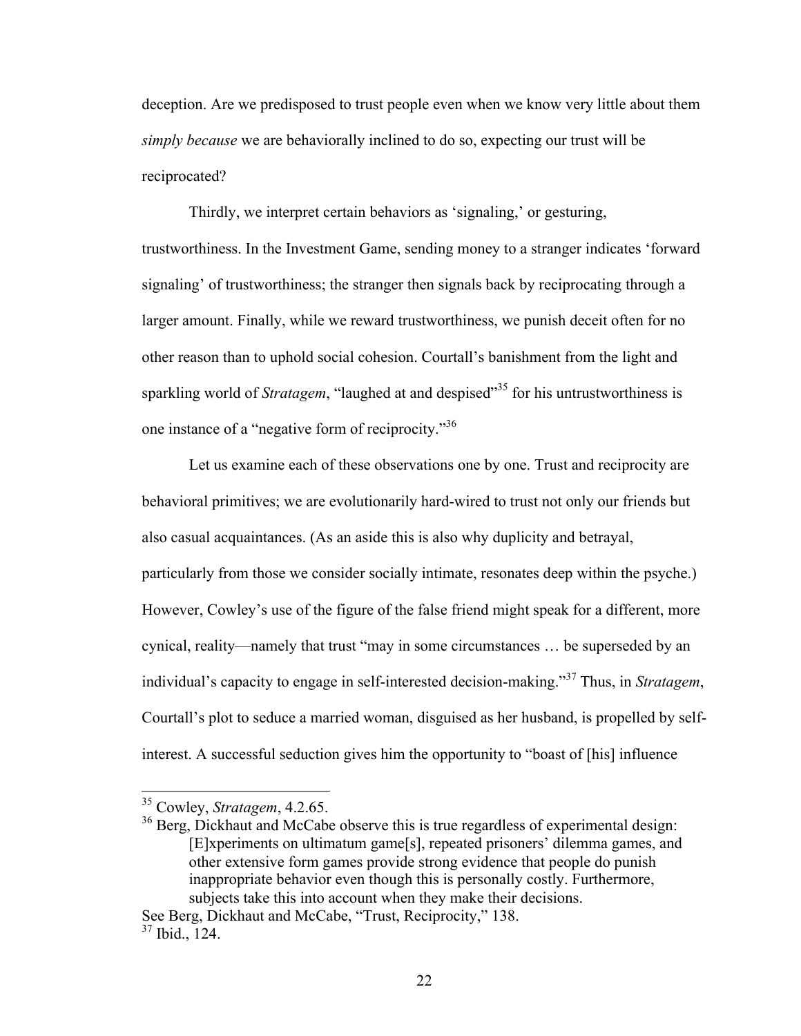deception. Are we predisposed to trust people even when we know very little about them *simply because* we are behaviorally inclined to do so, expecting our trust will be reciprocated?

Thirdly, we interpret certain behaviors as 'signaling,' or gesturing, trustworthiness. In the Investment Game, sending money to a stranger indicates 'forward signaling' of trustworthiness; the stranger then signals back by reciprocating through a larger amount. Finally, while we reward trustworthiness, we punish deceit often for no other reason than to uphold social cohesion. Courtall's banishment from the light and sparkling world of *Stratagem*, "laughed at and despised"[35] for his untrustworthiness is one instance of a "negative form of reciprocity."[36]

Let us examine each of these observations one by one. Trust and reciprocity are behavioral primitives; we are evolutionarily hard-wired to trust not only our friends but also casual acquaintances. (As an aside this is also why duplicity and betrayal, particularly from those we consider socially intimate, resonates deep within the psyche.) However, Cowley's use of the figure of the false friend might speak for a different, more cynical, reality—namely that trust "may in some circumstances … be superseded by an individual's capacity to engage in self-interested decision-making."[37] Thus, in *Stratagem*, Courtall's plot to seduce a married woman, disguised as her husband, is propelled by self-interest. A successful seduction gives him the opportunity to "boast of [his] influence

---

[35] Cowley, *Stratagem*, 4.2.65.

[36] Berg, Dickhaut and McCabe observe this is true regardless of experimental design:

> [E]xperiments on ultimatum game[s], repeated prisoners' dilemma games, and other extensive form games provide strong evidence that people do punish inappropriate behavior even though this is personally costly. Furthermore, subjects take this into account when they make their decisions.

See Berg, Dickhaut and McCabe, "Trust, Reciprocity," 138.

[37] Ibid., 124.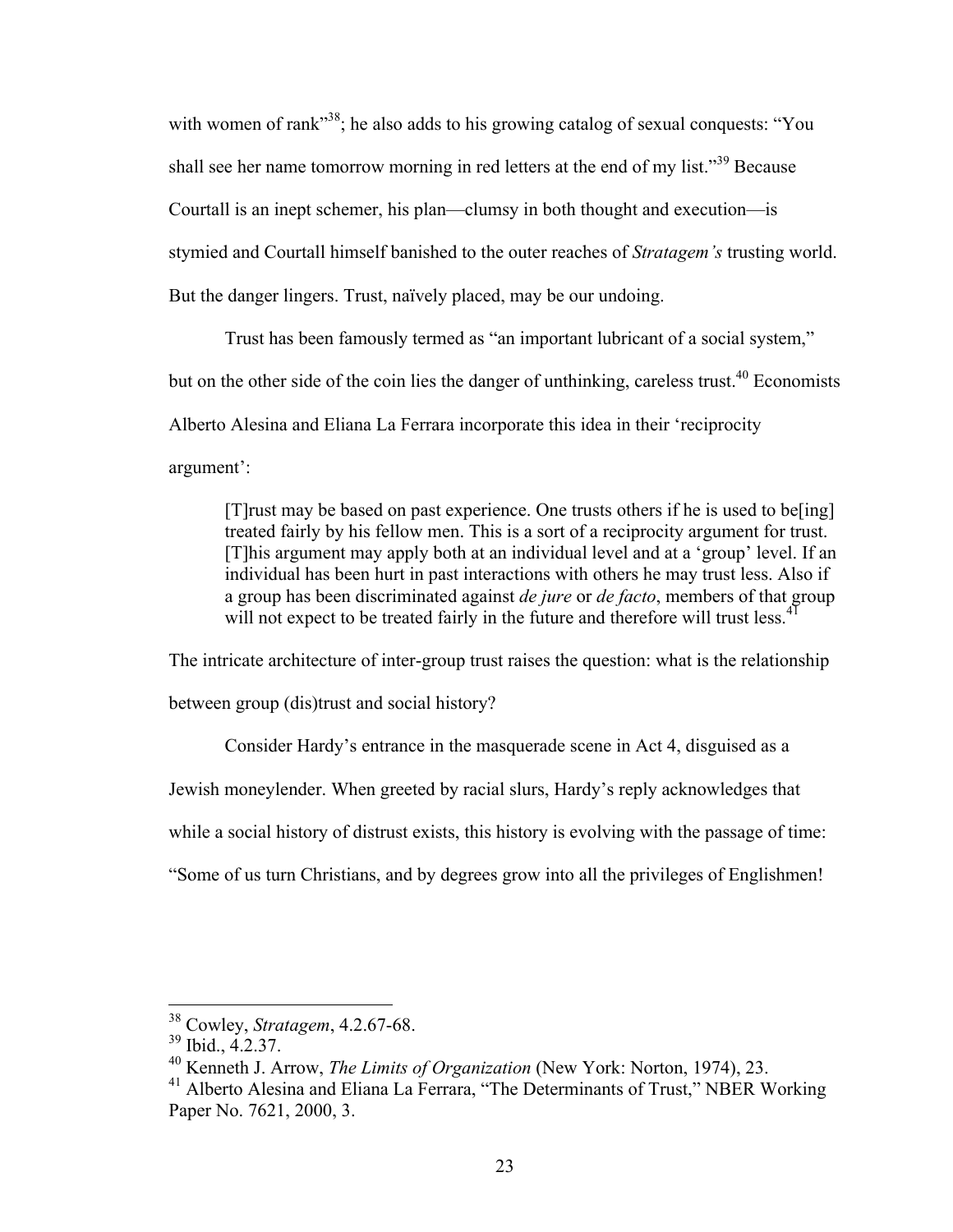with women of rank"[38]; he also adds to his growing catalog of sexual conquests: "You shall see her name tomorrow morning in red letters at the end of my list."[39] Because Courtall is an inept schemer, his plan—clumsy in both thought and execution—is stymied and Courtall himself banished to the outer reaches of *Stratagem's* trusting world. But the danger lingers. Trust, naïvely placed, may be our undoing.

Trust has been famously termed as "an important lubricant of a social system," but on the other side of the coin lies the danger of unthinking, careless trust.[40] Economists Alberto Alesina and Eliana La Ferrara incorporate this idea in their 'reciprocity argument':

> [T]rust may be based on past experience. One trusts others if he is used to be[ing] treated fairly by his fellow men. This is a sort of a reciprocity argument for trust. [T]his argument may apply both at an individual level and at a 'group' level. If an individual has been hurt in past interactions with others he may trust less. Also if a group has been discriminated against *de jure* or *de facto*, members of that group will not expect to be treated fairly in the future and therefore will trust less.[41]

The intricate architecture of inter-group trust raises the question: what is the relationship between group (dis)trust and social history?

Consider Hardy's entrance in the masquerade scene in Act 4, disguised as a Jewish moneylender. When greeted by racial slurs, Hardy's reply acknowledges that while a social history of distrust exists, this history is evolving with the passage of time: "Some of us turn Christians, and by degrees grow into all the privileges of Englishmen!

---

[38] Cowley, *Stratagem*, 4.2.67-68.

[39] Ibid., 4.2.37.

[40] Kenneth J. Arrow, *The Limits of Organization* (New York: Norton, 1974), 23.

[41] Alberto Alesina and Eliana La Ferrara, "The Determinants of Trust," NBER Working Paper No. 7621, 2000, 3.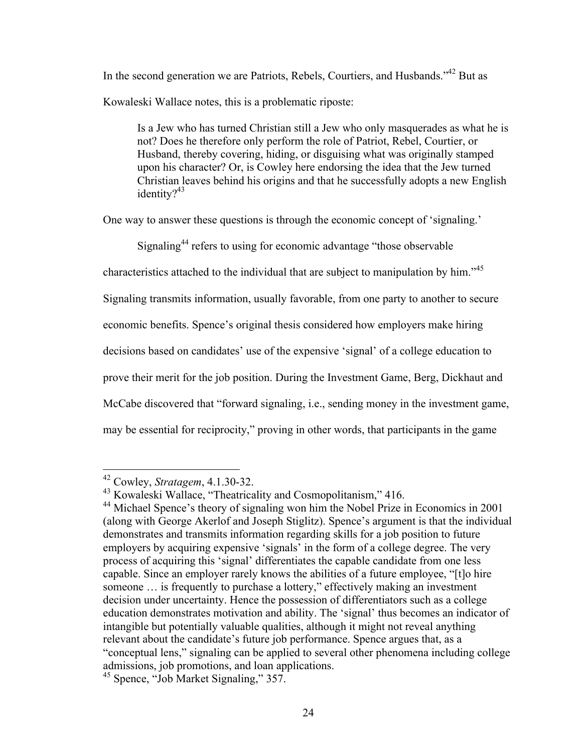In the second generation we are Patriots, Rebels, Courtiers, and Husbands."[42] But as Kowaleski Wallace notes, this is a problematic riposte:

> Is a Jew who has turned Christian still a Jew who only masquerades as what he is not? Does he therefore only perform the role of Patriot, Rebel, Courtier, or Husband, thereby covering, hiding, or disguising what was originally stamped upon his character? Or, is Cowley here endorsing the idea that the Jew turned Christian leaves behind his origins and that he successfully adopts a new English identity?[43]

One way to answer these questions is through the economic concept of 'signaling.'

Signaling[44] refers to using for economic advantage "those observable characteristics attached to the individual that are subject to manipulation by him."[45] Signaling transmits information, usually favorable, from one party to another to secure economic benefits. Spence's original thesis considered how employers make hiring decisions based on candidates' use of the expensive 'signal' of a college education to prove their merit for the job position. During the Investment Game, Berg, Dickhaut and McCabe discovered that "forward signaling, i.e., sending money in the investment game, may be essential for reciprocity," proving in other words, that participants in the game

---

[42] Cowley, *Stratagem*, 4.1.30-32.

[43] Kowaleski Wallace, "Theatricality and Cosmopolitanism," 416.

[44] Michael Spence's theory of signaling won him the Nobel Prize in Economics in 2001 (along with George Akerlof and Joseph Stiglitz). Spence's argument is that the individual demonstrates and transmits information regarding skills for a job position to future employers by acquiring expensive 'signals' in the form of a college degree. The very process of acquiring this 'signal' differentiates the capable candidate from one less capable. Since an employer rarely knows the abilities of a future employee, "[t]o hire someone … is frequently to purchase a lottery," effectively making an investment decision under uncertainty. Hence the possession of differentiators such as a college education demonstrates motivation and ability. The 'signal' thus becomes an indicator of intangible but potentially valuable qualities, although it might not reveal anything relevant about the candidate's future job performance. Spence argues that, as a "conceptual lens," signaling can be applied to several other phenomena including college admissions, job promotions, and loan applications.

[45] Spence, "Job Market Signaling," 357.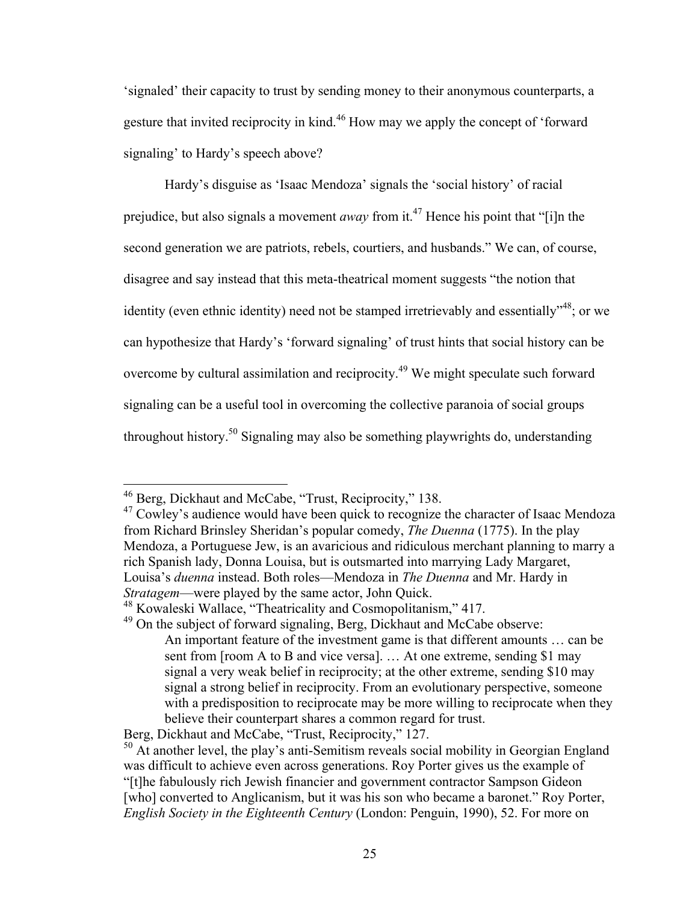'signaled' their capacity to trust by sending money to their anonymous counterparts, a gesture that invited reciprocity in kind.[46] How may we apply the concept of 'forward signaling' to Hardy's speech above?

Hardy's disguise as 'Isaac Mendoza' signals the 'social history' of racial prejudice, but also signals a movement *away* from it.[47] Hence his point that "[i]n the second generation we are patriots, rebels, courtiers, and husbands." We can, of course, disagree and say instead that this meta-theatrical moment suggests "the notion that identity (even ethnic identity) need not be stamped irretrievably and essentially"[48]; or we can hypothesize that Hardy's 'forward signaling' of trust hints that social history can be overcome by cultural assimilation and reciprocity.[49] We might speculate such forward signaling can be a useful tool in overcoming the collective paranoia of social groups throughout history.[50] Signaling may also be something playwrights do, understanding

---

[46] Berg, Dickhaut and McCabe, "Trust, Reciprocity," 138.

[47] Cowley's audience would have been quick to recognize the character of Isaac Mendoza from Richard Brinsley Sheridan's popular comedy, *The Duenna* (1775). In the play Mendoza, a Portuguese Jew, is an avaricious and ridiculous merchant planning to marry a rich Spanish lady, Donna Louisa, but is outsmarted into marrying Lady Margaret, Louisa's *duenna* instead. Both roles—Mendoza in *The Duenna* and Mr. Hardy in *Stratagem*—were played by the same actor, John Quick.

[48] Kowaleski Wallace, "Theatricality and Cosmopolitanism," 417.

[49] On the subject of forward signaling, Berg, Dickhaut and McCabe observe:

> An important feature of the investment game is that different amounts … can be sent from [room A to B and vice versa]. … At one extreme, sending $1 may signal a very weak belief in reciprocity; at the other extreme, sending $10 may signal a strong belief in reciprocity. From an evolutionary perspective, someone with a predisposition to reciprocate may be more willing to reciprocate when they believe their counterpart shares a common regard for trust.

Berg, Dickhaut and McCabe, "Trust, Reciprocity," 127.

[50] At another level, the play's anti-Semitism reveals social mobility in Georgian England was difficult to achieve even across generations. Roy Porter gives us the example of "[t]he fabulously rich Jewish financier and government contractor Sampson Gideon [who] converted to Anglicanism, but it was his son who became a baronet." Roy Porter, *English Society in the Eighteenth Century* (London: Penguin, 1990), 52. For more on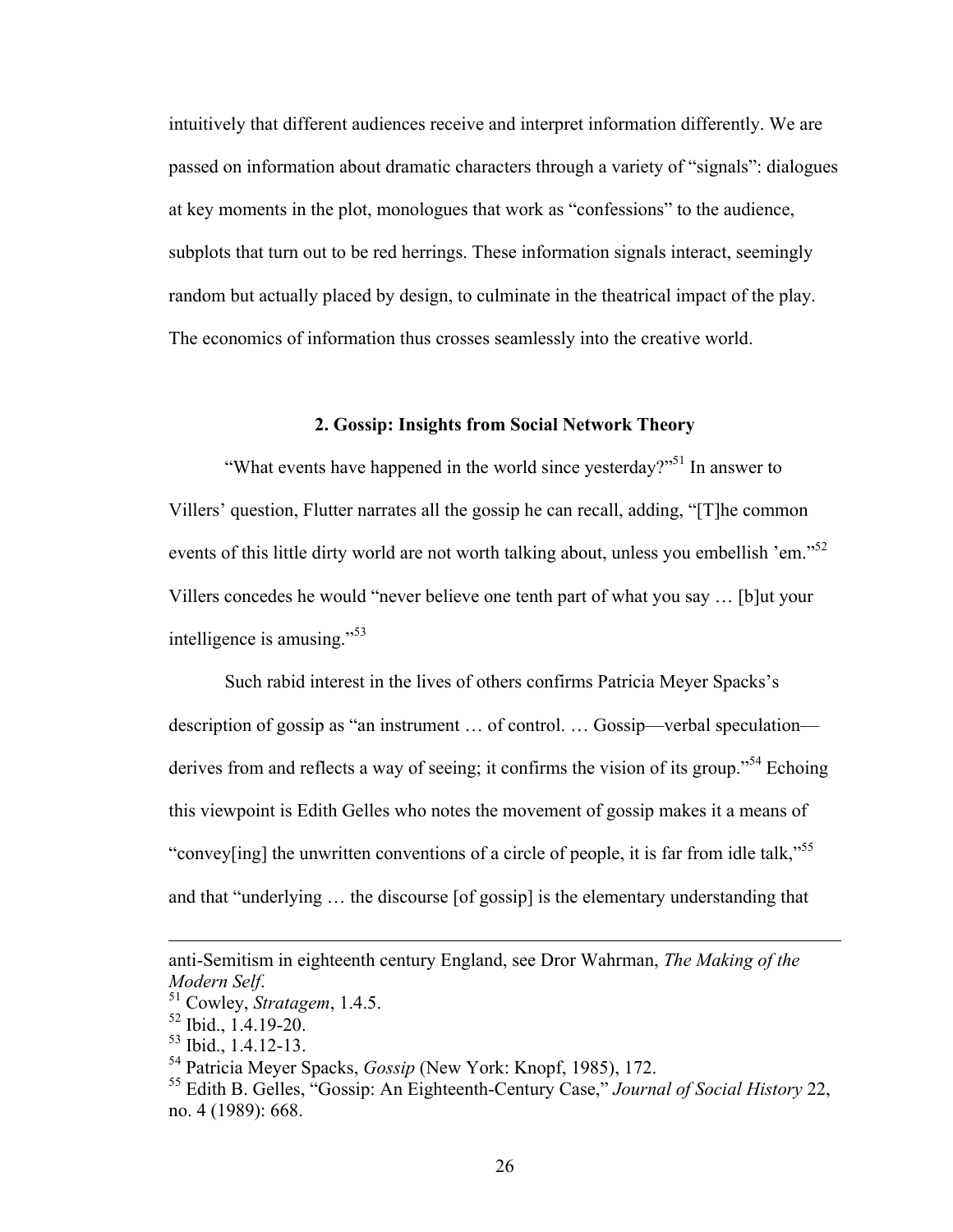intuitively that different audiences receive and interpret information differently. We are passed on information about dramatic characters through a variety of "signals": dialogues at key moments in the plot, monologues that work as "confessions" to the audience, subplots that turn out to be red herrings. These information signals interact, seemingly random but actually placed by design, to culminate in the theatrical impact of the play. The economics of information thus crosses seamlessly into the creative world.

## 2. Gossip: Insights from Social Network Theory

"What events have happened in the world since yesterday?"[51] In answer to Villers' question, Flutter narrates all the gossip he can recall, adding, "[T]he common events of this little dirty world are not worth talking about, unless you embellish 'em."[52] Villers concedes he would "never believe one tenth part of what you say … [b]ut your intelligence is amusing."[53]

Such rabid interest in the lives of others confirms Patricia Meyer Spacks's description of gossip as "an instrument … of control. … Gossip—verbal speculation—derives from and reflects a way of seeing; it confirms the vision of its group."[54] Echoing this viewpoint is Edith Gelles who notes the movement of gossip makes it a means of "convey[ing] the unwritten conventions of a circle of people, it is far from idle talk,"[55] and that "underlying … the discourse [of gossip] is the elementary understanding that

---

anti-Semitism in eighteenth century England, see Dror Wahrman, *The Making of the Modern Self*.

[51] Cowley, *Stratagem*, 1.4.5.

[52] Ibid., 1.4.19-20.

[53] Ibid., 1.4.12-13.

[54] Patricia Meyer Spacks, *Gossip* (New York: Knopf, 1985), 172.

[55] Edith B. Gelles, "Gossip: An Eighteenth-Century Case," *Journal of Social History* 22, no. 4 (1989): 668.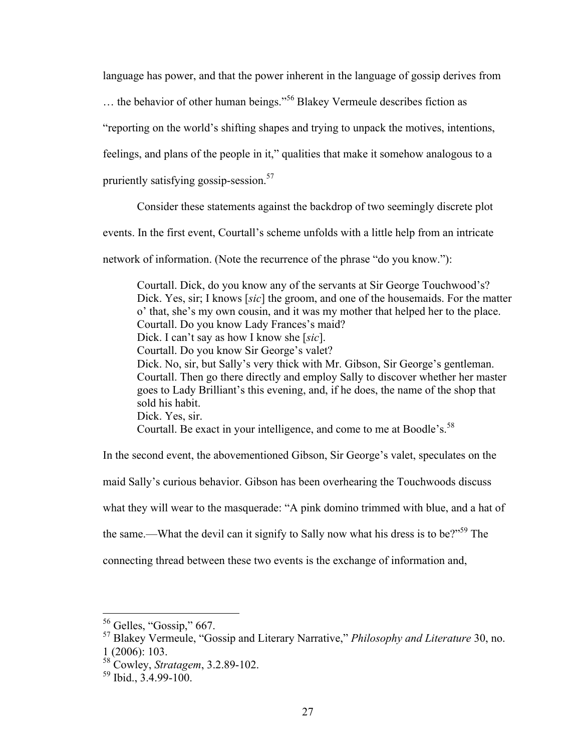language has power, and that the power inherent in the language of gossip derives from … the behavior of other human beings."[56] Blakey Vermeule describes fiction as "reporting on the world's shifting shapes and trying to unpack the motives, intentions, feelings, and plans of the people in it," qualities that make it somehow analogous to a pruriently satisfying gossip-session.[57]

Consider these statements against the backdrop of two seemingly discrete plot events. In the first event, Courtall's scheme unfolds with a little help from an intricate network of information. (Note the recurrence of the phrase "do you know."):

> Courtall. Dick, do you know any of the servants at Sir George Touchwood's?
> Dick. Yes, sir; I knows [*sic*] the groom, and one of the housemaids. For the matter o' that, she's my own cousin, and it was my mother that helped her to the place.
> Courtall. Do you know Lady Frances's maid?
> Dick. I can't say as how I know she [*sic*].
> Courtall. Do you know Sir George's valet?
> Dick. No, sir, but Sally's very thick with Mr. Gibson, Sir George's gentleman.
> Courtall. Then go there directly and employ Sally to discover whether her master goes to Lady Brilliant's this evening, and, if he does, the name of the shop that sold his habit.
> Dick. Yes, sir.
> Courtall. Be exact in your intelligence, and come to me at Boodle's.[58]

In the second event, the abovementioned Gibson, Sir George's valet, speculates on the maid Sally's curious behavior. Gibson has been overhearing the Touchwoods discuss what they will wear to the masquerade: "A pink domino trimmed with blue, and a hat of the same.—What the devil can it signify to Sally now what his dress is to be?"[59] The connecting thread between these two events is the exchange of information and,

---

[56] Gelles, "Gossip," 667.

[57] Blakey Vermeule, "Gossip and Literary Narrative," *Philosophy and Literature* 30, no. 1 (2006): 103.

[58] Cowley, *Stratagem*, 3.2.89-102.

[59] Ibid., 3.4.99-100.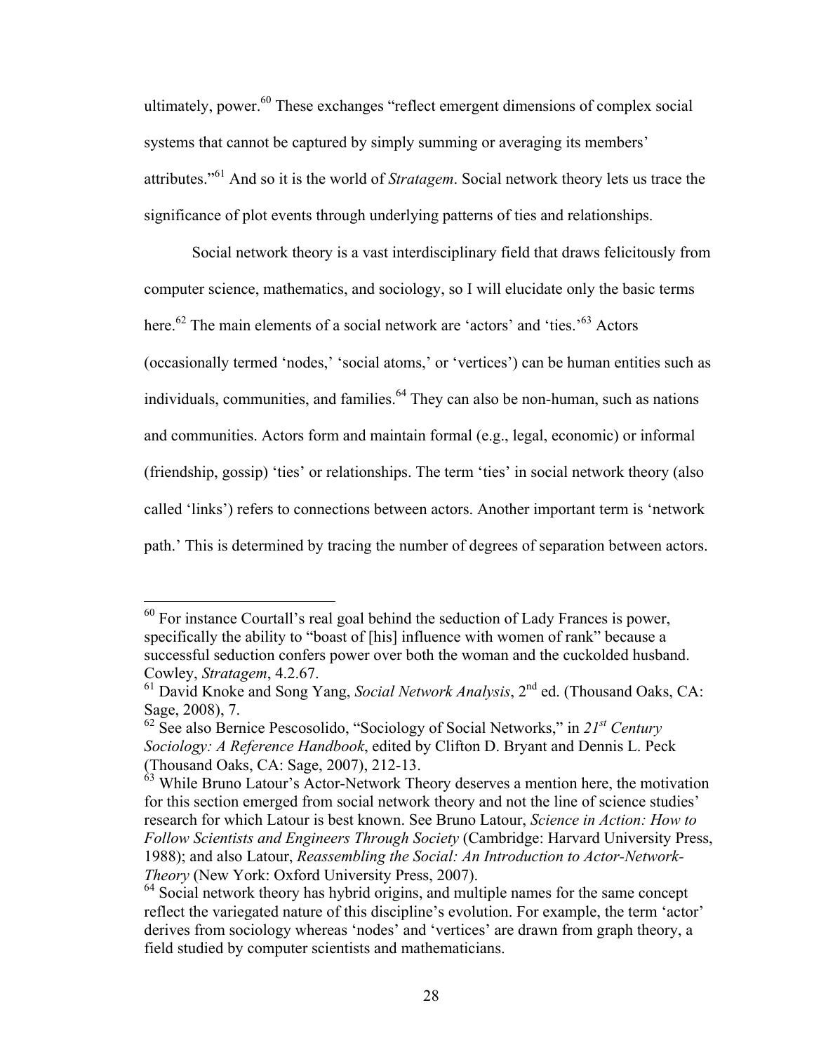ultimately, power.[60] These exchanges "reflect emergent dimensions of complex social systems that cannot be captured by simply summing or averaging its members' attributes."[61] And so it is the world of *Stratagem*. Social network theory lets us trace the significance of plot events through underlying patterns of ties and relationships.

Social network theory is a vast interdisciplinary field that draws felicitously from computer science, mathematics, and sociology, so I will elucidate only the basic terms here.[62] The main elements of a social network are 'actors' and 'ties.'[63] Actors (occasionally termed 'nodes,' 'social atoms,' or 'vertices') can be human entities such as individuals, communities, and families.[64] They can also be non-human, such as nations and communities. Actors form and maintain formal (e.g., legal, economic) or informal (friendship, gossip) 'ties' or relationships. The term 'ties' in social network theory (also called 'links') refers to connections between actors. Another important term is 'network path.' This is determined by tracing the number of degrees of separation between actors.

---

[60] For instance Courtall's real goal behind the seduction of Lady Frances is power, specifically the ability to "boast of [his] influence with women of rank" because a successful seduction confers power over both the woman and the cuckolded husband. Cowley, *Stratagem*, 4.2.67.

[61] David Knoke and Song Yang, *Social Network Analysis*, 2nd ed. (Thousand Oaks, CA: Sage, 2008), 7.

[62] See also Bernice Pescosolido, "Sociology of Social Networks," in *21st Century Sociology: A Reference Handbook*, edited by Clifton D. Bryant and Dennis L. Peck (Thousand Oaks, CA: Sage, 2007), 212-13.

[63] While Bruno Latour's Actor-Network Theory deserves a mention here, the motivation for this section emerged from social network theory and not the line of science studies' research for which Latour is best known. See Bruno Latour, *Science in Action: How to Follow Scientists and Engineers Through Society* (Cambridge: Harvard University Press, 1988); and also Latour, *Reassembling the Social: An Introduction to Actor-Network-Theory* (New York: Oxford University Press, 2007).

[64] Social network theory has hybrid origins, and multiple names for the same concept reflect the variegated nature of this discipline's evolution. For example, the term 'actor' derives from sociology whereas 'nodes' and 'vertices' are drawn from graph theory, a field studied by computer scientists and mathematicians.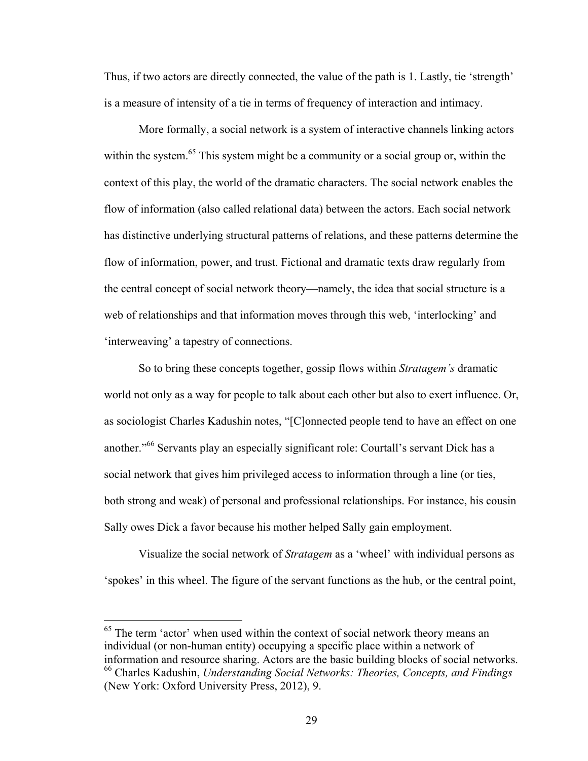Thus, if two actors are directly connected, the value of the path is 1. Lastly, tie 'strength' is a measure of intensity of a tie in terms of frequency of interaction and intimacy.

More formally, a social network is a system of interactive channels linking actors within the system.[65] This system might be a community or a social group or, within the context of this play, the world of the dramatic characters. The social network enables the flow of information (also called relational data) between the actors. Each social network has distinctive underlying structural patterns of relations, and these patterns determine the flow of information, power, and trust. Fictional and dramatic texts draw regularly from the central concept of social network theory—namely, the idea that social structure is a web of relationships and that information moves through this web, 'interlocking' and 'interweaving' a tapestry of connections.

So to bring these concepts together, gossip flows within *Stratagem's* dramatic world not only as a way for people to talk about each other but also to exert influence. Or, as sociologist Charles Kadushin notes, "[C]onnected people tend to have an effect on one another."[66] Servants play an especially significant role: Courtall's servant Dick has a social network that gives him privileged access to information through a line (or ties, both strong and weak) of personal and professional relationships. For instance, his cousin Sally owes Dick a favor because his mother helped Sally gain employment.

Visualize the social network of *Stratagem* as a 'wheel' with individual persons as 'spokes' in this wheel. The figure of the servant functions as the hub, or the central point,

---

[65] The term 'actor' when used within the context of social network theory means an individual (or non-human entity) occupying a specific place within a network of information and resource sharing. Actors are the basic building blocks of social networks.

[66] Charles Kadushin, *Understanding Social Networks: Theories, Concepts, and Findings* (New York: Oxford University Press, 2012), 9.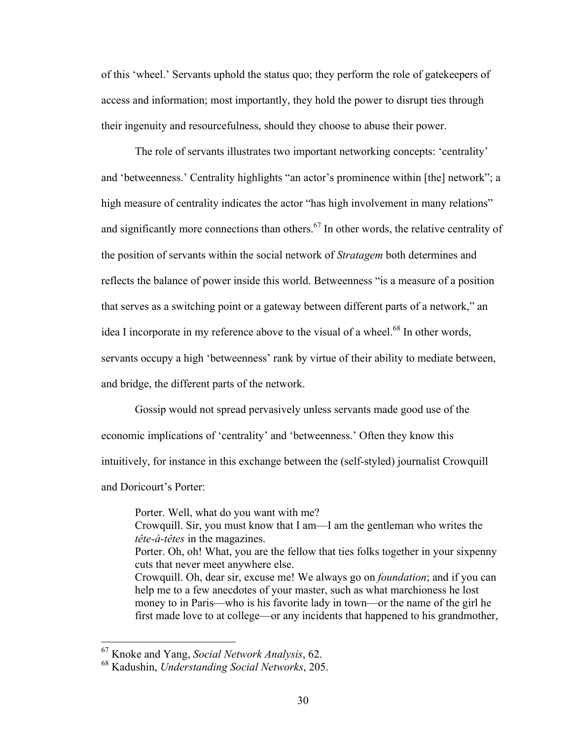of this 'wheel.' Servants uphold the status quo; they perform the role of gatekeepers of access and information; most importantly, they hold the power to disrupt ties through their ingenuity and resourcefulness, should they choose to abuse their power.

The role of servants illustrates two important networking concepts: 'centrality' and 'betweenness.' Centrality highlights "an actor's prominence within [the] network"; a high measure of centrality indicates the actor "has high involvement in many relations" and significantly more connections than others.[67] In other words, the relative centrality of the position of servants within the social network of *Stratagem* both determines and reflects the balance of power inside this world. Betweenness "is a measure of a position that serves as a switching point or a gateway between different parts of a network," an idea I incorporate in my reference above to the visual of a wheel.[68] In other words, servants occupy a high 'betweenness' rank by virtue of their ability to mediate between, and bridge, the different parts of the network.

Gossip would not spread pervasively unless servants made good use of the economic implications of 'centrality' and 'betweenness.' Often they know this intuitively, for instance in this exchange between the (self-styled) journalist Crowquill and Doricourt's Porter:

> Porter. Well, what do you want with me?
> Crowquill. Sir, you must know that I am—I am the gentleman who writes the *tête-à-têtes* in the magazines.
> Porter. Oh, oh! What, you are the fellow that ties folks together in your sixpenny cuts that never meet anywhere else.
> Crowquill. Oh, dear sir, excuse me! We always go on *foundation*; and if you can help me to a few anecdotes of your master, such as what marchioness he lost money to in Paris—who is his favorite lady in town—or the name of the girl he first made love to at college—or any incidents that happened to his grandmother,

---

[67] Knoke and Yang, *Social Network Analysis*, 62.
[68] Kadushin, *Understanding Social Networks*, 205.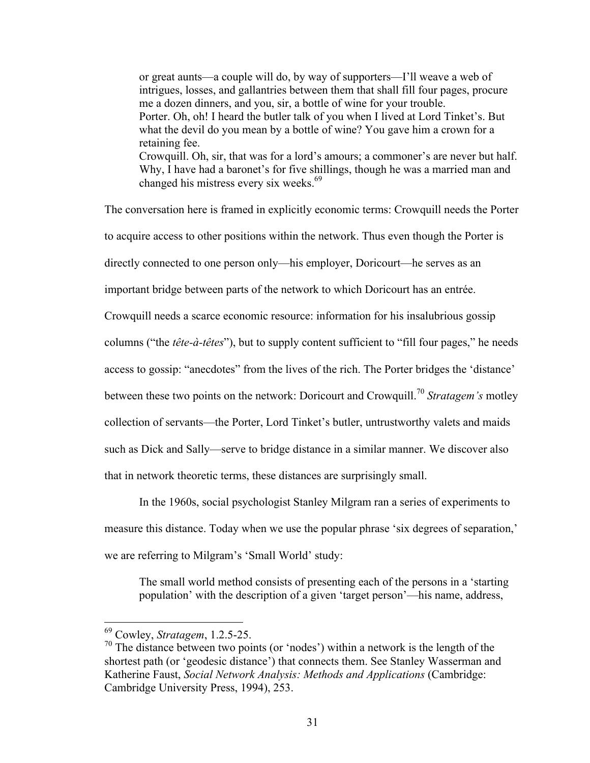> or great aunts—a couple will do, by way of supporters—I'll weave a web of intrigues, losses, and gallantries between them that shall fill four pages, procure me a dozen dinners, and you, sir, a bottle of wine for your trouble.
> Porter. Oh, oh! I heard the butler talk of you when I lived at Lord Tinket's. But what the devil do you mean by a bottle of wine? You gave him a crown for a retaining fee.
> Crowquill. Oh, sir, that was for a lord's amours; a commoner's are never but half. Why, I have had a baronet's for five shillings, though he was a married man and changed his mistress every six weeks.[69]

The conversation here is framed in explicitly economic terms: Crowquill needs the Porter to acquire access to other positions within the network. Thus even though the Porter is directly connected to one person only—his employer, Doricourt—he serves as an important bridge between parts of the network to which Doricourt has an entrée. Crowquill needs a scarce economic resource: information for his insalubrious gossip columns ("the *tête-à-têtes*"), but to supply content sufficient to "fill four pages," he needs access to gossip: "anecdotes" from the lives of the rich. The Porter bridges the 'distance' between these two points on the network: Doricourt and Crowquill.[70] *Stratagem's* motley collection of servants—the Porter, Lord Tinket's butler, untrustworthy valets and maids such as Dick and Sally—serve to bridge distance in a similar manner. We discover also that in network theoretic terms, these distances are surprisingly small.

In the 1960s, social psychologist Stanley Milgram ran a series of experiments to measure this distance. Today when we use the popular phrase 'six degrees of separation,' we are referring to Milgram's 'Small World' study:

> The small world method consists of presenting each of the persons in a 'starting population' with the description of a given 'target person'—his name, address,

---

[69] Cowley, *Stratagem*, 1.2.5-25.

[70] The distance between two points (or 'nodes') within a network is the length of the shortest path (or 'geodesic distance') that connects them. See Stanley Wasserman and Katherine Faust, *Social Network Analysis: Methods and Applications* (Cambridge: Cambridge University Press, 1994), 253.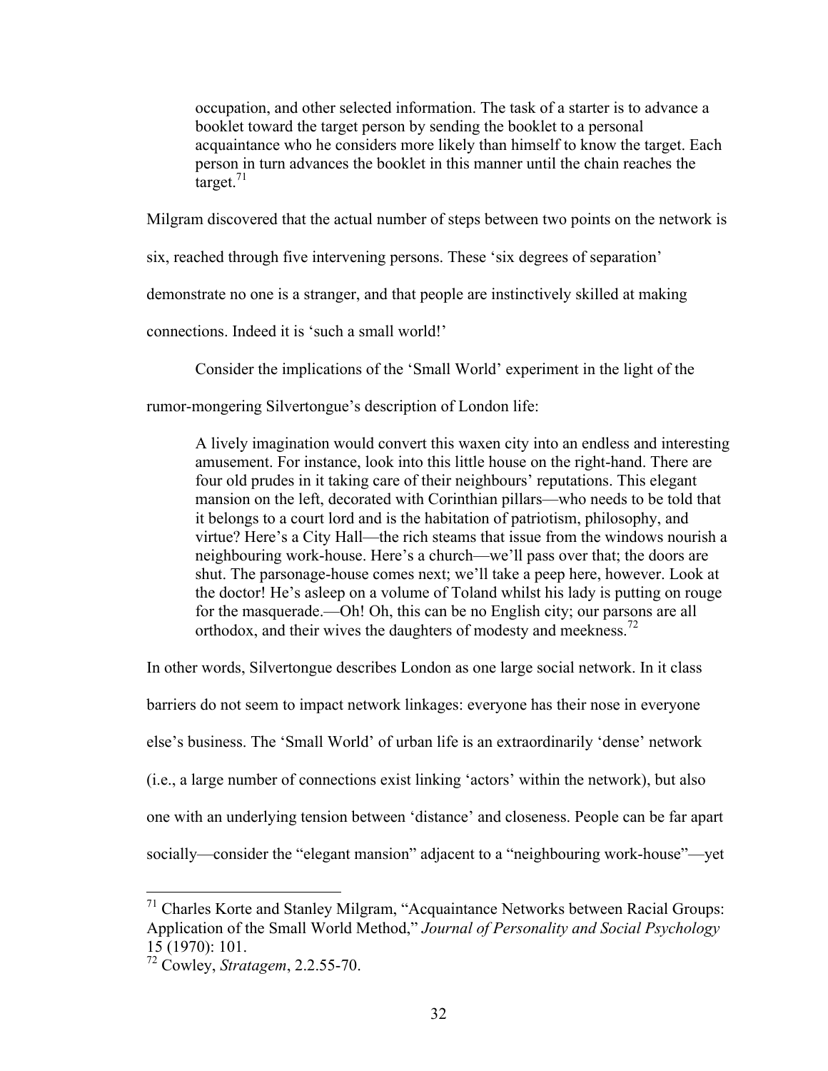> occupation, and other selected information. The task of a starter is to advance a booklet toward the target person by sending the booklet to a personal acquaintance who he considers more likely than himself to know the target. Each person in turn advances the booklet in this manner until the chain reaches the target.[71]

Milgram discovered that the actual number of steps between two points on the network is six, reached through five intervening persons. These 'six degrees of separation' demonstrate no one is a stranger, and that people are instinctively skilled at making connections. Indeed it is 'such a small world!'

Consider the implications of the 'Small World' experiment in the light of the rumor-mongering Silvertongue's description of London life:

> A lively imagination would convert this waxen city into an endless and interesting amusement. For instance, look into this little house on the right-hand. There are four old prudes in it taking care of their neighbours' reputations. This elegant mansion on the left, decorated with Corinthian pillars—who needs to be told that it belongs to a court lord and is the habitation of patriotism, philosophy, and virtue? Here's a City Hall—the rich steams that issue from the windows nourish a neighbouring work-house. Here's a church—we'll pass over that; the doors are shut. The parsonage-house comes next; we'll take a peep here, however. Look at the doctor! He's asleep on a volume of Toland whilst his lady is putting on rouge for the masquerade.—Oh! Oh, this can be no English city; our parsons are all orthodox, and their wives the daughters of modesty and meekness.[72]

In other words, Silvertongue describes London as one large social network. In it class barriers do not seem to impact network linkages: everyone has their nose in everyone else's business. The 'Small World' of urban life is an extraordinarily 'dense' network (i.e., a large number of connections exist linking 'actors' within the network), but also one with an underlying tension between 'distance' and closeness. People can be far apart socially—consider the "elegant mansion" adjacent to a "neighbouring work-house"—yet

---

[71] Charles Korte and Stanley Milgram, "Acquaintance Networks between Racial Groups: Application of the Small World Method," *Journal of Personality and Social Psychology* 15 (1970): 101.

[72] Cowley, *Stratagem*, 2.2.55-70.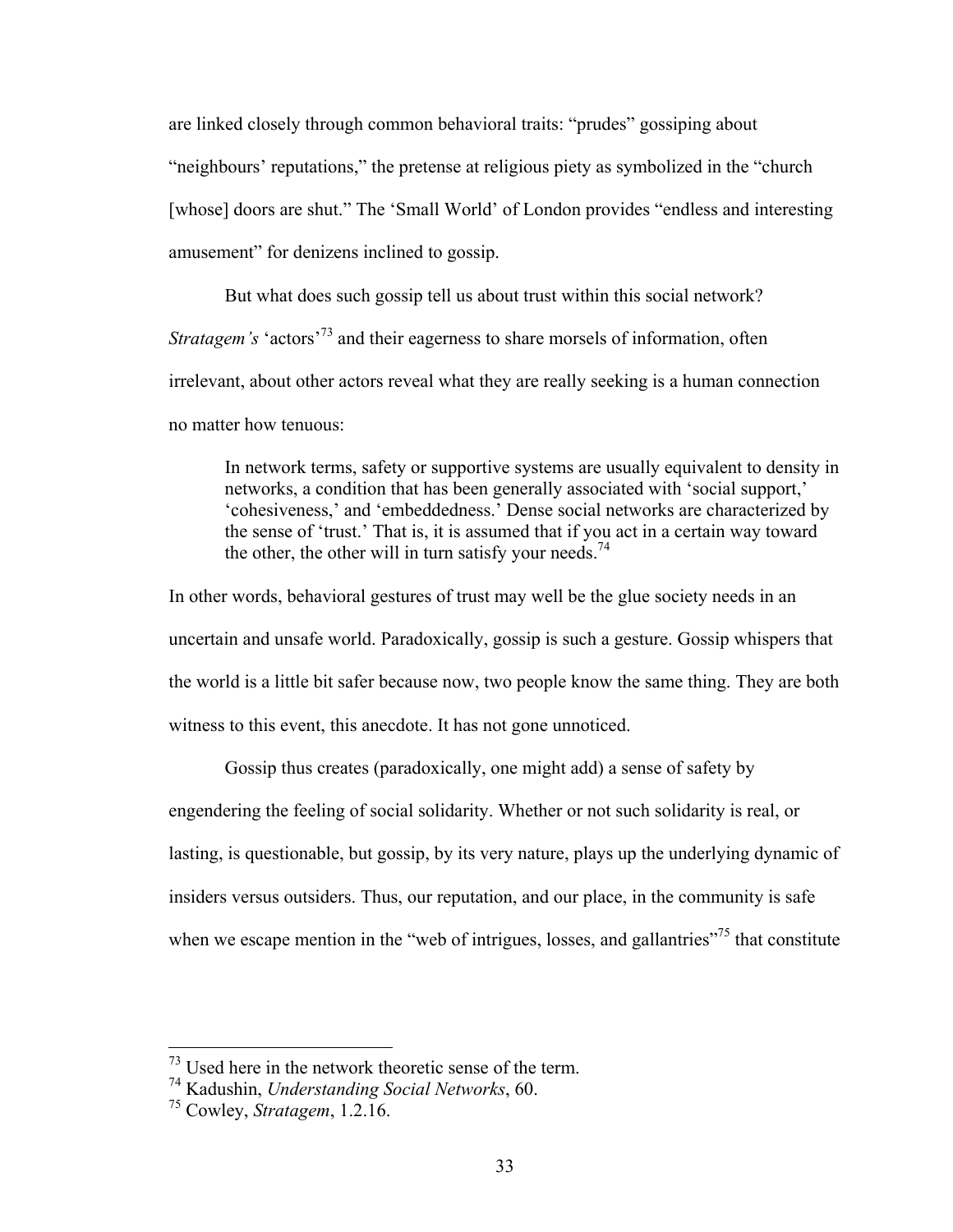are linked closely through common behavioral traits: "prudes" gossiping about "neighbours' reputations," the pretense at religious piety as symbolized in the "church [whose] doors are shut." The 'Small World' of London provides "endless and interesting amusement" for denizens inclined to gossip.

But what does such gossip tell us about trust within this social network? *Stratagem's* 'actors'[73] and their eagerness to share morsels of information, often irrelevant, about other actors reveal what they are really seeking is a human connection no matter how tenuous:

> In network terms, safety or supportive systems are usually equivalent to density in networks, a condition that has been generally associated with 'social support,' 'cohesiveness,' and 'embeddedness.' Dense social networks are characterized by the sense of 'trust.' That is, it is assumed that if you act in a certain way toward the other, the other will in turn satisfy your needs.[74]

In other words, behavioral gestures of trust may well be the glue society needs in an uncertain and unsafe world. Paradoxically, gossip is such a gesture. Gossip whispers that the world is a little bit safer because now, two people know the same thing. They are both witness to this event, this anecdote. It has not gone unnoticed.

Gossip thus creates (paradoxically, one might add) a sense of safety by engendering the feeling of social solidarity. Whether or not such solidarity is real, or lasting, is questionable, but gossip, by its very nature, plays up the underlying dynamic of insiders versus outsiders. Thus, our reputation, and our place, in the community is safe when we escape mention in the "web of intrigues, losses, and gallantries"[75] that constitute

---

[73] Used here in the network theoretic sense of the term.

[74] Kadushin, *Understanding Social Networks*, 60.

[75] Cowley, *Stratagem*, 1.2.16.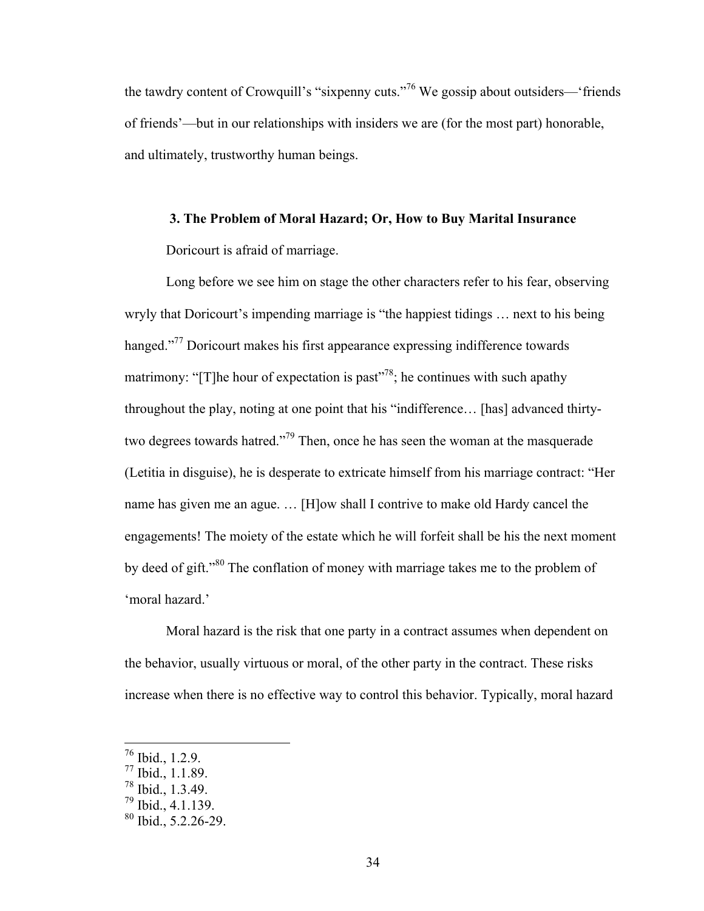the tawdry content of Crowquill's "sixpenny cuts."[76] We gossip about outsiders—'friends of friends'—but in our relationships with insiders we are (for the most part) honorable, and ultimately, trustworthy human beings.

### 3. The Problem of Moral Hazard; Or, How to Buy Marital Insurance

Doricourt is afraid of marriage.

Long before we see him on stage the other characters refer to his fear, observing wryly that Doricourt's impending marriage is "the happiest tidings … next to his being hanged."[77] Doricourt makes his first appearance expressing indifference towards matrimony: "[T]he hour of expectation is past"[78]; he continues with such apathy throughout the play, noting at one point that his "indifference… [has] advanced thirty-two degrees towards hatred."[79] Then, once he has seen the woman at the masquerade (Letitia in disguise), he is desperate to extricate himself from his marriage contract: "Her name has given me an ague. … [H]ow shall I contrive to make old Hardy cancel the engagements! The moiety of the estate which he will forfeit shall be his the next moment by deed of gift."[80] The conflation of money with marriage takes me to the problem of 'moral hazard.'

Moral hazard is the risk that one party in a contract assumes when dependent on the behavior, usually virtuous or moral, of the other party in the contract. These risks increase when there is no effective way to control this behavior. Typically, moral hazard

---

[76] Ibid., 1.2.9.
[77] Ibid., 1.1.89.
[78] Ibid., 1.3.49.
[79] Ibid., 4.1.139.
[80] Ibid., 5.2.26-29.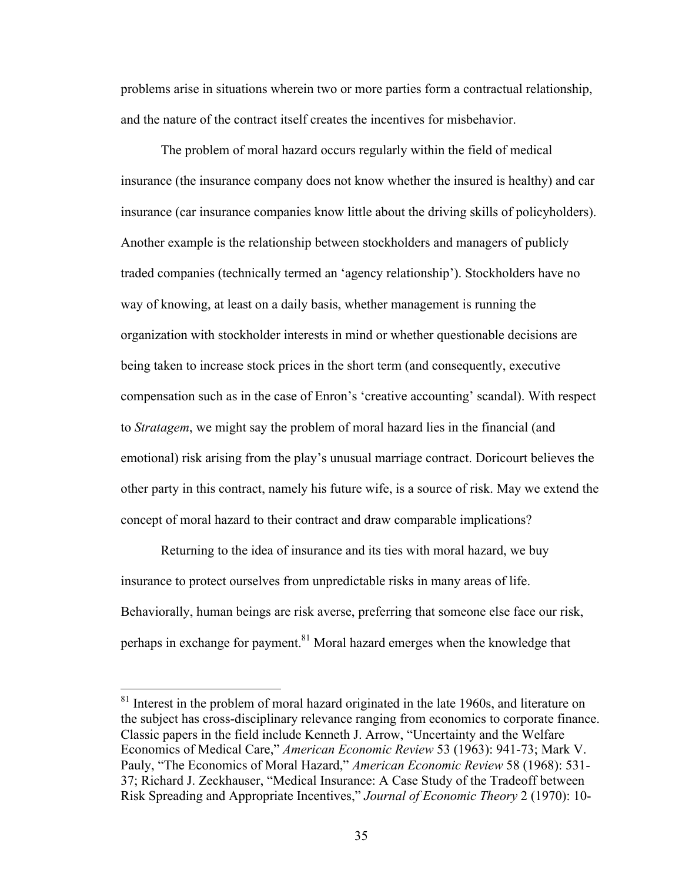problems arise in situations wherein two or more parties form a contractual relationship, and the nature of the contract itself creates the incentives for misbehavior.

The problem of moral hazard occurs regularly within the field of medical insurance (the insurance company does not know whether the insured is healthy) and car insurance (car insurance companies know little about the driving skills of policyholders). Another example is the relationship between stockholders and managers of publicly traded companies (technically termed an 'agency relationship'). Stockholders have no way of knowing, at least on a daily basis, whether management is running the organization with stockholder interests in mind or whether questionable decisions are being taken to increase stock prices in the short term (and consequently, executive compensation such as in the case of Enron's 'creative accounting' scandal). With respect to *Stratagem*, we might say the problem of moral hazard lies in the financial (and emotional) risk arising from the play's unusual marriage contract. Doricourt believes the other party in this contract, namely his future wife, is a source of risk. May we extend the concept of moral hazard to their contract and draw comparable implications?

Returning to the idea of insurance and its ties with moral hazard, we buy insurance to protect ourselves from unpredictable risks in many areas of life. Behaviorally, human beings are risk averse, preferring that someone else face our risk, perhaps in exchange for payment.[81] Moral hazard emerges when the knowledge that

---

[81] Interest in the problem of moral hazard originated in the late 1960s, and literature on the subject has cross-disciplinary relevance ranging from economics to corporate finance. Classic papers in the field include Kenneth J. Arrow, "Uncertainty and the Welfare Economics of Medical Care," *American Economic Review* 53 (1963): 941-73; Mark V. Pauly, "The Economics of Moral Hazard," *American Economic Review* 58 (1968): 531-37; Richard J. Zeckhauser, "Medical Insurance: A Case Study of the Tradeoff between Risk Spreading and Appropriate Incentives," *Journal of Economic Theory* 2 (1970): 10-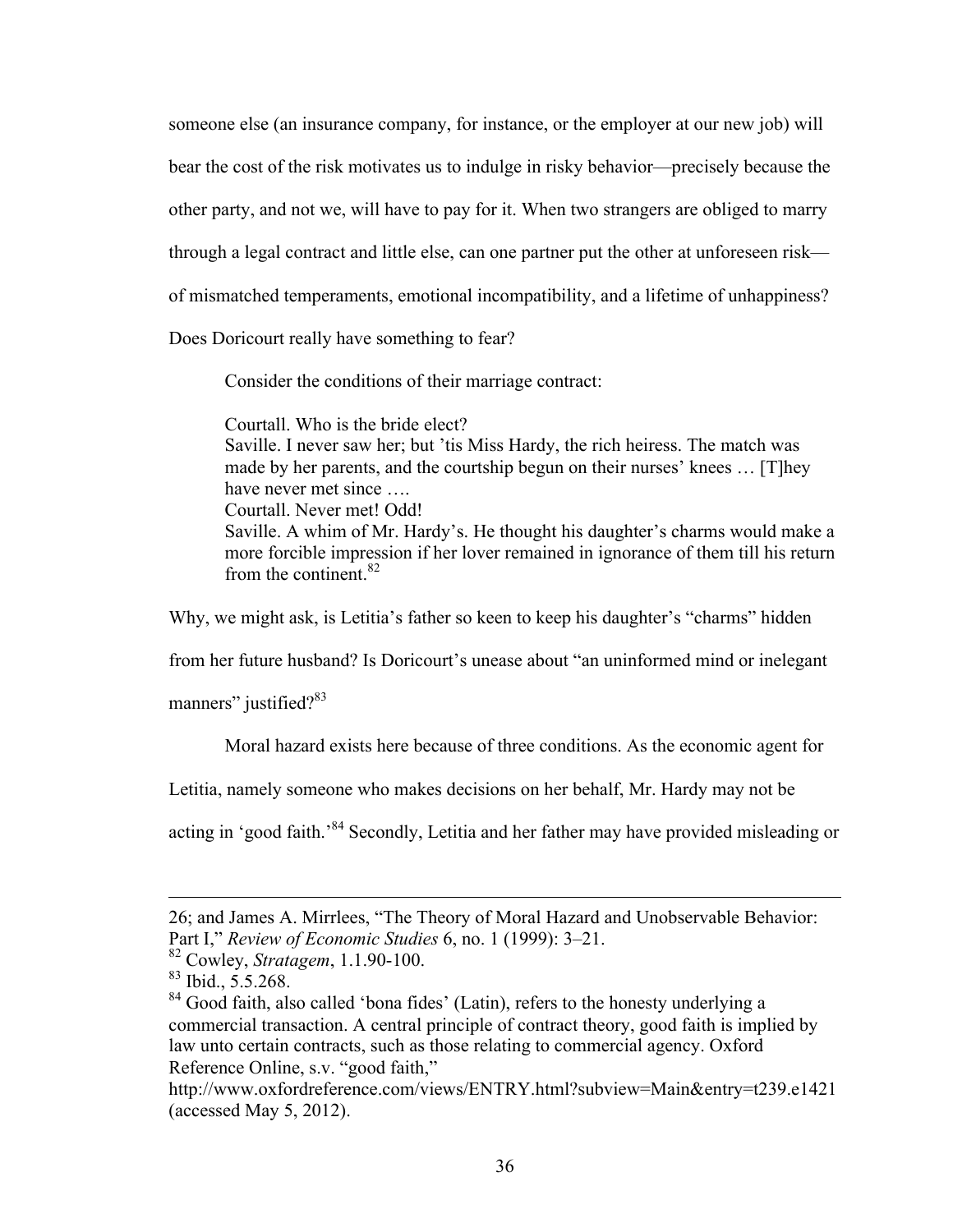someone else (an insurance company, for instance, or the employer at our new job) will bear the cost of the risk motivates us to indulge in risky behavior—precisely because the other party, and not we, will have to pay for it. When two strangers are obliged to marry through a legal contract and little else, can one partner put the other at unforeseen risk—of mismatched temperaments, emotional incompatibility, and a lifetime of unhappiness? Does Doricourt really have something to fear?

Consider the conditions of their marriage contract:

> Courtall. Who is the bride elect?
> Saville. I never saw her; but 'tis Miss Hardy, the rich heiress. The match was made by her parents, and the courtship begun on their nurses' knees … [T]hey have never met since ….
> Courtall. Never met! Odd!
> Saville. A whim of Mr. Hardy's. He thought his daughter's charms would make a more forcible impression if her lover remained in ignorance of them till his return from the continent.[82]

Why, we might ask, is Letitia's father so keen to keep his daughter's "charms" hidden from her future husband? Is Doricourt's unease about "an uninformed mind or inelegant manners" justified?[83]

Moral hazard exists here because of three conditions. As the economic agent for Letitia, namely someone who makes decisions on her behalf, Mr. Hardy may not be acting in 'good faith.'[84] Secondly, Letitia and her father may have provided misleading or

---

26; and James A. Mirrlees, "The Theory of Moral Hazard and Unobservable Behavior: Part I," *Review of Economic Studies* 6, no. 1 (1999): 3–21.

[82] Cowley, *Stratagem*, 1.1.90-100.

[83] Ibid., 5.5.268.

[84] Good faith, also called 'bona fides' (Latin), refers to the honesty underlying a commercial transaction. A central principle of contract theory, good faith is implied by law unto certain contracts, such as those relating to commercial agency. Oxford Reference Online, s.v. "good faith," http://www.oxfordreference.com/views/ENTRY.html?subview=Main&entry=t239.e1421 (accessed May 5, 2012).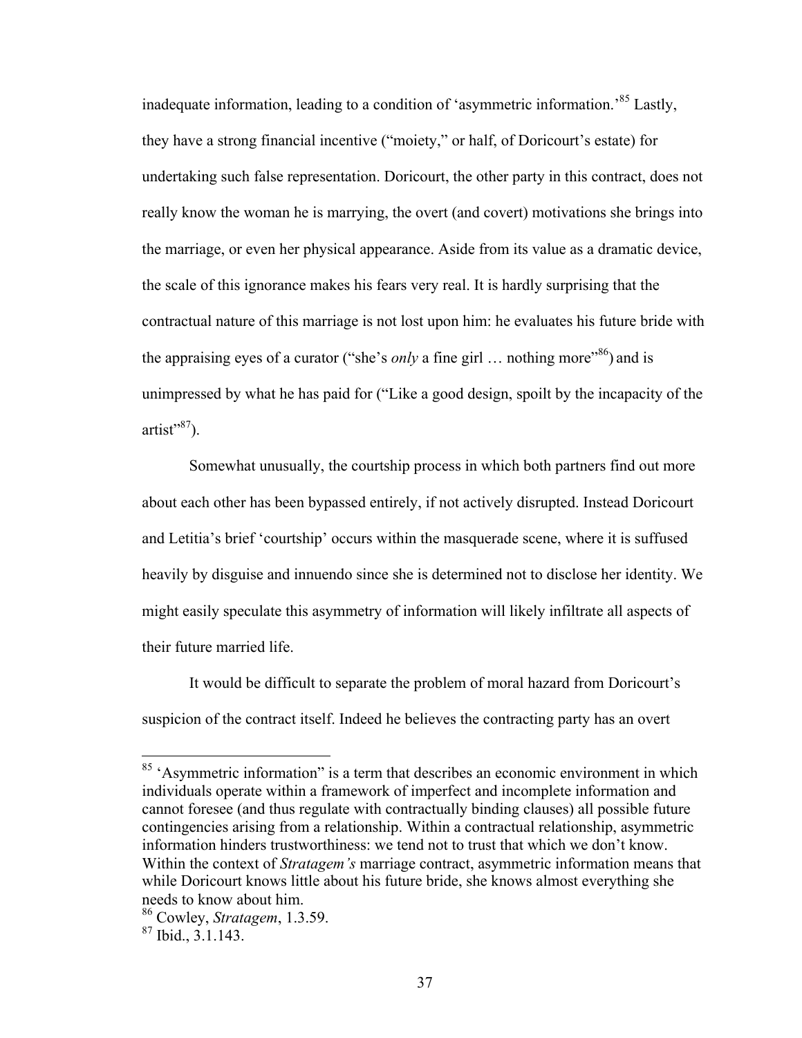inadequate information, leading to a condition of 'asymmetric information.'[85] Lastly, they have a strong financial incentive ("moiety," or half, of Doricourt's estate) for undertaking such false representation. Doricourt, the other party in this contract, does not really know the woman he is marrying, the overt (and covert) motivations she brings into the marriage, or even her physical appearance. Aside from its value as a dramatic device, the scale of this ignorance makes his fears very real. It is hardly surprising that the contractual nature of this marriage is not lost upon him: he evaluates his future bride with the appraising eyes of a curator ("she's *only* a fine girl … nothing more"[86]) and is unimpressed by what he has paid for ("Like a good design, spoilt by the incapacity of the artist"[87]).

Somewhat unusually, the courtship process in which both partners find out more about each other has been bypassed entirely, if not actively disrupted. Instead Doricourt and Letitia's brief 'courtship' occurs within the masquerade scene, where it is suffused heavily by disguise and innuendo since she is determined not to disclose her identity. We might easily speculate this asymmetry of information will likely infiltrate all aspects of their future married life.

It would be difficult to separate the problem of moral hazard from Doricourt's suspicion of the contract itself. Indeed he believes the contracting party has an overt

---

[85] 'Asymmetric information" is a term that describes an economic environment in which individuals operate within a framework of imperfect and incomplete information and cannot foresee (and thus regulate with contractually binding clauses) all possible future contingencies arising from a relationship. Within a contractual relationship, asymmetric information hinders trustworthiness: we tend not to trust that which we don't know. Within the context of *Stratagem's* marriage contract, asymmetric information means that while Doricourt knows little about his future bride, she knows almost everything she needs to know about him.

[86] Cowley, *Stratagem*, 1.3.59.

[87] Ibid., 3.1.143.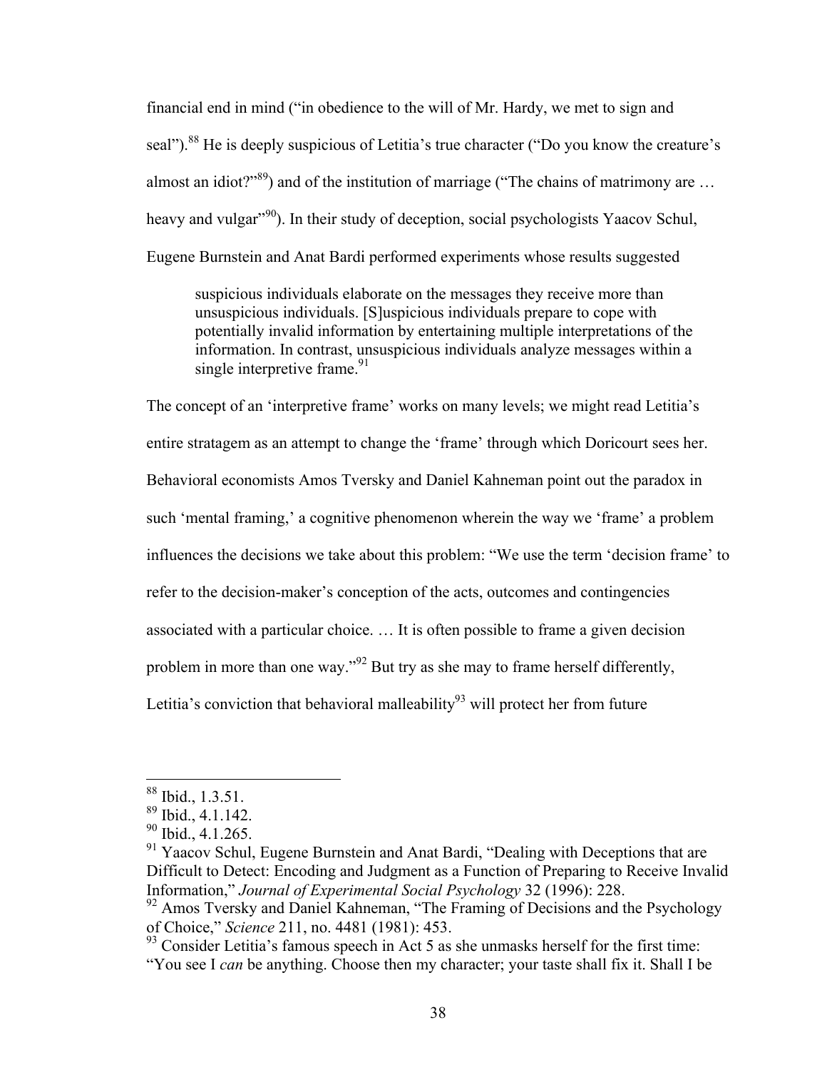financial end in mind ("in obedience to the will of Mr. Hardy, we met to sign and seal").[88] He is deeply suspicious of Letitia's true character ("Do you know the creature's almost an idiot?"[89]) and of the institution of marriage ("The chains of matrimony are … heavy and vulgar"[90]). In their study of deception, social psychologists Yaacov Schul, Eugene Burnstein and Anat Bardi performed experiments whose results suggested

> suspicious individuals elaborate on the messages they receive more than unsuspicious individuals. [S]uspicious individuals prepare to cope with potentially invalid information by entertaining multiple interpretations of the information. In contrast, unsuspicious individuals analyze messages within a single interpretive frame.[91]

The concept of an 'interpretive frame' works on many levels; we might read Letitia's entire stratagem as an attempt to change the 'frame' through which Doricourt sees her. Behavioral economists Amos Tversky and Daniel Kahneman point out the paradox in such 'mental framing,' a cognitive phenomenon wherein the way we 'frame' a problem influences the decisions we take about this problem: "We use the term 'decision frame' to refer to the decision-maker's conception of the acts, outcomes and contingencies associated with a particular choice. … It is often possible to frame a given decision problem in more than one way."[92] But try as she may to frame herself differently, Letitia's conviction that behavioral malleability[93] will protect her from future

---

[88] Ibid., 1.3.51.

[89] Ibid., 4.1.142.

[90] Ibid., 4.1.265.

[91] Yaacov Schul, Eugene Burnstein and Anat Bardi, "Dealing with Deceptions that are Difficult to Detect: Encoding and Judgment as a Function of Preparing to Receive Invalid Information," *Journal of Experimental Social Psychology* 32 (1996): 228.

[92] Amos Tversky and Daniel Kahneman, "The Framing of Decisions and the Psychology of Choice," *Science* 211, no. 4481 (1981): 453.

[93] Consider Letitia's famous speech in Act 5 as she unmasks herself for the first time: "You see I *can* be anything. Choose then my character; your taste shall fix it. Shall I be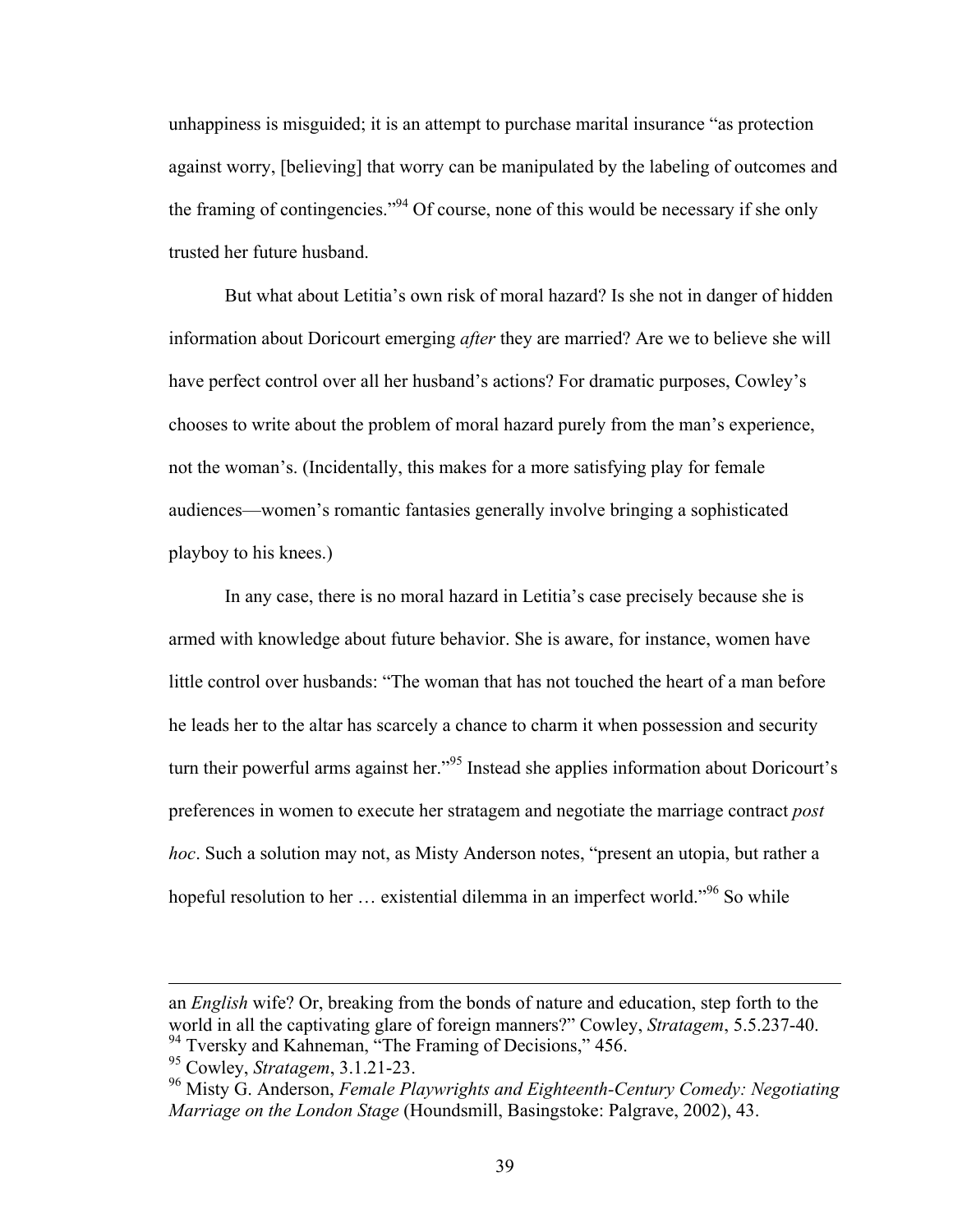unhappiness is misguided; it is an attempt to purchase marital insurance "as protection against worry, [believing] that worry can be manipulated by the labeling of outcomes and the framing of contingencies."[94] Of course, none of this would be necessary if she only trusted her future husband.

But what about Letitia's own risk of moral hazard? Is she not in danger of hidden information about Doricourt emerging *after* they are married? Are we to believe she will have perfect control over all her husband's actions? For dramatic purposes, Cowley's chooses to write about the problem of moral hazard purely from the man's experience, not the woman's. (Incidentally, this makes for a more satisfying play for female audiences—women's romantic fantasies generally involve bringing a sophisticated playboy to his knees.)

In any case, there is no moral hazard in Letitia's case precisely because she is armed with knowledge about future behavior. She is aware, for instance, women have little control over husbands: "The woman that has not touched the heart of a man before he leads her to the altar has scarcely a chance to charm it when possession and security turn their powerful arms against her."[95] Instead she applies information about Doricourt's preferences in women to execute her stratagem and negotiate the marriage contract *post hoc*. Such a solution may not, as Misty Anderson notes, "present an utopia, but rather a hopeful resolution to her … existential dilemma in an imperfect world."[96] So while

---

an *English* wife? Or, breaking from the bonds of nature and education, step forth to the world in all the captivating glare of foreign manners?" Cowley, *Stratagem*, 5.5.237-40.

[94] Tversky and Kahneman, "The Framing of Decisions," 456.

[95] Cowley, *Stratagem*, 3.1.21-23.

[96] Misty G. Anderson, *Female Playwrights and Eighteenth-Century Comedy: Negotiating Marriage on the London Stage* (Houndsmill, Basingstoke: Palgrave, 2002), 43.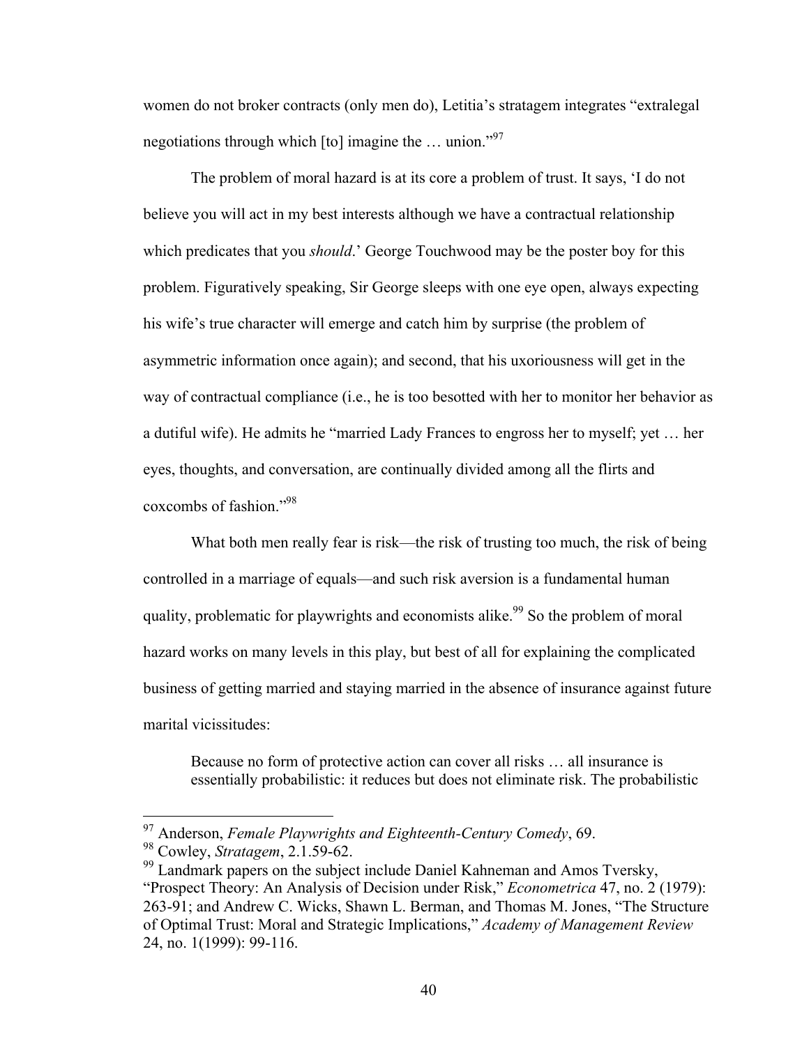women do not broker contracts (only men do), Letitia's stratagem integrates "extralegal negotiations through which [to] imagine the … union."[97]

The problem of moral hazard is at its core a problem of trust. It says, 'I do not believe you will act in my best interests although we have a contractual relationship which predicates that you *should*.' George Touchwood may be the poster boy for this problem. Figuratively speaking, Sir George sleeps with one eye open, always expecting his wife's true character will emerge and catch him by surprise (the problem of asymmetric information once again); and second, that his uxoriousness will get in the way of contractual compliance (i.e., he is too besotted with her to monitor her behavior as a dutiful wife). He admits he "married Lady Frances to engross her to myself; yet … her eyes, thoughts, and conversation, are continually divided among all the flirts and coxcombs of fashion."[98]

What both men really fear is risk—the risk of trusting too much, the risk of being controlled in a marriage of equals—and such risk aversion is a fundamental human quality, problematic for playwrights and economists alike.[99] So the problem of moral hazard works on many levels in this play, but best of all for explaining the complicated business of getting married and staying married in the absence of insurance against future marital vicissitudes:

> Because no form of protective action can cover all risks … all insurance is essentially probabilistic: it reduces but does not eliminate risk. The probabilistic

---

[97] Anderson, *Female Playwrights and Eighteenth-Century Comedy*, 69.

[98] Cowley, *Stratagem*, 2.1.59-62.

[99] Landmark papers on the subject include Daniel Kahneman and Amos Tversky, "Prospect Theory: An Analysis of Decision under Risk," *Econometrica* 47, no. 2 (1979): 263-91; and Andrew C. Wicks, Shawn L. Berman, and Thomas M. Jones, "The Structure of Optimal Trust: Moral and Strategic Implications," *Academy of Management Review* 24, no. 1(1999): 99-116.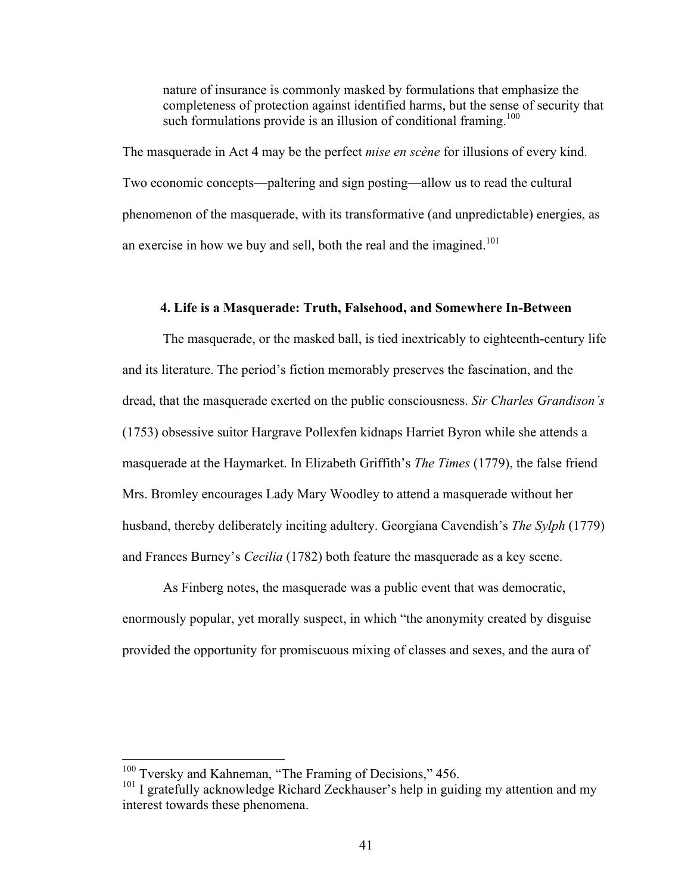> nature of insurance is commonly masked by formulations that emphasize the completeness of protection against identified harms, but the sense of security that such formulations provide is an illusion of conditional framing.[100]

The masquerade in Act 4 may be the perfect *mise en scène* for illusions of every kind. Two economic concepts—paltering and sign posting—allow us to read the cultural phenomenon of the masquerade, with its transformative (and unpredictable) energies, as an exercise in how we buy and sell, both the real and the imagined.[101]

### 4. Life is a Masquerade: Truth, Falsehood, and Somewhere In-Between

The masquerade, or the masked ball, is tied inextricably to eighteenth-century life and its literature. The period's fiction memorably preserves the fascination, and the dread, that the masquerade exerted on the public consciousness. *Sir Charles Grandison's* (1753) obsessive suitor Hargrave Pollexfen kidnaps Harriet Byron while she attends a masquerade at the Haymarket. In Elizabeth Griffith's *The Times* (1779), the false friend Mrs. Bromley encourages Lady Mary Woodley to attend a masquerade without her husband, thereby deliberately inciting adultery. Georgiana Cavendish's *The Sylph* (1779) and Frances Burney's *Cecilia* (1782) both feature the masquerade as a key scene.

As Finberg notes, the masquerade was a public event that was democratic, enormously popular, yet morally suspect, in which "the anonymity created by disguise provided the opportunity for promiscuous mixing of classes and sexes, and the aura of

---

[100] Tversky and Kahneman, "The Framing of Decisions," 456.

[101] I gratefully acknowledge Richard Zeckhauser's help in guiding my attention and my interest towards these phenomena.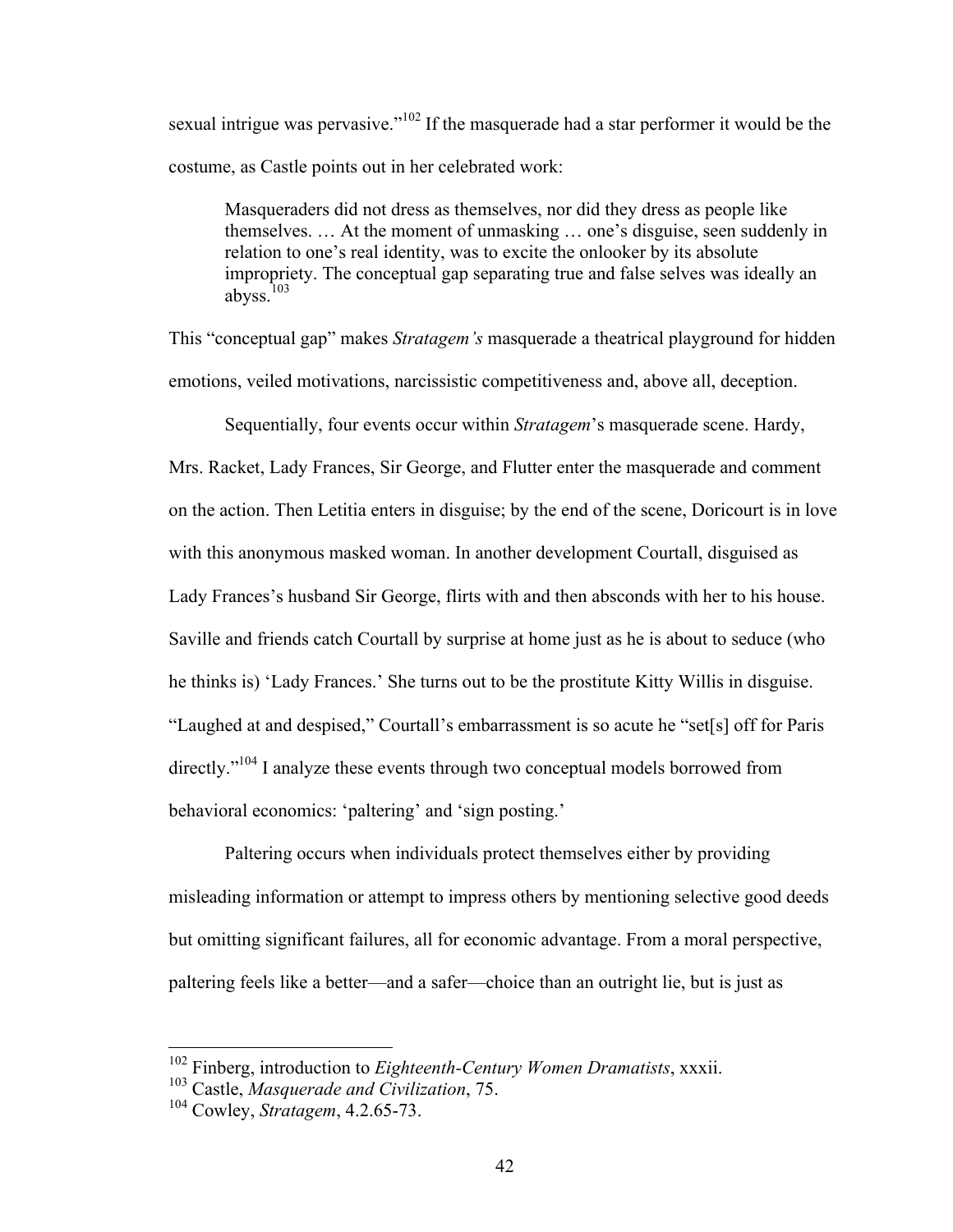sexual intrigue was pervasive."[102] If the masquerade had a star performer it would be the costume, as Castle points out in her celebrated work:

> Masqueraders did not dress as themselves, nor did they dress as people like themselves. … At the moment of unmasking … one's disguise, seen suddenly in relation to one's real identity, was to excite the onlooker by its absolute impropriety. The conceptual gap separating true and false selves was ideally an abyss.[103]

This "conceptual gap" makes *Stratagem's* masquerade a theatrical playground for hidden emotions, veiled motivations, narcissistic competitiveness and, above all, deception.

Sequentially, four events occur within *Stratagem*'s masquerade scene. Hardy, Mrs. Racket, Lady Frances, Sir George, and Flutter enter the masquerade and comment on the action. Then Letitia enters in disguise; by the end of the scene, Doricourt is in love with this anonymous masked woman. In another development Courtall, disguised as Lady Frances's husband Sir George, flirts with and then absconds with her to his house. Saville and friends catch Courtall by surprise at home just as he is about to seduce (who he thinks is) 'Lady Frances.' She turns out to be the prostitute Kitty Willis in disguise. "Laughed at and despised," Courtall's embarrassment is so acute he "set[s] off for Paris directly."[104] I analyze these events through two conceptual models borrowed from behavioral economics: 'paltering' and 'sign posting.'

Paltering occurs when individuals protect themselves either by providing misleading information or attempt to impress others by mentioning selective good deeds but omitting significant failures, all for economic advantage. From a moral perspective, paltering feels like a better—and a safer—choice than an outright lie, but is just as

[102] Finberg, introduction to *Eighteenth-Century Women Dramatists*, xxxii.

[103] Castle, *Masquerade and Civilization*, 75.

[104] Cowley, *Stratagem*, 4.2.65-73.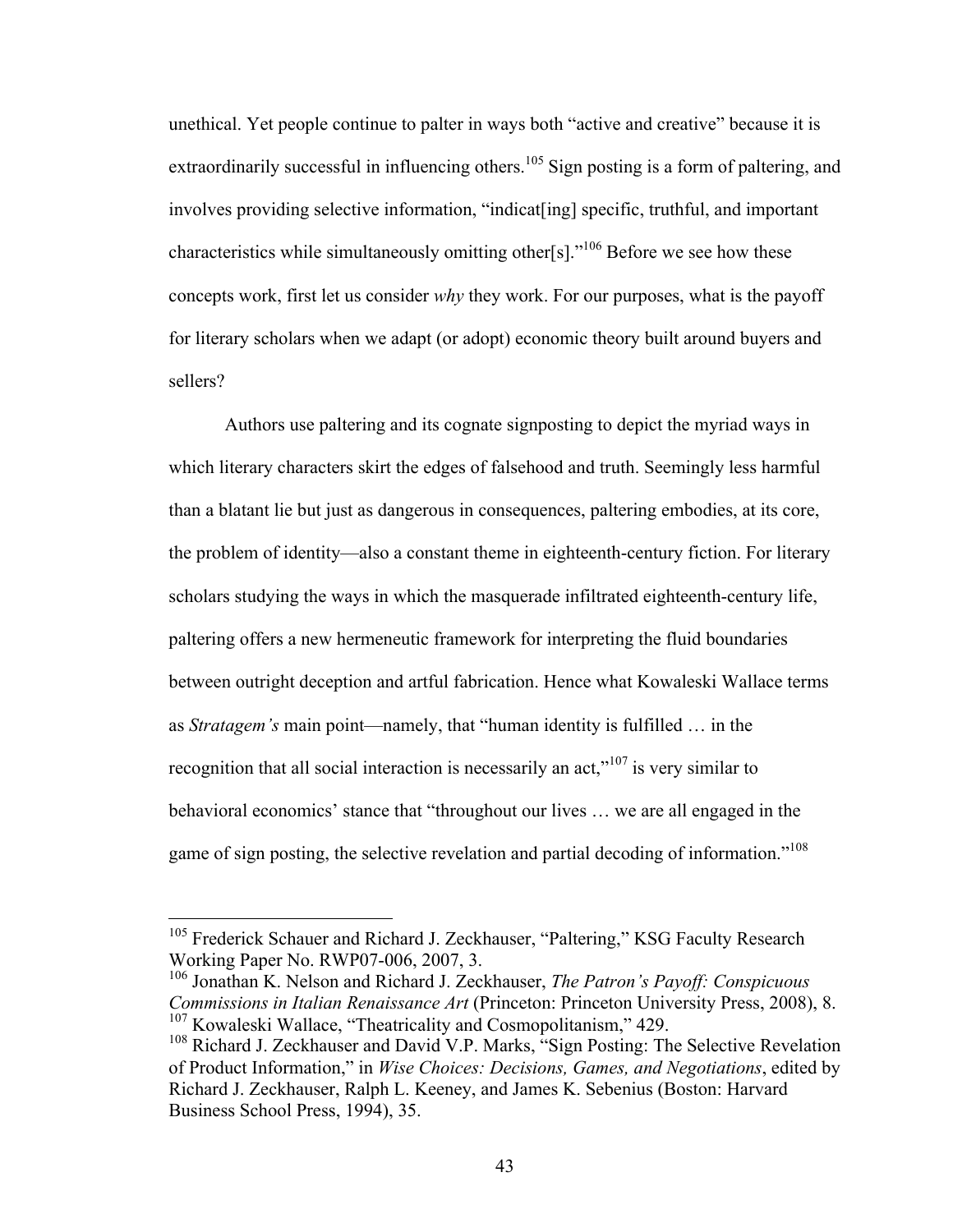unethical. Yet people continue to palter in ways both "active and creative" because it is extraordinarily successful in influencing others.[105] Sign posting is a form of paltering, and involves providing selective information, "indicat[ing] specific, truthful, and important characteristics while simultaneously omitting other[s]."[106] Before we see how these concepts work, first let us consider *why* they work. For our purposes, what is the payoff for literary scholars when we adapt (or adopt) economic theory built around buyers and sellers?

Authors use paltering and its cognate signposting to depict the myriad ways in which literary characters skirt the edges of falsehood and truth. Seemingly less harmful than a blatant lie but just as dangerous in consequences, paltering embodies, at its core, the problem of identity—also a constant theme in eighteenth-century fiction. For literary scholars studying the ways in which the masquerade infiltrated eighteenth-century life, paltering offers a new hermeneutic framework for interpreting the fluid boundaries between outright deception and artful fabrication. Hence what Kowaleski Wallace terms as *Stratagem's* main point—namely, that "human identity is fulfilled … in the recognition that all social interaction is necessarily an act,"[107] is very similar to behavioral economics' stance that "throughout our lives … we are all engaged in the game of sign posting, the selective revelation and partial decoding of information."[108]

---

[105] Frederick Schauer and Richard J. Zeckhauser, "Paltering," KSG Faculty Research Working Paper No. RWP07-006, 2007, 3.

[106] Jonathan K. Nelson and Richard J. Zeckhauser, *The Patron's Payoff: Conspicuous Commissions in Italian Renaissance Art* (Princeton: Princeton University Press, 2008), 8.

[107] Kowaleski Wallace, "Theatricality and Cosmopolitanism," 429.

[108] Richard J. Zeckhauser and David V.P. Marks, "Sign Posting: The Selective Revelation of Product Information," in *Wise Choices: Decisions, Games, and Negotiations*, edited by Richard J. Zeckhauser, Ralph L. Keeney, and James K. Sebenius (Boston: Harvard Business School Press, 1994), 35.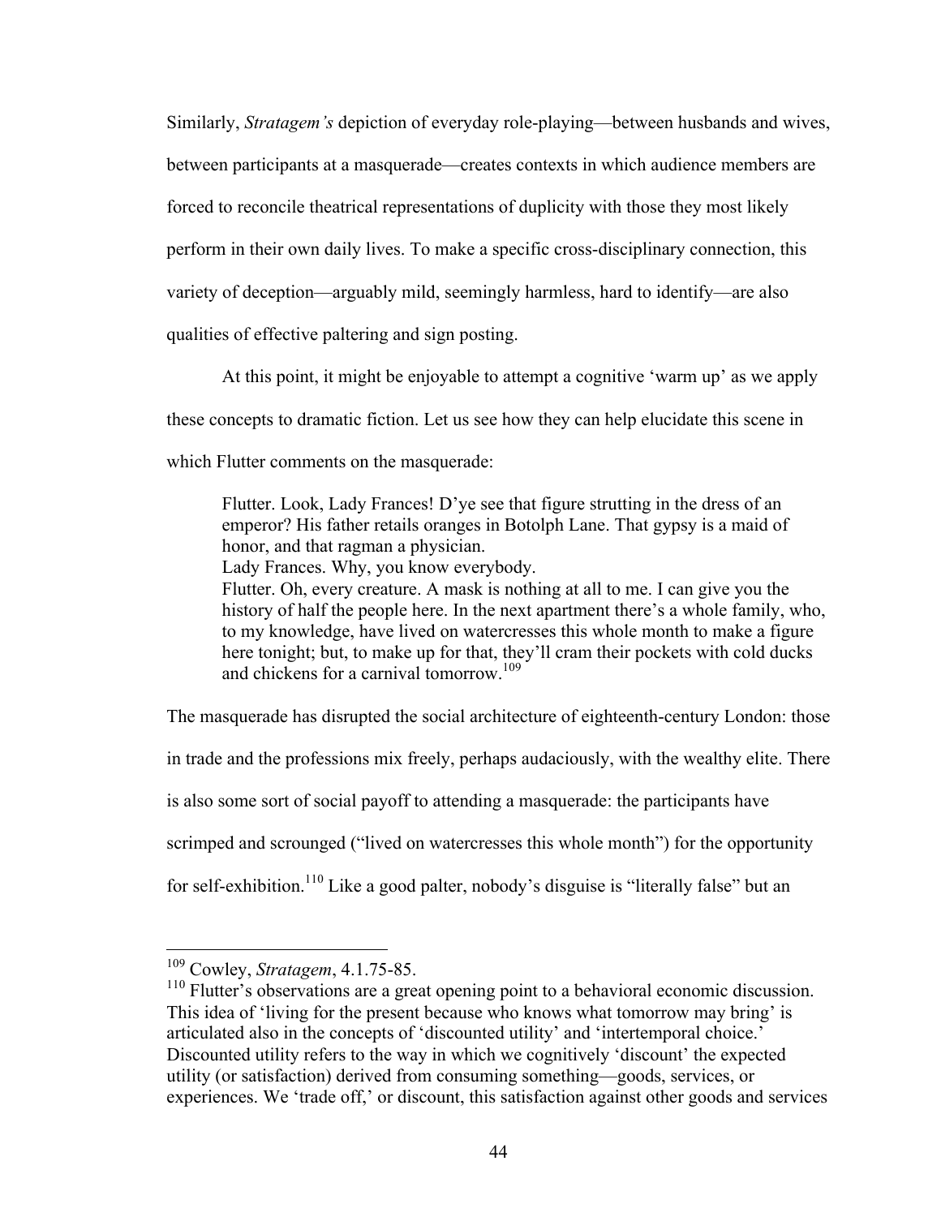Similarly, *Stratagem's* depiction of everyday role-playing—between husbands and wives, between participants at a masquerade—creates contexts in which audience members are forced to reconcile theatrical representations of duplicity with those they most likely perform in their own daily lives. To make a specific cross-disciplinary connection, this variety of deception—arguably mild, seemingly harmless, hard to identify—are also qualities of effective paltering and sign posting.

At this point, it might be enjoyable to attempt a cognitive 'warm up' as we apply these concepts to dramatic fiction. Let us see how they can help elucidate this scene in which Flutter comments on the masquerade:

> Flutter. Look, Lady Frances! D'ye see that figure strutting in the dress of an emperor? His father retails oranges in Botolph Lane. That gypsy is a maid of honor, and that ragman a physician.
> Lady Frances. Why, you know everybody.
> Flutter. Oh, every creature. A mask is nothing at all to me. I can give you the history of half the people here. In the next apartment there's a whole family, who, to my knowledge, have lived on watercresses this whole month to make a figure here tonight; but, to make up for that, they'll cram their pockets with cold ducks and chickens for a carnival tomorrow.[109]

The masquerade has disrupted the social architecture of eighteenth-century London: those in trade and the professions mix freely, perhaps audaciously, with the wealthy elite. There is also some sort of social payoff to attending a masquerade: the participants have scrimped and scrounged ("lived on watercresses this whole month") for the opportunity for self-exhibition.[110] Like a good palter, nobody's disguise is "literally false" but an

---

[109] Cowley, *Stratagem*, 4.1.75-85.

[110] Flutter's observations are a great opening point to a behavioral economic discussion. This idea of 'living for the present because who knows what tomorrow may bring' is articulated also in the concepts of 'discounted utility' and 'intertemporal choice.' Discounted utility refers to the way in which we cognitively 'discount' the expected utility (or satisfaction) derived from consuming something—goods, services, or experiences. We 'trade off,' or discount, this satisfaction against other goods and services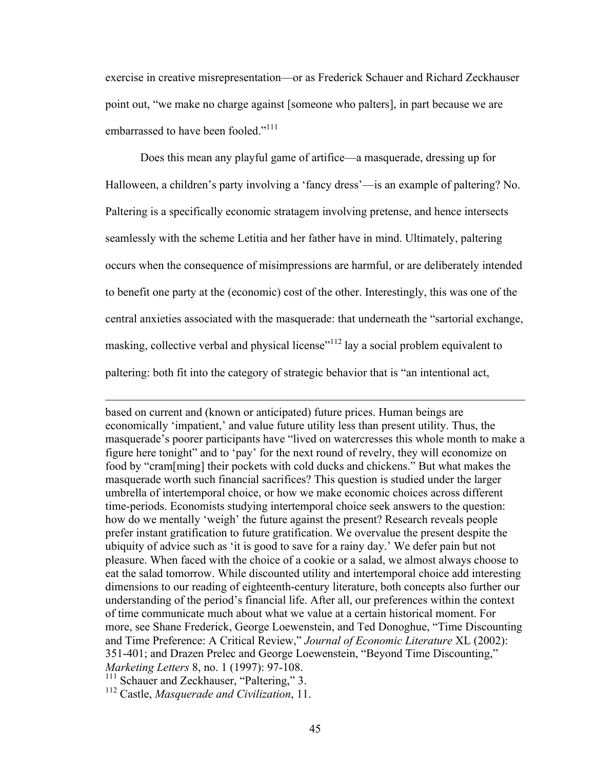exercise in creative misrepresentation—or as Frederick Schauer and Richard Zeckhauser point out, "we make no charge against [someone who palters], in part because we are embarrassed to have been fooled."[111]

Does this mean any playful game of artifice—a masquerade, dressing up for Halloween, a children's party involving a 'fancy dress'—is an example of paltering? No. Paltering is a specifically economic stratagem involving pretense, and hence intersects seamlessly with the scheme Letitia and her father have in mind. Ultimately, paltering occurs when the consequence of misimpressions are harmful, or are deliberately intended to benefit one party at the (economic) cost of the other. Interestingly, this was one of the central anxieties associated with the masquerade: that underneath the "sartorial exchange, masking, collective verbal and physical license"[112] lay a social problem equivalent to paltering: both fit into the category of strategic behavior that is "an intentional act,

---

based on current and (known or anticipated) future prices. Human beings are economically 'impatient,' and value future utility less than present utility. Thus, the masquerade's poorer participants have "lived on watercresses this whole month to make a figure here tonight" and to 'pay' for the next round of revelry, they will economize on food by "cram[ming] their pockets with cold ducks and chickens." But what makes the masquerade worth such financial sacrifices? This question is studied under the larger umbrella of intertemporal choice, or how we make economic choices across different time-periods. Economists studying intertemporal choice seek answers to the question: how do we mentally 'weigh' the future against the present? Research reveals people prefer instant gratification to future gratification. We overvalue the present despite the ubiquity of advice such as 'it is good to save for a rainy day.' We defer pain but not pleasure. When faced with the choice of a cookie or a salad, we almost always choose to eat the salad tomorrow. While discounted utility and intertemporal choice add interesting dimensions to our reading of eighteenth-century literature, both concepts also further our understanding of the period's financial life. After all, our preferences within the context of time communicate much about what we value at a certain historical moment. For more, see Shane Frederick, George Loewenstein, and Ted Donoghue, "Time Discounting and Time Preference: A Critical Review," *Journal of Economic Literature* XL (2002): 351-401; and Drazen Prelec and George Loewenstein, "Beyond Time Discounting," *Marketing Letters* 8, no. 1 (1997): 97-108.

[111] Schauer and Zeckhauser, "Paltering," 3.

[112] Castle, *Masquerade and Civilization*, 11.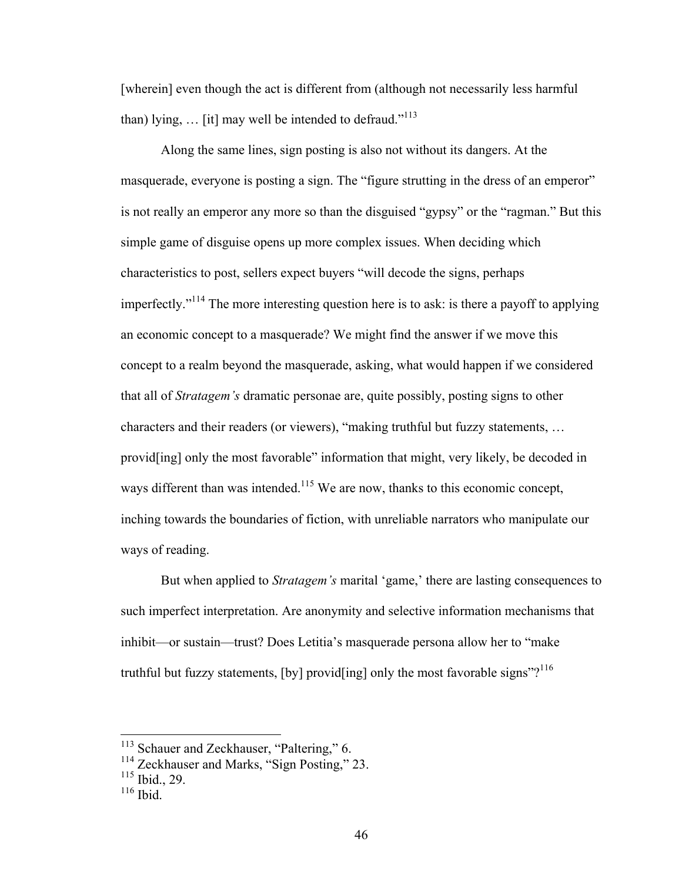[wherein] even though the act is different from (although not necessarily less harmful than) lying, … [it] may well be intended to defraud."[113]

Along the same lines, sign posting is also not without its dangers. At the masquerade, everyone is posting a sign. The "figure strutting in the dress of an emperor" is not really an emperor any more so than the disguised "gypsy" or the "ragman." But this simple game of disguise opens up more complex issues. When deciding which characteristics to post, sellers expect buyers "will decode the signs, perhaps imperfectly."[114] The more interesting question here is to ask: is there a payoff to applying an economic concept to a masquerade? We might find the answer if we move this concept to a realm beyond the masquerade, asking, what would happen if we considered that all of *Stratagem's* dramatic personae are, quite possibly, posting signs to other characters and their readers (or viewers), "making truthful but fuzzy statements, … provid[ing] only the most favorable" information that might, very likely, be decoded in ways different than was intended.[115] We are now, thanks to this economic concept, inching towards the boundaries of fiction, with unreliable narrators who manipulate our ways of reading.

But when applied to *Stratagem's* marital 'game,' there are lasting consequences to such imperfect interpretation. Are anonymity and selective information mechanisms that inhibit—or sustain—trust? Does Letitia's masquerade persona allow her to "make truthful but fuzzy statements, [by] provid[ing] only the most favorable signs"?[116]

---

[113] Schauer and Zeckhauser, "Paltering," 6.

[114] Zeckhauser and Marks, "Sign Posting," 23.

[115] Ibid., 29.

[116] Ibid.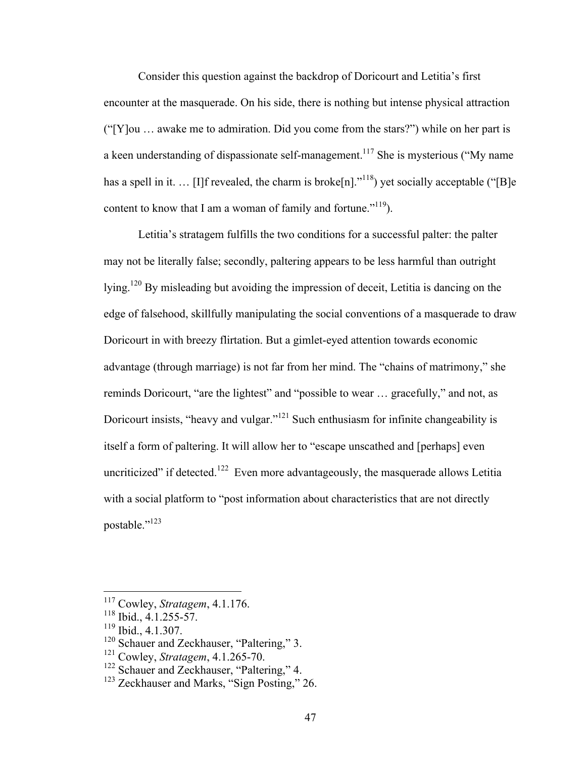Consider this question against the backdrop of Doricourt and Letitia's first encounter at the masquerade. On his side, there is nothing but intense physical attraction ("[Y]ou … awake me to admiration. Did you come from the stars?") while on her part is a keen understanding of dispassionate self-management.[117] She is mysterious ("My name has a spell in it. … [I]f revealed, the charm is broke[n]."[118]) yet socially acceptable ("[B]e content to know that I am a woman of family and fortune."[119]).

Letitia's stratagem fulfills the two conditions for a successful palter: the palter may not be literally false; secondly, paltering appears to be less harmful than outright lying.[120] By misleading but avoiding the impression of deceit, Letitia is dancing on the edge of falsehood, skillfully manipulating the social conventions of a masquerade to draw Doricourt in with breezy flirtation. But a gimlet-eyed attention towards economic advantage (through marriage) is not far from her mind. The "chains of matrimony," she reminds Doricourt, "are the lightest" and "possible to wear … gracefully," and not, as Doricourt insists, "heavy and vulgar."[121] Such enthusiasm for infinite changeability is itself a form of paltering. It will allow her to "escape unscathed and [perhaps] even uncriticized" if detected.[122] Even more advantageously, the masquerade allows Letitia with a social platform to "post information about characteristics that are not directly postable."[123]

---

[117] Cowley, *Stratagem*, 4.1.176.
[118] Ibid., 4.1.255-57.
[119] Ibid., 4.1.307.
[120] Schauer and Zeckhauser, "Paltering," 3.
[121] Cowley, *Stratagem*, 4.1.265-70.
[122] Schauer and Zeckhauser, "Paltering," 4.
[123] Zeckhauser and Marks, "Sign Posting," 26.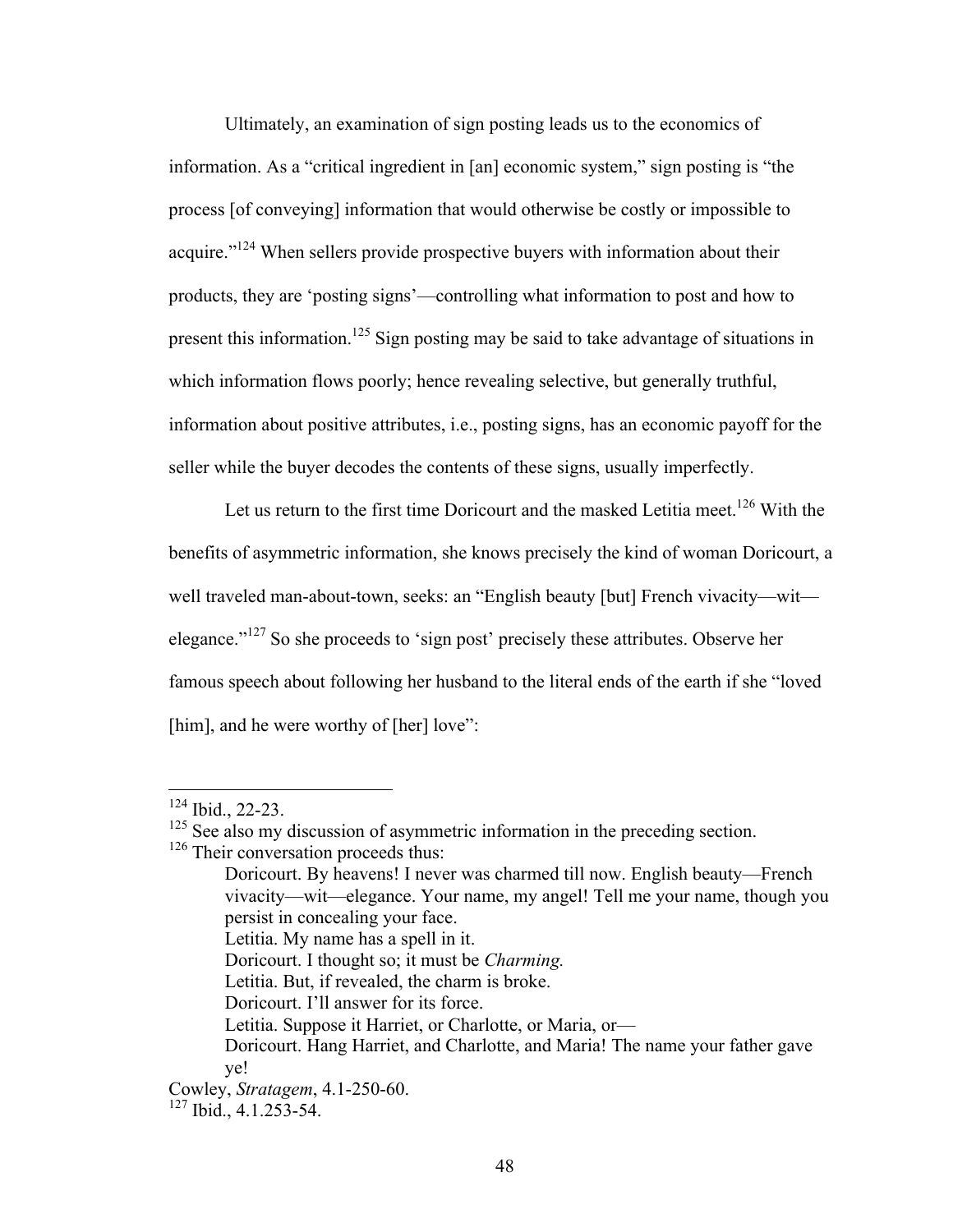Ultimately, an examination of sign posting leads us to the economics of information. As a "critical ingredient in [an] economic system," sign posting is "the process [of conveying] information that would otherwise be costly or impossible to acquire."[124] When sellers provide prospective buyers with information about their products, they are 'posting signs'—controlling what information to post and how to present this information.[125] Sign posting may be said to take advantage of situations in which information flows poorly; hence revealing selective, but generally truthful, information about positive attributes, i.e., posting signs, has an economic payoff for the seller while the buyer decodes the contents of these signs, usually imperfectly.

Let us return to the first time Doricourt and the masked Letitia meet.[126] With the benefits of asymmetric information, she knows precisely the kind of woman Doricourt, a well traveled man-about-town, seeks: an "English beauty [but] French vivacity—wit—elegance."[127] So she proceeds to 'sign post' precisely these attributes. Observe her famous speech about following her husband to the literal ends of the earth if she "loved [him], and he were worthy of [her] love":

---

[124] Ibid., 22-23.

[125] See also my discussion of asymmetric information in the preceding section.

[126] Their conversation proceeds thus:

> Doricourt. By heavens! I never was charmed till now. English beauty—French vivacity—wit—elegance. Your name, my angel! Tell me your name, though you persist in concealing your face.
> Letitia. My name has a spell in it.
> Doricourt. I thought so; it must be *Charming.*
> Letitia. But, if revealed, the charm is broke.
> Doricourt. I'll answer for its force.
> Letitia. Suppose it Harriet, or Charlotte, or Maria, or—
> Doricourt. Hang Harriet, and Charlotte, and Maria! The name your father gave ye!

Cowley, *Stratagem*, 4.1-250-60.

[127] Ibid., 4.1.253-54.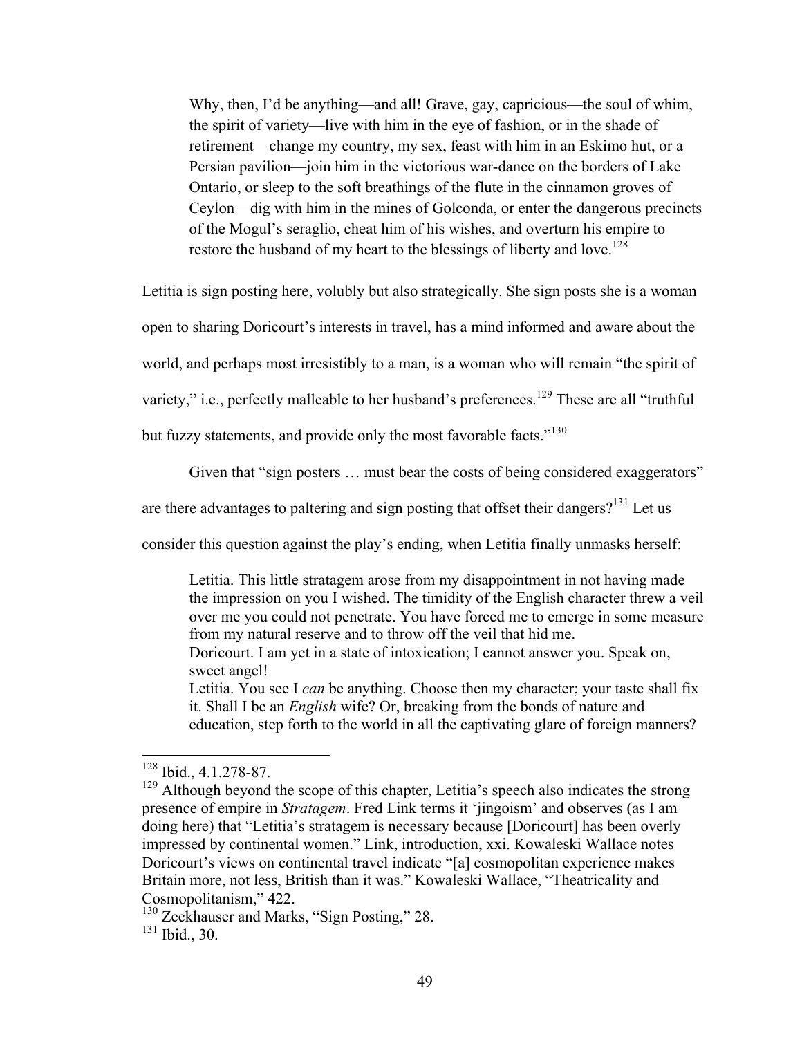> Why, then, I'd be anything—and all! Grave, gay, capricious—the soul of whim, the spirit of variety—live with him in the eye of fashion, or in the shade of retirement—change my country, my sex, feast with him in an Eskimo hut, or a Persian pavilion—join him in the victorious war-dance on the borders of Lake Ontario, or sleep to the soft breathings of the flute in the cinnamon groves of Ceylon—dig with him in the mines of Golconda, or enter the dangerous precincts of the Mogul's seraglio, cheat him of his wishes, and overturn his empire to restore the husband of my heart to the blessings of liberty and love.[128]

Letitia is sign posting here, volubly but also strategically. She sign posts she is a woman open to sharing Doricourt's interests in travel, has a mind informed and aware about the world, and perhaps most irresistibly to a man, is a woman who will remain "the spirit of variety," i.e., perfectly malleable to her husband's preferences.[129] These are all "truthful but fuzzy statements, and provide only the most favorable facts."[130]

Given that "sign posters … must bear the costs of being considered exaggerators" are there advantages to paltering and sign posting that offset their dangers?[131] Let us consider this question against the play's ending, when Letitia finally unmasks herself:

> Letitia. This little stratagem arose from my disappointment in not having made the impression on you I wished. The timidity of the English character threw a veil over me you could not penetrate. You have forced me to emerge in some measure from my natural reserve and to throw off the veil that hid me.
> Doricourt. I am yet in a state of intoxication; I cannot answer you. Speak on, sweet angel!
> Letitia. You see I *can* be anything. Choose then my character; your taste shall fix it. Shall I be an *English* wife? Or, breaking from the bonds of nature and education, step forth to the world in all the captivating glare of foreign manners?

---

[128] Ibid., 4.1.278-87.

[129] Although beyond the scope of this chapter, Letitia's speech also indicates the strong presence of empire in *Stratagem*. Fred Link terms it 'jingoism' and observes (as I am doing here) that "Letitia's stratagem is necessary because [Doricourt] has been overly impressed by continental women." Link, introduction, xxi. Kowaleski Wallace notes Doricourt's views on continental travel indicate "[a] cosmopolitan experience makes Britain more, not less, British than it was." Kowaleski Wallace, "Theatricality and Cosmopolitanism," 422.

[130] Zeckhauser and Marks, "Sign Posting," 28.

[131] Ibid., 30.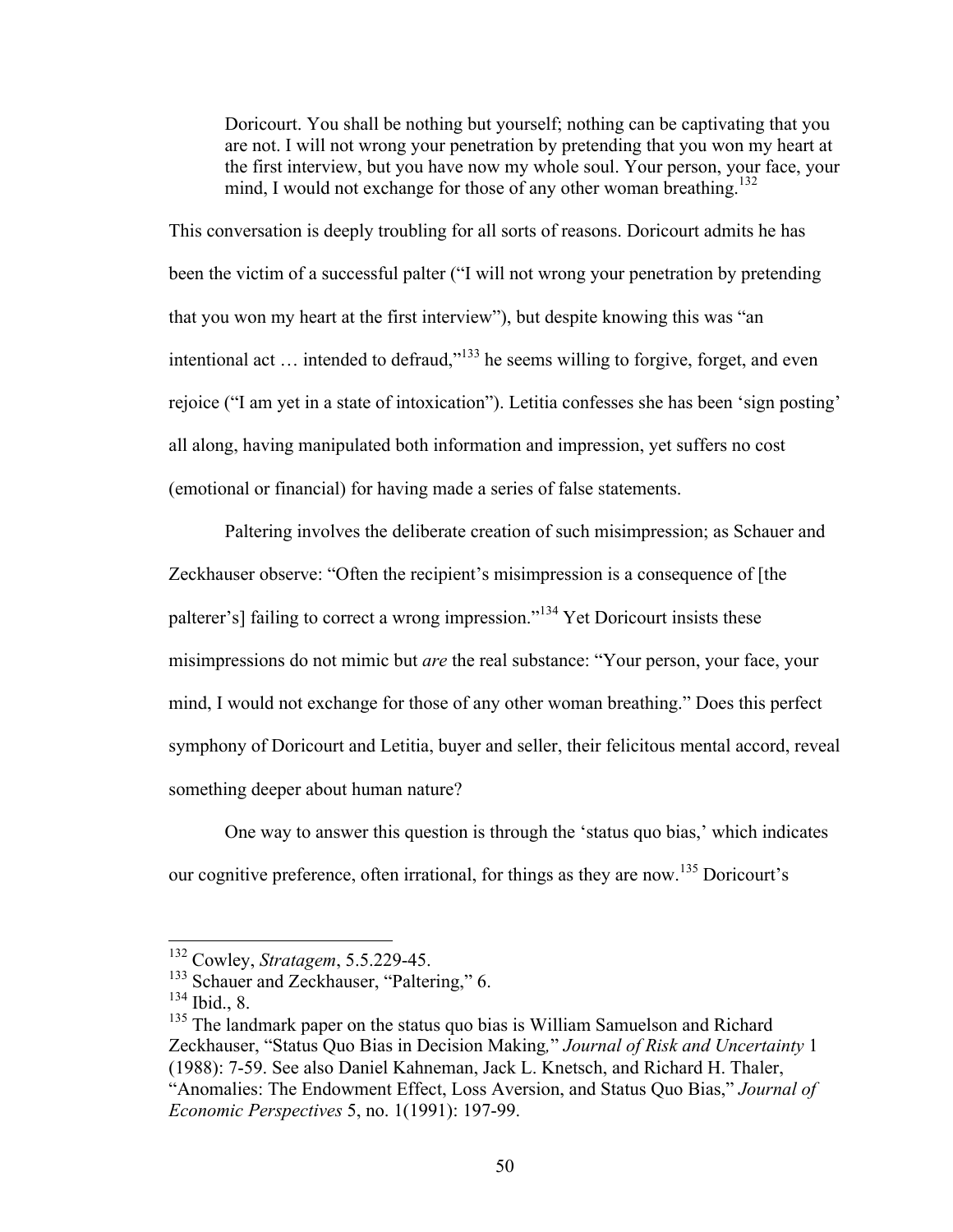> Doricourt. You shall be nothing but yourself; nothing can be captivating that you are not. I will not wrong your penetration by pretending that you won my heart at the first interview, but you have now my whole soul. Your person, your face, your mind, I would not exchange for those of any other woman breathing.[132]

This conversation is deeply troubling for all sorts of reasons. Doricourt admits he has been the victim of a successful palter ("I will not wrong your penetration by pretending that you won my heart at the first interview"), but despite knowing this was "an intentional act … intended to defraud,"[133] he seems willing to forgive, forget, and even rejoice ("I am yet in a state of intoxication"). Letitia confesses she has been 'sign posting' all along, having manipulated both information and impression, yet suffers no cost (emotional or financial) for having made a series of false statements.

Paltering involves the deliberate creation of such misimpression; as Schauer and Zeckhauser observe: "Often the recipient's misimpression is a consequence of [the palterer's] failing to correct a wrong impression."[134] Yet Doricourt insists these misimpressions do not mimic but *are* the real substance: "Your person, your face, your mind, I would not exchange for those of any other woman breathing." Does this perfect symphony of Doricourt and Letitia, buyer and seller, their felicitous mental accord, reveal something deeper about human nature?

One way to answer this question is through the 'status quo bias,' which indicates our cognitive preference, often irrational, for things as they are now.[135] Doricourt's

---

[132] Cowley, *Stratagem*, 5.5.229-45.

[133] Schauer and Zeckhauser, "Paltering," 6.

[134] Ibid., 8.

[135] The landmark paper on the status quo bias is William Samuelson and Richard Zeckhauser, "Status Quo Bias in Decision Making," *Journal of Risk and Uncertainty* 1 (1988): 7-59. See also Daniel Kahneman, Jack L. Knetsch, and Richard H. Thaler, "Anomalies: The Endowment Effect, Loss Aversion, and Status Quo Bias," *Journal of Economic Perspectives* 5, no. 1(1991): 197-99.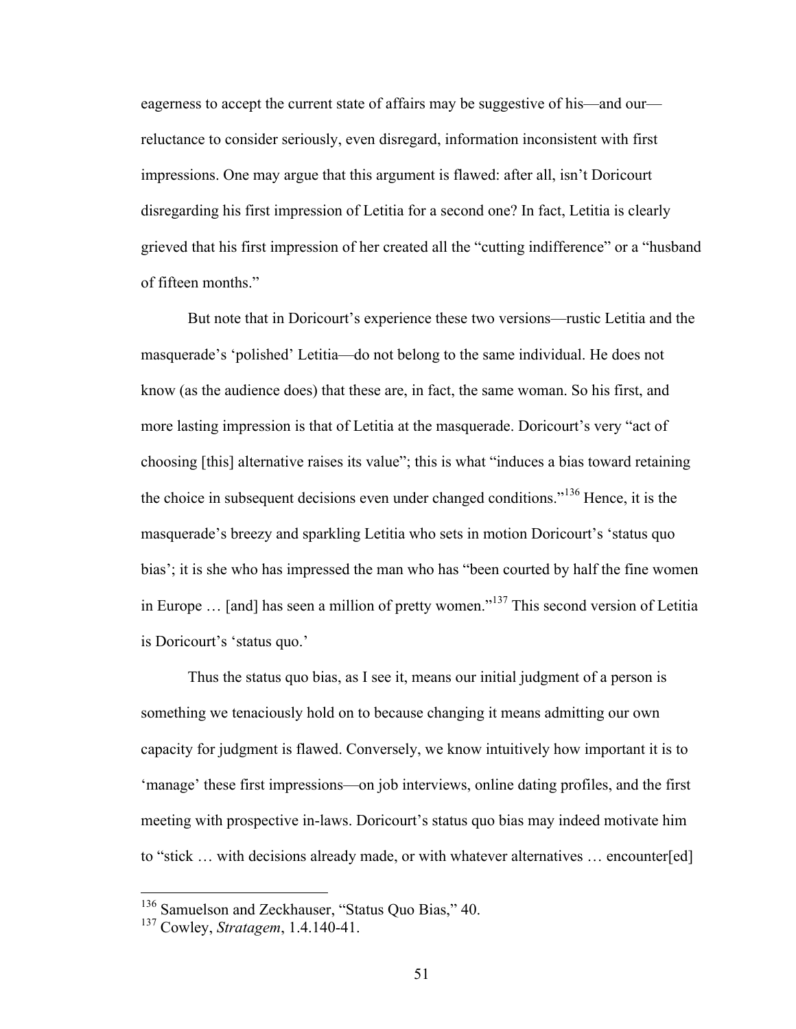eagerness to accept the current state of affairs may be suggestive of his—and our—reluctance to consider seriously, even disregard, information inconsistent with first impressions. One may argue that this argument is flawed: after all, isn't Doricourt disregarding his first impression of Letitia for a second one? In fact, Letitia is clearly grieved that his first impression of her created all the "cutting indifference" or a "husband of fifteen months."

But note that in Doricourt's experience these two versions—rustic Letitia and the masquerade's 'polished' Letitia—do not belong to the same individual. He does not know (as the audience does) that these are, in fact, the same woman. So his first, and more lasting impression is that of Letitia at the masquerade. Doricourt's very "act of choosing [this] alternative raises its value"; this is what "induces a bias toward retaining the choice in subsequent decisions even under changed conditions."[136] Hence, it is the masquerade's breezy and sparkling Letitia who sets in motion Doricourt's 'status quo bias'; it is she who has impressed the man who has "been courted by half the fine women in Europe … [and] has seen a million of pretty women."[137] This second version of Letitia is Doricourt's 'status quo.'

Thus the status quo bias, as I see it, means our initial judgment of a person is something we tenaciously hold on to because changing it means admitting our own capacity for judgment is flawed. Conversely, we know intuitively how important it is to 'manage' these first impressions—on job interviews, online dating profiles, and the first meeting with prospective in-laws. Doricourt's status quo bias may indeed motivate him to "stick … with decisions already made, or with whatever alternatives … encounter[ed]

---

[136] Samuelson and Zeckhauser, "Status Quo Bias," 40.

[137] Cowley, *Stratagem*, 1.4.140-41.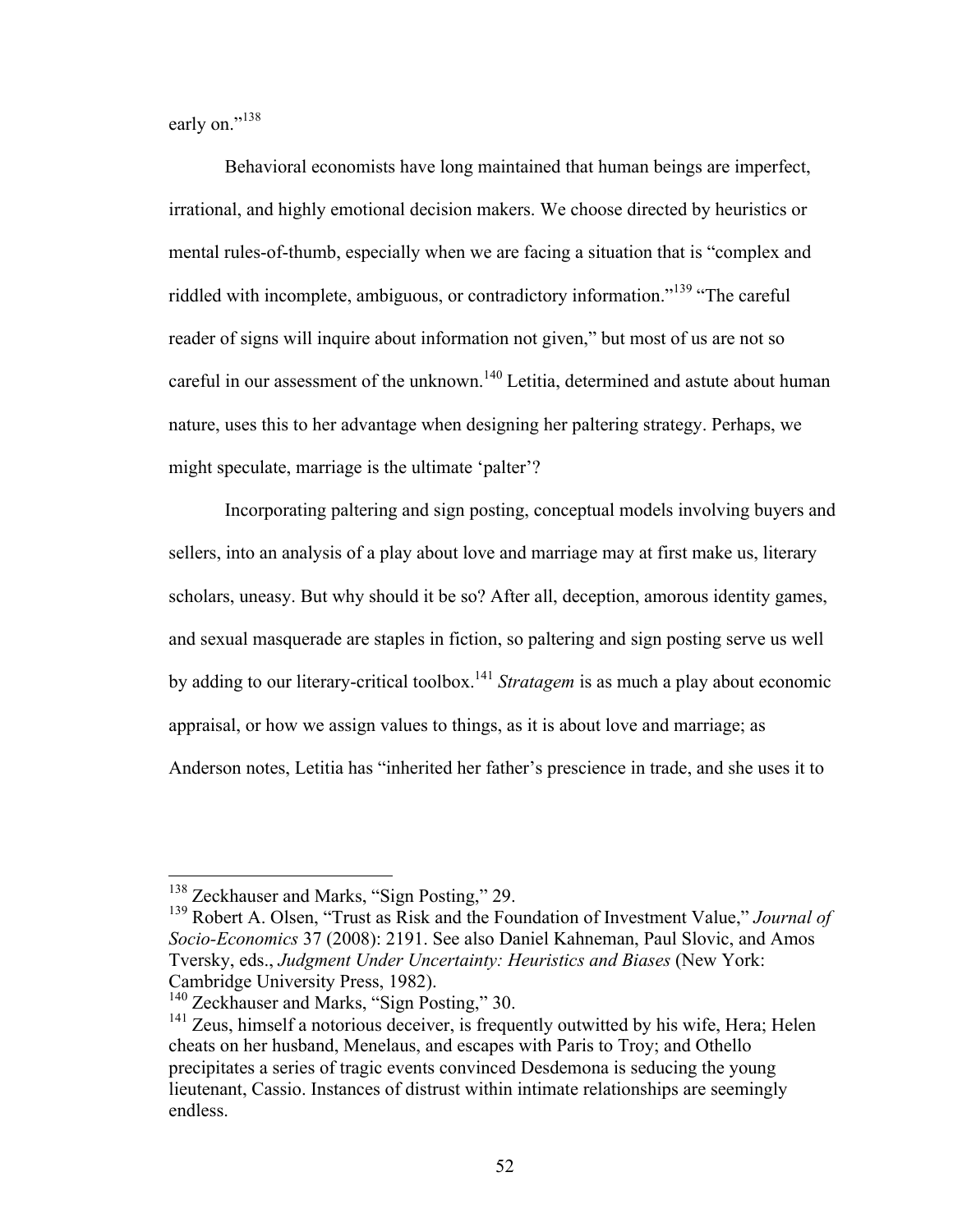early on."[138]

Behavioral economists have long maintained that human beings are imperfect, irrational, and highly emotional decision makers. We choose directed by heuristics or mental rules-of-thumb, especially when we are facing a situation that is "complex and riddled with incomplete, ambiguous, or contradictory information."[139] "The careful reader of signs will inquire about information not given," but most of us are not so careful in our assessment of the unknown.[140] Letitia, determined and astute about human nature, uses this to her advantage when designing her paltering strategy. Perhaps, we might speculate, marriage is the ultimate 'palter'?

Incorporating paltering and sign posting, conceptual models involving buyers and sellers, into an analysis of a play about love and marriage may at first make us, literary scholars, uneasy. But why should it be so? After all, deception, amorous identity games, and sexual masquerade are staples in fiction, so paltering and sign posting serve us well by adding to our literary-critical toolbox.[141] *Stratagem* is as much a play about economic appraisal, or how we assign values to things, as it is about love and marriage; as Anderson notes, Letitia has "inherited her father's prescience in trade, and she uses it to

---

[138] Zeckhauser and Marks, "Sign Posting," 29.

[139] Robert A. Olsen, "Trust as Risk and the Foundation of Investment Value," *Journal of Socio-Economics* 37 (2008): 2191. See also Daniel Kahneman, Paul Slovic, and Amos Tversky, eds., *Judgment Under Uncertainty: Heuristics and Biases* (New York: Cambridge University Press, 1982).

[140] Zeckhauser and Marks, "Sign Posting," 30.

[141] Zeus, himself a notorious deceiver, is frequently outwitted by his wife, Hera; Helen cheats on her husband, Menelaus, and escapes with Paris to Troy; and Othello precipitates a series of tragic events convinced Desdemona is seducing the young lieutenant, Cassio. Instances of distrust within intimate relationships are seemingly endless.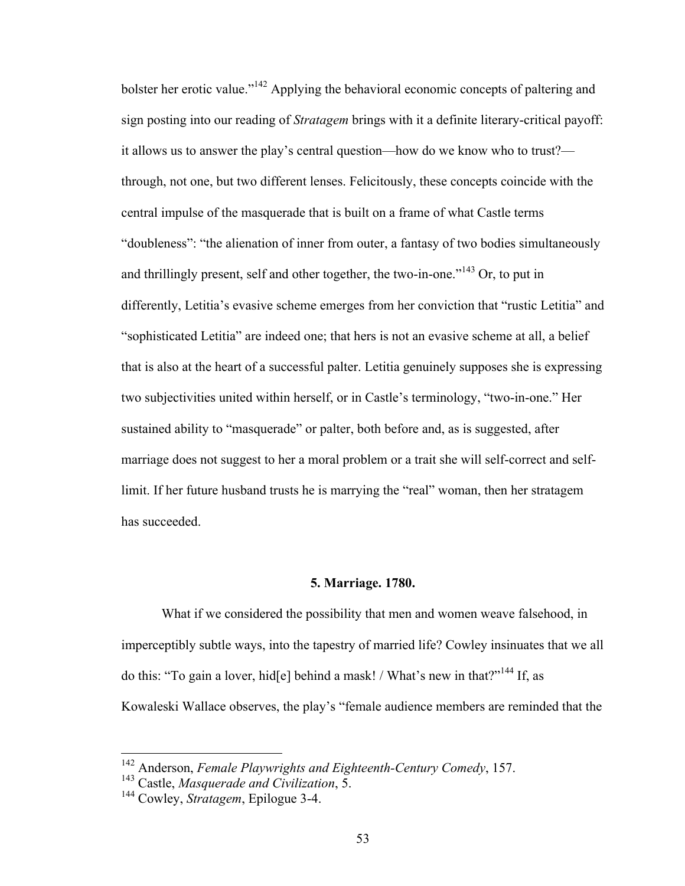bolster her erotic value."[142] Applying the behavioral economic concepts of paltering and sign posting into our reading of *Stratagem* brings with it a definite literary-critical payoff: it allows us to answer the play's central question—how do we know who to trust?—through, not one, but two different lenses. Felicitously, these concepts coincide with the central impulse of the masquerade that is built on a frame of what Castle terms "doubleness": "the alienation of inner from outer, a fantasy of two bodies simultaneously and thrillingly present, self and other together, the two-in-one."[143] Or, to put in differently, Letitia's evasive scheme emerges from her conviction that "rustic Letitia" and "sophisticated Letitia" are indeed one; that hers is not an evasive scheme at all, a belief that is also at the heart of a successful palter. Letitia genuinely supposes she is expressing two subjectivities united within herself, or in Castle's terminology, "two-in-one." Her sustained ability to "masquerade" or palter, both before and, as is suggested, after marriage does not suggest to her a moral problem or a trait she will self-correct and self-limit. If her future husband trusts he is marrying the "real" woman, then her stratagem has succeeded.

## 5. Marriage. 1780.

What if we considered the possibility that men and women weave falsehood, in imperceptibly subtle ways, into the tapestry of married life? Cowley insinuates that we all do this: "To gain a lover, hid[e] behind a mask! / What's new in that?"[144] If, as Kowaleski Wallace observes, the play's "female audience members are reminded that the

---

[142] Anderson, *Female Playwrights and Eighteenth-Century Comedy*, 157.
[143] Castle, *Masquerade and Civilization*, 5.
[144] Cowley, *Stratagem*, Epilogue 3-4.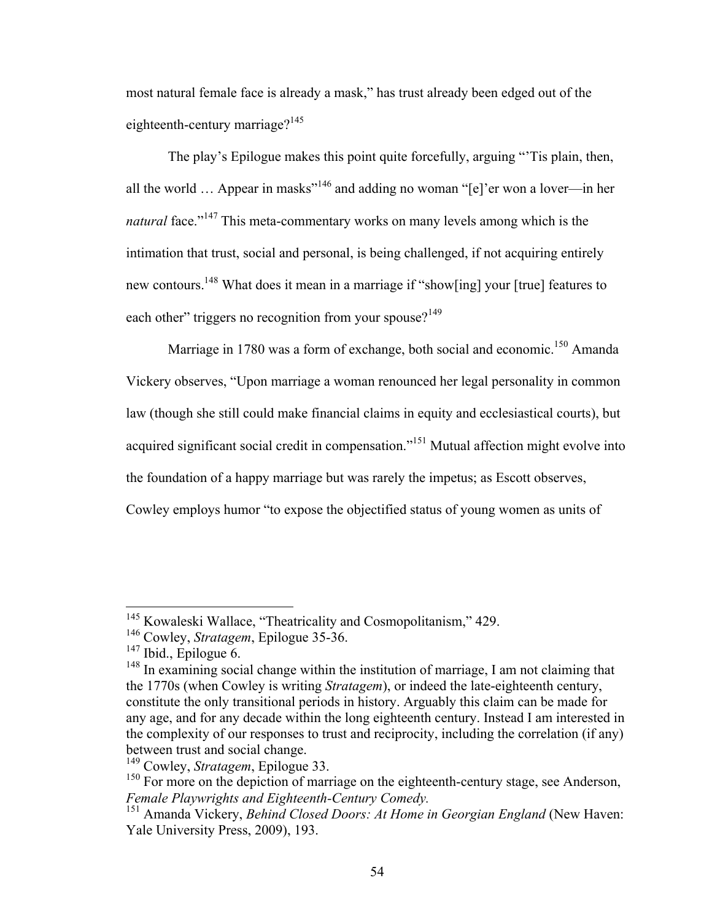most natural female face is already a mask," has trust already been edged out of the eighteenth-century marriage?[145]

The play's Epilogue makes this point quite forcefully, arguing "'Tis plain, then, all the world … Appear in masks"[146] and adding no woman "[e]'er won a lover—in her *natural* face."[147] This meta-commentary works on many levels among which is the intimation that trust, social and personal, is being challenged, if not acquiring entirely new contours.[148] What does it mean in a marriage if "show[ing] your [true] features to each other" triggers no recognition from your spouse?[149]

Marriage in 1780 was a form of exchange, both social and economic.[150] Amanda Vickery observes, "Upon marriage a woman renounced her legal personality in common law (though she still could make financial claims in equity and ecclesiastical courts), but acquired significant social credit in compensation."[151] Mutual affection might evolve into the foundation of a happy marriage but was rarely the impetus; as Escott observes, Cowley employs humor "to expose the objectified status of young women as units of

---

[145] Kowaleski Wallace, "Theatricality and Cosmopolitanism," 429.

[146] Cowley, *Stratagem*, Epilogue 35-36.

[147] Ibid., Epilogue 6.

[148] In examining social change within the institution of marriage, I am not claiming that the 1770s (when Cowley is writing *Stratagem*), or indeed the late-eighteenth century, constitute the only transitional periods in history. Arguably this claim can be made for any age, and for any decade within the long eighteenth century. Instead I am interested in the complexity of our responses to trust and reciprocity, including the correlation (if any) between trust and social change.

[149] Cowley, *Stratagem*, Epilogue 33.

[150] For more on the depiction of marriage on the eighteenth-century stage, see Anderson, *Female Playwrights and Eighteenth-Century Comedy.*

[151] Amanda Vickery, *Behind Closed Doors: At Home in Georgian England* (New Haven: Yale University Press, 2009), 193.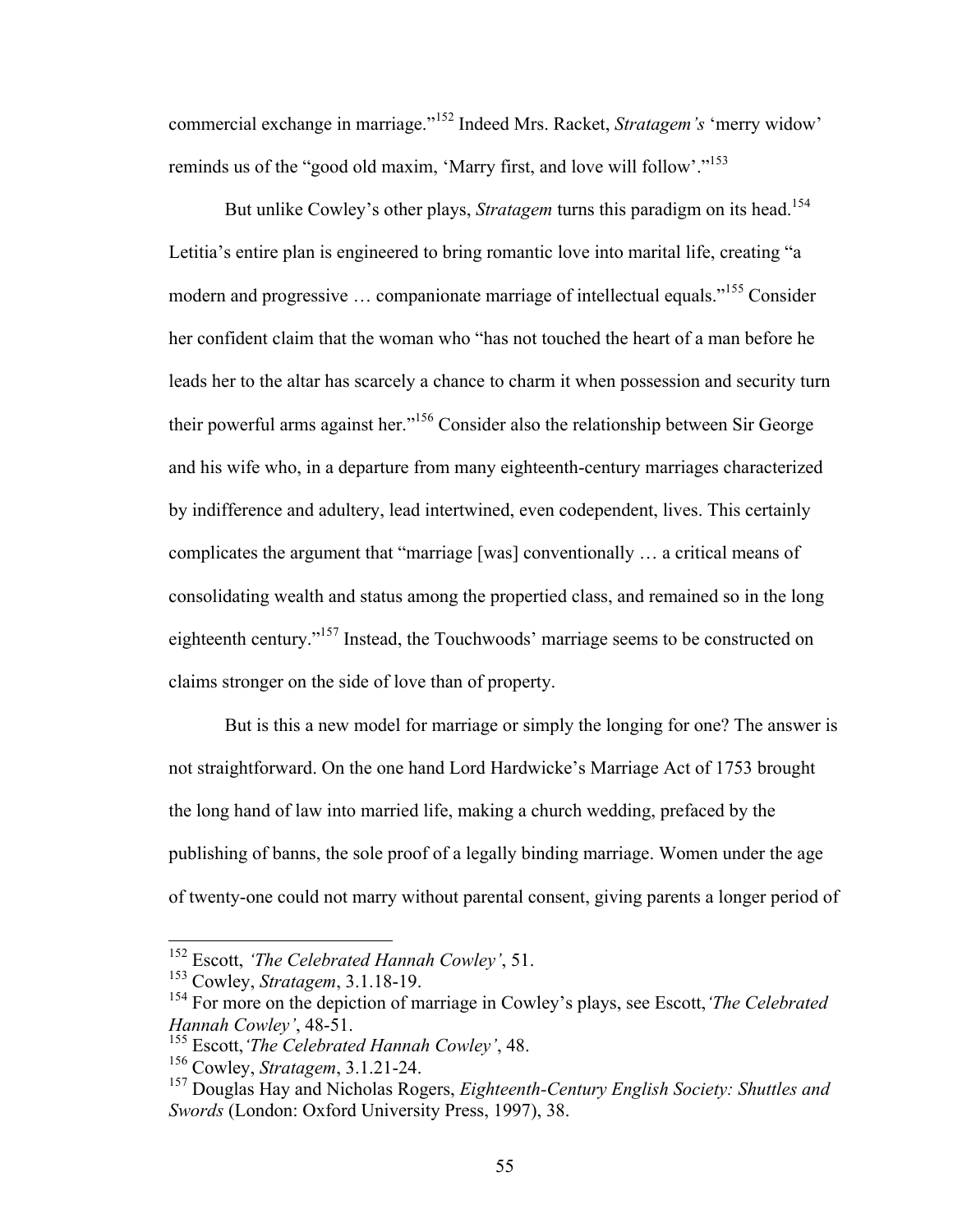commercial exchange in marriage."[152] Indeed Mrs. Racket, *Stratagem's* 'merry widow' reminds us of the "good old maxim, 'Marry first, and love will follow'."[153]

But unlike Cowley's other plays, *Stratagem* turns this paradigm on its head.[154] Letitia's entire plan is engineered to bring romantic love into marital life, creating "a modern and progressive … companionate marriage of intellectual equals."[155] Consider her confident claim that the woman who "has not touched the heart of a man before he leads her to the altar has scarcely a chance to charm it when possession and security turn their powerful arms against her."[156] Consider also the relationship between Sir George and his wife who, in a departure from many eighteenth-century marriages characterized by indifference and adultery, lead intertwined, even codependent, lives. This certainly complicates the argument that "marriage [was] conventionally … a critical means of consolidating wealth and status among the propertied class, and remained so in the long eighteenth century."[157] Instead, the Touchwoods' marriage seems to be constructed on claims stronger on the side of love than of property.

But is this a new model for marriage or simply the longing for one? The answer is not straightforward. On the one hand Lord Hardwicke's Marriage Act of 1753 brought the long hand of law into married life, making a church wedding, prefaced by the publishing of banns, the sole proof of a legally binding marriage. Women under the age of twenty-one could not marry without parental consent, giving parents a longer period of

---

[152] Escott, *'The Celebrated Hannah Cowley'*, 51.

[153] Cowley, *Stratagem*, 3.1.18-19.

[154] For more on the depiction of marriage in Cowley's plays, see Escott, *'The Celebrated Hannah Cowley'*, 48-51.

[155] Escott, *'The Celebrated Hannah Cowley'*, 48.

[156] Cowley, *Stratagem*, 3.1.21-24.

[157] Douglas Hay and Nicholas Rogers, *Eighteenth-Century English Society: Shuttles and Swords* (London: Oxford University Press, 1997), 38.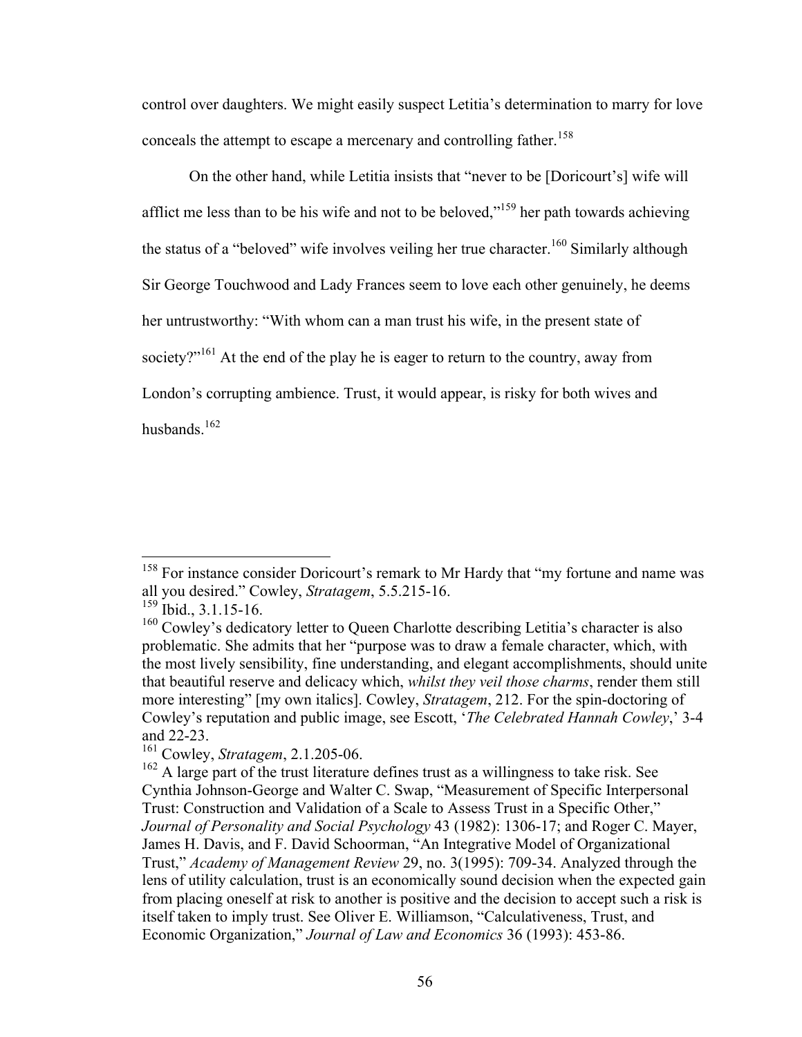control over daughters. We might easily suspect Letitia's determination to marry for love conceals the attempt to escape a mercenary and controlling father.[158]

On the other hand, while Letitia insists that "never to be [Doricourt's] wife will afflict me less than to be his wife and not to be beloved,"[159] her path towards achieving the status of a "beloved" wife involves veiling her true character.[160] Similarly although Sir George Touchwood and Lady Frances seem to love each other genuinely, he deems her untrustworthy: "With whom can a man trust his wife, in the present state of society?"[161] At the end of the play he is eager to return to the country, away from London's corrupting ambience. Trust, it would appear, is risky for both wives and husbands.[162]

---

[158] For instance consider Doricourt's remark to Mr Hardy that "my fortune and name was all you desired." Cowley, *Stratagem*, 5.5.215-16.

[159] Ibid., 3.1.15-16.

[160] Cowley's dedicatory letter to Queen Charlotte describing Letitia's character is also problematic. She admits that her "purpose was to draw a female character, which, with the most lively sensibility, fine understanding, and elegant accomplishments, should unite that beautiful reserve and delicacy which, *whilst they veil those charms*, render them still more interesting" [my own italics]. Cowley, *Stratagem*, 212. For the spin-doctoring of Cowley's reputation and public image, see Escott, '*The Celebrated Hannah Cowley*,' 3-4 and 22-23.

[161] Cowley, *Stratagem*, 2.1.205-06.

[162] A large part of the trust literature defines trust as a willingness to take risk. See Cynthia Johnson-George and Walter C. Swap, "Measurement of Specific Interpersonal Trust: Construction and Validation of a Scale to Assess Trust in a Specific Other," *Journal of Personality and Social Psychology* 43 (1982): 1306-17; and Roger C. Mayer, James H. Davis, and F. David Schoorman, "An Integrative Model of Organizational Trust," *Academy of Management Review* 29, no. 3(1995): 709-34. Analyzed through the lens of utility calculation, trust is an economically sound decision when the expected gain from placing oneself at risk to another is positive and the decision to accept such a risk is itself taken to imply trust. See Oliver E. Williamson, "Calculativeness, Trust, and Economic Organization," *Journal of Law and Economics* 36 (1993): 453-86.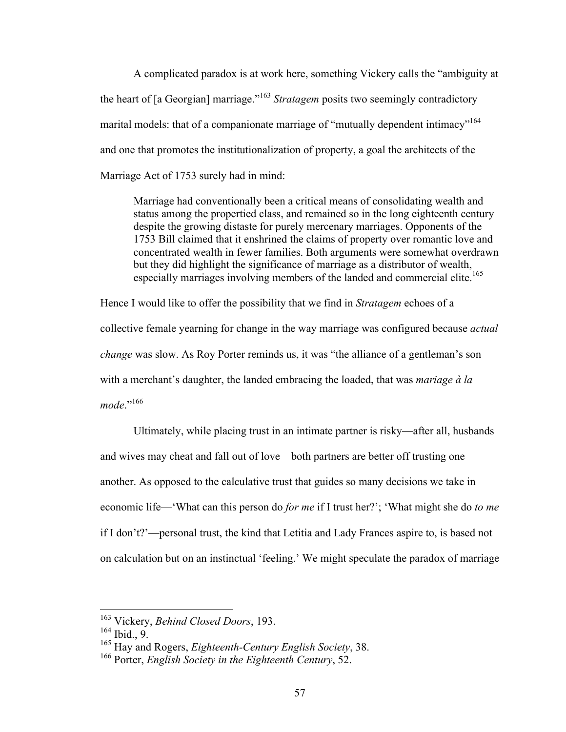A complicated paradox is at work here, something Vickery calls the "ambiguity at the heart of [a Georgian] marriage."[163] *Stratagem* posits two seemingly contradictory marital models: that of a companionate marriage of "mutually dependent intimacy"[164] and one that promotes the institutionalization of property, a goal the architects of the Marriage Act of 1753 surely had in mind:

> Marriage had conventionally been a critical means of consolidating wealth and status among the propertied class, and remained so in the long eighteenth century despite the growing distaste for purely mercenary marriages. Opponents of the 1753 Bill claimed that it enshrined the claims of property over romantic love and concentrated wealth in fewer families. Both arguments were somewhat overdrawn but they did highlight the significance of marriage as a distributor of wealth, especially marriages involving members of the landed and commercial elite.[165]

Hence I would like to offer the possibility that we find in *Stratagem* echoes of a collective female yearning for change in the way marriage was configured because *actual change* was slow. As Roy Porter reminds us, it was "the alliance of a gentleman's son with a merchant's daughter, the landed embracing the loaded, that was *mariage à la mode*."[166]

Ultimately, while placing trust in an intimate partner is risky—after all, husbands and wives may cheat and fall out of love—both partners are better off trusting one another. As opposed to the calculative trust that guides so many decisions we take in economic life—'What can this person do *for me* if I trust her?'; 'What might she do *to me* if I don't?'—personal trust, the kind that Letitia and Lady Frances aspire to, is based not on calculation but on an instinctual 'feeling.' We might speculate the paradox of marriage

---

[163] Vickery, *Behind Closed Doors*, 193.

[164] Ibid., 9.

[165] Hay and Rogers, *Eighteenth-Century English Society*, 38.

[166] Porter, *English Society in the Eighteenth Century*, 52.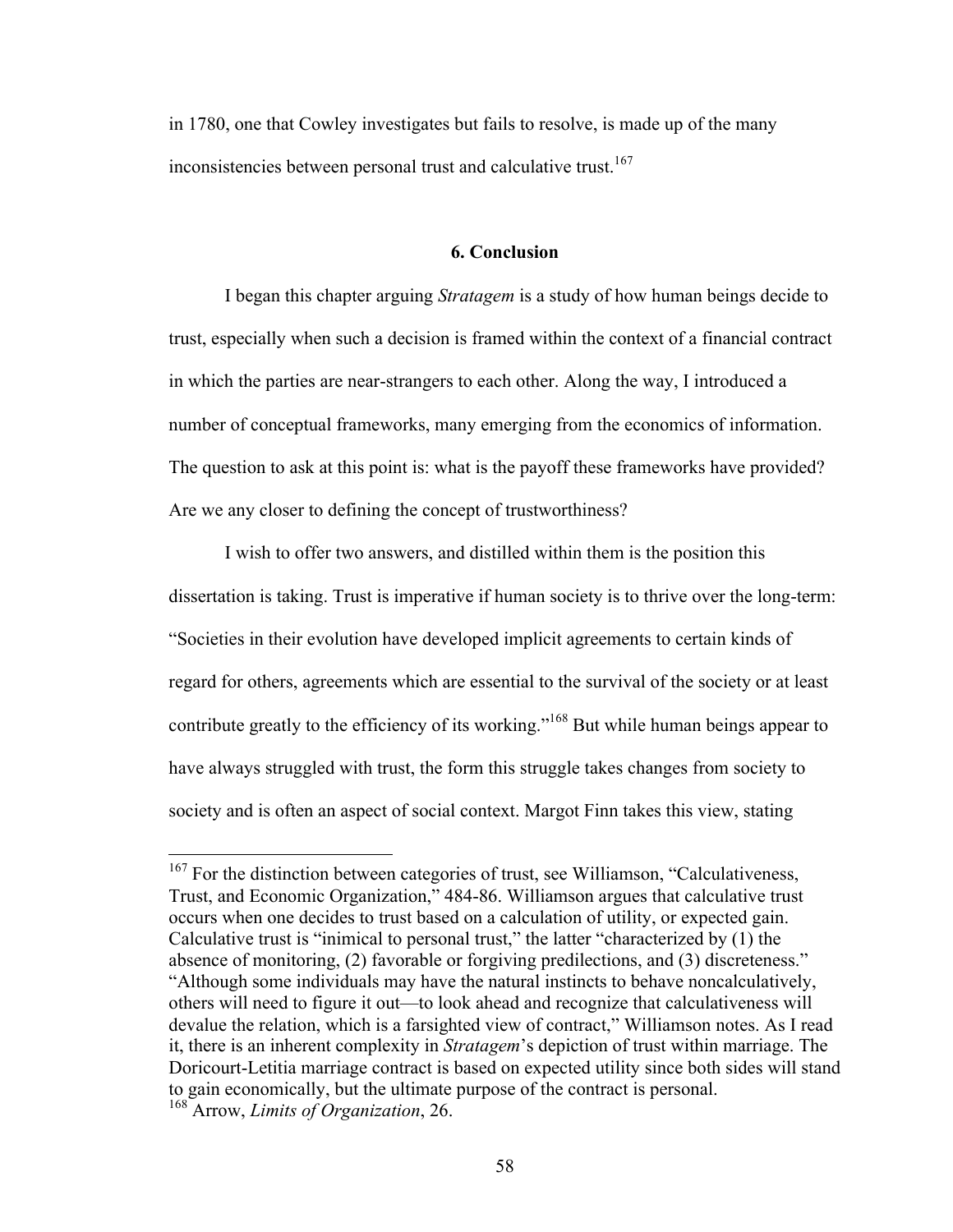in 1780, one that Cowley investigates but fails to resolve, is made up of the many inconsistencies between personal trust and calculative trust.[167]

### 6. Conclusion

I began this chapter arguing *Stratagem* is a study of how human beings decide to trust, especially when such a decision is framed within the context of a financial contract in which the parties are near-strangers to each other. Along the way, I introduced a number of conceptual frameworks, many emerging from the economics of information. The question to ask at this point is: what is the payoff these frameworks have provided? Are we any closer to defining the concept of trustworthiness?

I wish to offer two answers, and distilled within them is the position this dissertation is taking. Trust is imperative if human society is to thrive over the long-term: "Societies in their evolution have developed implicit agreements to certain kinds of regard for others, agreements which are essential to the survival of the society or at least contribute greatly to the efficiency of its working."[168] But while human beings appear to have always struggled with trust, the form this struggle takes changes from society to society and is often an aspect of social context. Margot Finn takes this view, stating

---

[167] For the distinction between categories of trust, see Williamson, "Calculativeness, Trust, and Economic Organization," 484-86. Williamson argues that calculative trust occurs when one decides to trust based on a calculation of utility, or expected gain. Calculative trust is "inimical to personal trust," the latter "characterized by (1) the absence of monitoring, (2) favorable or forgiving predilections, and (3) discreteness." "Although some individuals may have the natural instincts to behave noncalculatively, others will need to figure it out—to look ahead and recognize that calculativeness will devalue the relation, which is a farsighted view of contract," Williamson notes. As I read it, there is an inherent complexity in *Stratagem*'s depiction of trust within marriage. The Doricourt-Letitia marriage contract is based on expected utility since both sides will stand to gain economically, but the ultimate purpose of the contract is personal.

[168] Arrow, *Limits of Organization*, 26.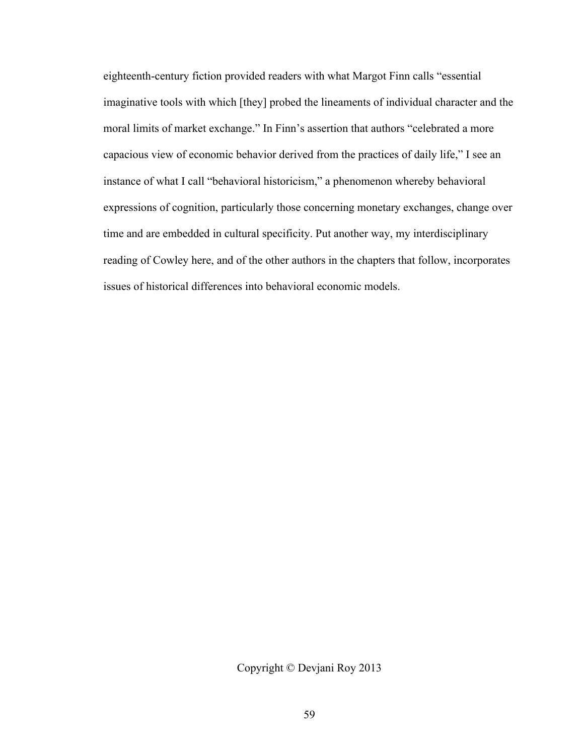eighteenth-century fiction provided readers with what Margot Finn calls "essential imaginative tools with which [they] probed the lineaments of individual character and the moral limits of market exchange." In Finn's assertion that authors "celebrated a more capacious view of economic behavior derived from the practices of daily life," I see an instance of what I call "behavioral historicism," a phenomenon whereby behavioral expressions of cognition, particularly those concerning monetary exchanges, change over time and are embedded in cultural specificity. Put another way, my interdisciplinary reading of Cowley here, and of the other authors in the chapters that follow, incorporates issues of historical differences into behavioral economic models.

Copyright © Devjani Roy 2013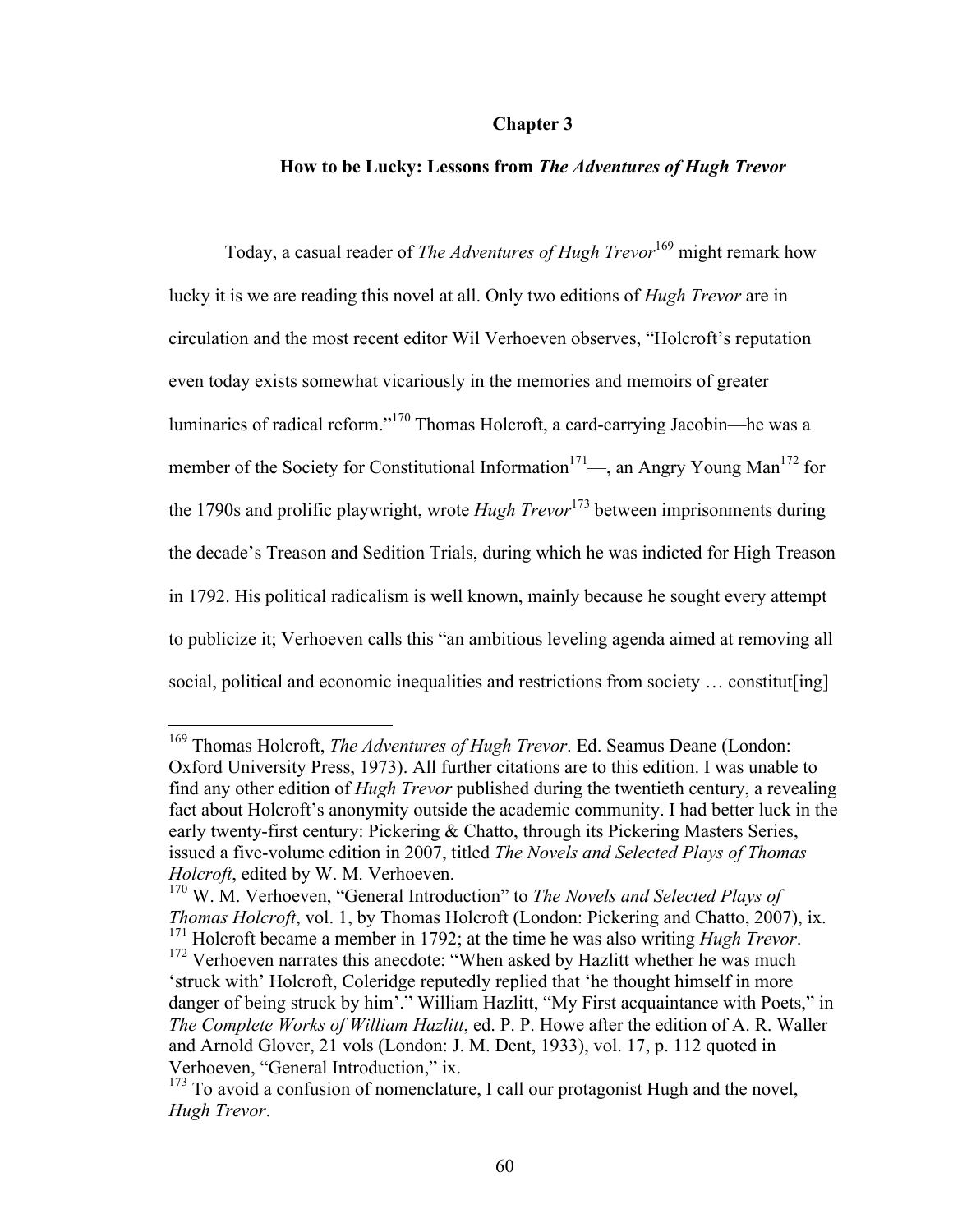# Chapter 3

## How to be Lucky: Lessons from *The Adventures of Hugh Trevor*

Today, a casual reader of *The Adventures of Hugh Trevor*[169] might remark how lucky it is we are reading this novel at all. Only two editions of *Hugh Trevor* are in circulation and the most recent editor Wil Verhoeven observes, "Holcroft's reputation even today exists somewhat vicariously in the memories and memoirs of greater luminaries of radical reform."[170] Thomas Holcroft, a card-carrying Jacobin—he was a member of the Society for Constitutional Information[171]—, an Angry Young Man[172] for the 1790s and prolific playwright, wrote *Hugh Trevor*[173] between imprisonments during the decade's Treason and Sedition Trials, during which he was indicted for High Treason in 1792. His political radicalism is well known, mainly because he sought every attempt to publicize it; Verhoeven calls this "an ambitious leveling agenda aimed at removing all social, political and economic inequalities and restrictions from society … constitut[ing]

---

[169] Thomas Holcroft, *The Adventures of Hugh Trevor*. Ed. Seamus Deane (London: Oxford University Press, 1973). All further citations are to this edition. I was unable to find any other edition of *Hugh Trevor* published during the twentieth century, a revealing fact about Holcroft's anonymity outside the academic community. I had better luck in the early twenty-first century: Pickering & Chatto, through its Pickering Masters Series, issued a five-volume edition in 2007, titled *The Novels and Selected Plays of Thomas Holcroft*, edited by W. M. Verhoeven.

[170] W. M. Verhoeven, "General Introduction" to *The Novels and Selected Plays of Thomas Holcroft*, vol. 1, by Thomas Holcroft (London: Pickering and Chatto, 2007), ix.

[171] Holcroft became a member in 1792; at the time he was also writing *Hugh Trevor*.

[172] Verhoeven narrates this anecdote: "When asked by Hazlitt whether he was much 'struck with' Holcroft, Coleridge reputedly replied that 'he thought himself in more danger of being struck by him'." William Hazlitt, "My First acquaintance with Poets," in *The Complete Works of William Hazlitt*, ed. P. P. Howe after the edition of A. R. Waller and Arnold Glover, 21 vols (London: J. M. Dent, 1933), vol. 17, p. 112 quoted in Verhoeven, "General Introduction," ix.

[173] To avoid a confusion of nomenclature, I call our protagonist Hugh and the novel, *Hugh Trevor*.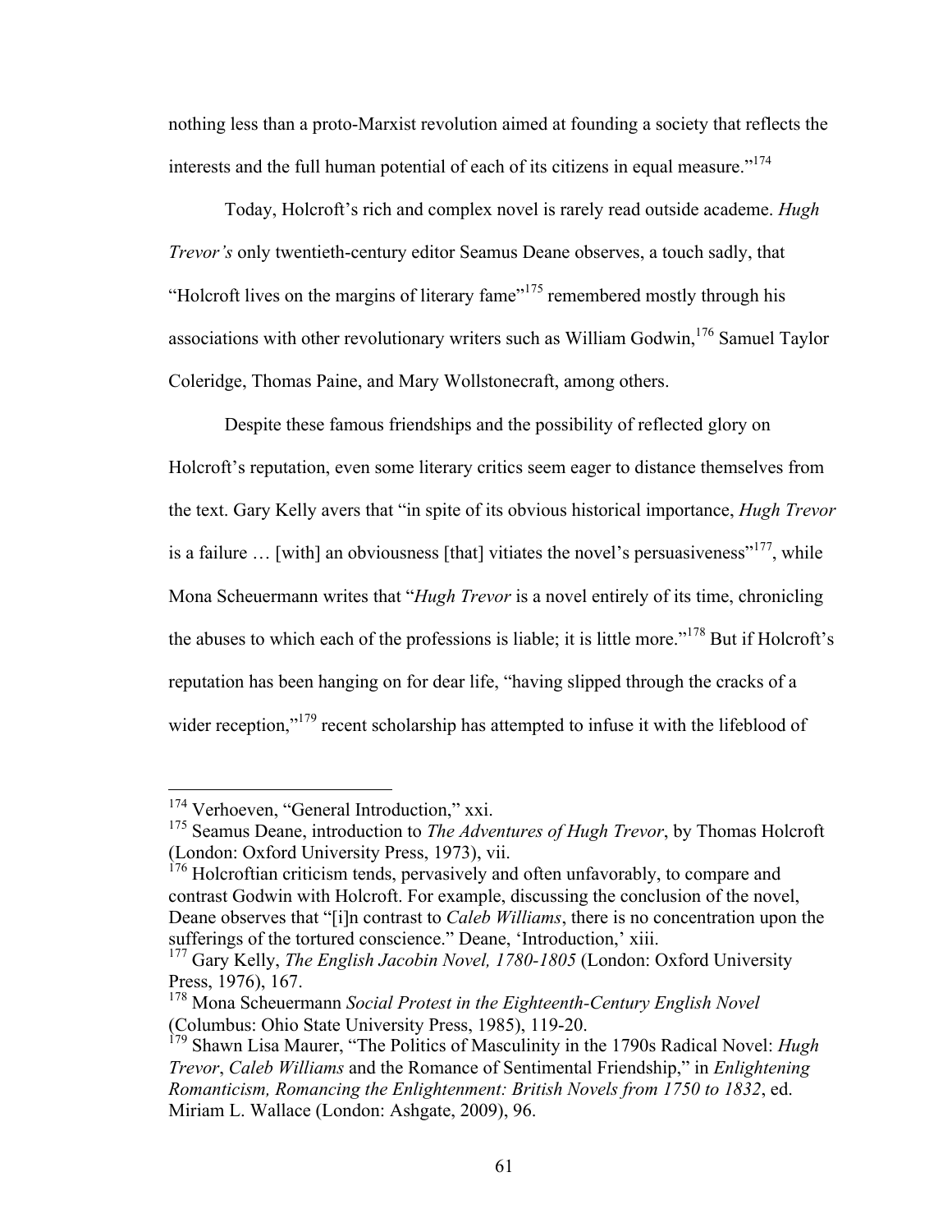nothing less than a proto-Marxist revolution aimed at founding a society that reflects the interests and the full human potential of each of its citizens in equal measure."[174]

Today, Holcroft's rich and complex novel is rarely read outside academe. *Hugh Trevor's* only twentieth-century editor Seamus Deane observes, a touch sadly, that "Holcroft lives on the margins of literary fame"[175] remembered mostly through his associations with other revolutionary writers such as William Godwin,[176] Samuel Taylor Coleridge, Thomas Paine, and Mary Wollstonecraft, among others.

Despite these famous friendships and the possibility of reflected glory on Holcroft's reputation, even some literary critics seem eager to distance themselves from the text. Gary Kelly avers that "in spite of its obvious historical importance, *Hugh Trevor* is a failure … [with] an obviousness [that] vitiates the novel's persuasiveness"[177], while Mona Scheuermann writes that "*Hugh Trevor* is a novel entirely of its time, chronicling the abuses to which each of the professions is liable; it is little more."[178] But if Holcroft's reputation has been hanging on for dear life, "having slipped through the cracks of a wider reception,"[179] recent scholarship has attempted to infuse it with the lifeblood of

---

[174] Verhoeven, "General Introduction," xxi.

[175] Seamus Deane, introduction to *The Adventures of Hugh Trevor*, by Thomas Holcroft (London: Oxford University Press, 1973), vii.

[176] Holcroftian criticism tends, pervasively and often unfavorably, to compare and contrast Godwin with Holcroft. For example, discussing the conclusion of the novel, Deane observes that "[i]n contrast to *Caleb Williams*, there is no concentration upon the sufferings of the tortured conscience." Deane, 'Introduction,' xiii.

[177] Gary Kelly, *The English Jacobin Novel, 1780-1805* (London: Oxford University Press, 1976), 167.

[178] Mona Scheuermann *Social Protest in the Eighteenth-Century English Novel* (Columbus: Ohio State University Press, 1985), 119-20.

[179] Shawn Lisa Maurer, "The Politics of Masculinity in the 1790s Radical Novel: *Hugh Trevor*, *Caleb Williams* and the Romance of Sentimental Friendship," in *Enlightening Romanticism, Romancing the Enlightenment: British Novels from 1750 to 1832*, ed. Miriam L. Wallace (London: Ashgate, 2009), 96.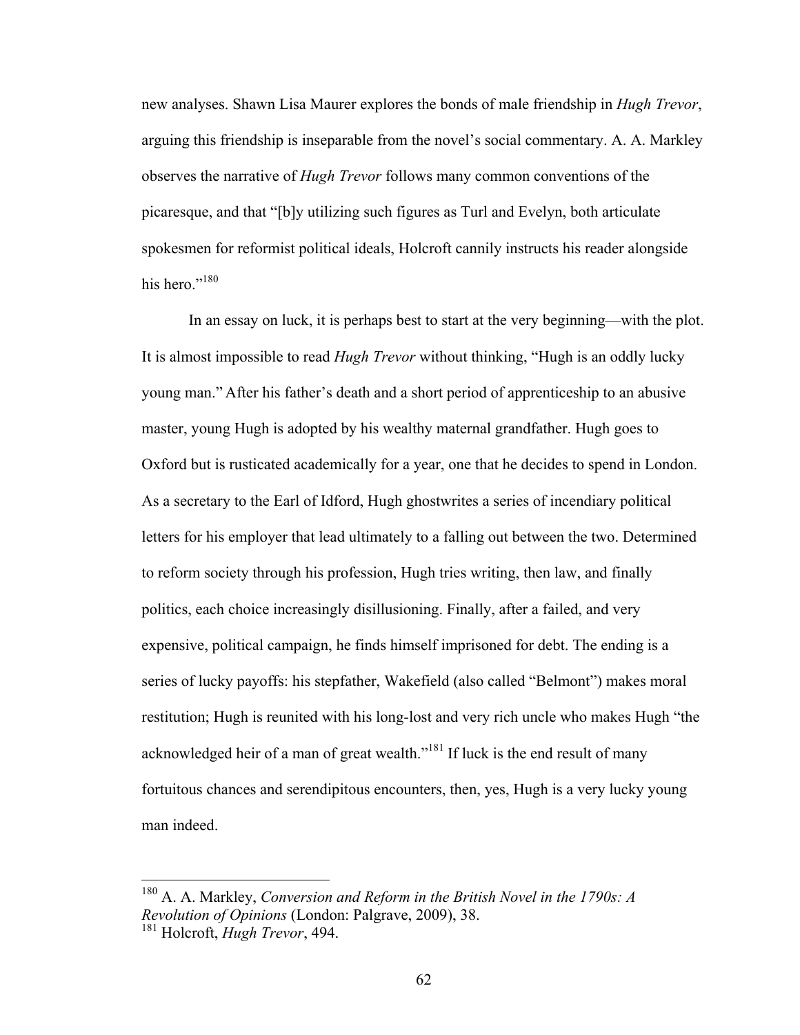new analyses. Shawn Lisa Maurer explores the bonds of male friendship in *Hugh Trevor*, arguing this friendship is inseparable from the novel's social commentary. A. A. Markley observes the narrative of *Hugh Trevor* follows many common conventions of the picaresque, and that "[b]y utilizing such figures as Turl and Evelyn, both articulate spokesmen for reformist political ideals, Holcroft cannily instructs his reader alongside his hero."[180]

In an essay on luck, it is perhaps best to start at the very beginning—with the plot. It is almost impossible to read *Hugh Trevor* without thinking, "Hugh is an oddly lucky young man." After his father's death and a short period of apprenticeship to an abusive master, young Hugh is adopted by his wealthy maternal grandfather. Hugh goes to Oxford but is rusticated academically for a year, one that he decides to spend in London. As a secretary to the Earl of Idford, Hugh ghostwrites a series of incendiary political letters for his employer that lead ultimately to a falling out between the two. Determined to reform society through his profession, Hugh tries writing, then law, and finally politics, each choice increasingly disillusioning. Finally, after a failed, and very expensive, political campaign, he finds himself imprisoned for debt. The ending is a series of lucky payoffs: his stepfather, Wakefield (also called "Belmont") makes moral restitution; Hugh is reunited with his long-lost and very rich uncle who makes Hugh "the acknowledged heir of a man of great wealth."[181] If luck is the end result of many fortuitous chances and serendipitous encounters, then, yes, Hugh is a very lucky young man indeed.

---

[180] A. A. Markley, *Conversion and Reform in the British Novel in the 1790s: A Revolution of Opinions* (London: Palgrave, 2009), 38.

[181] Holcroft, *Hugh Trevor*, 494.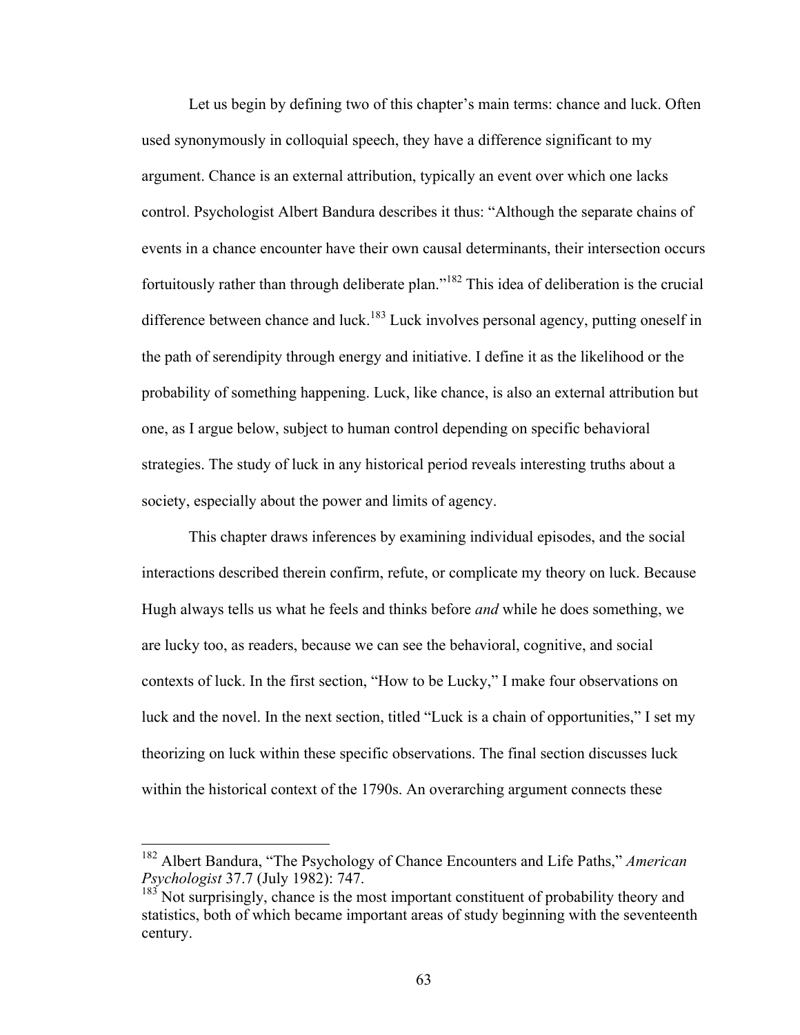Let us begin by defining two of this chapter's main terms: chance and luck. Often used synonymously in colloquial speech, they have a difference significant to my argument. Chance is an external attribution, typically an event over which one lacks control. Psychologist Albert Bandura describes it thus: "Although the separate chains of events in a chance encounter have their own causal determinants, their intersection occurs fortuitously rather than through deliberate plan."[182] This idea of deliberation is the crucial difference between chance and luck.[183] Luck involves personal agency, putting oneself in the path of serendipity through energy and initiative. I define it as the likelihood or the probability of something happening. Luck, like chance, is also an external attribution but one, as I argue below, subject to human control depending on specific behavioral strategies. The study of luck in any historical period reveals interesting truths about a society, especially about the power and limits of agency.

This chapter draws inferences by examining individual episodes, and the social interactions described therein confirm, refute, or complicate my theory on luck. Because Hugh always tells us what he feels and thinks before *and* while he does something, we are lucky too, as readers, because we can see the behavioral, cognitive, and social contexts of luck. In the first section, "How to be Lucky," I make four observations on luck and the novel. In the next section, titled "Luck is a chain of opportunities," I set my theorizing on luck within these specific observations. The final section discusses luck within the historical context of the 1790s. An overarching argument connects these

---

[182] Albert Bandura, "The Psychology of Chance Encounters and Life Paths," *American Psychologist* 37.7 (July 1982): 747.

[183] Not surprisingly, chance is the most important constituent of probability theory and statistics, both of which became important areas of study beginning with the seventeenth century.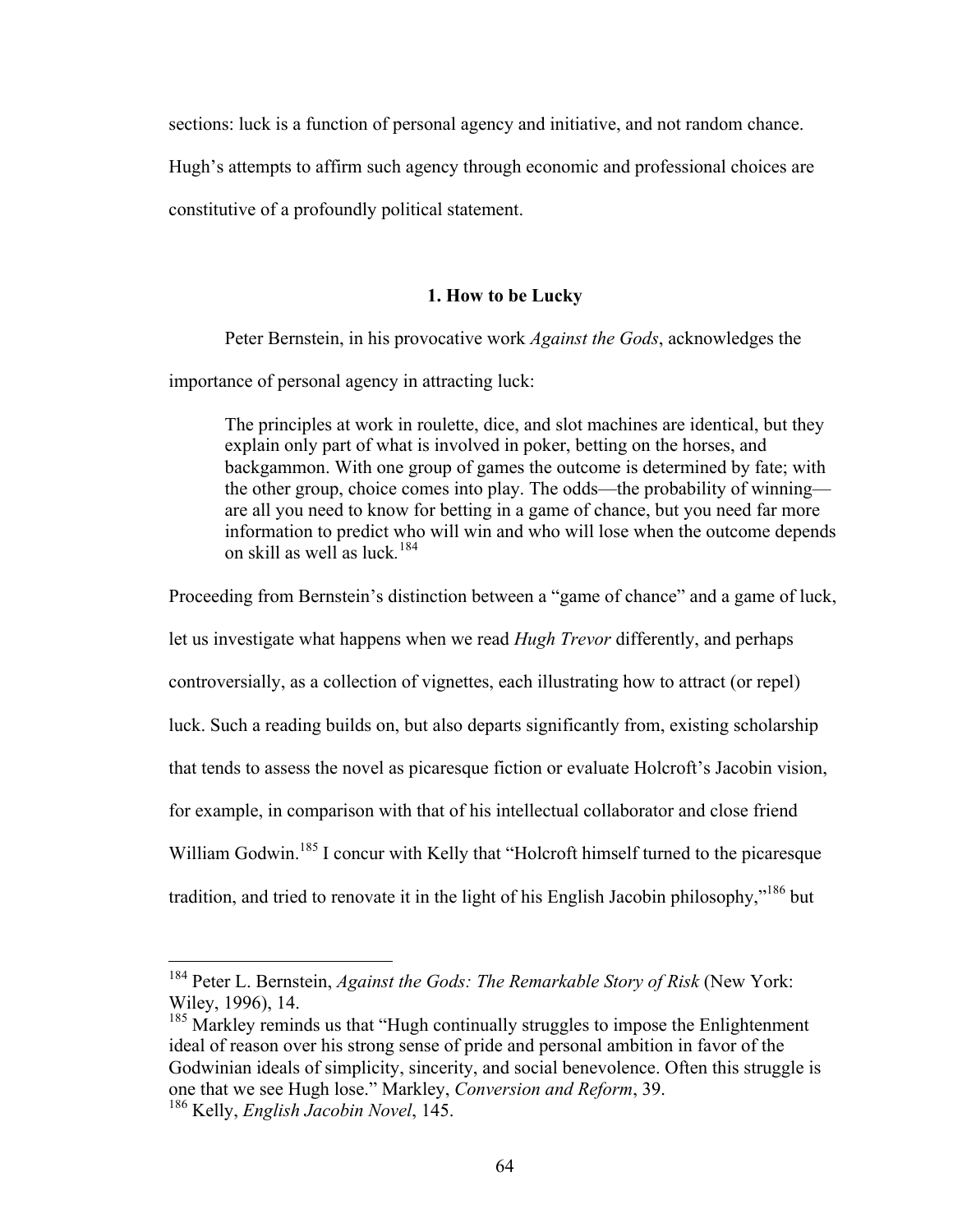sections: luck is a function of personal agency and initiative, and not random chance. Hugh's attempts to affirm such agency through economic and professional choices are constitutive of a profoundly political statement.

### 1. How to be Lucky

Peter Bernstein, in his provocative work *Against the Gods*, acknowledges the importance of personal agency in attracting luck:

> The principles at work in roulette, dice, and slot machines are identical, but they explain only part of what is involved in poker, betting on the horses, and backgammon. With one group of games the outcome is determined by fate; with the other group, choice comes into play. The odds—the probability of winning—are all you need to know for betting in a game of chance, but you need far more information to predict who will win and who will lose when the outcome depends on skill as well as luck.[184]

Proceeding from Bernstein's distinction between a "game of chance" and a game of luck, let us investigate what happens when we read *Hugh Trevor* differently, and perhaps controversially, as a collection of vignettes, each illustrating how to attract (or repel) luck. Such a reading builds on, but also departs significantly from, existing scholarship that tends to assess the novel as picaresque fiction or evaluate Holcroft's Jacobin vision, for example, in comparison with that of his intellectual collaborator and close friend William Godwin.[185] I concur with Kelly that "Holcroft himself turned to the picaresque tradition, and tried to renovate it in the light of his English Jacobin philosophy,"[186] but

---

[184] Peter L. Bernstein, *Against the Gods: The Remarkable Story of Risk* (New York: Wiley, 1996), 14.

[185] Markley reminds us that "Hugh continually struggles to impose the Enlightenment ideal of reason over his strong sense of pride and personal ambition in favor of the Godwinian ideals of simplicity, sincerity, and social benevolence. Often this struggle is one that we see Hugh lose." Markley, *Conversion and Reform*, 39.

[186] Kelly, *English Jacobin Novel*, 145.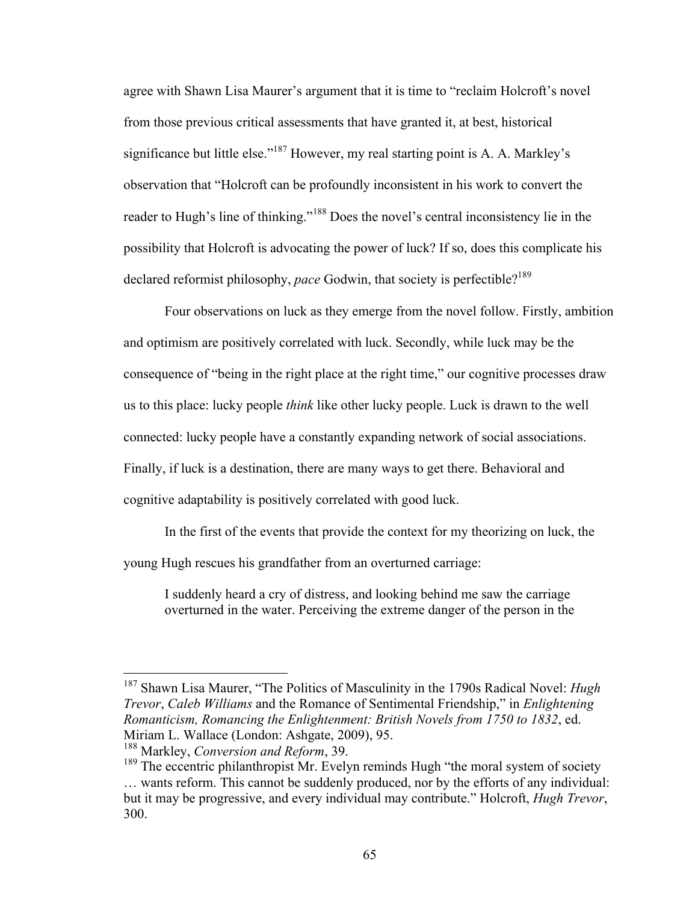agree with Shawn Lisa Maurer's argument that it is time to "reclaim Holcroft's novel from those previous critical assessments that have granted it, at best, historical significance but little else."[187] However, my real starting point is A. A. Markley's observation that "Holcroft can be profoundly inconsistent in his work to convert the reader to Hugh's line of thinking."[188] Does the novel's central inconsistency lie in the possibility that Holcroft is advocating the power of luck? If so, does this complicate his declared reformist philosophy, *pace* Godwin, that society is perfectible?[189]

Four observations on luck as they emerge from the novel follow. Firstly, ambition and optimism are positively correlated with luck. Secondly, while luck may be the consequence of "being in the right place at the right time," our cognitive processes draw us to this place: lucky people *think* like other lucky people. Luck is drawn to the well connected: lucky people have a constantly expanding network of social associations. Finally, if luck is a destination, there are many ways to get there. Behavioral and cognitive adaptability is positively correlated with good luck.

In the first of the events that provide the context for my theorizing on luck, the young Hugh rescues his grandfather from an overturned carriage:

> I suddenly heard a cry of distress, and looking behind me saw the carriage overturned in the water. Perceiving the extreme danger of the person in the

---

[187] Shawn Lisa Maurer, "The Politics of Masculinity in the 1790s Radical Novel: *Hugh Trevor*, *Caleb Williams* and the Romance of Sentimental Friendship," in *Enlightening Romanticism, Romancing the Enlightenment: British Novels from 1750 to 1832*, ed. Miriam L. Wallace (London: Ashgate, 2009), 95.

[188] Markley, *Conversion and Reform*, 39.

[189] The eccentric philanthropist Mr. Evelyn reminds Hugh "the moral system of society … wants reform. This cannot be suddenly produced, nor by the efforts of any individual: but it may be progressive, and every individual may contribute." Holcroft, *Hugh Trevor*, 300.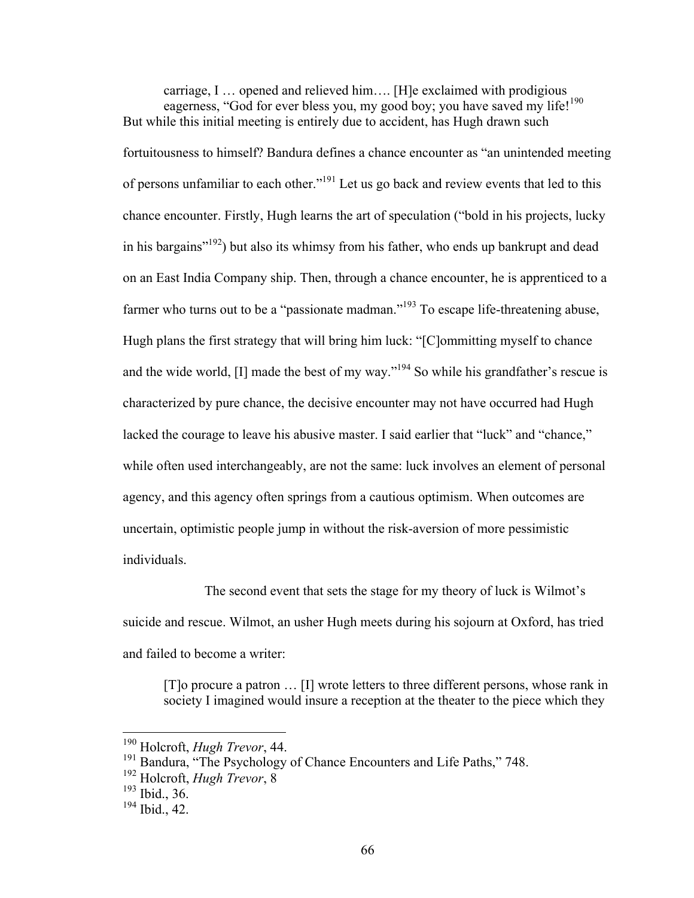> carriage, I … opened and relieved him…. [H]e exclaimed with prodigious eagerness, "God for ever bless you, my good boy; you have saved my life![190]

But while this initial meeting is entirely due to accident, has Hugh drawn such fortuitousness to himself? Bandura defines a chance encounter as "an unintended meeting of persons unfamiliar to each other."[191] Let us go back and review events that led to this chance encounter. Firstly, Hugh learns the art of speculation ("bold in his projects, lucky in his bargains"[192]) but also its whimsy from his father, who ends up bankrupt and dead on an East India Company ship. Then, through a chance encounter, he is apprenticed to a farmer who turns out to be a "passionate madman."[193] To escape life-threatening abuse, Hugh plans the first strategy that will bring him luck: "[C]ommitting myself to chance and the wide world, [I] made the best of my way."[194] So while his grandfather's rescue is characterized by pure chance, the decisive encounter may not have occurred had Hugh lacked the courage to leave his abusive master. I said earlier that "luck" and "chance," while often used interchangeably, are not the same: luck involves an element of personal agency, and this agency often springs from a cautious optimism. When outcomes are uncertain, optimistic people jump in without the risk-aversion of more pessimistic individuals.

The second event that sets the stage for my theory of luck is Wilmot's suicide and rescue. Wilmot, an usher Hugh meets during his sojourn at Oxford, has tried and failed to become a writer:

> [T]o procure a patron … [I] wrote letters to three different persons, whose rank in society I imagined would insure a reception at the theater to the piece which they

---

[190] Holcroft, *Hugh Trevor*, 44.

[191] Bandura, "The Psychology of Chance Encounters and Life Paths," 748.

[192] Holcroft, *Hugh Trevor*, 8

[193] Ibid., 36.

[194] Ibid., 42.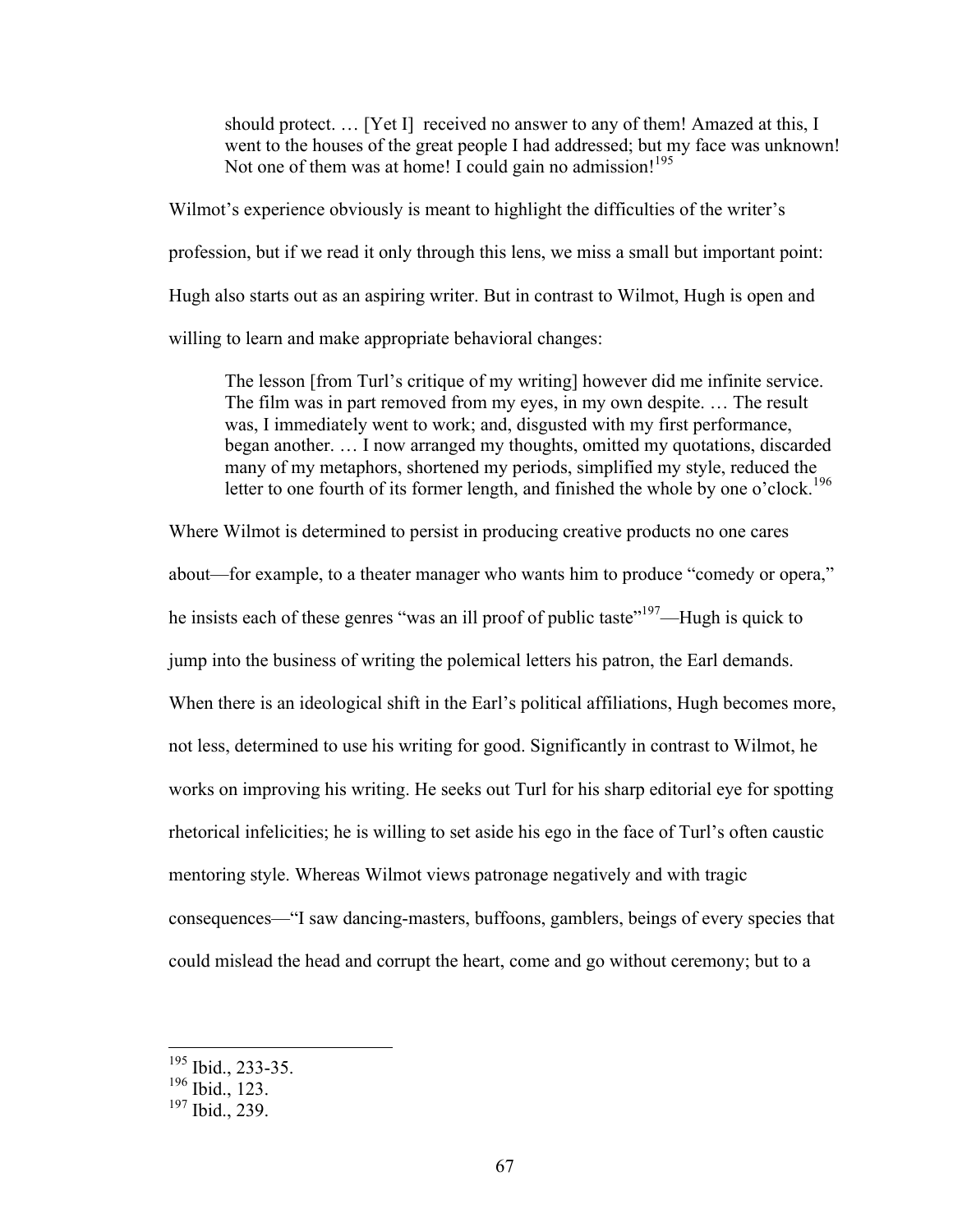> should protect. … [Yet I] received no answer to any of them! Amazed at this, I went to the houses of the great people I had addressed; but my face was unknown! Not one of them was at home! I could gain no admission![195]

Wilmot's experience obviously is meant to highlight the difficulties of the writer's profession, but if we read it only through this lens, we miss a small but important point: Hugh also starts out as an aspiring writer. But in contrast to Wilmot, Hugh is open and willing to learn and make appropriate behavioral changes:

> The lesson [from Turl's critique of my writing] however did me infinite service. The film was in part removed from my eyes, in my own despite. … The result was, I immediately went to work; and, disgusted with my first performance, began another. … I now arranged my thoughts, omitted my quotations, discarded many of my metaphors, shortened my periods, simplified my style, reduced the letter to one fourth of its former length, and finished the whole by one o'clock.[196]

Where Wilmot is determined to persist in producing creative products no one cares about—for example, to a theater manager who wants him to produce "comedy or opera," he insists each of these genres "was an ill proof of public taste"[197]—Hugh is quick to jump into the business of writing the polemical letters his patron, the Earl demands. When there is an ideological shift in the Earl's political affiliations, Hugh becomes more, not less, determined to use his writing for good. Significantly in contrast to Wilmot, he works on improving his writing. He seeks out Turl for his sharp editorial eye for spotting rhetorical infelicities; he is willing to set aside his ego in the face of Turl's often caustic mentoring style. Whereas Wilmot views patronage negatively and with tragic consequences—"I saw dancing-masters, buffoons, gamblers, beings of every species that could mislead the head and corrupt the heart, come and go without ceremony; but to a

---

[195] Ibid., 233-35.
[196] Ibid., 123.
[197] Ibid., 239.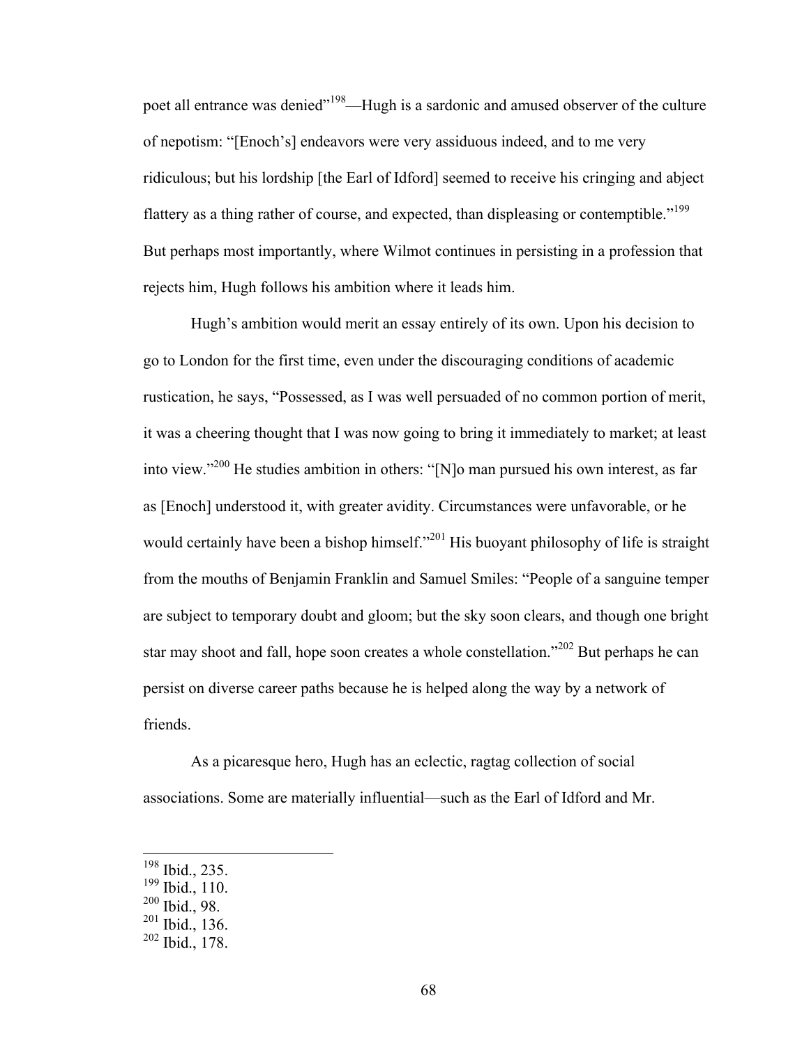poet all entrance was denied"[198]—Hugh is a sardonic and amused observer of the culture of nepotism: "[Enoch's] endeavors were very assiduous indeed, and to me very ridiculous; but his lordship [the Earl of Idford] seemed to receive his cringing and abject flattery as a thing rather of course, and expected, than displeasing or contemptible."[199] But perhaps most importantly, where Wilmot continues in persisting in a profession that rejects him, Hugh follows his ambition where it leads him.

Hugh's ambition would merit an essay entirely of its own. Upon his decision to go to London for the first time, even under the discouraging conditions of academic rustication, he says, "Possessed, as I was well persuaded of no common portion of merit, it was a cheering thought that I was now going to bring it immediately to market; at least into view."[200] He studies ambition in others: "[N]o man pursued his own interest, as far as [Enoch] understood it, with greater avidity. Circumstances were unfavorable, or he would certainly have been a bishop himself."[201] His buoyant philosophy of life is straight from the mouths of Benjamin Franklin and Samuel Smiles: "People of a sanguine temper are subject to temporary doubt and gloom; but the sky soon clears, and though one bright star may shoot and fall, hope soon creates a whole constellation."[202] But perhaps he can persist on diverse career paths because he is helped along the way by a network of friends.

As a picaresque hero, Hugh has an eclectic, ragtag collection of social associations. Some are materially influential—such as the Earl of Idford and Mr.

---

[198] Ibid., 235.
[199] Ibid., 110.
[200] Ibid., 98.
[201] Ibid., 136.
[202] Ibid., 178.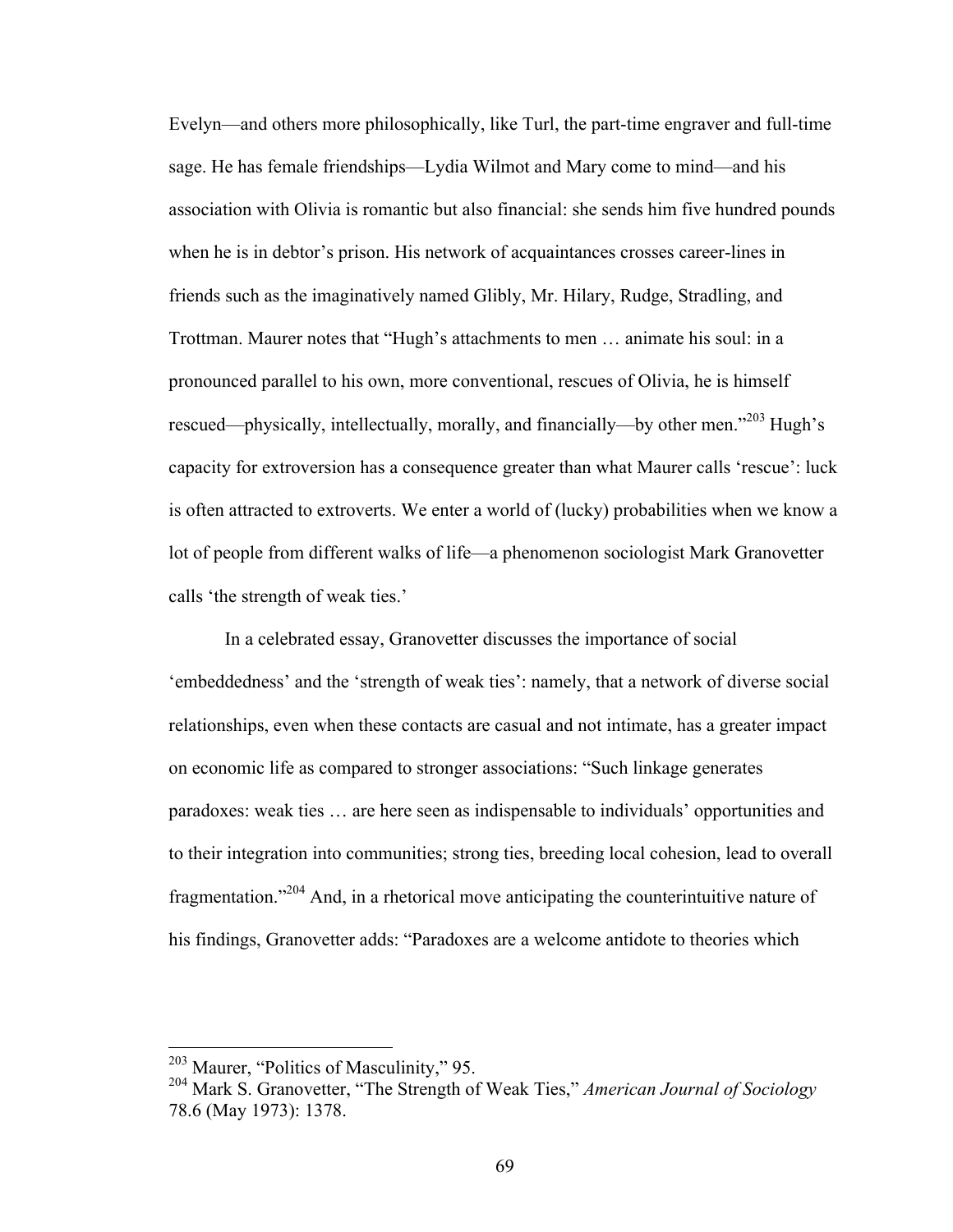Evelyn—and others more philosophically, like Turl, the part-time engraver and full-time sage. He has female friendships—Lydia Wilmot and Mary come to mind—and his association with Olivia is romantic but also financial: she sends him five hundred pounds when he is in debtor's prison. His network of acquaintances crosses career-lines in friends such as the imaginatively named Glibly, Mr. Hilary, Rudge, Stradling, and Trottman. Maurer notes that "Hugh's attachments to men … animate his soul: in a pronounced parallel to his own, more conventional, rescues of Olivia, he is himself rescued—physically, intellectually, morally, and financially—by other men."[203] Hugh's capacity for extroversion has a consequence greater than what Maurer calls 'rescue': luck is often attracted to extroverts. We enter a world of (lucky) probabilities when we know a lot of people from different walks of life—a phenomenon sociologist Mark Granovetter calls 'the strength of weak ties.'

In a celebrated essay, Granovetter discusses the importance of social 'embeddedness' and the 'strength of weak ties': namely, that a network of diverse social relationships, even when these contacts are casual and not intimate, has a greater impact on economic life as compared to stronger associations: "Such linkage generates paradoxes: weak ties … are here seen as indispensable to individuals' opportunities and to their integration into communities; strong ties, breeding local cohesion, lead to overall fragmentation."[204] And, in a rhetorical move anticipating the counterintuitive nature of his findings, Granovetter adds: "Paradoxes are a welcome antidote to theories which

---

[203] Maurer, "Politics of Masculinity," 95.

[204] Mark S. Granovetter, "The Strength of Weak Ties," *American Journal of Sociology* 78.6 (May 1973): 1378.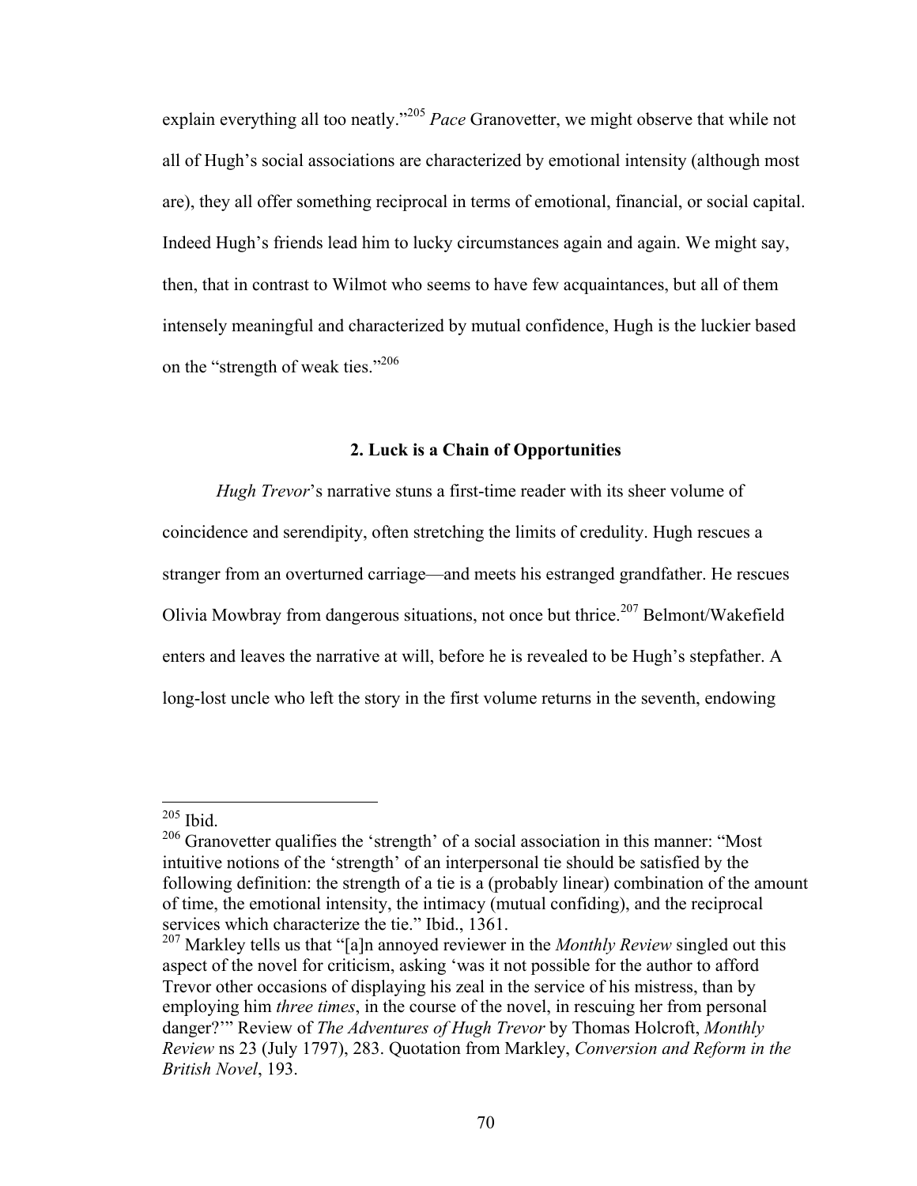explain everything all too neatly."[205] *Pace* Granovetter, we might observe that while not all of Hugh's social associations are characterized by emotional intensity (although most are), they all offer something reciprocal in terms of emotional, financial, or social capital. Indeed Hugh's friends lead him to lucky circumstances again and again. We might say, then, that in contrast to Wilmot who seems to have few acquaintances, but all of them intensely meaningful and characterized by mutual confidence, Hugh is the luckier based on the "strength of weak ties."[206]

## 2. Luck is a Chain of Opportunities

*Hugh Trevor*'s narrative stuns a first-time reader with its sheer volume of coincidence and serendipity, often stretching the limits of credulity. Hugh rescues a stranger from an overturned carriage—and meets his estranged grandfather. He rescues Olivia Mowbray from dangerous situations, not once but thrice.[207] Belmont/Wakefield enters and leaves the narrative at will, before he is revealed to be Hugh's stepfather. A long-lost uncle who left the story in the first volume returns in the seventh, endowing

---

[205] Ibid.

[206] Granovetter qualifies the 'strength' of a social association in this manner: "Most intuitive notions of the 'strength' of an interpersonal tie should be satisfied by the following definition: the strength of a tie is a (probably linear) combination of the amount of time, the emotional intensity, the intimacy (mutual confiding), and the reciprocal services which characterize the tie." Ibid., 1361.

[207] Markley tells us that "[a]n annoyed reviewer in the *Monthly Review* singled out this aspect of the novel for criticism, asking 'was it not possible for the author to afford Trevor other occasions of displaying his zeal in the service of his mistress, than by employing him *three times*, in the course of the novel, in rescuing her from personal danger?'" Review of *The Adventures of Hugh Trevor* by Thomas Holcroft, *Monthly Review* ns 23 (July 1797), 283. Quotation from Markley, *Conversion and Reform in the British Novel*, 193.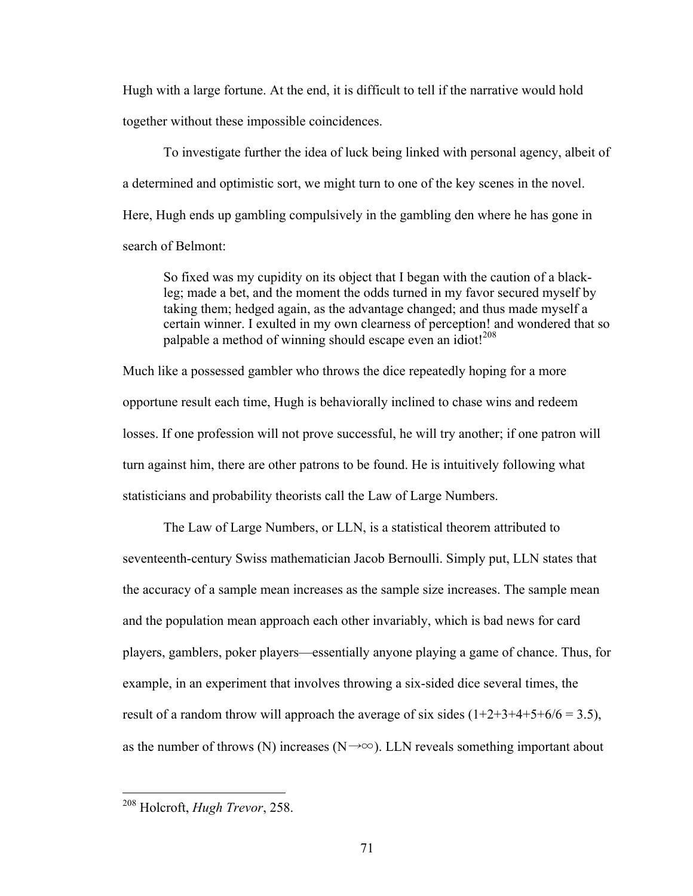Hugh with a large fortune. At the end, it is difficult to tell if the narrative would hold together without these impossible coincidences.

To investigate further the idea of luck being linked with personal agency, albeit of a determined and optimistic sort, we might turn to one of the key scenes in the novel. Here, Hugh ends up gambling compulsively in the gambling den where he has gone in search of Belmont:

> So fixed was my cupidity on its object that I began with the caution of a black-leg; made a bet, and the moment the odds turned in my favor secured myself by taking them; hedged again, as the advantage changed; and thus made myself a certain winner. I exulted in my own clearness of perception! and wondered that so palpable a method of winning should escape even an idiot![208]

Much like a possessed gambler who throws the dice repeatedly hoping for a more opportune result each time, Hugh is behaviorally inclined to chase wins and redeem losses. If one profession will not prove successful, he will try another; if one patron will turn against him, there are other patrons to be found. He is intuitively following what statisticians and probability theorists call the Law of Large Numbers.

The Law of Large Numbers, or LLN, is a statistical theorem attributed to seventeenth-century Swiss mathematician Jacob Bernoulli. Simply put, LLN states that the accuracy of a sample mean increases as the sample size increases. The sample mean and the population mean approach each other invariably, which is bad news for card players, gamblers, poker players—essentially anyone playing a game of chance. Thus, for example, in an experiment that involves throwing a six-sided dice several times, the result of a random throw will approach the average of six sides ($1+2+3+4+5+6/6 = 3.5$), as the number of throws (N) increases ($N \rightarrow \infty$). LLN reveals something important about

---

[208] Holcroft, *Hugh Trevor*, 258.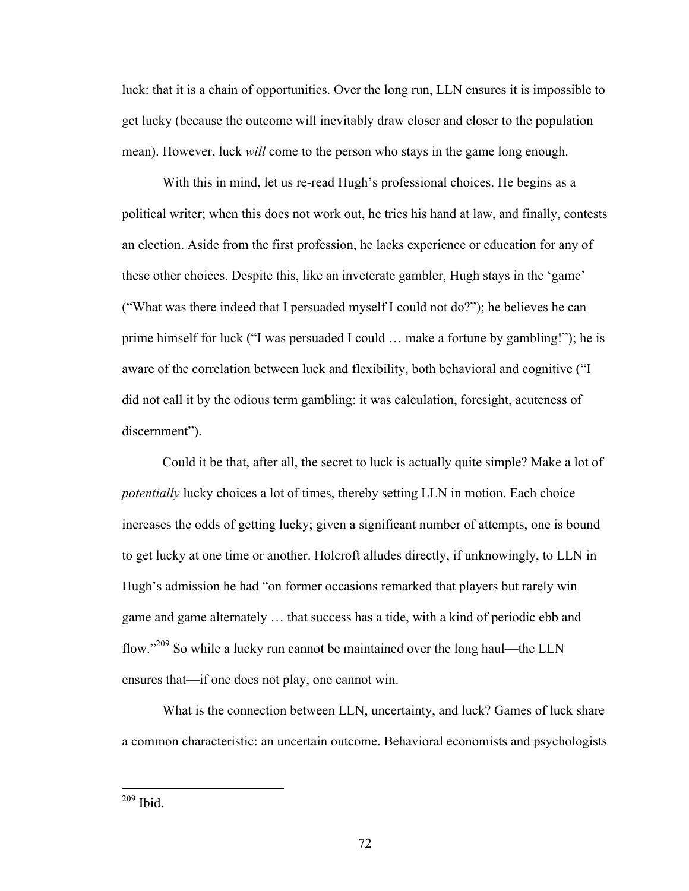luck: that it is a chain of opportunities. Over the long run, LLN ensures it is impossible to get lucky (because the outcome will inevitably draw closer and closer to the population mean). However, luck *will* come to the person who stays in the game long enough.

With this in mind, let us re-read Hugh's professional choices. He begins as a political writer; when this does not work out, he tries his hand at law, and finally, contests an election. Aside from the first profession, he lacks experience or education for any of these other choices. Despite this, like an inveterate gambler, Hugh stays in the 'game' ("What was there indeed that I persuaded myself I could not do?"); he believes he can prime himself for luck ("I was persuaded I could … make a fortune by gambling!"); he is aware of the correlation between luck and flexibility, both behavioral and cognitive ("I did not call it by the odious term gambling: it was calculation, foresight, acuteness of discernment").

Could it be that, after all, the secret to luck is actually quite simple? Make a lot of *potentially* lucky choices a lot of times, thereby setting LLN in motion. Each choice increases the odds of getting lucky; given a significant number of attempts, one is bound to get lucky at one time or another. Holcroft alludes directly, if unknowingly, to LLN in Hugh's admission he had "on former occasions remarked that players but rarely win game and game alternately … that success has a tide, with a kind of periodic ebb and flow."[209] So while a lucky run cannot be maintained over the long haul—the LLN ensures that—if one does not play, one cannot win.

What is the connection between LLN, uncertainty, and luck? Games of luck share a common characteristic: an uncertain outcome. Behavioral economists and psychologists

---

[209] Ibid.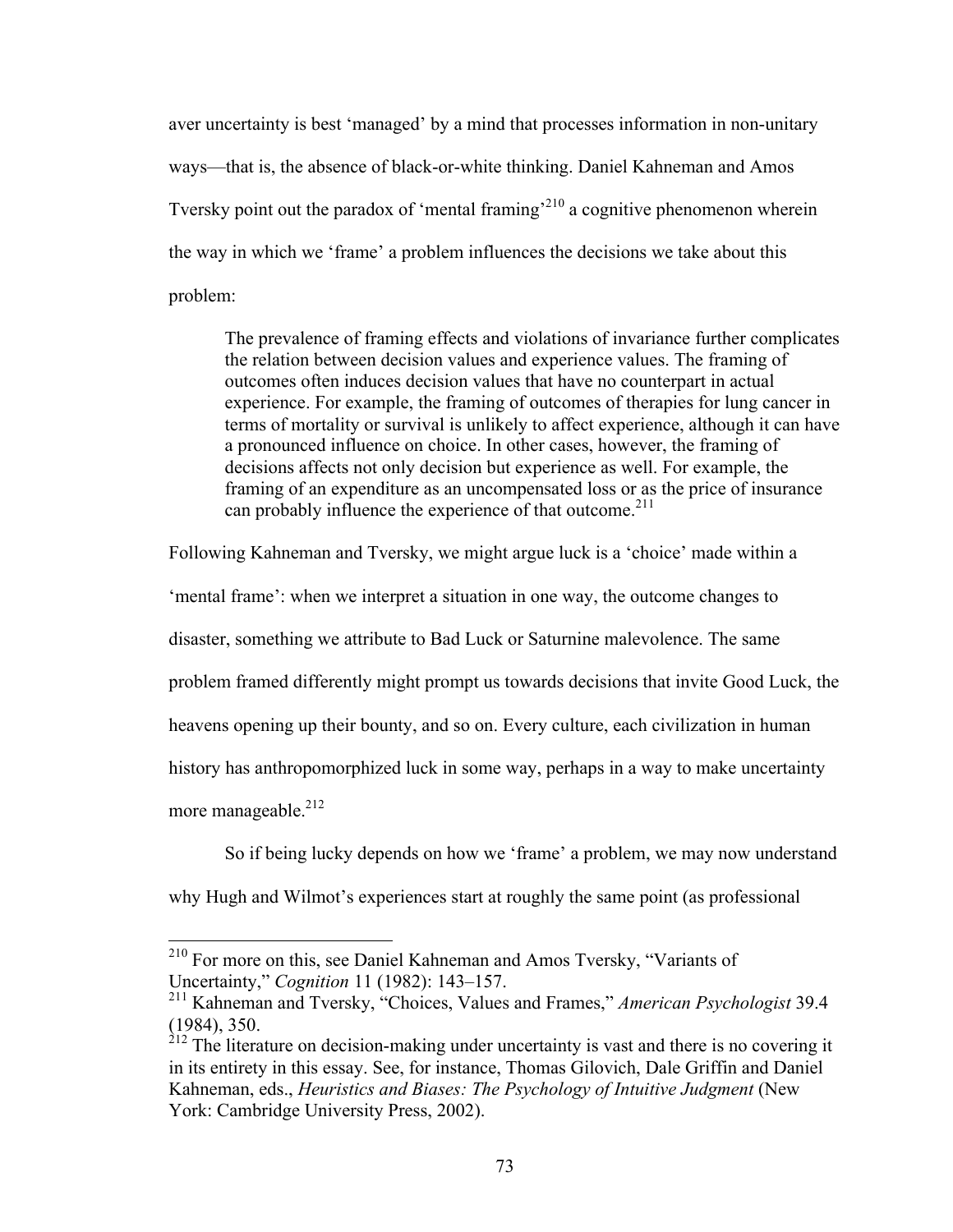aver uncertainty is best 'managed' by a mind that processes information in non-unitary ways—that is, the absence of black-or-white thinking. Daniel Kahneman and Amos Tversky point out the paradox of 'mental framing'[210] a cognitive phenomenon wherein the way in which we 'frame' a problem influences the decisions we take about this problem:

> The prevalence of framing effects and violations of invariance further complicates the relation between decision values and experience values. The framing of outcomes often induces decision values that have no counterpart in actual experience. For example, the framing of outcomes of therapies for lung cancer in terms of mortality or survival is unlikely to affect experience, although it can have a pronounced influence on choice. In other cases, however, the framing of decisions affects not only decision but experience as well. For example, the framing of an expenditure as an uncompensated loss or as the price of insurance can probably influence the experience of that outcome.[211]

Following Kahneman and Tversky, we might argue luck is a 'choice' made within a 'mental frame': when we interpret a situation in one way, the outcome changes to disaster, something we attribute to Bad Luck or Saturnine malevolence. The same problem framed differently might prompt us towards decisions that invite Good Luck, the heavens opening up their bounty, and so on. Every culture, each civilization in human history has anthropomorphized luck in some way, perhaps in a way to make uncertainty more manageable.[212]

So if being lucky depends on how we 'frame' a problem, we may now understand why Hugh and Wilmot's experiences start at roughly the same point (as professional

---

[210] For more on this, see Daniel Kahneman and Amos Tversky, "Variants of Uncertainty," *Cognition* 11 (1982): 143–157.

[211] Kahneman and Tversky, "Choices, Values and Frames," *American Psychologist* 39.4 (1984), 350.

[212] The literature on decision-making under uncertainty is vast and there is no covering it in its entirety in this essay. See, for instance, Thomas Gilovich, Dale Griffin and Daniel Kahneman, eds., *Heuristics and Biases: The Psychology of Intuitive Judgment* (New York: Cambridge University Press, 2002).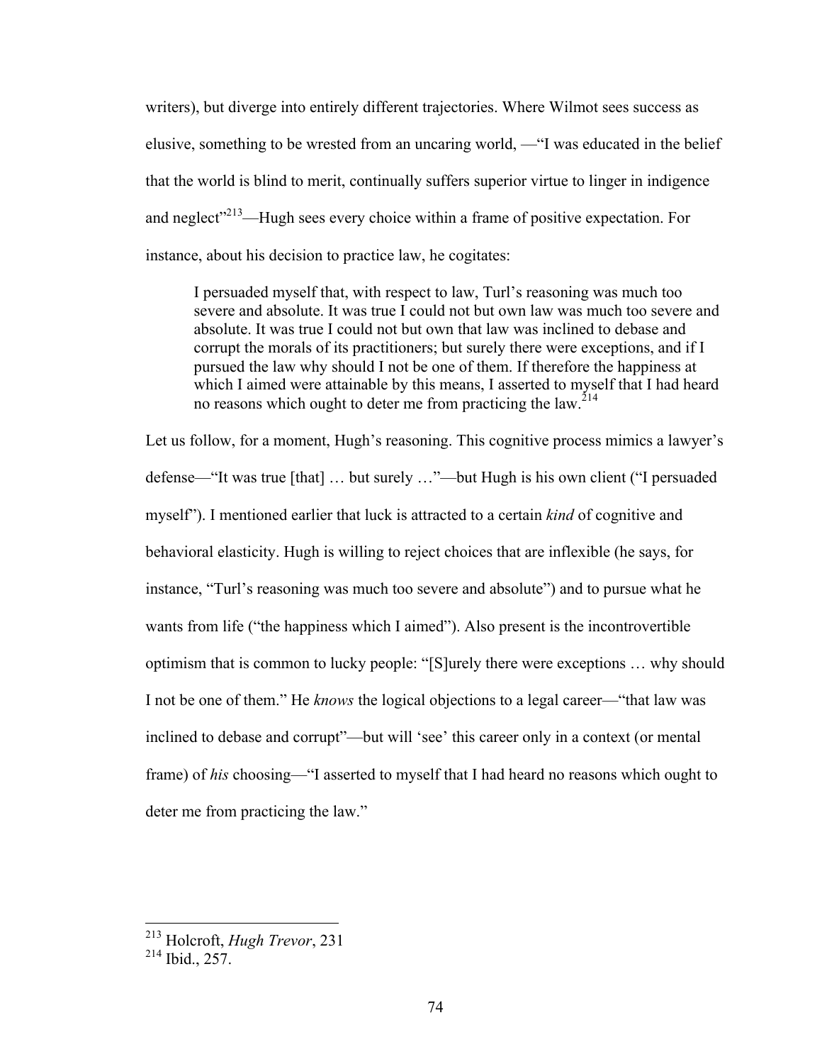writers), but diverge into entirely different trajectories. Where Wilmot sees success as elusive, something to be wrested from an uncaring world, —"I was educated in the belief that the world is blind to merit, continually suffers superior virtue to linger in indigence and neglect"[213]—Hugh sees every choice within a frame of positive expectation. For instance, about his decision to practice law, he cogitates:

> I persuaded myself that, with respect to law, Turl's reasoning was much too severe and absolute. It was true I could not but own law was much too severe and absolute. It was true I could not but own that law was inclined to debase and corrupt the morals of its practitioners; but surely there were exceptions, and if I pursued the law why should I not be one of them. If therefore the happiness at which I aimed were attainable by this means, I asserted to myself that I had heard no reasons which ought to deter me from practicing the law.[214]

Let us follow, for a moment, Hugh's reasoning. This cognitive process mimics a lawyer's defense—"It was true [that] … but surely …"—but Hugh is his own client ("I persuaded myself"). I mentioned earlier that luck is attracted to a certain *kind* of cognitive and behavioral elasticity. Hugh is willing to reject choices that are inflexible (he says, for instance, "Turl's reasoning was much too severe and absolute") and to pursue what he wants from life ("the happiness which I aimed"). Also present is the incontrovertible optimism that is common to lucky people: "[S]urely there were exceptions … why should I not be one of them." He *knows* the logical objections to a legal career—"that law was inclined to debase and corrupt"—but will 'see' this career only in a context (or mental frame) of *his* choosing—"I asserted to myself that I had heard no reasons which ought to deter me from practicing the law."

---

[213] Holcroft, *Hugh Trevor*, 231

[214] Ibid., 257.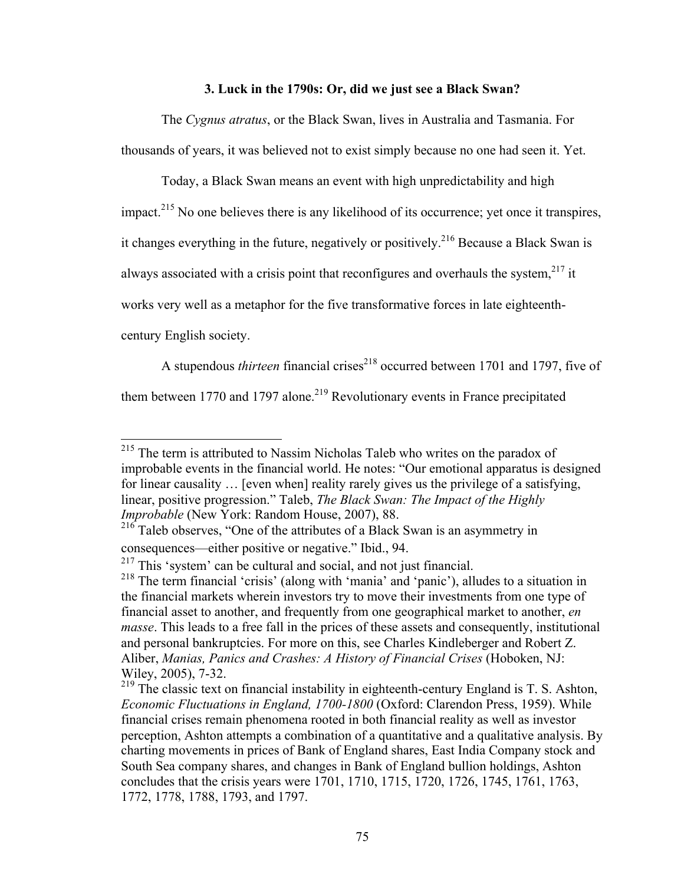### 3. Luck in the 1790s: Or, did we just see a Black Swan?

The *Cygnus atratus*, or the Black Swan, lives in Australia and Tasmania. For thousands of years, it was believed not to exist simply because no one had seen it. Yet.

Today, a Black Swan means an event with high unpredictability and high impact.[215] No one believes there is any likelihood of its occurrence; yet once it transpires, it changes everything in the future, negatively or positively.[216] Because a Black Swan is always associated with a crisis point that reconfigures and overhauls the system,[217] it works very well as a metaphor for the five transformative forces in late eighteenth-century English society.

A stupendous *thirteen* financial crises[218] occurred between 1701 and 1797, five of them between 1770 and 1797 alone.[219] Revolutionary events in France precipitated

---

[215] The term is attributed to Nassim Nicholas Taleb who writes on the paradox of improbable events in the financial world. He notes: "Our emotional apparatus is designed for linear causality … [even when] reality rarely gives us the privilege of a satisfying, linear, positive progression." Taleb, *The Black Swan: The Impact of the Highly Improbable* (New York: Random House, 2007), 88.

[216] Taleb observes, "One of the attributes of a Black Swan is an asymmetry in consequences—either positive or negative." Ibid., 94.

[217] This 'system' can be cultural and social, and not just financial.

[218] The term financial 'crisis' (along with 'mania' and 'panic'), alludes to a situation in the financial markets wherein investors try to move their investments from one type of financial asset to another, and frequently from one geographical market to another, *en masse*. This leads to a free fall in the prices of these assets and consequently, institutional and personal bankruptcies. For more on this, see Charles Kindleberger and Robert Z. Aliber, *Manias, Panics and Crashes: A History of Financial Crises* (Hoboken, NJ: Wiley, 2005), 7-32.

[219] The classic text on financial instability in eighteenth-century England is T. S. Ashton, *Economic Fluctuations in England, 1700-1800* (Oxford: Clarendon Press, 1959). While financial crises remain phenomena rooted in both financial reality as well as investor perception, Ashton attempts a combination of a quantitative and a qualitative analysis. By charting movements in prices of Bank of England shares, East India Company stock and South Sea company shares, and changes in Bank of England bullion holdings, Ashton concludes that the crisis years were 1701, 1710, 1715, 1720, 1726, 1745, 1761, 1763, 1772, 1778, 1788, 1793, and 1797.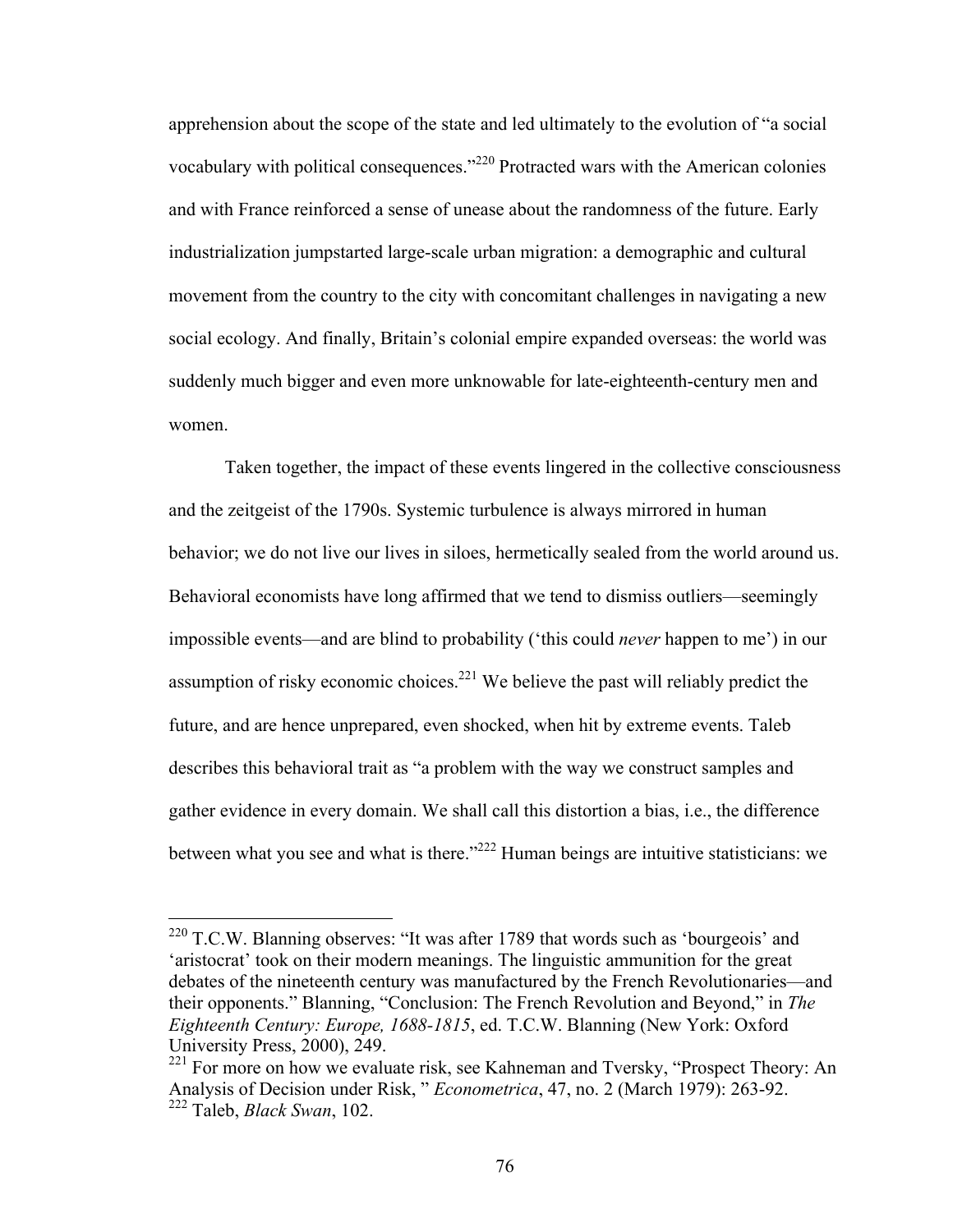apprehension about the scope of the state and led ultimately to the evolution of "a social vocabulary with political consequences."[220] Protracted wars with the American colonies and with France reinforced a sense of unease about the randomness of the future. Early industrialization jumpstarted large-scale urban migration: a demographic and cultural movement from the country to the city with concomitant challenges in navigating a new social ecology. And finally, Britain's colonial empire expanded overseas: the world was suddenly much bigger and even more unknowable for late-eighteenth-century men and women.

Taken together, the impact of these events lingered in the collective consciousness and the zeitgeist of the 1790s. Systemic turbulence is always mirrored in human behavior; we do not live our lives in siloes, hermetically sealed from the world around us. Behavioral economists have long affirmed that we tend to dismiss outliers—seemingly impossible events—and are blind to probability ('this could *never* happen to me') in our assumption of risky economic choices.[221] We believe the past will reliably predict the future, and are hence unprepared, even shocked, when hit by extreme events. Taleb describes this behavioral trait as "a problem with the way we construct samples and gather evidence in every domain. We shall call this distortion a bias, i.e., the difference between what you see and what is there."[222] Human beings are intuitive statisticians: we

---

[220] T.C.W. Blanning observes: "It was after 1789 that words such as 'bourgeois' and 'aristocrat' took on their modern meanings. The linguistic ammunition for the great debates of the nineteenth century was manufactured by the French Revolutionaries—and their opponents." Blanning, "Conclusion: The French Revolution and Beyond," in *The Eighteenth Century: Europe, 1688-1815*, ed. T.C.W. Blanning (New York: Oxford University Press, 2000), 249.

[221] For more on how we evaluate risk, see Kahneman and Tversky, "Prospect Theory: An Analysis of Decision under Risk, " *Econometrica*, 47, no. 2 (March 1979): 263-92.

[222] Taleb, *Black Swan*, 102.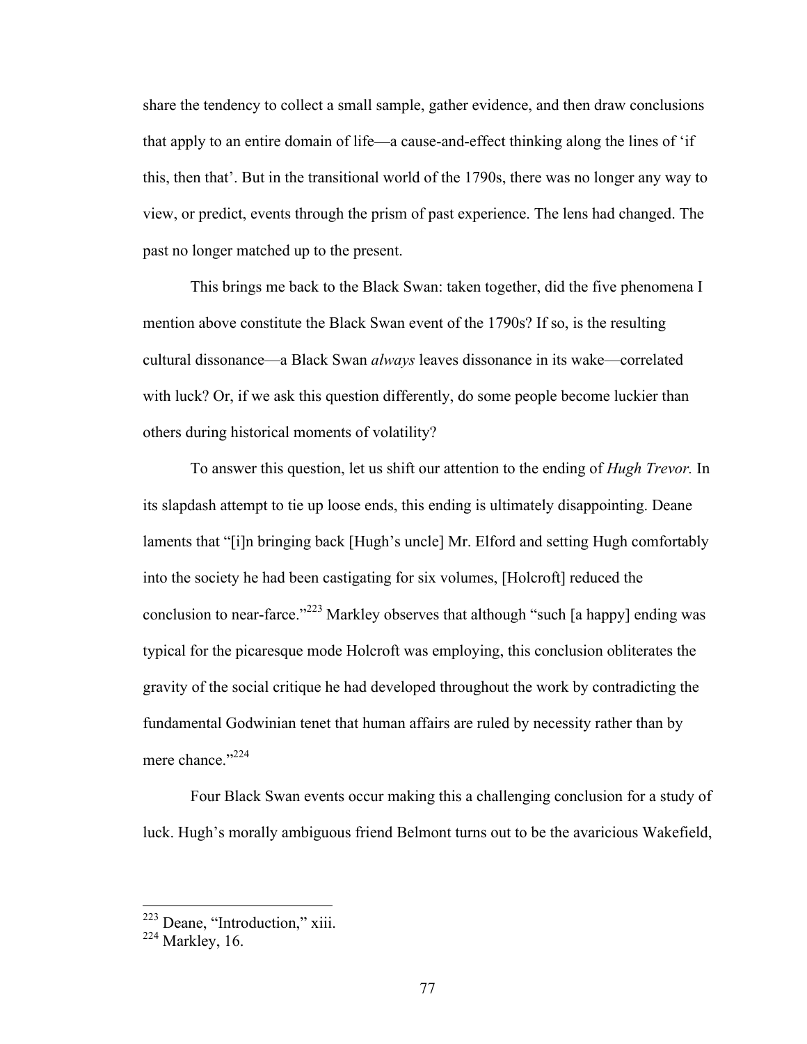share the tendency to collect a small sample, gather evidence, and then draw conclusions that apply to an entire domain of life—a cause-and-effect thinking along the lines of 'if this, then that'. But in the transitional world of the 1790s, there was no longer any way to view, or predict, events through the prism of past experience. The lens had changed. The past no longer matched up to the present.

This brings me back to the Black Swan: taken together, did the five phenomena I mention above constitute the Black Swan event of the 1790s? If so, is the resulting cultural dissonance—a Black Swan *always* leaves dissonance in its wake—correlated with luck? Or, if we ask this question differently, do some people become luckier than others during historical moments of volatility?

To answer this question, let us shift our attention to the ending of *Hugh Trevor.* In its slapdash attempt to tie up loose ends, this ending is ultimately disappointing. Deane laments that "[i]n bringing back [Hugh's uncle] Mr. Elford and setting Hugh comfortably into the society he had been castigating for six volumes, [Holcroft] reduced the conclusion to near-farce."[223] Markley observes that although "such [a happy] ending was typical for the picaresque mode Holcroft was employing, this conclusion obliterates the gravity of the social critique he had developed throughout the work by contradicting the fundamental Godwinian tenet that human affairs are ruled by necessity rather than by mere chance."[224]

Four Black Swan events occur making this a challenging conclusion for a study of luck. Hugh's morally ambiguous friend Belmont turns out to be the avaricious Wakefield,

---

[223] Deane, "Introduction," xiii.

[224] Markley, 16.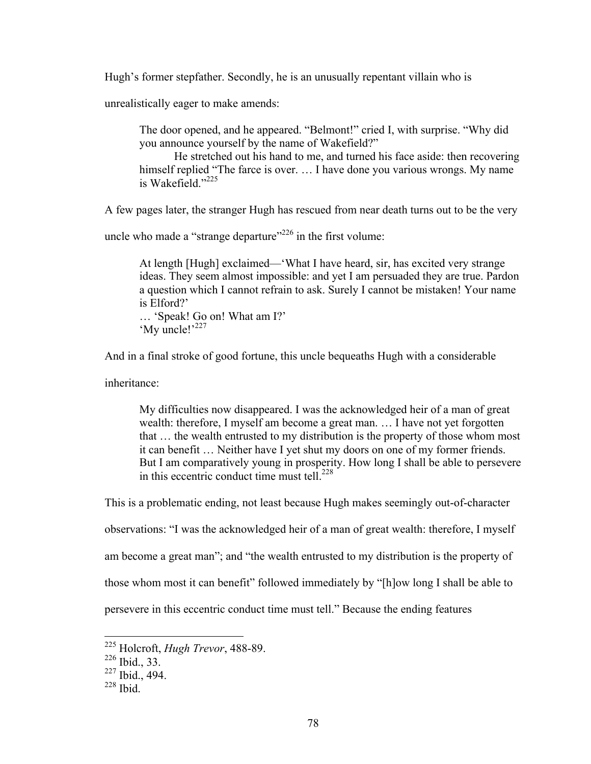Hugh's former stepfather. Secondly, he is an unusually repentant villain who is unrealistically eager to make amends:

> The door opened, and he appeared. "Belmont!" cried I, with surprise. "Why did you announce yourself by the name of Wakefield?"
>
> He stretched out his hand to me, and turned his face aside: then recovering himself replied "The farce is over. … I have done you various wrongs. My name is Wakefield."[225]

A few pages later, the stranger Hugh has rescued from near death turns out to be the very uncle who made a "strange departure"[226] in the first volume:

> At length [Hugh] exclaimed—'What I have heard, sir, has excited very strange ideas. They seem almost impossible: and yet I am persuaded they are true. Pardon a question which I cannot refrain to ask. Surely I cannot be mistaken! Your name is Elford?'
>
> … 'Speak! Go on! What am I?'
>
> 'My uncle!'[227]

And in a final stroke of good fortune, this uncle bequeaths Hugh with a considerable inheritance:

> My difficulties now disappeared. I was the acknowledged heir of a man of great wealth: therefore, I myself am become a great man. … I have not yet forgotten that … the wealth entrusted to my distribution is the property of those whom most it can benefit … Neither have I yet shut my doors on one of my former friends. But I am comparatively young in prosperity. How long I shall be able to persevere in this eccentric conduct time must tell.[228]

This is a problematic ending, not least because Hugh makes seemingly out-of-character observations: "I was the acknowledged heir of a man of great wealth: therefore, I myself am become a great man"; and "the wealth entrusted to my distribution is the property of those whom most it can benefit" followed immediately by "[h]ow long I shall be able to persevere in this eccentric conduct time must tell." Because the ending features

---

[225] Holcroft, *Hugh Trevor*, 488-89.

[226] Ibid., 33.

[227] Ibid., 494.

[228] Ibid.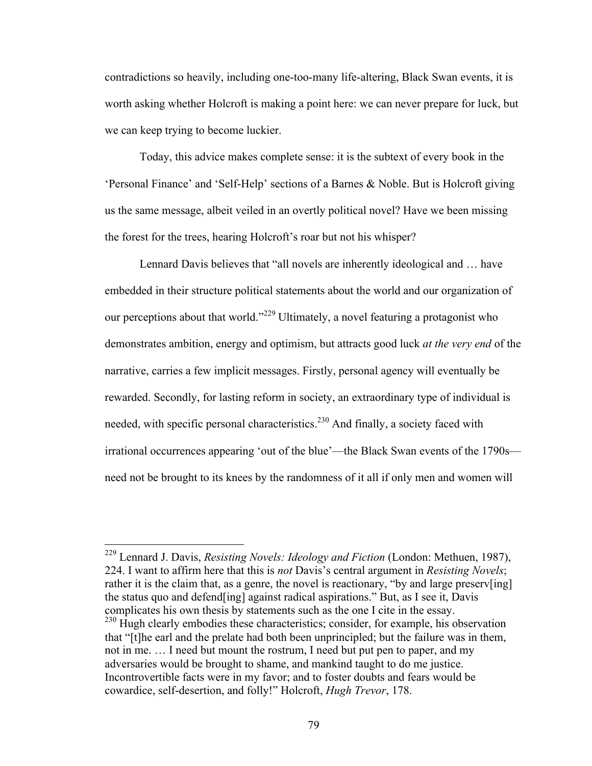contradictions so heavily, including one-too-many life-altering, Black Swan events, it is worth asking whether Holcroft is making a point here: we can never prepare for luck, but we can keep trying to become luckier.

Today, this advice makes complete sense: it is the subtext of every book in the 'Personal Finance' and 'Self-Help' sections of a Barnes & Noble. But is Holcroft giving us the same message, albeit veiled in an overtly political novel? Have we been missing the forest for the trees, hearing Holcroft's roar but not his whisper?

Lennard Davis believes that "all novels are inherently ideological and … have embedded in their structure political statements about the world and our organization of our perceptions about that world."[229] Ultimately, a novel featuring a protagonist who demonstrates ambition, energy and optimism, but attracts good luck *at the very end* of the narrative, carries a few implicit messages. Firstly, personal agency will eventually be rewarded. Secondly, for lasting reform in society, an extraordinary type of individual is needed, with specific personal characteristics.[230] And finally, a society faced with irrational occurrences appearing 'out of the blue'—the Black Swan events of the 1790s—need not be brought to its knees by the randomness of it all if only men and women will

---

[229] Lennard J. Davis, *Resisting Novels: Ideology and Fiction* (London: Methuen, 1987), 224. I want to affirm here that this is *not* Davis's central argument in *Resisting Novels*; rather it is the claim that, as a genre, the novel is reactionary, "by and large preserv[ing] the status quo and defend[ing] against radical aspirations." But, as I see it, Davis complicates his own thesis by statements such as the one I cite in the essay.

[230] Hugh clearly embodies these characteristics; consider, for example, his observation that "[t]he earl and the prelate had both been unprincipled; but the failure was in them, not in me. … I need but mount the rostrum, I need but put pen to paper, and my adversaries would be brought to shame, and mankind taught to do me justice. Incontrovertible facts were in my favor; and to foster doubts and fears would be cowardice, self-desertion, and folly!" Holcroft, *Hugh Trevor*, 178.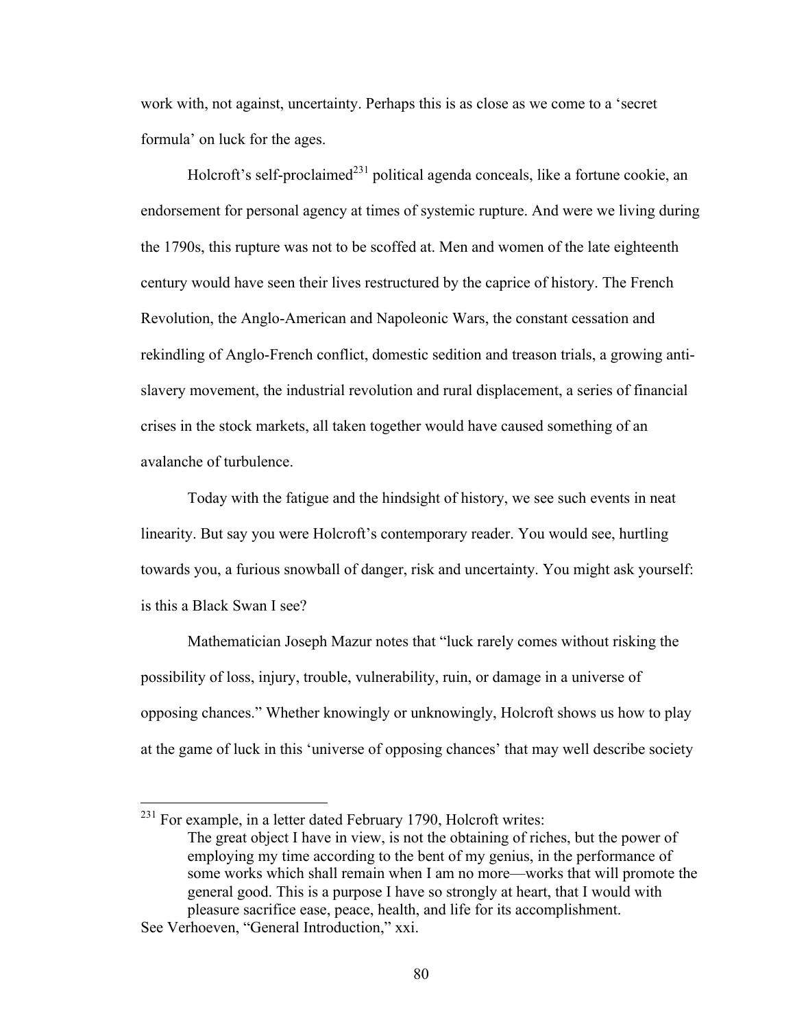work with, not against, uncertainty. Perhaps this is as close as we come to a 'secret formula' on luck for the ages.

Holcroft's self-proclaimed[231] political agenda conceals, like a fortune cookie, an endorsement for personal agency at times of systemic rupture. And were we living during the 1790s, this rupture was not to be scoffed at. Men and women of the late eighteenth century would have seen their lives restructured by the caprice of history. The French Revolution, the Anglo-American and Napoleonic Wars, the constant cessation and rekindling of Anglo-French conflict, domestic sedition and treason trials, a growing anti-slavery movement, the industrial revolution and rural displacement, a series of financial crises in the stock markets, all taken together would have caused something of an avalanche of turbulence.

Today with the fatigue and the hindsight of history, we see such events in neat linearity. But say you were Holcroft's contemporary reader. You would see, hurtling towards you, a furious snowball of danger, risk and uncertainty. You might ask yourself: is this a Black Swan I see?

Mathematician Joseph Mazur notes that "luck rarely comes without risking the possibility of loss, injury, trouble, vulnerability, ruin, or damage in a universe of opposing chances." Whether knowingly or unknowingly, Holcroft shows us how to play at the game of luck in this 'universe of opposing chances' that may well describe society

---

[231] For example, in a letter dated February 1790, Holcroft writes:

> The great object I have in view, is not the obtaining of riches, but the power of employing my time according to the bent of my genius, in the performance of some works which shall remain when I am no more—works that will promote the general good. This is a purpose I have so strongly at heart, that I would with pleasure sacrifice ease, peace, health, and life for its accomplishment.

See Verhoeven, "General Introduction," xxi.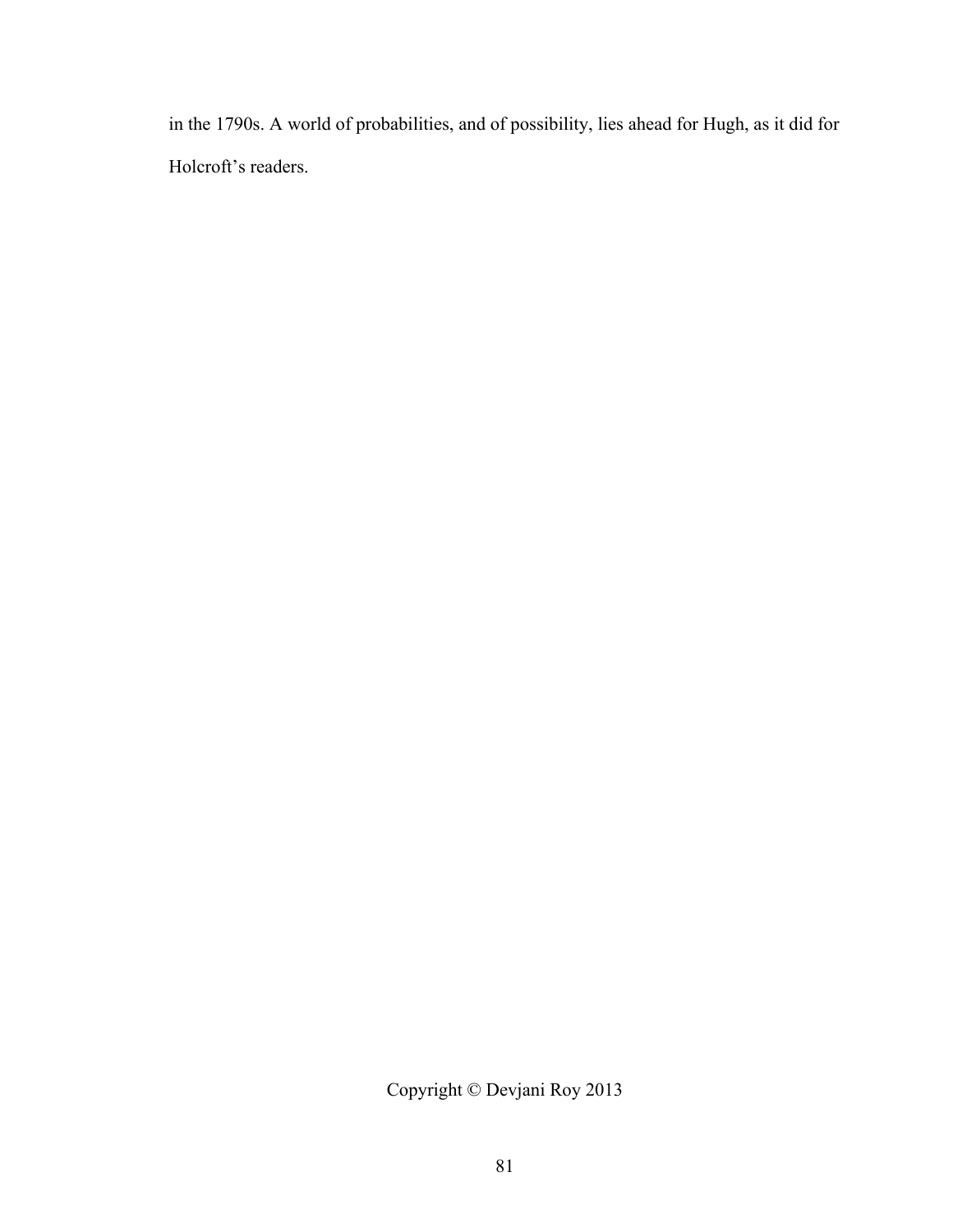in the 1790s. A world of probabilities, and of possibility, lies ahead for Hugh, as it did for Holcroft's readers.

Copyright © Devjani Roy 2013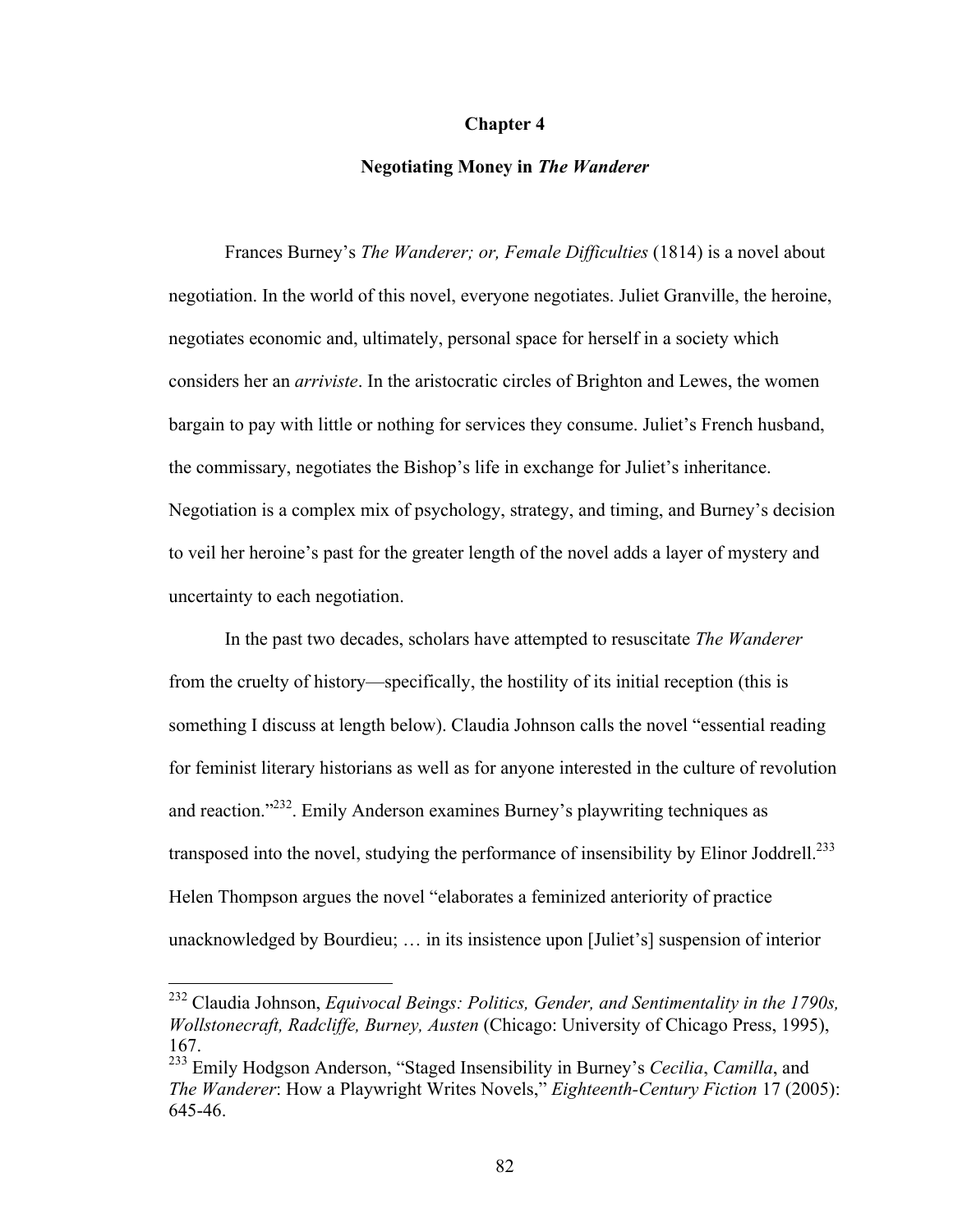# Chapter 4

## Negotiating Money in *The Wanderer*

Frances Burney's *The Wanderer; or, Female Difficulties* (1814) is a novel about negotiation. In the world of this novel, everyone negotiates. Juliet Granville, the heroine, negotiates economic and, ultimately, personal space for herself in a society which considers her an *arriviste*. In the aristocratic circles of Brighton and Lewes, the women bargain to pay with little or nothing for services they consume. Juliet's French husband, the commissary, negotiates the Bishop's life in exchange for Juliet's inheritance. Negotiation is a complex mix of psychology, strategy, and timing, and Burney's decision to veil her heroine's past for the greater length of the novel adds a layer of mystery and uncertainty to each negotiation.

In the past two decades, scholars have attempted to resuscitate *The Wanderer* from the cruelty of history—specifically, the hostility of its initial reception (this is something I discuss at length below). Claudia Johnson calls the novel "essential reading for feminist literary historians as well as for anyone interested in the culture of revolution and reaction."[232]. Emily Anderson examines Burney's playwriting techniques as transposed into the novel, studying the performance of insensibility by Elinor Joddrell.[233] Helen Thompson argues the novel "elaborates a feminized anteriority of practice unacknowledged by Bourdieu; … in its insistence upon [Juliet's] suspension of interior

---

[232] Claudia Johnson, *Equivocal Beings: Politics, Gender, and Sentimentality in the 1790s, Wollstonecraft, Radcliffe, Burney, Austen* (Chicago: University of Chicago Press, 1995), 167.

[233] Emily Hodgson Anderson, "Staged Insensibility in Burney's *Cecilia*, *Camilla*, and *The Wanderer*: How a Playwright Writes Novels," *Eighteenth-Century Fiction* 17 (2005): 645-46.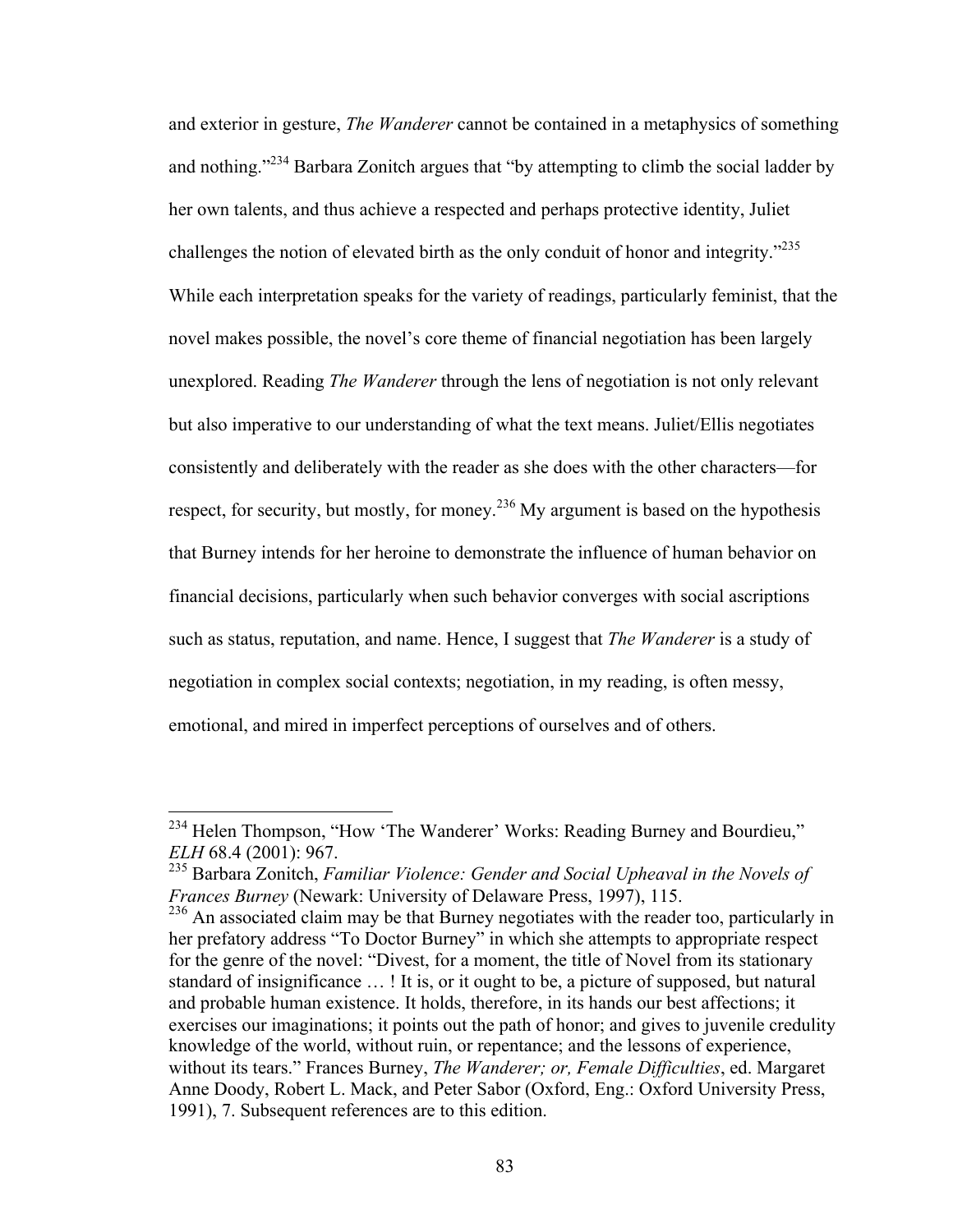and exterior in gesture, *The Wanderer* cannot be contained in a metaphysics of something and nothing."[234] Barbara Zonitch argues that "by attempting to climb the social ladder by her own talents, and thus achieve a respected and perhaps protective identity, Juliet challenges the notion of elevated birth as the only conduit of honor and integrity."[235] While each interpretation speaks for the variety of readings, particularly feminist, that the novel makes possible, the novel's core theme of financial negotiation has been largely unexplored. Reading *The Wanderer* through the lens of negotiation is not only relevant but also imperative to our understanding of what the text means. Juliet/Ellis negotiates consistently and deliberately with the reader as she does with the other characters—for respect, for security, but mostly, for money.[236] My argument is based on the hypothesis that Burney intends for her heroine to demonstrate the influence of human behavior on financial decisions, particularly when such behavior converges with social ascriptions such as status, reputation, and name. Hence, I suggest that *The Wanderer* is a study of negotiation in complex social contexts; negotiation, in my reading, is often messy, emotional, and mired in imperfect perceptions of ourselves and of others.

---

[234] Helen Thompson, "How 'The Wanderer' Works: Reading Burney and Bourdieu," *ELH* 68.4 (2001): 967.

[235] Barbara Zonitch, *Familiar Violence: Gender and Social Upheaval in the Novels of Frances Burney* (Newark: University of Delaware Press, 1997), 115.

[236] An associated claim may be that Burney negotiates with the reader too, particularly in her prefatory address "To Doctor Burney" in which she attempts to appropriate respect for the genre of the novel: "Divest, for a moment, the title of Novel from its stationary standard of insignificance … ! It is, or it ought to be, a picture of supposed, but natural and probable human existence. It holds, therefore, in its hands our best affections; it exercises our imaginations; it points out the path of honor; and gives to juvenile credulity knowledge of the world, without ruin, or repentance; and the lessons of experience, without its tears." Frances Burney, *The Wanderer; or, Female Difficulties*, ed. Margaret Anne Doody, Robert L. Mack, and Peter Sabor (Oxford, Eng.: Oxford University Press, 1991), 7. Subsequent references are to this edition.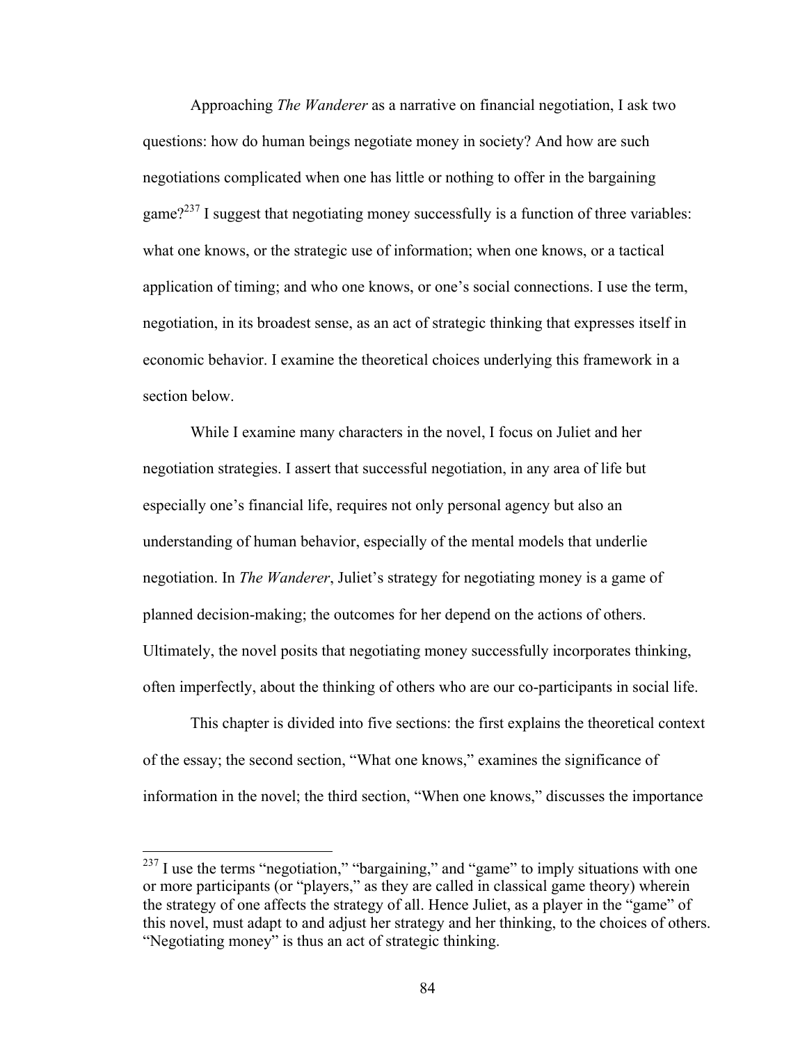Approaching *The Wanderer* as a narrative on financial negotiation, I ask two questions: how do human beings negotiate money in society? And how are such negotiations complicated when one has little or nothing to offer in the bargaining game?[237] I suggest that negotiating money successfully is a function of three variables: what one knows, or the strategic use of information; when one knows, or a tactical application of timing; and who one knows, or one's social connections. I use the term, negotiation, in its broadest sense, as an act of strategic thinking that expresses itself in economic behavior. I examine the theoretical choices underlying this framework in a section below.

While I examine many characters in the novel, I focus on Juliet and her negotiation strategies. I assert that successful negotiation, in any area of life but especially one's financial life, requires not only personal agency but also an understanding of human behavior, especially of the mental models that underlie negotiation. In *The Wanderer*, Juliet's strategy for negotiating money is a game of planned decision-making; the outcomes for her depend on the actions of others. Ultimately, the novel posits that negotiating money successfully incorporates thinking, often imperfectly, about the thinking of others who are our co-participants in social life.

This chapter is divided into five sections: the first explains the theoretical context of the essay; the second section, "What one knows," examines the significance of information in the novel; the third section, "When one knows," discusses the importance

---

[237] I use the terms "negotiation," "bargaining," and "game" to imply situations with one or more participants (or "players," as they are called in classical game theory) wherein the strategy of one affects the strategy of all. Hence Juliet, as a player in the "game" of this novel, must adapt to and adjust her strategy and her thinking, to the choices of others. "Negotiating money" is thus an act of strategic thinking.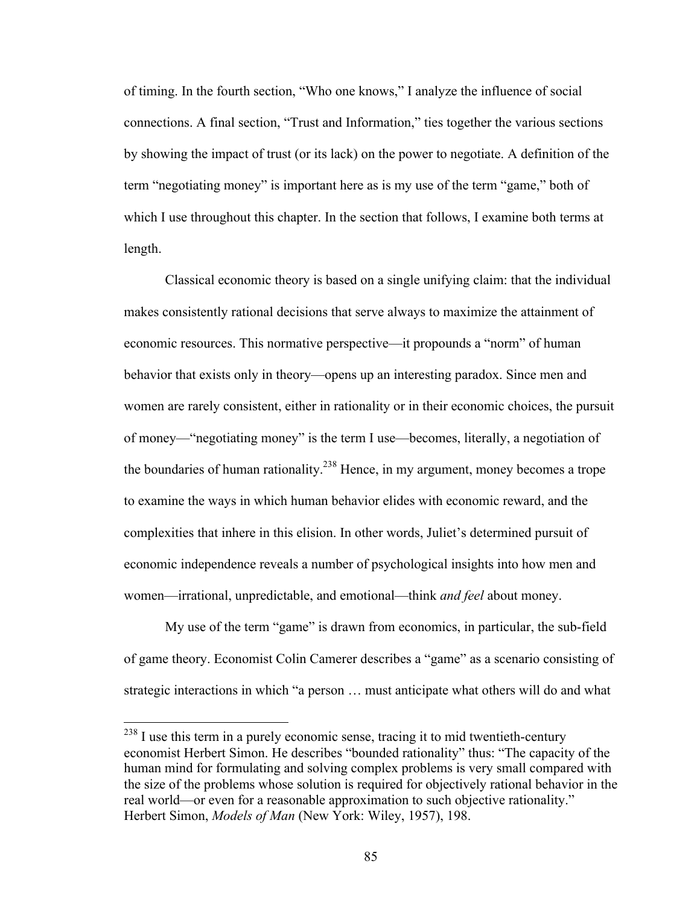of timing. In the fourth section, "Who one knows," I analyze the influence of social connections. A final section, "Trust and Information," ties together the various sections by showing the impact of trust (or its lack) on the power to negotiate. A definition of the term "negotiating money" is important here as is my use of the term "game," both of which I use throughout this chapter. In the section that follows, I examine both terms at length.

Classical economic theory is based on a single unifying claim: that the individual makes consistently rational decisions that serve always to maximize the attainment of economic resources. This normative perspective—it propounds a "norm" of human behavior that exists only in theory—opens up an interesting paradox. Since men and women are rarely consistent, either in rationality or in their economic choices, the pursuit of money—"negotiating money" is the term I use—becomes, literally, a negotiation of the boundaries of human rationality.[238] Hence, in my argument, money becomes a trope to examine the ways in which human behavior elides with economic reward, and the complexities that inhere in this elision. In other words, Juliet's determined pursuit of economic independence reveals a number of psychological insights into how men and women—irrational, unpredictable, and emotional—think *and feel* about money.

My use of the term "game" is drawn from economics, in particular, the sub-field of game theory. Economist Colin Camerer describes a "game" as a scenario consisting of strategic interactions in which "a person … must anticipate what others will do and what

---

[238] I use this term in a purely economic sense, tracing it to mid twentieth-century economist Herbert Simon. He describes "bounded rationality" thus: "The capacity of the human mind for formulating and solving complex problems is very small compared with the size of the problems whose solution is required for objectively rational behavior in the real world—or even for a reasonable approximation to such objective rationality." Herbert Simon, *Models of Man* (New York: Wiley, 1957), 198.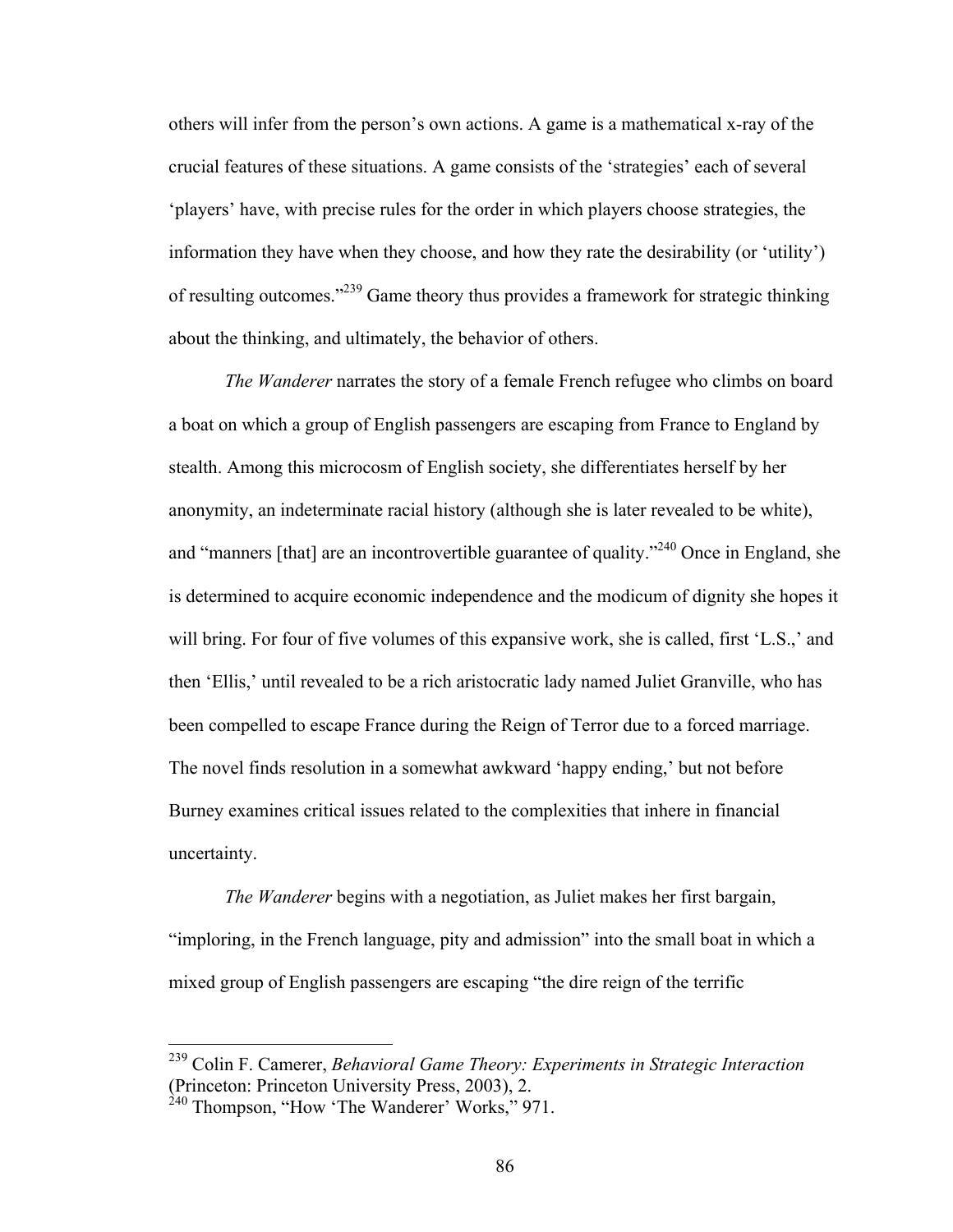others will infer from the person's own actions. A game is a mathematical x-ray of the crucial features of these situations. A game consists of the 'strategies' each of several 'players' have, with precise rules for the order in which players choose strategies, the information they have when they choose, and how they rate the desirability (or 'utility') of resulting outcomes."[239] Game theory thus provides a framework for strategic thinking about the thinking, and ultimately, the behavior of others.

*The Wanderer* narrates the story of a female French refugee who climbs on board a boat on which a group of English passengers are escaping from France to England by stealth. Among this microcosm of English society, she differentiates herself by her anonymity, an indeterminate racial history (although she is later revealed to be white), and "manners [that] are an incontrovertible guarantee of quality."[240] Once in England, she is determined to acquire economic independence and the modicum of dignity she hopes it will bring. For four of five volumes of this expansive work, she is called, first 'L.S.,' and then 'Ellis,' until revealed to be a rich aristocratic lady named Juliet Granville, who has been compelled to escape France during the Reign of Terror due to a forced marriage. The novel finds resolution in a somewhat awkward 'happy ending,' but not before Burney examines critical issues related to the complexities that inhere in financial uncertainty.

*The Wanderer* begins with a negotiation, as Juliet makes her first bargain, "imploring, in the French language, pity and admission" into the small boat in which a mixed group of English passengers are escaping "the dire reign of the terrific

---

[239] Colin F. Camerer, *Behavioral Game Theory: Experiments in Strategic Interaction* (Princeton: Princeton University Press, 2003), 2.

[240] Thompson, "How 'The Wanderer' Works," 971.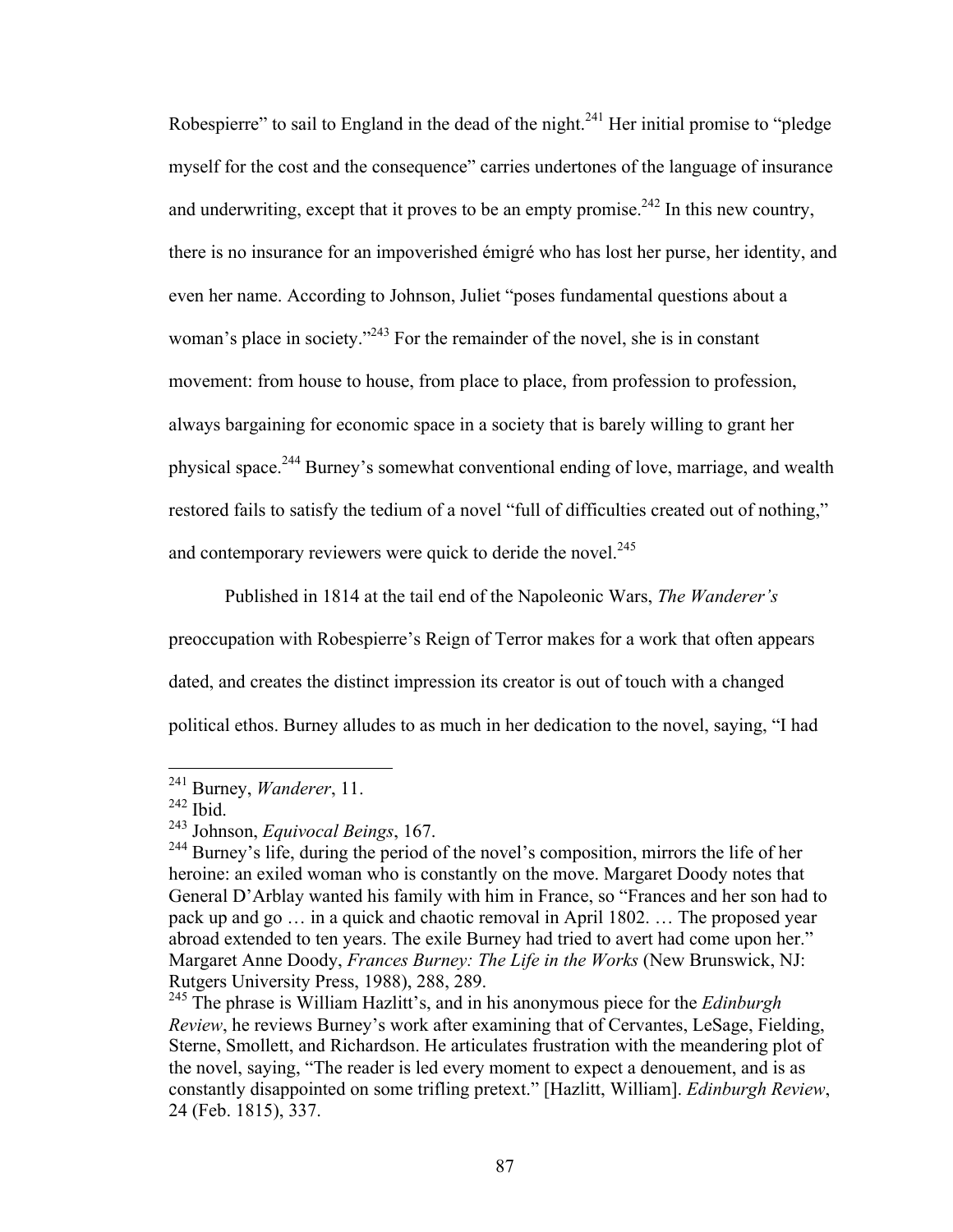Robespierre" to sail to England in the dead of the night.[241] Her initial promise to "pledge myself for the cost and the consequence" carries undertones of the language of insurance and underwriting, except that it proves to be an empty promise.[242] In this new country, there is no insurance for an impoverished émigré who has lost her purse, her identity, and even her name. According to Johnson, Juliet "poses fundamental questions about a woman's place in society."[243] For the remainder of the novel, she is in constant movement: from house to house, from place to place, from profession to profession, always bargaining for economic space in a society that is barely willing to grant her physical space.[244] Burney's somewhat conventional ending of love, marriage, and wealth restored fails to satisfy the tedium of a novel "full of difficulties created out of nothing," and contemporary reviewers were quick to deride the novel.[245]

Published in 1814 at the tail end of the Napoleonic Wars, *The Wanderer's* preoccupation with Robespierre's Reign of Terror makes for a work that often appears dated, and creates the distinct impression its creator is out of touch with a changed political ethos. Burney alludes to as much in her dedication to the novel, saying, "I had

---

[241] Burney, *Wanderer*, 11.

[242] Ibid.

[243] Johnson, *Equivocal Beings*, 167.

[244] Burney's life, during the period of the novel's composition, mirrors the life of her heroine: an exiled woman who is constantly on the move. Margaret Doody notes that General D'Arblay wanted his family with him in France, so "Frances and her son had to pack up and go … in a quick and chaotic removal in April 1802. … The proposed year abroad extended to ten years. The exile Burney had tried to avert had come upon her." Margaret Anne Doody, *Frances Burney: The Life in the Works* (New Brunswick, NJ: Rutgers University Press, 1988), 288, 289.

[245] The phrase is William Hazlitt's, and in his anonymous piece for the *Edinburgh Review*, he reviews Burney's work after examining that of Cervantes, LeSage, Fielding, Sterne, Smollett, and Richardson. He articulates frustration with the meandering plot of the novel, saying, "The reader is led every moment to expect a denouement, and is as constantly disappointed on some trifling pretext." [Hazlitt, William]. *Edinburgh Review*, 24 (Feb. 1815), 337.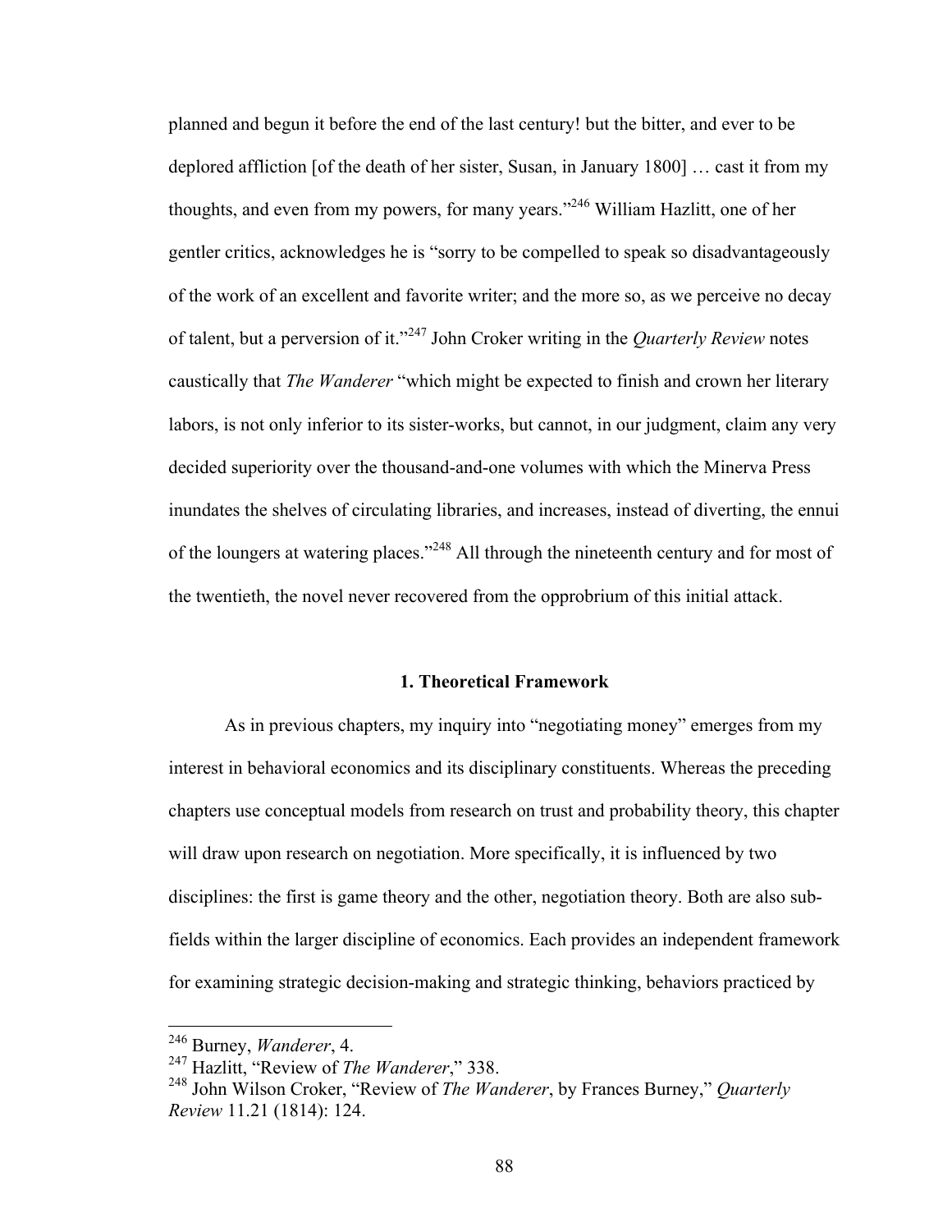planned and begun it before the end of the last century! but the bitter, and ever to be deplored affliction [of the death of her sister, Susan, in January 1800] … cast it from my thoughts, and even from my powers, for many years."[246] William Hazlitt, one of her gentler critics, acknowledges he is "sorry to be compelled to speak so disadvantageously of the work of an excellent and favorite writer; and the more so, as we perceive no decay of talent, but a perversion of it."[247] John Croker writing in the *Quarterly Review* notes caustically that *The Wanderer* "which might be expected to finish and crown her literary labors, is not only inferior to its sister-works, but cannot, in our judgment, claim any very decided superiority over the thousand-and-one volumes with which the Minerva Press inundates the shelves of circulating libraries, and increases, instead of diverting, the ennui of the loungers at watering places."[248] All through the nineteenth century and for most of the twentieth, the novel never recovered from the opprobrium of this initial attack.

## 1. Theoretical Framework

As in previous chapters, my inquiry into "negotiating money" emerges from my interest in behavioral economics and its disciplinary constituents. Whereas the preceding chapters use conceptual models from research on trust and probability theory, this chapter will draw upon research on negotiation. More specifically, it is influenced by two disciplines: the first is game theory and the other, negotiation theory. Both are also sub-fields within the larger discipline of economics. Each provides an independent framework for examining strategic decision-making and strategic thinking, behaviors practiced by

---

[246] Burney, *Wanderer*, 4.

[247] Hazlitt, "Review of *The Wanderer*," 338.

[248] John Wilson Croker, "Review of *The Wanderer*, by Frances Burney," *Quarterly Review* 11.21 (1814): 124.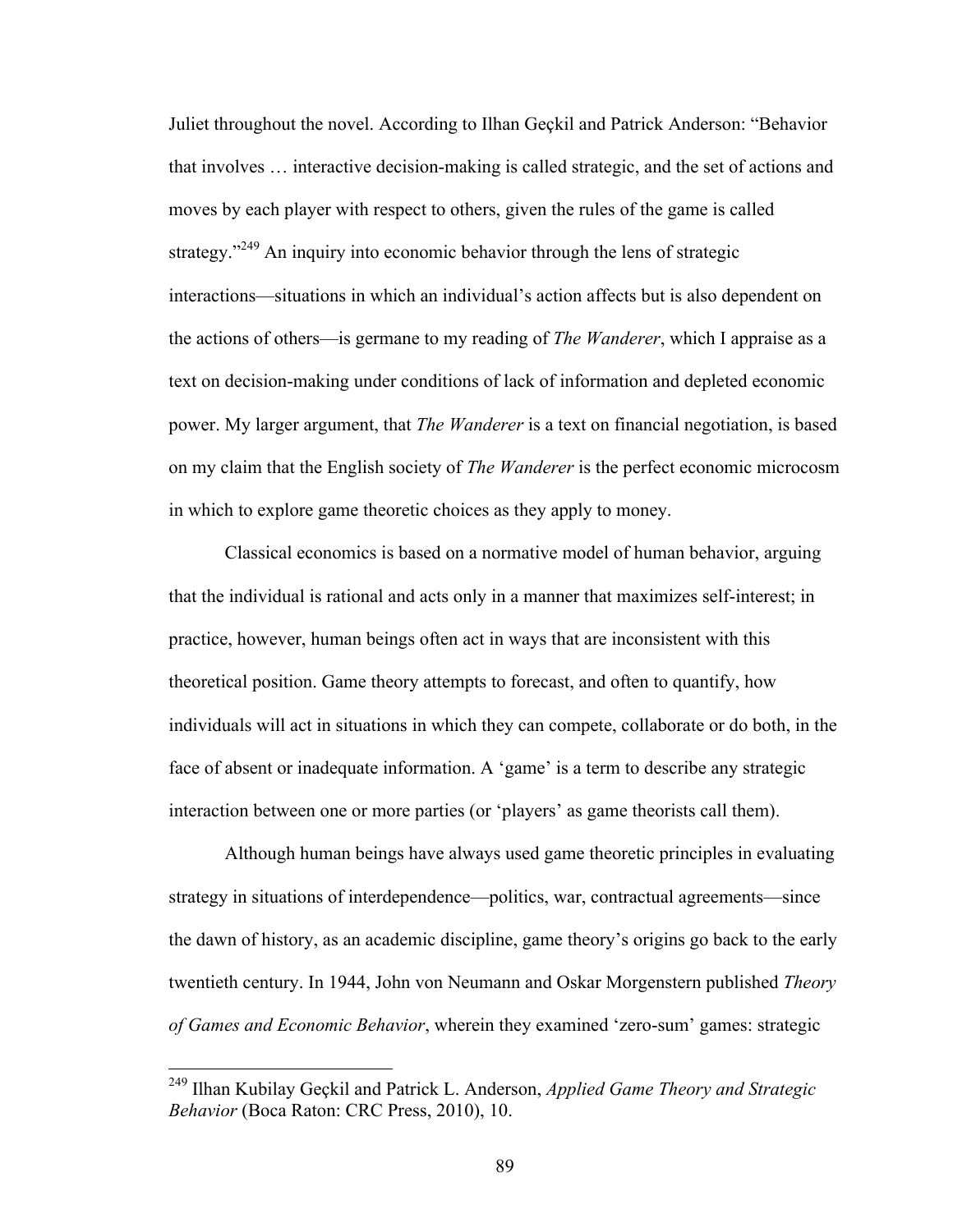Juliet throughout the novel. According to Ilhan Geçkil and Patrick Anderson: "Behavior that involves … interactive decision-making is called strategic, and the set of actions and moves by each player with respect to others, given the rules of the game is called strategy."[249] An inquiry into economic behavior through the lens of strategic interactions—situations in which an individual's action affects but is also dependent on the actions of others—is germane to my reading of *The Wanderer*, which I appraise as a text on decision-making under conditions of lack of information and depleted economic power. My larger argument, that *The Wanderer* is a text on financial negotiation, is based on my claim that the English society of *The Wanderer* is the perfect economic microcosm in which to explore game theoretic choices as they apply to money.

Classical economics is based on a normative model of human behavior, arguing that the individual is rational and acts only in a manner that maximizes self-interest; in practice, however, human beings often act in ways that are inconsistent with this theoretical position. Game theory attempts to forecast, and often to quantify, how individuals will act in situations in which they can compete, collaborate or do both, in the face of absent or inadequate information. A 'game' is a term to describe any strategic interaction between one or more parties (or 'players' as game theorists call them).

Although human beings have always used game theoretic principles in evaluating strategy in situations of interdependence—politics, war, contractual agreements—since the dawn of history, as an academic discipline, game theory's origins go back to the early twentieth century. In 1944, John von Neumann and Oskar Morgenstern published *Theory of Games and Economic Behavior*, wherein they examined 'zero-sum' games: strategic

---

[249] Ilhan Kubilay Geçkil and Patrick L. Anderson, *Applied Game Theory and Strategic Behavior* (Boca Raton: CRC Press, 2010), 10.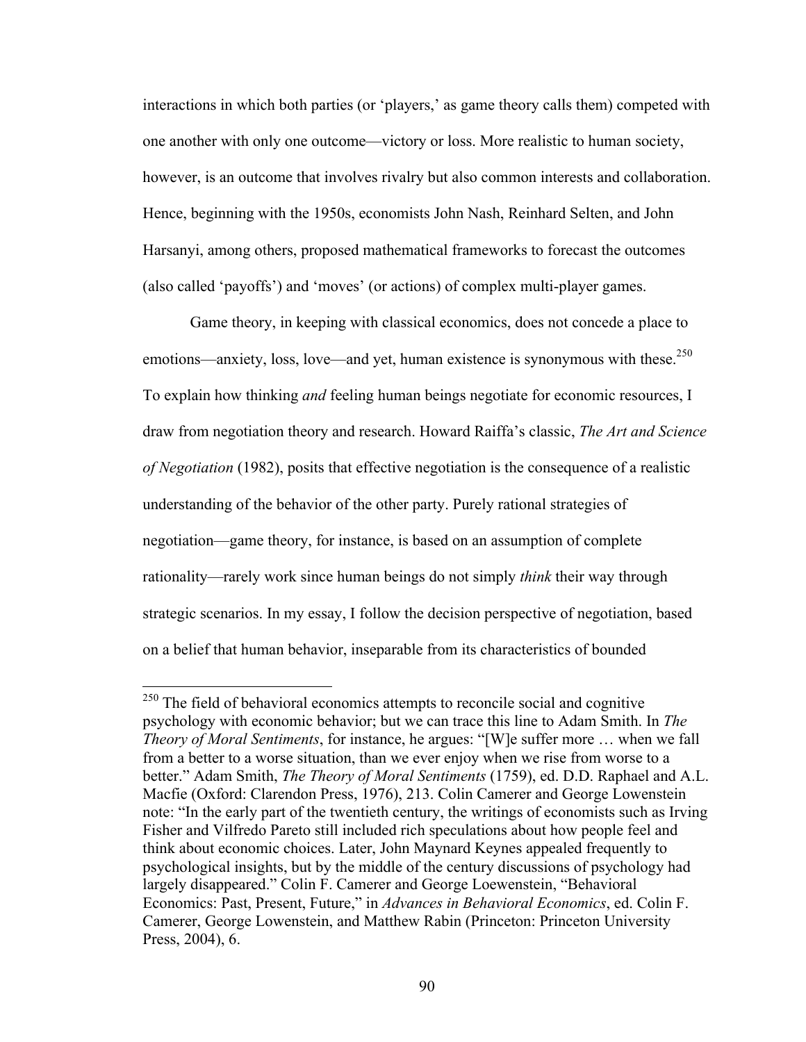interactions in which both parties (or 'players,' as game theory calls them) competed with one another with only one outcome—victory or loss. More realistic to human society, however, is an outcome that involves rivalry but also common interests and collaboration. Hence, beginning with the 1950s, economists John Nash, Reinhard Selten, and John Harsanyi, among others, proposed mathematical frameworks to forecast the outcomes (also called 'payoffs') and 'moves' (or actions) of complex multi-player games.

Game theory, in keeping with classical economics, does not concede a place to emotions—anxiety, loss, love—and yet, human existence is synonymous with these.[250] To explain how thinking *and* feeling human beings negotiate for economic resources, I draw from negotiation theory and research. Howard Raiffa's classic, *The Art and Science of Negotiation* (1982), posits that effective negotiation is the consequence of a realistic understanding of the behavior of the other party. Purely rational strategies of negotiation—game theory, for instance, is based on an assumption of complete rationality—rarely work since human beings do not simply *think* their way through strategic scenarios. In my essay, I follow the decision perspective of negotiation, based on a belief that human behavior, inseparable from its characteristics of bounded

---

[250] The field of behavioral economics attempts to reconcile social and cognitive psychology with economic behavior; but we can trace this line to Adam Smith. In *The Theory of Moral Sentiments*, for instance, he argues: "[W]e suffer more … when we fall from a better to a worse situation, than we ever enjoy when we rise from worse to a better." Adam Smith, *The Theory of Moral Sentiments* (1759), ed. D.D. Raphael and A.L. Macfie (Oxford: Clarendon Press, 1976), 213. Colin Camerer and George Lowenstein note: "In the early part of the twentieth century, the writings of economists such as Irving Fisher and Vilfredo Pareto still included rich speculations about how people feel and think about economic choices. Later, John Maynard Keynes appealed frequently to psychological insights, but by the middle of the century discussions of psychology had largely disappeared." Colin F. Camerer and George Loewenstein, "Behavioral Economics: Past, Present, Future," in *Advances in Behavioral Economics*, ed. Colin F. Camerer, George Lowenstein, and Matthew Rabin (Princeton: Princeton University Press, 2004), 6.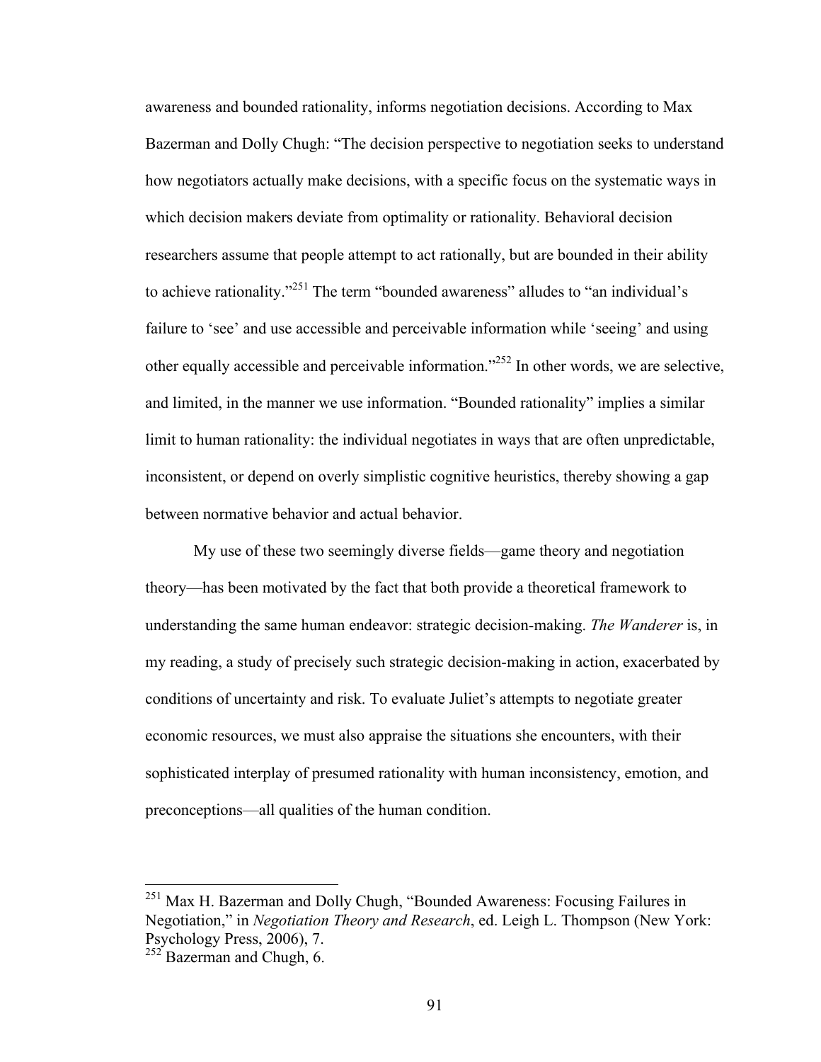awareness and bounded rationality, informs negotiation decisions. According to Max Bazerman and Dolly Chugh: "The decision perspective to negotiation seeks to understand how negotiators actually make decisions, with a specific focus on the systematic ways in which decision makers deviate from optimality or rationality. Behavioral decision researchers assume that people attempt to act rationally, but are bounded in their ability to achieve rationality."[251] The term "bounded awareness" alludes to "an individual's failure to 'see' and use accessible and perceivable information while 'seeing' and using other equally accessible and perceivable information."[252] In other words, we are selective, and limited, in the manner we use information. "Bounded rationality" implies a similar limit to human rationality: the individual negotiates in ways that are often unpredictable, inconsistent, or depend on overly simplistic cognitive heuristics, thereby showing a gap between normative behavior and actual behavior.

My use of these two seemingly diverse fields—game theory and negotiation theory—has been motivated by the fact that both provide a theoretical framework to understanding the same human endeavor: strategic decision-making. *The Wanderer* is, in my reading, a study of precisely such strategic decision-making in action, exacerbated by conditions of uncertainty and risk. To evaluate Juliet's attempts to negotiate greater economic resources, we must also appraise the situations she encounters, with their sophisticated interplay of presumed rationality with human inconsistency, emotion, and preconceptions—all qualities of the human condition.

---

[251] Max H. Bazerman and Dolly Chugh, "Bounded Awareness: Focusing Failures in Negotiation," in *Negotiation Theory and Research*, ed. Leigh L. Thompson (New York: Psychology Press, 2006), 7.

[252] Bazerman and Chugh, 6.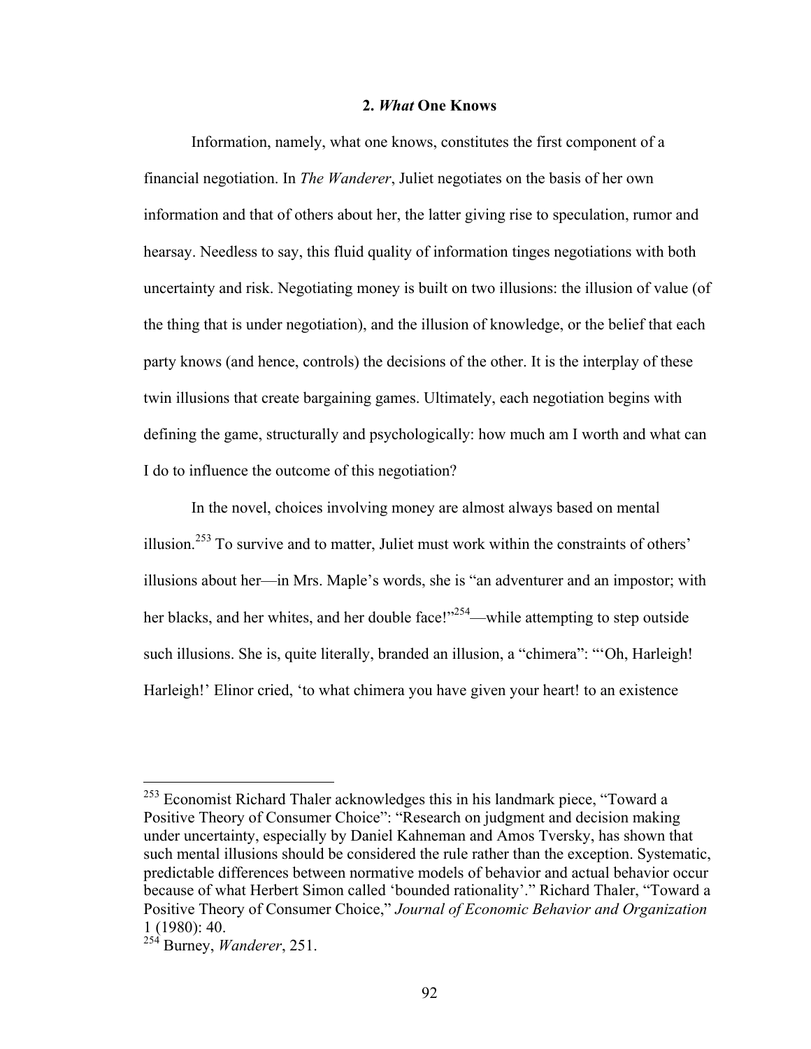## 2. *What* One Knows

Information, namely, what one knows, constitutes the first component of a financial negotiation. In *The Wanderer*, Juliet negotiates on the basis of her own information and that of others about her, the latter giving rise to speculation, rumor and hearsay. Needless to say, this fluid quality of information tinges negotiations with both uncertainty and risk. Negotiating money is built on two illusions: the illusion of value (of the thing that is under negotiation), and the illusion of knowledge, or the belief that each party knows (and hence, controls) the decisions of the other. It is the interplay of these twin illusions that create bargaining games. Ultimately, each negotiation begins with defining the game, structurally and psychologically: how much am I worth and what can I do to influence the outcome of this negotiation?

In the novel, choices involving money are almost always based on mental illusion.[253] To survive and to matter, Juliet must work within the constraints of others' illusions about her—in Mrs. Maple's words, she is "an adventurer and an impostor; with her blacks, and her whites, and her double face!"[254]—while attempting to step outside such illusions. She is, quite literally, branded an illusion, a "chimera": "'Oh, Harleigh! Harleigh!' Elinor cried, 'to what chimera you have given your heart! to an existence

---

[253] Economist Richard Thaler acknowledges this in his landmark piece, "Toward a Positive Theory of Consumer Choice": "Research on judgment and decision making under uncertainty, especially by Daniel Kahneman and Amos Tversky, has shown that such mental illusions should be considered the rule rather than the exception. Systematic, predictable differences between normative models of behavior and actual behavior occur because of what Herbert Simon called 'bounded rationality'." Richard Thaler, "Toward a Positive Theory of Consumer Choice," *Journal of Economic Behavior and Organization* 1 (1980): 40.

[254] Burney, *Wanderer*, 251.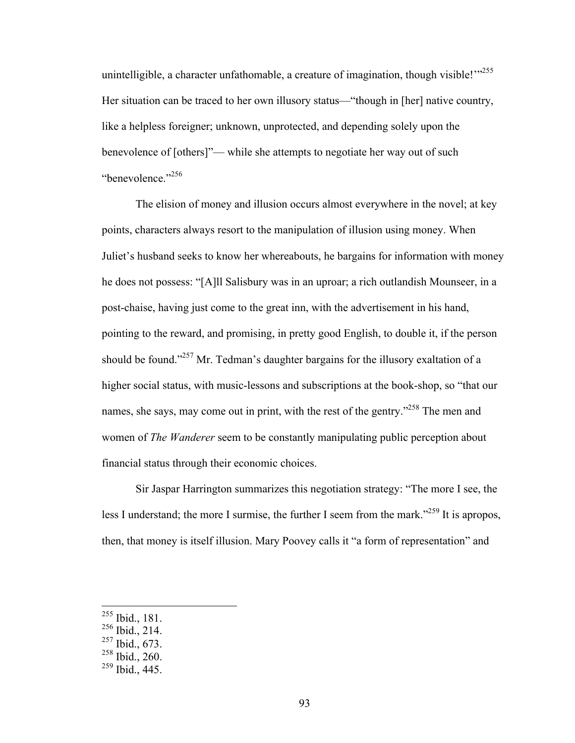unintelligible, a character unfathomable, a creature of imagination, though visible!'"[255] Her situation can be traced to her own illusory status—"though in [her] native country, like a helpless foreigner; unknown, unprotected, and depending solely upon the benevolence of [others]"— while she attempts to negotiate her way out of such "benevolence."[256]

The elision of money and illusion occurs almost everywhere in the novel; at key points, characters always resort to the manipulation of illusion using money. When Juliet's husband seeks to know her whereabouts, he bargains for information with money he does not possess: "[A]ll Salisbury was in an uproar; a rich outlandish Mounseer, in a post-chaise, having just come to the great inn, with the advertisement in his hand, pointing to the reward, and promising, in pretty good English, to double it, if the person should be found."[257] Mr. Tedman's daughter bargains for the illusory exaltation of a higher social status, with music-lessons and subscriptions at the book-shop, so "that our names, she says, may come out in print, with the rest of the gentry."[258] The men and women of *The Wanderer* seem to be constantly manipulating public perception about financial status through their economic choices.

Sir Jaspar Harrington summarizes this negotiation strategy: "The more I see, the less I understand; the more I surmise, the further I seem from the mark."[259] It is apropos, then, that money is itself illusion. Mary Poovey calls it "a form of representation" and

---

[255] Ibid., 181.
[256] Ibid., 214.
[257] Ibid., 673.
[258] Ibid., 260.
[259] Ibid., 445.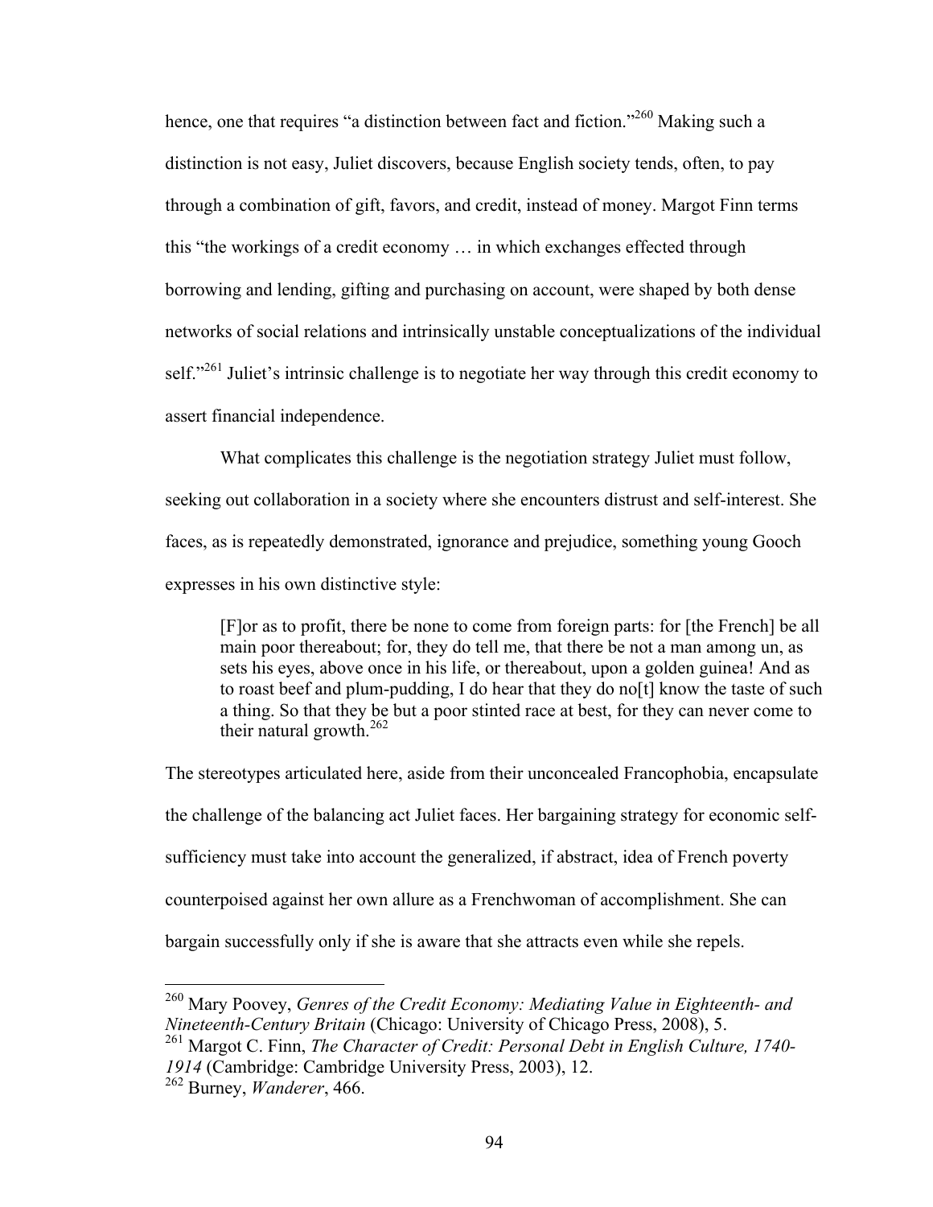hence, one that requires "a distinction between fact and fiction."[260] Making such a distinction is not easy, Juliet discovers, because English society tends, often, to pay through a combination of gift, favors, and credit, instead of money. Margot Finn terms this "the workings of a credit economy … in which exchanges effected through borrowing and lending, gifting and purchasing on account, were shaped by both dense networks of social relations and intrinsically unstable conceptualizations of the individual self."[261] Juliet's intrinsic challenge is to negotiate her way through this credit economy to assert financial independence.

What complicates this challenge is the negotiation strategy Juliet must follow, seeking out collaboration in a society where she encounters distrust and self-interest. She faces, as is repeatedly demonstrated, ignorance and prejudice, something young Gooch expresses in his own distinctive style:

> [F]or as to profit, there be none to come from foreign parts: for [the French] be all main poor thereabout; for, they do tell me, that there be not a man among un, as sets his eyes, above once in his life, or thereabout, upon a golden guinea! And as to roast beef and plum-pudding, I do hear that they do no[t] know the taste of such a thing. So that they be but a poor stinted race at best, for they can never come to their natural growth.[262]

The stereotypes articulated here, aside from their unconcealed Francophobia, encapsulate the challenge of the balancing act Juliet faces. Her bargaining strategy for economic self-sufficiency must take into account the generalized, if abstract, idea of French poverty counterpoised against her own allure as a Frenchwoman of accomplishment. She can bargain successfully only if she is aware that she attracts even while she repels.

---

[260] Mary Poovey, *Genres of the Credit Economy: Mediating Value in Eighteenth- and Nineteenth-Century Britain* (Chicago: University of Chicago Press, 2008), 5.

[261] Margot C. Finn, *The Character of Credit: Personal Debt in English Culture, 1740-1914* (Cambridge: Cambridge University Press, 2003), 12.

[262] Burney, *Wanderer*, 466.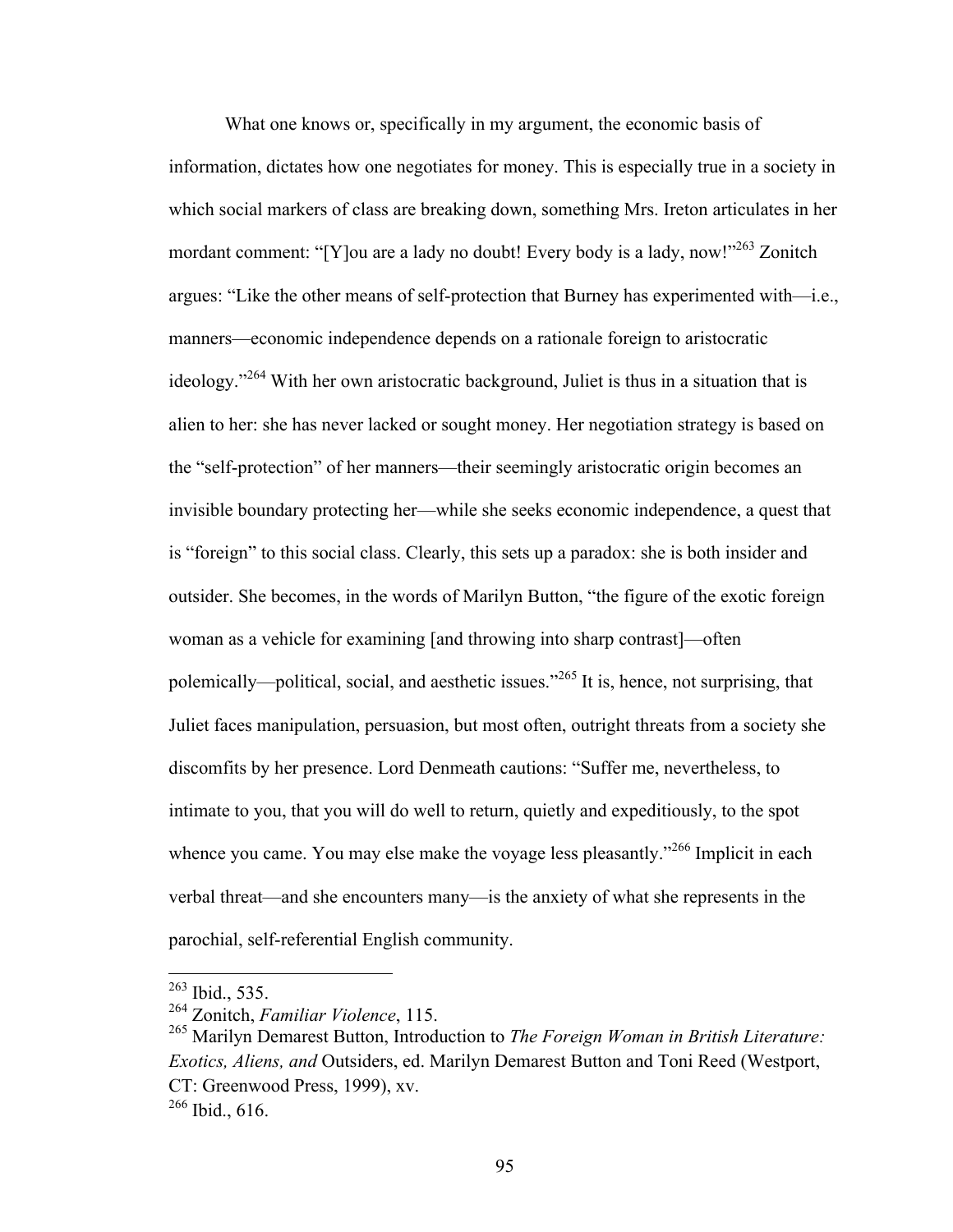What one knows or, specifically in my argument, the economic basis of information, dictates how one negotiates for money. This is especially true in a society in which social markers of class are breaking down, something Mrs. Ireton articulates in her mordant comment: "[Y]ou are a lady no doubt! Every body is a lady, now!"[263] Zonitch argues: "Like the other means of self-protection that Burney has experimented with—i.e., manners—economic independence depends on a rationale foreign to aristocratic ideology."[264] With her own aristocratic background, Juliet is thus in a situation that is alien to her: she has never lacked or sought money. Her negotiation strategy is based on the "self-protection" of her manners—their seemingly aristocratic origin becomes an invisible boundary protecting her—while she seeks economic independence, a quest that is "foreign" to this social class. Clearly, this sets up a paradox: she is both insider and outsider. She becomes, in the words of Marilyn Button, "the figure of the exotic foreign woman as a vehicle for examining [and throwing into sharp contrast]—often polemically—political, social, and aesthetic issues."[265] It is, hence, not surprising, that Juliet faces manipulation, persuasion, but most often, outright threats from a society she discomfits by her presence. Lord Denmeath cautions: "Suffer me, nevertheless, to intimate to you, that you will do well to return, quietly and expeditiously, to the spot whence you came. You may else make the voyage less pleasantly."[266] Implicit in each verbal threat—and she encounters many—is the anxiety of what she represents in the parochial, self-referential English community.

---

[263] Ibid., 535.

[264] Zonitch, *Familiar Violence*, 115.

[265] Marilyn Demarest Button, Introduction to *The Foreign Woman in British Literature: Exotics, Aliens, and* Outsiders, ed. Marilyn Demarest Button and Toni Reed (Westport, CT: Greenwood Press, 1999), xv.

[266] Ibid., 616.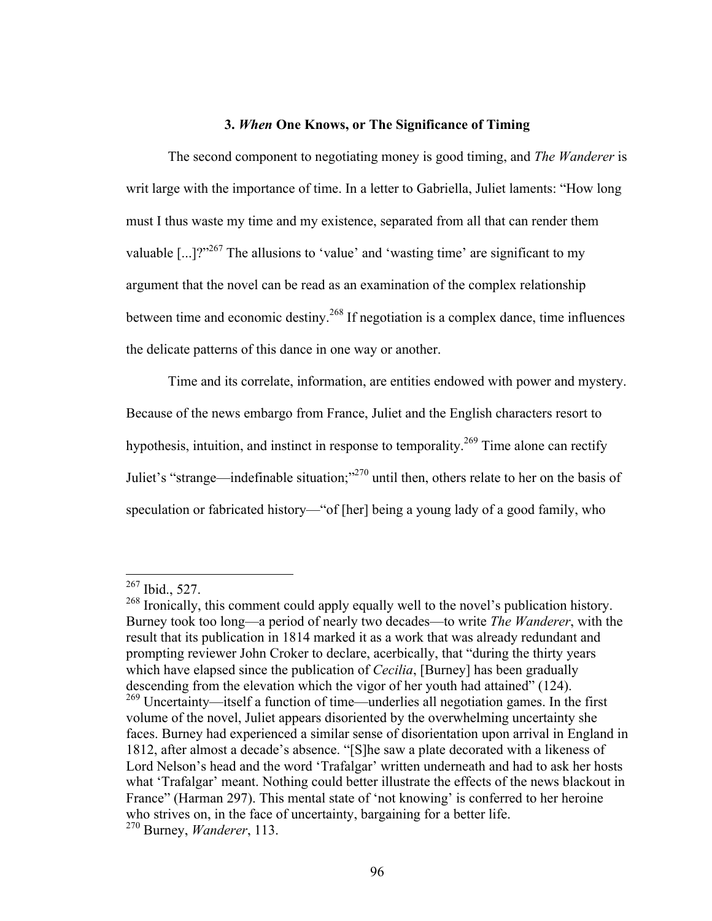### 3. *When* One Knows, or The Significance of Timing

The second component to negotiating money is good timing, and *The Wanderer* is writ large with the importance of time. In a letter to Gabriella, Juliet laments: "How long must I thus waste my time and my existence, separated from all that can render them valuable [...]?"[267] The allusions to 'value' and 'wasting time' are significant to my argument that the novel can be read as an examination of the complex relationship between time and economic destiny.[268] If negotiation is a complex dance, time influences the delicate patterns of this dance in one way or another.

Time and its correlate, information, are entities endowed with power and mystery. Because of the news embargo from France, Juliet and the English characters resort to hypothesis, intuition, and instinct in response to temporality.[269] Time alone can rectify Juliet's "strange—indefinable situation;"[270] until then, others relate to her on the basis of speculation or fabricated history—"of [her] being a young lady of a good family, who

---

[267] Ibid., 527.

[268] Ironically, this comment could apply equally well to the novel's publication history. Burney took too long—a period of nearly two decades—to write *The Wanderer*, with the result that its publication in 1814 marked it as a work that was already redundant and prompting reviewer John Croker to declare, acerbically, that "during the thirty years which have elapsed since the publication of *Cecilia*, [Burney] has been gradually descending from the elevation which the vigor of her youth had attained" (124).

[269] Uncertainty—itself a function of time—underlies all negotiation games. In the first volume of the novel, Juliet appears disoriented by the overwhelming uncertainty she faces. Burney had experienced a similar sense of disorientation upon arrival in England in 1812, after almost a decade's absence. "[S]he saw a plate decorated with a likeness of Lord Nelson's head and the word 'Trafalgar' written underneath and had to ask her hosts what 'Trafalgar' meant. Nothing could better illustrate the effects of the news blackout in France" (Harman 297). This mental state of 'not knowing' is conferred to her heroine who strives on, in the face of uncertainty, bargaining for a better life.

[270] Burney, *Wanderer*, 113.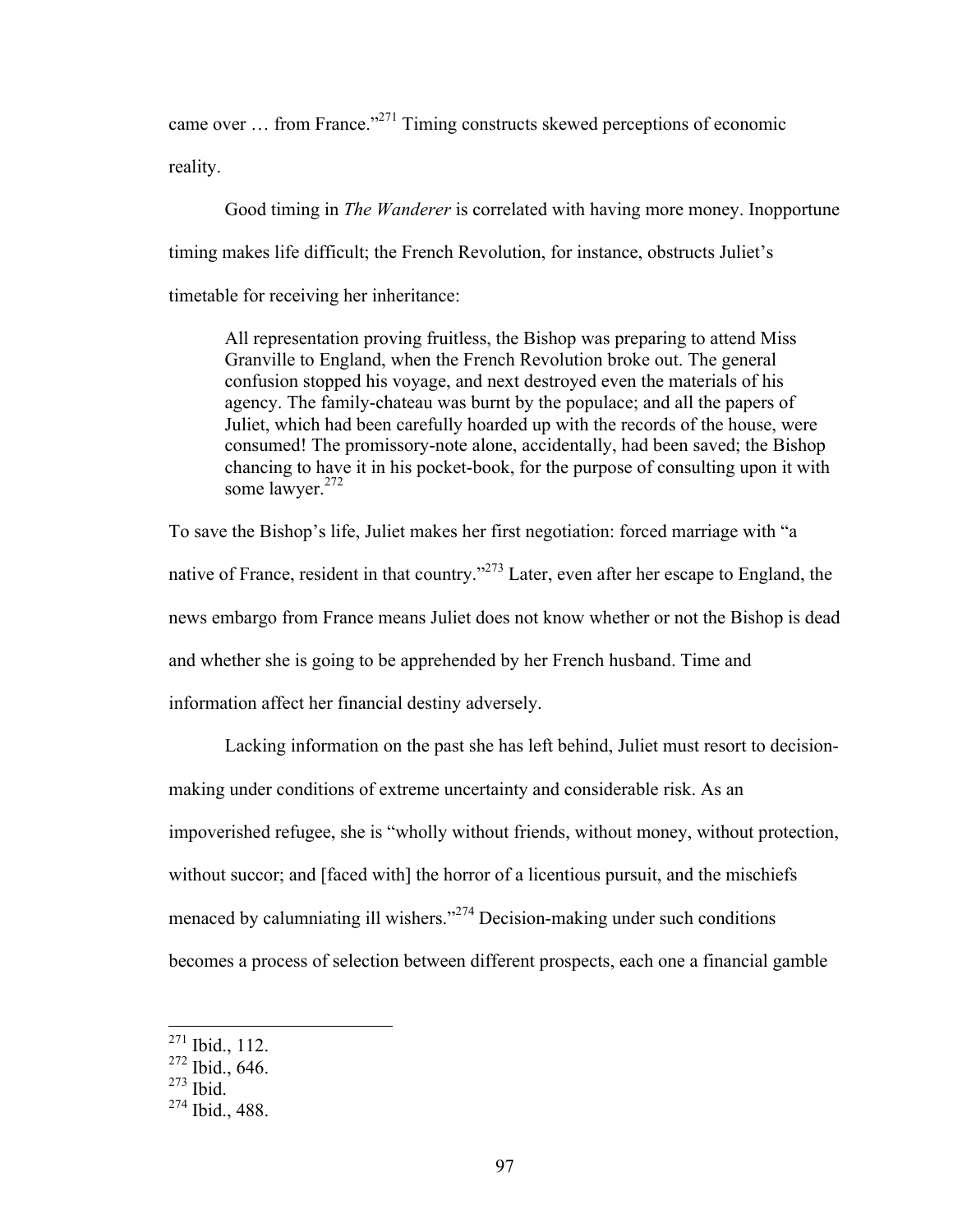came over … from France."[271] Timing constructs skewed perceptions of economic reality.

Good timing in *The Wanderer* is correlated with having more money. Inopportune timing makes life difficult; the French Revolution, for instance, obstructs Juliet's timetable for receiving her inheritance:

> All representation proving fruitless, the Bishop was preparing to attend Miss Granville to England, when the French Revolution broke out. The general confusion stopped his voyage, and next destroyed even the materials of his agency. The family-chateau was burnt by the populace; and all the papers of Juliet, which had been carefully hoarded up with the records of the house, were consumed! The promissory-note alone, accidentally, had been saved; the Bishop chancing to have it in his pocket-book, for the purpose of consulting upon it with some lawyer.[272]

To save the Bishop's life, Juliet makes her first negotiation: forced marriage with "a native of France, resident in that country."[273] Later, even after her escape to England, the news embargo from France means Juliet does not know whether or not the Bishop is dead and whether she is going to be apprehended by her French husband. Time and information affect her financial destiny adversely.

Lacking information on the past she has left behind, Juliet must resort to decision-making under conditions of extreme uncertainty and considerable risk. As an impoverished refugee, she is "wholly without friends, without money, without protection, without succor; and [faced with] the horror of a licentious pursuit, and the mischiefs menaced by calumniating ill wishers."[274] Decision-making under such conditions becomes a process of selection between different prospects, each one a financial gamble

---

[271] Ibid., 112.
[272] Ibid., 646.
[273] Ibid.
[274] Ibid., 488.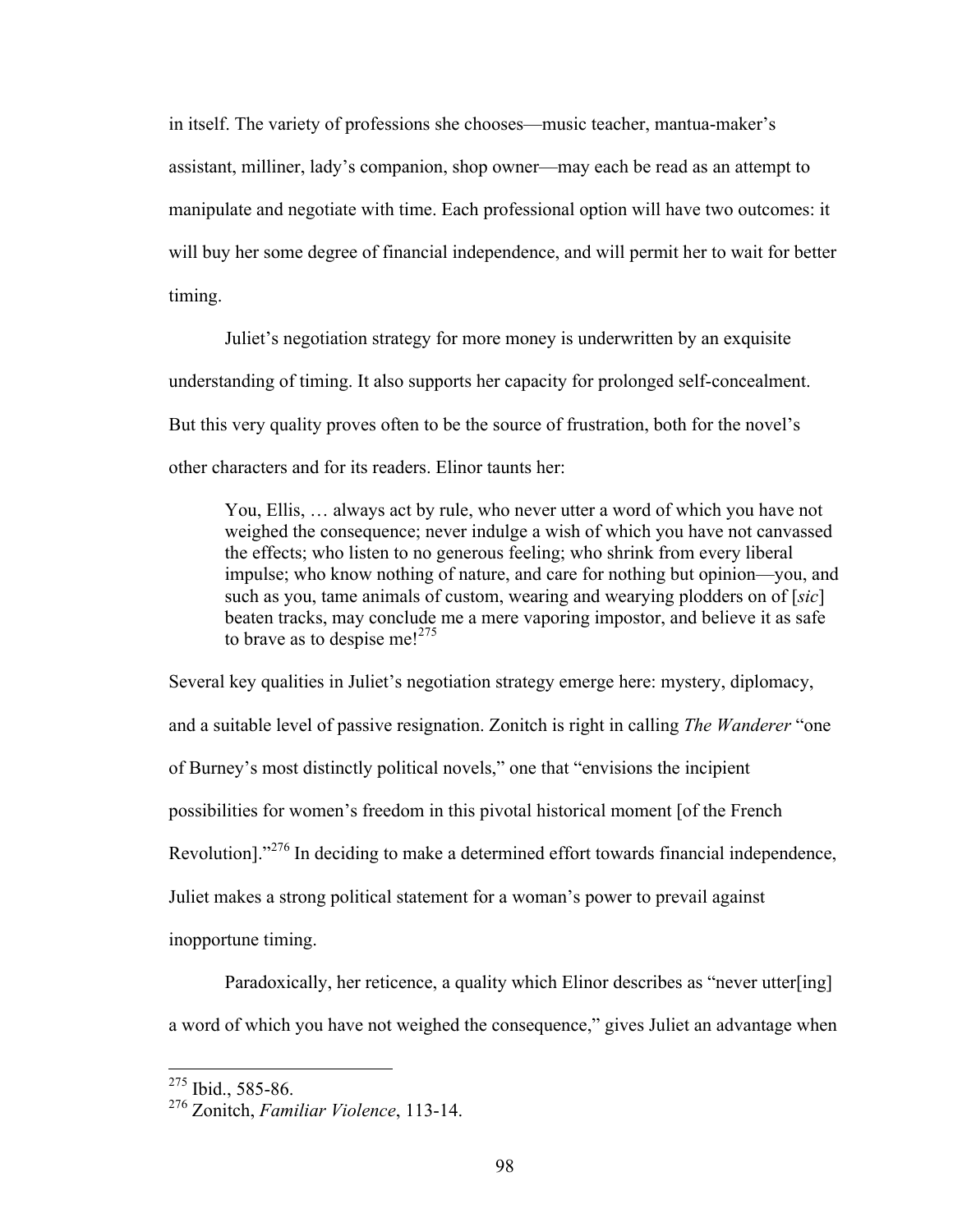in itself. The variety of professions she chooses—music teacher, mantua-maker's assistant, milliner, lady's companion, shop owner—may each be read as an attempt to manipulate and negotiate with time. Each professional option will have two outcomes: it will buy her some degree of financial independence, and will permit her to wait for better timing.

Juliet's negotiation strategy for more money is underwritten by an exquisite understanding of timing. It also supports her capacity for prolonged self-concealment. But this very quality proves often to be the source of frustration, both for the novel's other characters and for its readers. Elinor taunts her:

> You, Ellis, … always act by rule, who never utter a word of which you have not weighed the consequence; never indulge a wish of which you have not canvassed the effects; who listen to no generous feeling; who shrink from every liberal impulse; who know nothing of nature, and care for nothing but opinion—you, and such as you, tame animals of custom, wearing and wearying plodders on of [*sic*] beaten tracks, may conclude me a mere vaporing impostor, and believe it as safe to brave as to despise me![275]

Several key qualities in Juliet's negotiation strategy emerge here: mystery, diplomacy, and a suitable level of passive resignation. Zonitch is right in calling *The Wanderer* "one of Burney's most distinctly political novels," one that "envisions the incipient possibilities for women's freedom in this pivotal historical moment [of the French Revolution]."[276] In deciding to make a determined effort towards financial independence, Juliet makes a strong political statement for a woman's power to prevail against inopportune timing.

Paradoxically, her reticence, a quality which Elinor describes as "never utter[ing] a word of which you have not weighed the consequence," gives Juliet an advantage when

---

[275] Ibid., 585-86.

[276] Zonitch, *Familiar Violence*, 113-14.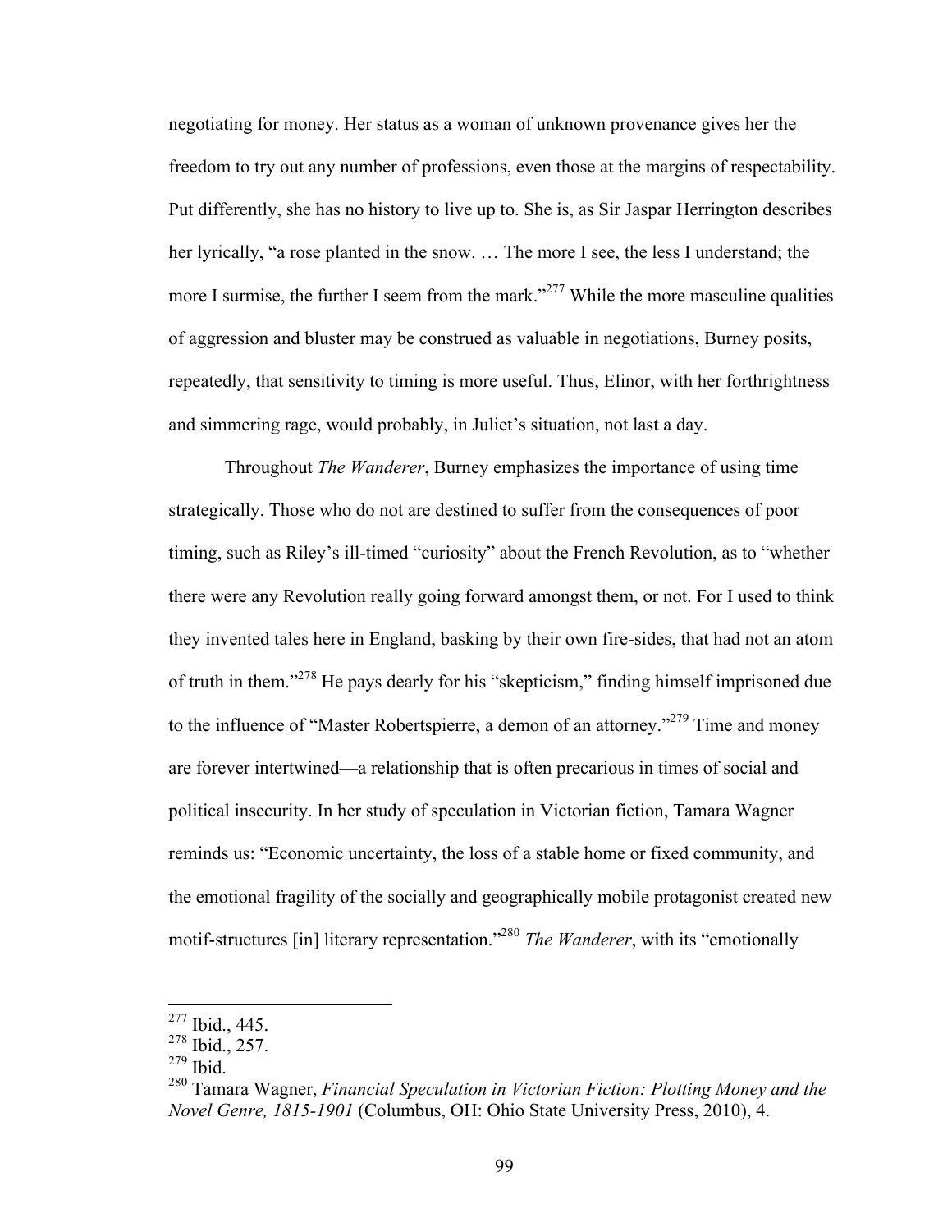negotiating for money. Her status as a woman of unknown provenance gives her the freedom to try out any number of professions, even those at the margins of respectability. Put differently, she has no history to live up to. She is, as Sir Jaspar Herrington describes her lyrically, "a rose planted in the snow. … The more I see, the less I understand; the more I surmise, the further I seem from the mark."[277] While the more masculine qualities of aggression and bluster may be construed as valuable in negotiations, Burney posits, repeatedly, that sensitivity to timing is more useful. Thus, Elinor, with her forthrightness and simmering rage, would probably, in Juliet's situation, not last a day.

Throughout *The Wanderer*, Burney emphasizes the importance of using time strategically. Those who do not are destined to suffer from the consequences of poor timing, such as Riley's ill-timed "curiosity" about the French Revolution, as to "whether there were any Revolution really going forward amongst them, or not. For I used to think they invented tales here in England, basking by their own fire-sides, that had not an atom of truth in them."[278] He pays dearly for his "skepticism," finding himself imprisoned due to the influence of "Master Robertspierre, a demon of an attorney."[279] Time and money are forever intertwined—a relationship that is often precarious in times of social and political insecurity. In her study of speculation in Victorian fiction, Tamara Wagner reminds us: "Economic uncertainty, the loss of a stable home or fixed community, and the emotional fragility of the socially and geographically mobile protagonist created new motif-structures [in] literary representation."[280] *The Wanderer*, with its "emotionally

---

[277] Ibid., 445.
[278] Ibid., 257.
[279] Ibid.
[280] Tamara Wagner, *Financial Speculation in Victorian Fiction: Plotting Money and the Novel Genre, 1815-1901* (Columbus, OH: Ohio State University Press, 2010), 4.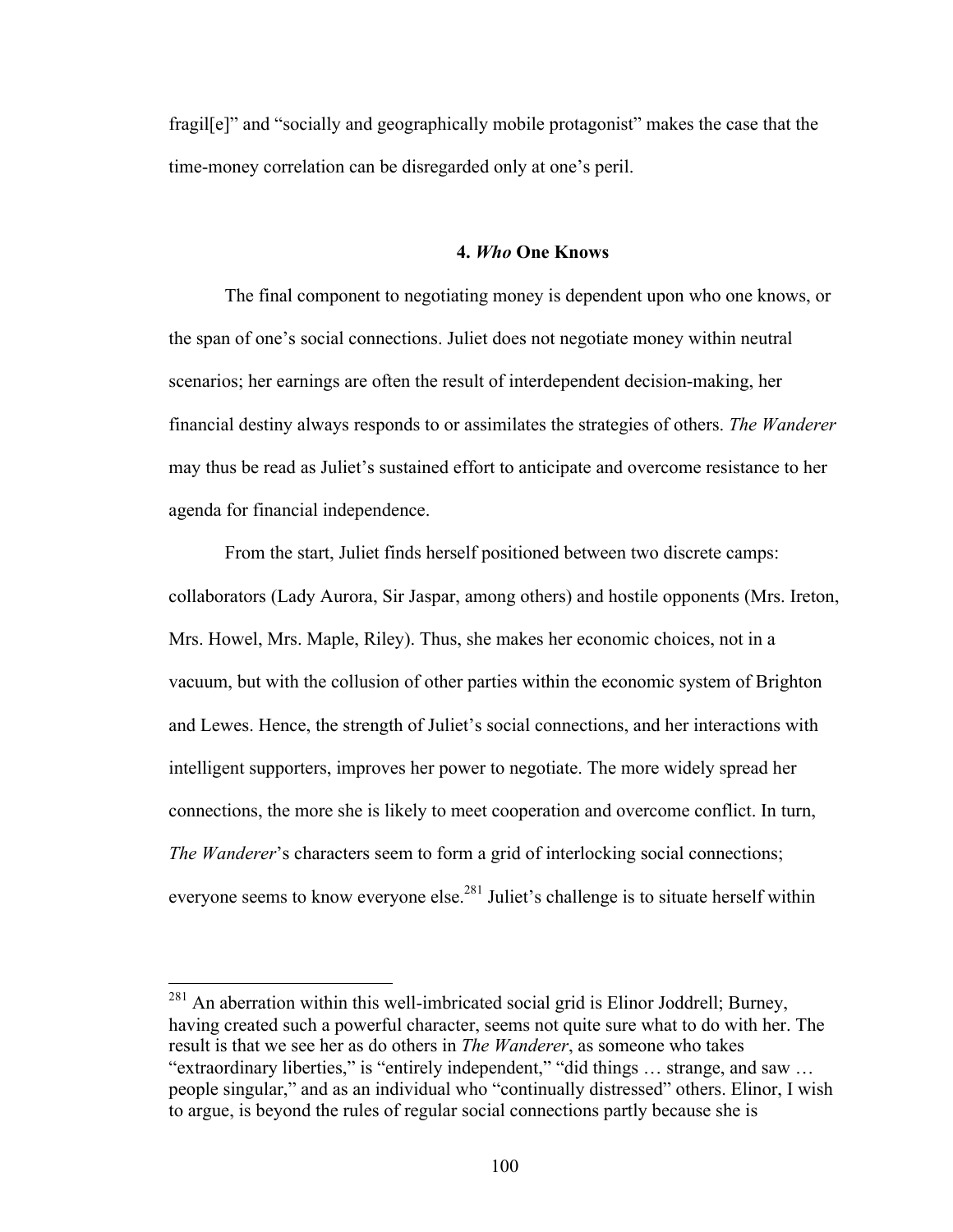fragil[e]" and "socially and geographically mobile protagonist" makes the case that the time-money correlation can be disregarded only at one's peril.

### 4. *Who* One Knows

The final component to negotiating money is dependent upon who one knows, or the span of one's social connections. Juliet does not negotiate money within neutral scenarios; her earnings are often the result of interdependent decision-making, her financial destiny always responds to or assimilates the strategies of others. *The Wanderer* may thus be read as Juliet's sustained effort to anticipate and overcome resistance to her agenda for financial independence.

From the start, Juliet finds herself positioned between two discrete camps: collaborators (Lady Aurora, Sir Jaspar, among others) and hostile opponents (Mrs. Ireton, Mrs. Howel, Mrs. Maple, Riley). Thus, she makes her economic choices, not in a vacuum, but with the collusion of other parties within the economic system of Brighton and Lewes. Hence, the strength of Juliet's social connections, and her interactions with intelligent supporters, improves her power to negotiate. The more widely spread her connections, the more she is likely to meet cooperation and overcome conflict. In turn, *The Wanderer*'s characters seem to form a grid of interlocking social connections; everyone seems to know everyone else.[281] Juliet's challenge is to situate herself within

---

[281] An aberration within this well-imbricated social grid is Elinor Joddrell; Burney, having created such a powerful character, seems not quite sure what to do with her. The result is that we see her as do others in *The Wanderer*, as someone who takes "extraordinary liberties," is "entirely independent," "did things … strange, and saw … people singular," and as an individual who "continually distressed" others. Elinor, I wish to argue, is beyond the rules of regular social connections partly because she is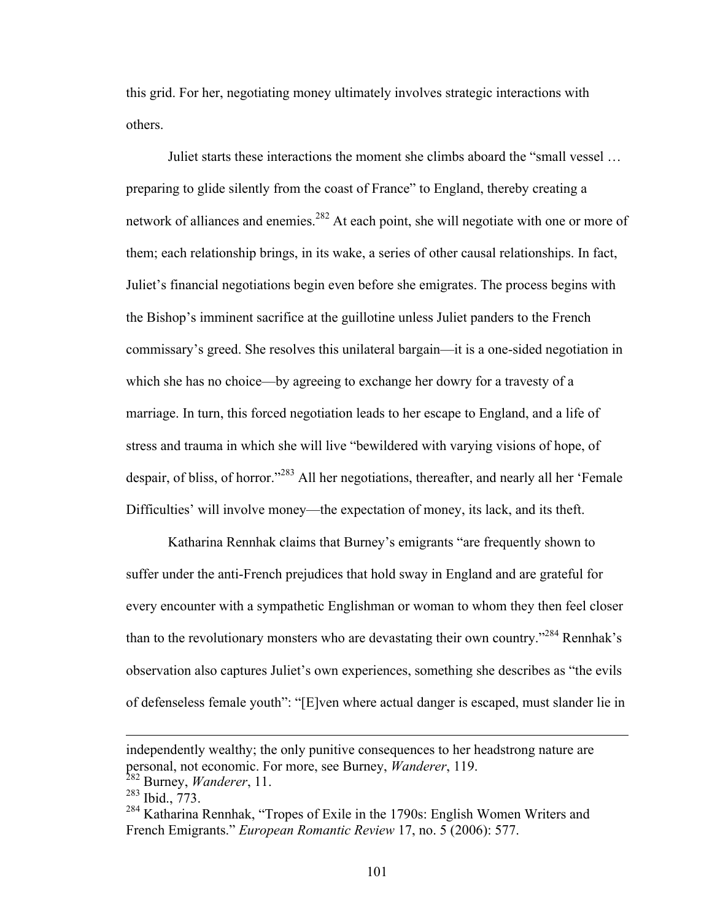this grid. For her, negotiating money ultimately involves strategic interactions with others.

Juliet starts these interactions the moment she climbs aboard the "small vessel … preparing to glide silently from the coast of France" to England, thereby creating a network of alliances and enemies.[282] At each point, she will negotiate with one or more of them; each relationship brings, in its wake, a series of other causal relationships. In fact, Juliet's financial negotiations begin even before she emigrates. The process begins with the Bishop's imminent sacrifice at the guillotine unless Juliet panders to the French commissary's greed. She resolves this unilateral bargain—it is a one-sided negotiation in which she has no choice—by agreeing to exchange her dowry for a travesty of a marriage. In turn, this forced negotiation leads to her escape to England, and a life of stress and trauma in which she will live "bewildered with varying visions of hope, of despair, of bliss, of horror."[283] All her negotiations, thereafter, and nearly all her 'Female Difficulties' will involve money—the expectation of money, its lack, and its theft.

Katharina Rennhak claims that Burney's emigrants "are frequently shown to suffer under the anti-French prejudices that hold sway in England and are grateful for every encounter with a sympathetic Englishman or woman to whom they then feel closer than to the revolutionary monsters who are devastating their own country."[284] Rennhak's observation also captures Juliet's own experiences, something she describes as "the evils of defenseless female youth": "[E]ven where actual danger is escaped, must slander lie in

---

independently wealthy; the only punitive consequences to her headstrong nature are personal, not economic. For more, see Burney, *Wanderer*, 119.

[282] Burney, *Wanderer*, 11.

[283] Ibid., 773.

[284] Katharina Rennhak, "Tropes of Exile in the 1790s: English Women Writers and French Emigrants." *European Romantic Review* 17, no. 5 (2006): 577.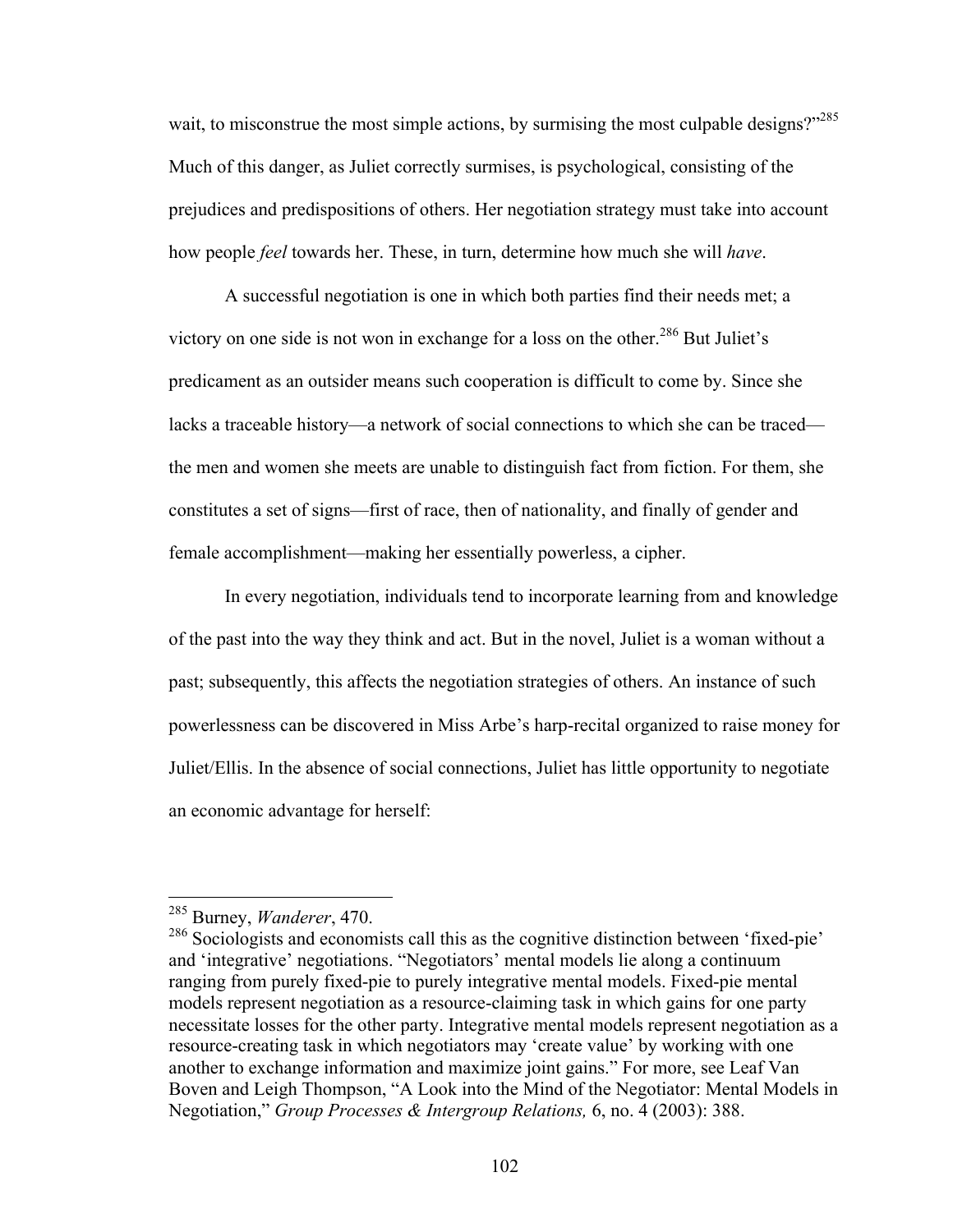wait, to misconstrue the most simple actions, by surmising the most culpable designs?"[285] Much of this danger, as Juliet correctly surmises, is psychological, consisting of the prejudices and predispositions of others. Her negotiation strategy must take into account how people *feel* towards her. These, in turn, determine how much she will *have*.

A successful negotiation is one in which both parties find their needs met; a victory on one side is not won in exchange for a loss on the other.[286] But Juliet's predicament as an outsider means such cooperation is difficult to come by. Since she lacks a traceable history—a network of social connections to which she can be traced—the men and women she meets are unable to distinguish fact from fiction. For them, she constitutes a set of signs—first of race, then of nationality, and finally of gender and female accomplishment—making her essentially powerless, a cipher.

In every negotiation, individuals tend to incorporate learning from and knowledge of the past into the way they think and act. But in the novel, Juliet is a woman without a past; subsequently, this affects the negotiation strategies of others. An instance of such powerlessness can be discovered in Miss Arbe's harp-recital organized to raise money for Juliet/Ellis. In the absence of social connections, Juliet has little opportunity to negotiate an economic advantage for herself:

---

[285] Burney, *Wanderer*, 470.

[286] Sociologists and economists call this as the cognitive distinction between 'fixed-pie' and 'integrative' negotiations. "Negotiators' mental models lie along a continuum ranging from purely fixed-pie to purely integrative mental models. Fixed-pie mental models represent negotiation as a resource-claiming task in which gains for one party necessitate losses for the other party. Integrative mental models represent negotiation as a resource-creating task in which negotiators may 'create value' by working with one another to exchange information and maximize joint gains." For more, see Leaf Van Boven and Leigh Thompson, "A Look into the Mind of the Negotiator: Mental Models in Negotiation," *Group Processes & Intergroup Relations,* 6, no. 4 (2003): 388.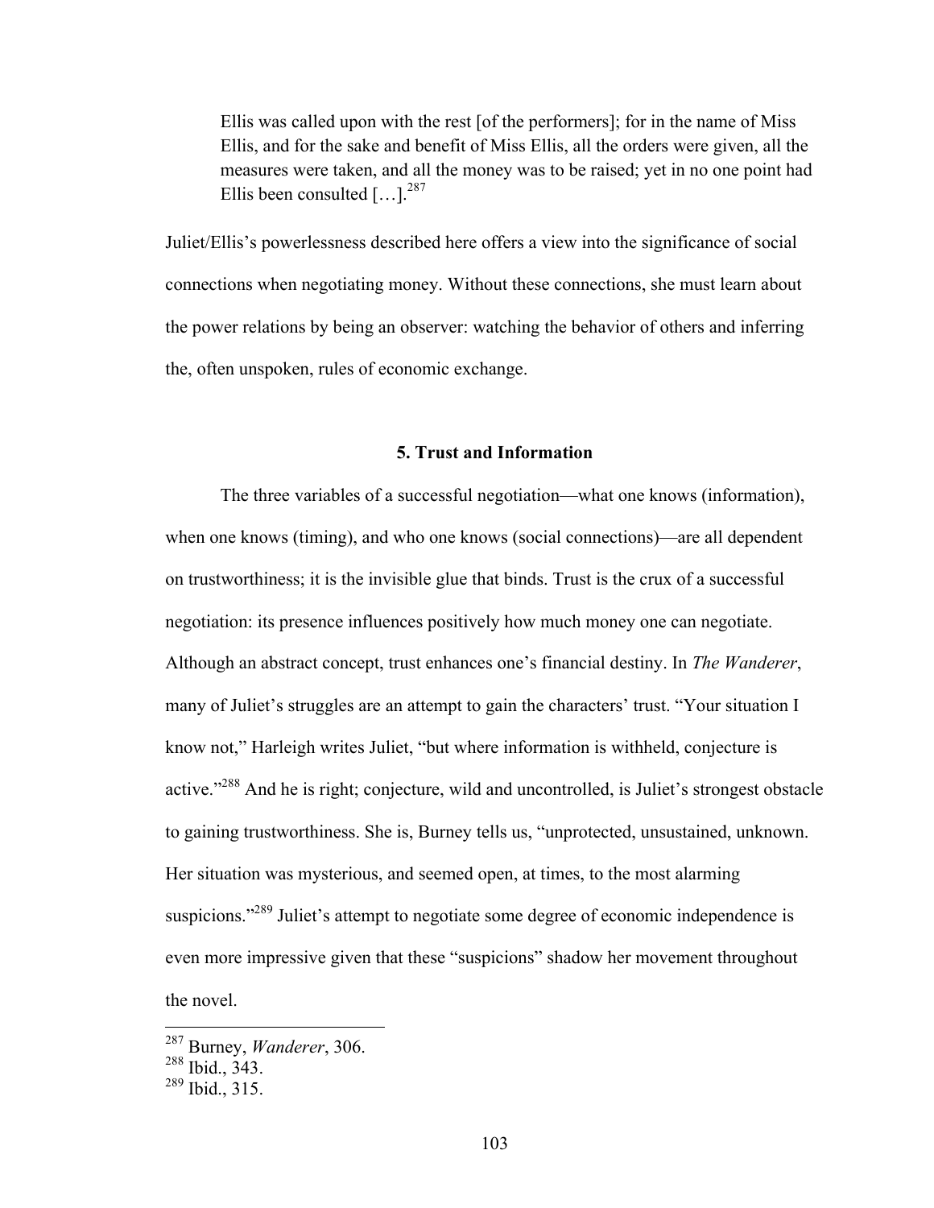> Ellis was called upon with the rest [of the performers]; for in the name of Miss Ellis, and for the sake and benefit of Miss Ellis, all the orders were given, all the measures were taken, and all the money was to be raised; yet in no one point had Ellis been consulted […].[287]

Juliet/Ellis's powerlessness described here offers a view into the significance of social connections when negotiating money. Without these connections, she must learn about the power relations by being an observer: watching the behavior of others and inferring the, often unspoken, rules of economic exchange.

## 5. Trust and Information

The three variables of a successful negotiation—what one knows (information), when one knows (timing), and who one knows (social connections)—are all dependent on trustworthiness; it is the invisible glue that binds. Trust is the crux of a successful negotiation: its presence influences positively how much money one can negotiate. Although an abstract concept, trust enhances one's financial destiny. In *The Wanderer*, many of Juliet's struggles are an attempt to gain the characters' trust. "Your situation I know not," Harleigh writes Juliet, "but where information is withheld, conjecture is active."[288] And he is right; conjecture, wild and uncontrolled, is Juliet's strongest obstacle to gaining trustworthiness. She is, Burney tells us, "unprotected, unsustained, unknown. Her situation was mysterious, and seemed open, at times, to the most alarming suspicions."[289] Juliet's attempt to negotiate some degree of economic independence is even more impressive given that these "suspicions" shadow her movement throughout the novel.

---

[287] Burney, *Wanderer*, 306.
[288] Ibid., 343.
[289] Ibid., 315.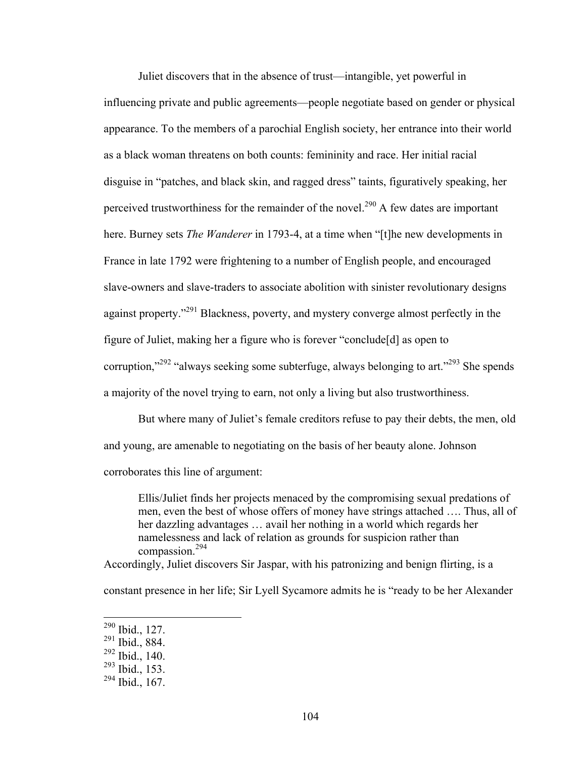Juliet discovers that in the absence of trust—intangible, yet powerful in influencing private and public agreements—people negotiate based on gender or physical appearance. To the members of a parochial English society, her entrance into their world as a black woman threatens on both counts: femininity and race. Her initial racial disguise in "patches, and black skin, and ragged dress" taints, figuratively speaking, her perceived trustworthiness for the remainder of the novel.[290] A few dates are important here. Burney sets *The Wanderer* in 1793-4, at a time when "[t]he new developments in France in late 1792 were frightening to a number of English people, and encouraged slave-owners and slave-traders to associate abolition with sinister revolutionary designs against property."[291] Blackness, poverty, and mystery converge almost perfectly in the figure of Juliet, making her a figure who is forever "conclude[d] as open to corruption,"[292] "always seeking some subterfuge, always belonging to art."[293] She spends a majority of the novel trying to earn, not only a living but also trustworthiness.

But where many of Juliet's female creditors refuse to pay their debts, the men, old and young, are amenable to negotiating on the basis of her beauty alone. Johnson corroborates this line of argument:

> Ellis/Juliet finds her projects menaced by the compromising sexual predations of men, even the best of whose offers of money have strings attached …. Thus, all of her dazzling advantages … avail her nothing in a world which regards her namelessness and lack of relation as grounds for suspicion rather than compassion.[294]

Accordingly, Juliet discovers Sir Jaspar, with his patronizing and benign flirting, is a constant presence in her life; Sir Lyell Sycamore admits he is "ready to be her Alexander

---

[290] Ibid., 127.
[291] Ibid., 884.
[292] Ibid., 140.
[293] Ibid., 153.
[294] Ibid., 167.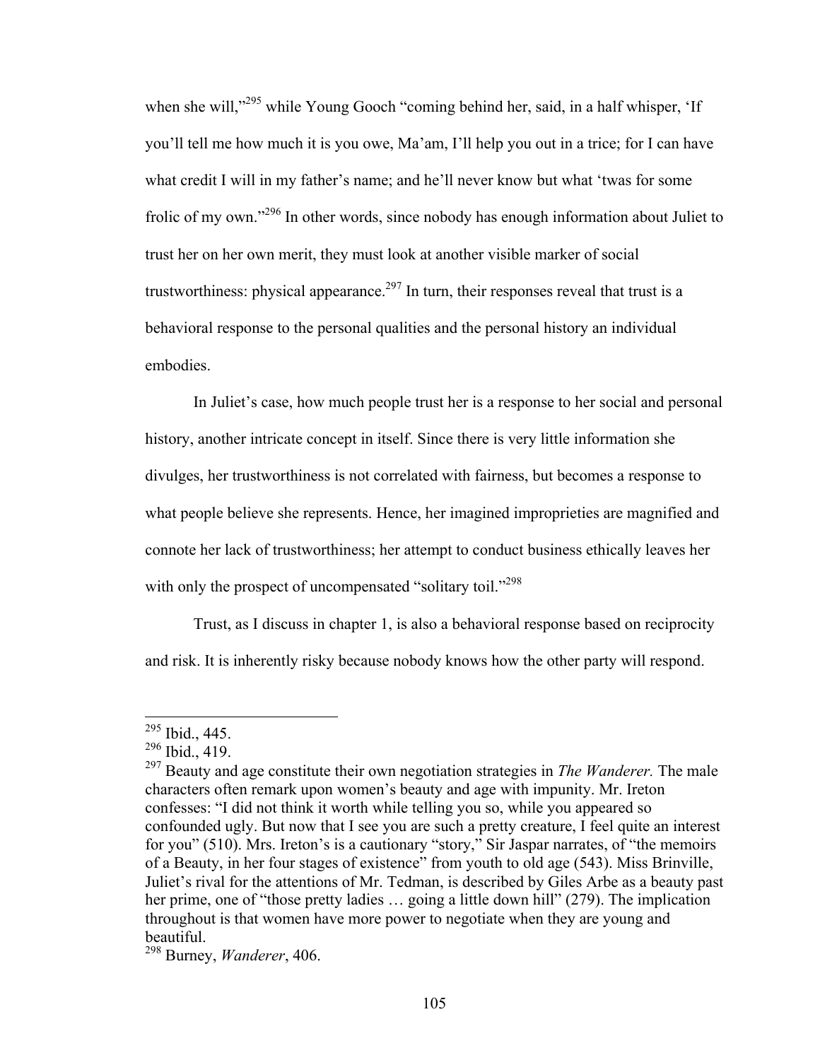when she will,"[295] while Young Gooch "coming behind her, said, in a half whisper, 'If you'll tell me how much it is you owe, Ma'am, I'll help you out in a trice; for I can have what credit I will in my father's name; and he'll never know but what 'twas for some frolic of my own."[296] In other words, since nobody has enough information about Juliet to trust her on her own merit, they must look at another visible marker of social trustworthiness: physical appearance.[297] In turn, their responses reveal that trust is a behavioral response to the personal qualities and the personal history an individual embodies.

In Juliet's case, how much people trust her is a response to her social and personal history, another intricate concept in itself. Since there is very little information she divulges, her trustworthiness is not correlated with fairness, but becomes a response to what people believe she represents. Hence, her imagined improprieties are magnified and connote her lack of trustworthiness; her attempt to conduct business ethically leaves her with only the prospect of uncompensated "solitary toil."[298]

Trust, as I discuss in chapter 1, is also a behavioral response based on reciprocity and risk. It is inherently risky because nobody knows how the other party will respond.

---

[295] Ibid., 445.

[296] Ibid., 419.

[297] Beauty and age constitute their own negotiation strategies in *The Wanderer.* The male characters often remark upon women's beauty and age with impunity. Mr. Ireton confesses: "I did not think it worth while telling you so, while you appeared so confounded ugly. But now that I see you are such a pretty creature, I feel quite an interest for you" (510). Mrs. Ireton's is a cautionary "story," Sir Jaspar narrates, of "the memoirs of a Beauty, in her four stages of existence" from youth to old age (543). Miss Brinville, Juliet's rival for the attentions of Mr. Tedman, is described by Giles Arbe as a beauty past her prime, one of "those pretty ladies … going a little down hill" (279). The implication throughout is that women have more power to negotiate when they are young and beautiful.

[298] Burney, *Wanderer*, 406.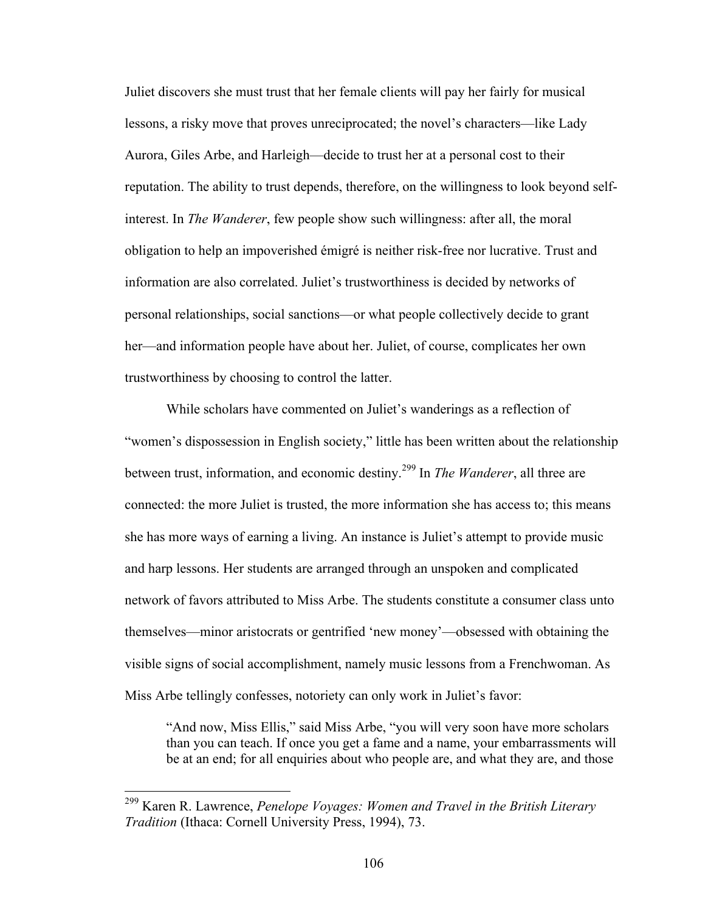Juliet discovers she must trust that her female clients will pay her fairly for musical lessons, a risky move that proves unreciprocated; the novel's characters—like Lady Aurora, Giles Arbe, and Harleigh—decide to trust her at a personal cost to their reputation. The ability to trust depends, therefore, on the willingness to look beyond self-interest. In *The Wanderer*, few people show such willingness: after all, the moral obligation to help an impoverished émigré is neither risk-free nor lucrative. Trust and information are also correlated. Juliet's trustworthiness is decided by networks of personal relationships, social sanctions—or what people collectively decide to grant her—and information people have about her. Juliet, of course, complicates her own trustworthiness by choosing to control the latter.

While scholars have commented on Juliet's wanderings as a reflection of "women's dispossession in English society," little has been written about the relationship between trust, information, and economic destiny.[299] In *The Wanderer*, all three are connected: the more Juliet is trusted, the more information she has access to; this means she has more ways of earning a living. An instance is Juliet's attempt to provide music and harp lessons. Her students are arranged through an unspoken and complicated network of favors attributed to Miss Arbe. The students constitute a consumer class unto themselves—minor aristocrats or gentrified 'new money'—obsessed with obtaining the visible signs of social accomplishment, namely music lessons from a Frenchwoman. As Miss Arbe tellingly confesses, notoriety can only work in Juliet's favor:

> "And now, Miss Ellis," said Miss Arbe, "you will very soon have more scholars than you can teach. If once you get a fame and a name, your embarrassments will be at an end; for all enquiries about who people are, and what they are, and those

---

[299] Karen R. Lawrence, *Penelope Voyages: Women and Travel in the British Literary Tradition* (Ithaca: Cornell University Press, 1994), 73.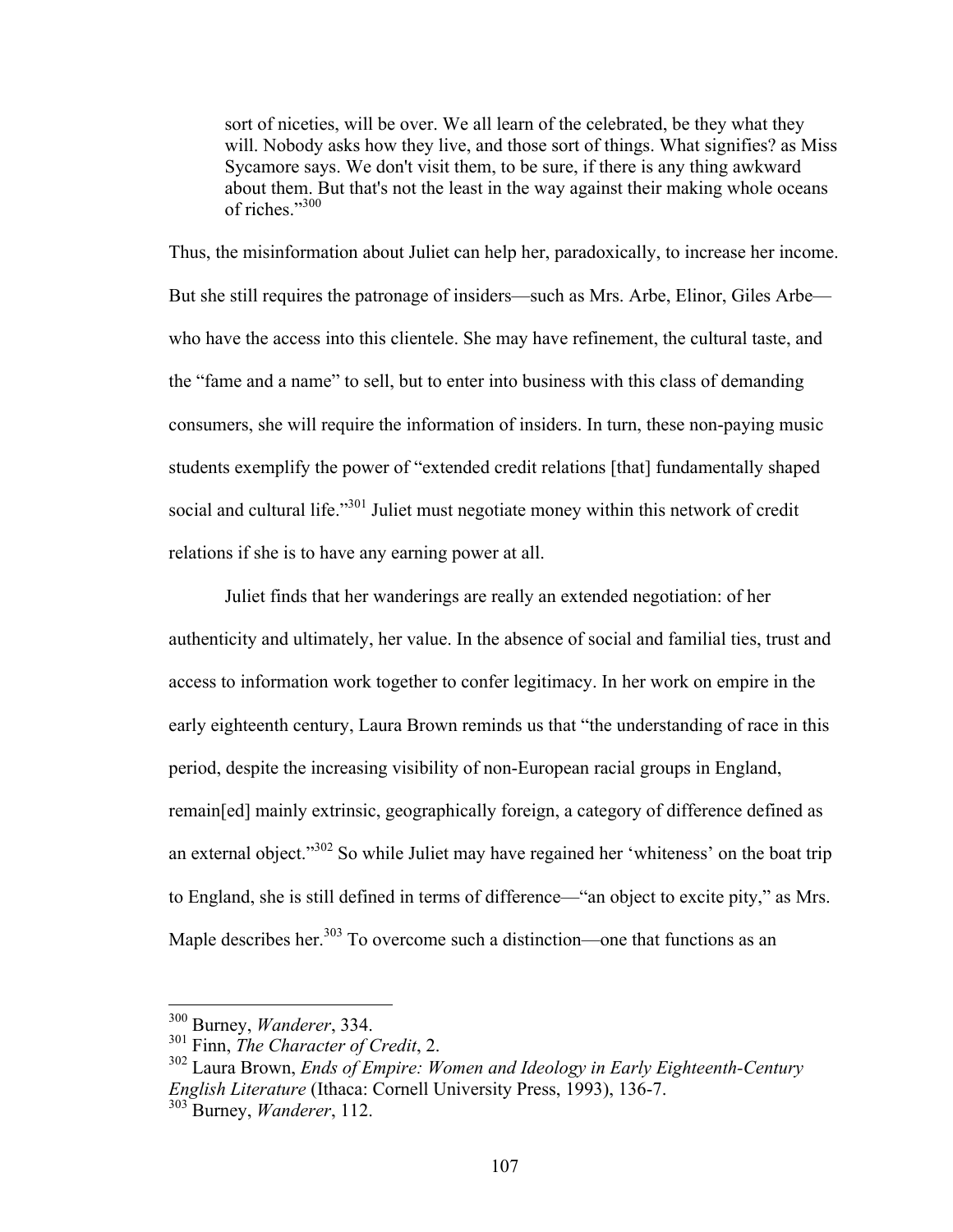> sort of niceties, will be over. We all learn of the celebrated, be they what they will. Nobody asks how they live, and those sort of things. What signifies? as Miss Sycamore says. We don't visit them, to be sure, if there is any thing awkward about them. But that's not the least in the way against their making whole oceans of riches."[300]

Thus, the misinformation about Juliet can help her, paradoxically, to increase her income. But she still requires the patronage of insiders—such as Mrs. Arbe, Elinor, Giles Arbe—who have the access into this clientele. She may have refinement, the cultural taste, and the "fame and a name" to sell, but to enter into business with this class of demanding consumers, she will require the information of insiders. In turn, these non-paying music students exemplify the power of "extended credit relations [that] fundamentally shaped social and cultural life."[301] Juliet must negotiate money within this network of credit relations if she is to have any earning power at all.

Juliet finds that her wanderings are really an extended negotiation: of her authenticity and ultimately, her value. In the absence of social and familial ties, trust and access to information work together to confer legitimacy. In her work on empire in the early eighteenth century, Laura Brown reminds us that "the understanding of race in this period, despite the increasing visibility of non-European racial groups in England, remain[ed] mainly extrinsic, geographically foreign, a category of difference defined as an external object."[302] So while Juliet may have regained her 'whiteness' on the boat trip to England, she is still defined in terms of difference—"an object to excite pity," as Mrs. Maple describes her.[303] To overcome such a distinction—one that functions as an

---

[300] Burney, *Wanderer*, 334.

[301] Finn, *The Character of Credit*, 2.

[302] Laura Brown, *Ends of Empire: Women and Ideology in Early Eighteenth-Century English Literature* (Ithaca: Cornell University Press, 1993), 136-7.

[303] Burney, *Wanderer*, 112.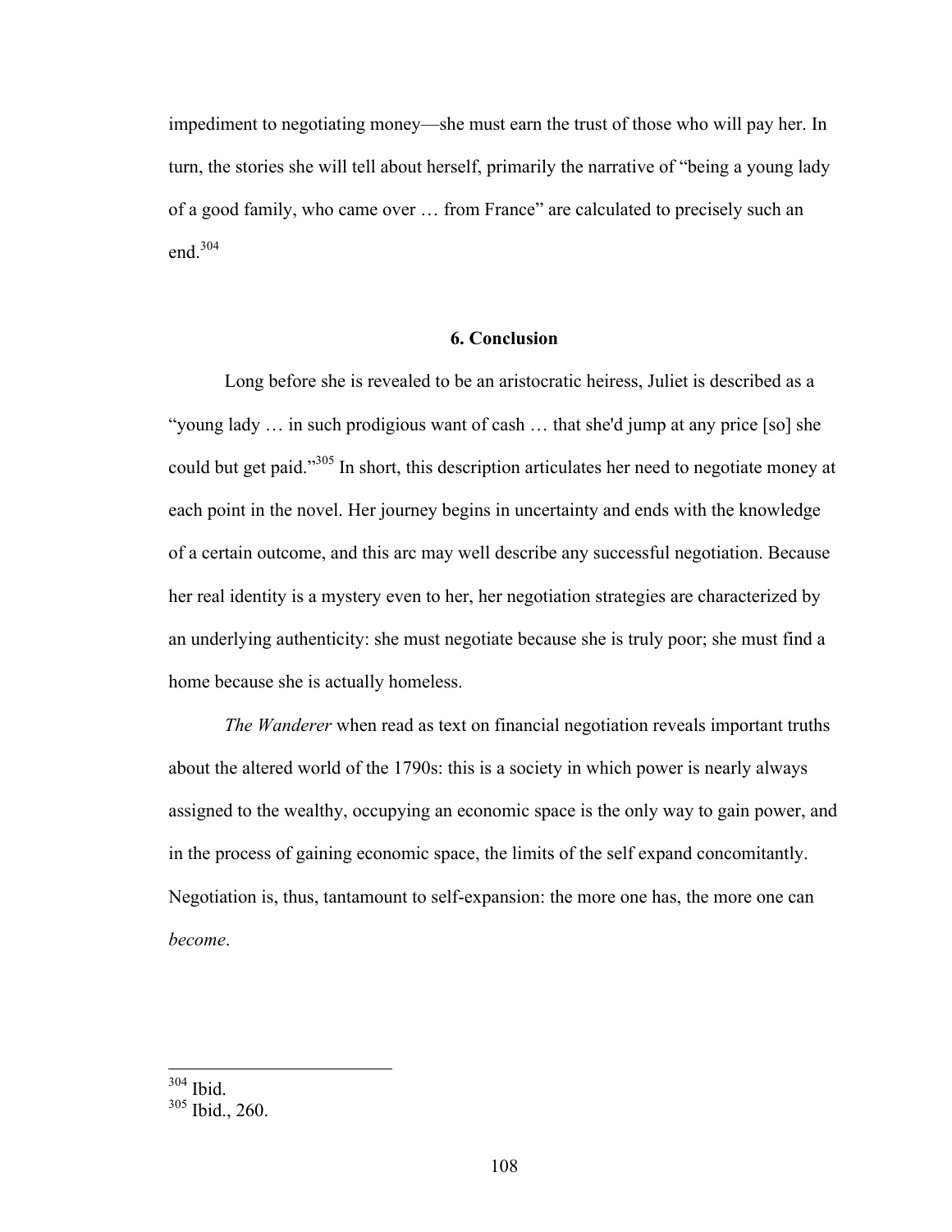impediment to negotiating money—she must earn the trust of those who will pay her. In turn, the stories she will tell about herself, primarily the narrative of "being a young lady of a good family, who came over … from France" are calculated to precisely such an end.[304]

## 6. Conclusion

Long before she is revealed to be an aristocratic heiress, Juliet is described as a "young lady … in such prodigious want of cash … that she'd jump at any price [so] she could but get paid."[305] In short, this description articulates her need to negotiate money at each point in the novel. Her journey begins in uncertainty and ends with the knowledge of a certain outcome, and this arc may well describe any successful negotiation. Because her real identity is a mystery even to her, her negotiation strategies are characterized by an underlying authenticity: she must negotiate because she is truly poor; she must find a home because she is actually homeless.

*The Wanderer* when read as text on financial negotiation reveals important truths about the altered world of the 1790s: this is a society in which power is nearly always assigned to the wealthy, occupying an economic space is the only way to gain power, and in the process of gaining economic space, the limits of the self expand concomitantly. Negotiation is, thus, tantamount to self-expansion: the more one has, the more one can *become*.

---

[304] Ibid.

[305] Ibid., 260.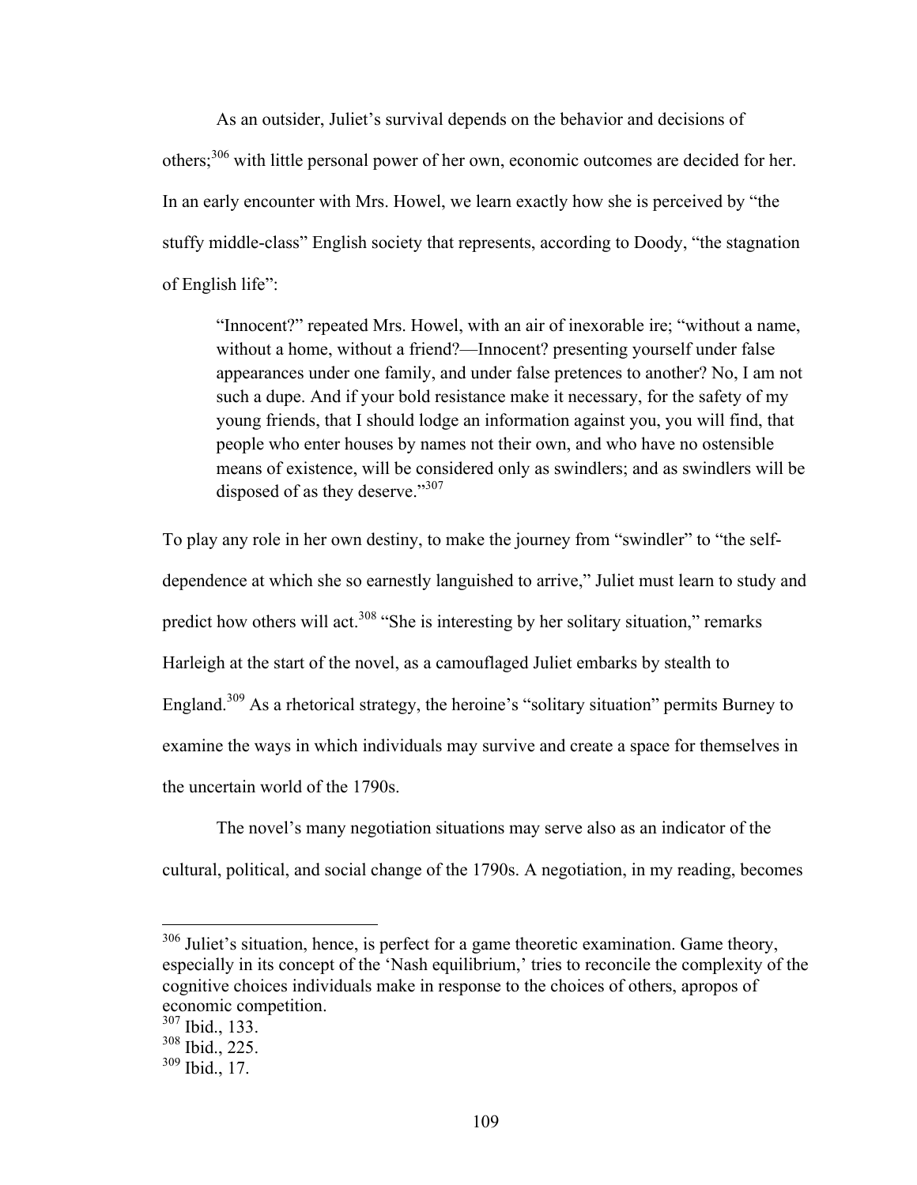As an outsider, Juliet's survival depends on the behavior and decisions of others;[306] with little personal power of her own, economic outcomes are decided for her. In an early encounter with Mrs. Howel, we learn exactly how she is perceived by "the stuffy middle-class" English society that represents, according to Doody, "the stagnation of English life":

> "Innocent?" repeated Mrs. Howel, with an air of inexorable ire; "without a name, without a home, without a friend?—Innocent? presenting yourself under false appearances under one family, and under false pretences to another? No, I am not such a dupe. And if your bold resistance make it necessary, for the safety of my young friends, that I should lodge an information against you, you will find, that people who enter houses by names not their own, and who have no ostensible means of existence, will be considered only as swindlers; and as swindlers will be disposed of as they deserve."[307]

To play any role in her own destiny, to make the journey from "swindler" to "the self-dependence at which she so earnestly languished to arrive," Juliet must learn to study and predict how others will act.[308] "She is interesting by her solitary situation," remarks Harleigh at the start of the novel, as a camouflaged Juliet embarks by stealth to England.[309] As a rhetorical strategy, the heroine's "solitary situation" permits Burney to examine the ways in which individuals may survive and create a space for themselves in the uncertain world of the 1790s.

The novel's many negotiation situations may serve also as an indicator of the cultural, political, and social change of the 1790s. A negotiation, in my reading, becomes

---

[306] Juliet's situation, hence, is perfect for a game theoretic examination. Game theory, especially in its concept of the 'Nash equilibrium,' tries to reconcile the complexity of the cognitive choices individuals make in response to the choices of others, apropos of economic competition.

[307] Ibid., 133.

[308] Ibid., 225.

[309] Ibid., 17.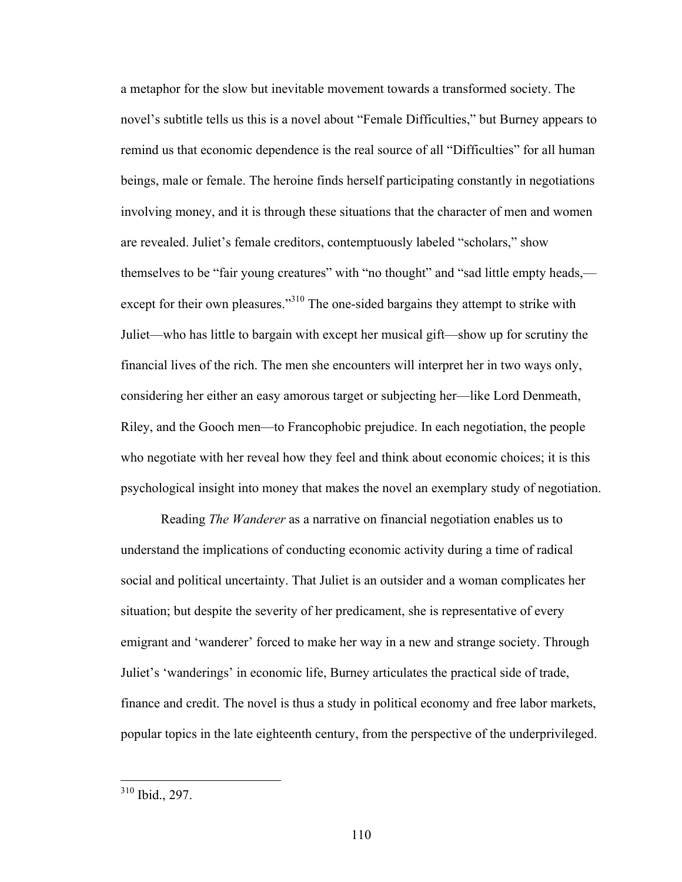a metaphor for the slow but inevitable movement towards a transformed society. The novel's subtitle tells us this is a novel about "Female Difficulties," but Burney appears to remind us that economic dependence is the real source of all "Difficulties" for all human beings, male or female. The heroine finds herself participating constantly in negotiations involving money, and it is through these situations that the character of men and women are revealed. Juliet's female creditors, contemptuously labeled "scholars," show themselves to be "fair young creatures" with "no thought" and "sad little empty heads,—except for their own pleasures."[310] The one-sided bargains they attempt to strike with Juliet—who has little to bargain with except her musical gift—show up for scrutiny the financial lives of the rich. The men she encounters will interpret her in two ways only, considering her either an easy amorous target or subjecting her—like Lord Denmeath, Riley, and the Gooch men—to Francophobic prejudice. In each negotiation, the people who negotiate with her reveal how they feel and think about economic choices; it is this psychological insight into money that makes the novel an exemplary study of negotiation.

Reading *The Wanderer* as a narrative on financial negotiation enables us to understand the implications of conducting economic activity during a time of radical social and political uncertainty. That Juliet is an outsider and a woman complicates her situation; but despite the severity of her predicament, she is representative of every emigrant and 'wanderer' forced to make her way in a new and strange society. Through Juliet's 'wanderings' in economic life, Burney articulates the practical side of trade, finance and credit. The novel is thus a study in political economy and free labor markets, popular topics in the late eighteenth century, from the perspective of the underprivileged.

---

[310] Ibid., 297.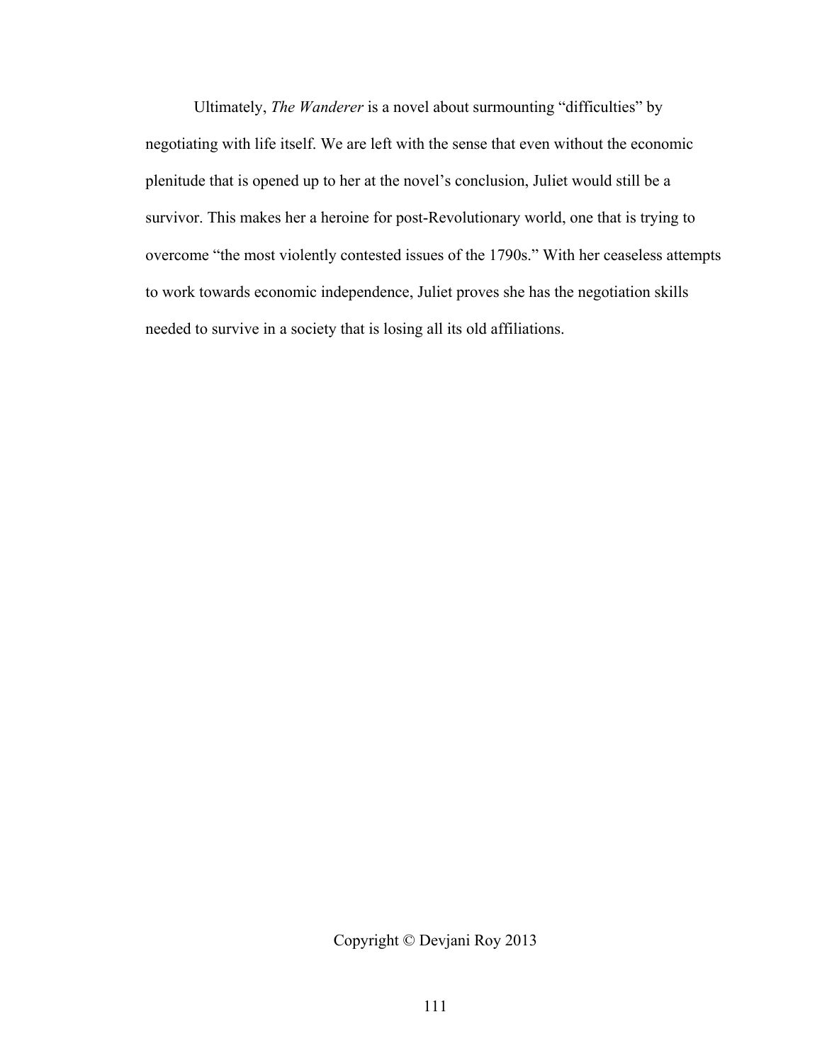Ultimately, *The Wanderer* is a novel about surmounting "difficulties" by negotiating with life itself. We are left with the sense that even without the economic plenitude that is opened up to her at the novel's conclusion, Juliet would still be a survivor. This makes her a heroine for post-Revolutionary world, one that is trying to overcome "the most violently contested issues of the 1790s." With her ceaseless attempts to work towards economic independence, Juliet proves she has the negotiation skills needed to survive in a society that is losing all its old affiliations.

Copyright © Devjani Roy 2013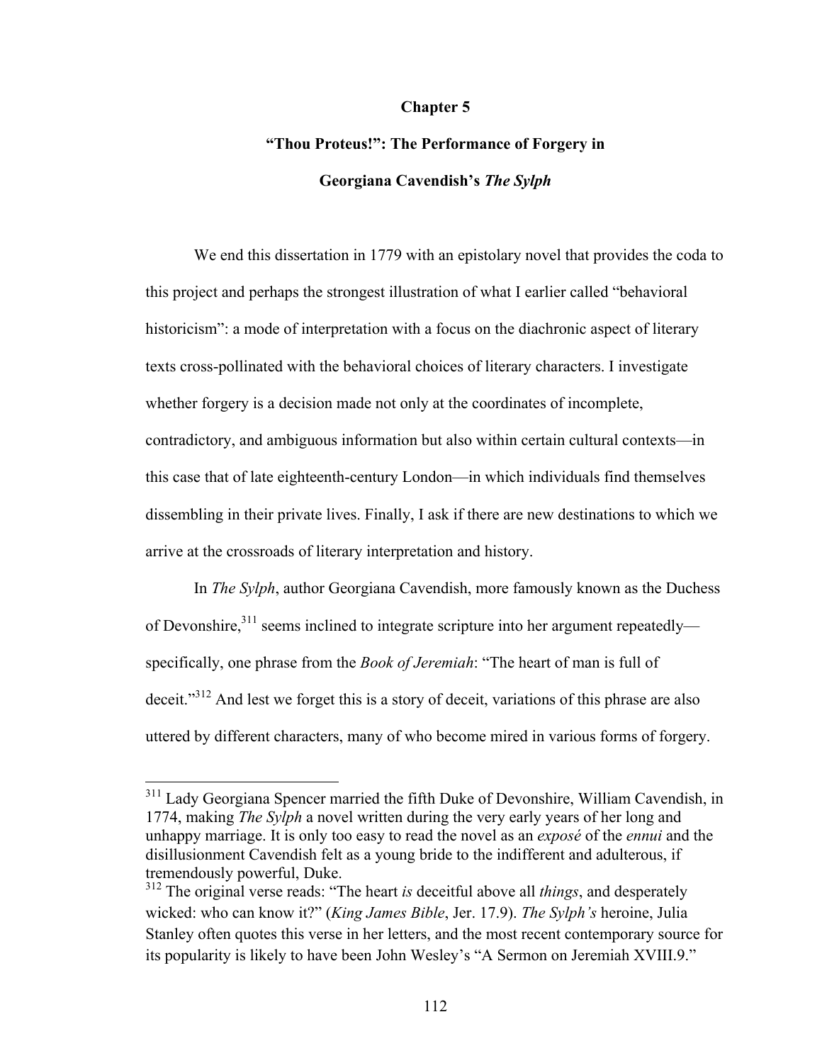# Chapter 5

## "Thou Proteus!": The Performance of Forgery in Georgiana Cavendish's *The Sylph*

We end this dissertation in 1779 with an epistolary novel that provides the coda to this project and perhaps the strongest illustration of what I earlier called "behavioral historicism": a mode of interpretation with a focus on the diachronic aspect of literary texts cross-pollinated with the behavioral choices of literary characters. I investigate whether forgery is a decision made not only at the coordinates of incomplete, contradictory, and ambiguous information but also within certain cultural contexts—in this case that of late eighteenth-century London—in which individuals find themselves dissembling in their private lives. Finally, I ask if there are new destinations to which we arrive at the crossroads of literary interpretation and history.

In *The Sylph*, author Georgiana Cavendish, more famously known as the Duchess of Devonshire,[311] seems inclined to integrate scripture into her argument repeatedly—specifically, one phrase from the *Book of Jeremiah*: "The heart of man is full of deceit."[312] And lest we forget this is a story of deceit, variations of this phrase are also uttered by different characters, many of who become mired in various forms of forgery.

---

[311] Lady Georgiana Spencer married the fifth Duke of Devonshire, William Cavendish, in 1774, making *The Sylph* a novel written during the very early years of her long and unhappy marriage. It is only too easy to read the novel as an *exposé* of the *ennui* and the disillusionment Cavendish felt as a young bride to the indifferent and adulterous, if tremendously powerful, Duke.

[312] The original verse reads: "The heart *is* deceitful above all *things*, and desperately wicked: who can know it?" (*King James Bible*, Jer. 17.9). *The Sylph's* heroine, Julia Stanley often quotes this verse in her letters, and the most recent contemporary source for its popularity is likely to have been John Wesley's "A Sermon on Jeremiah XVIII.9."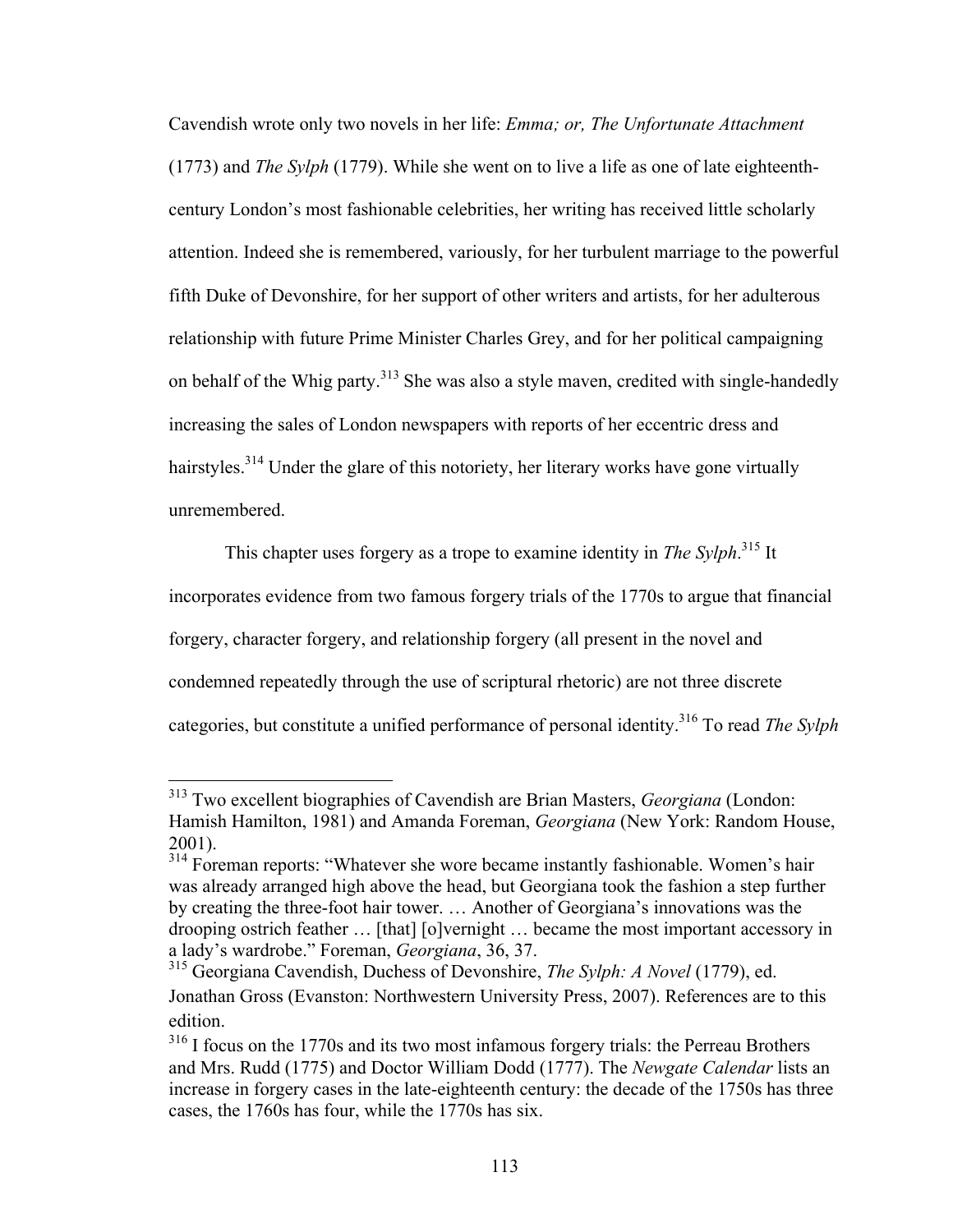Cavendish wrote only two novels in her life: *Emma; or, The Unfortunate Attachment* (1773) and *The Sylph* (1779). While she went on to live a life as one of late eighteenth-century London's most fashionable celebrities, her writing has received little scholarly attention. Indeed she is remembered, variously, for her turbulent marriage to the powerful fifth Duke of Devonshire, for her support of other writers and artists, for her adulterous relationship with future Prime Minister Charles Grey, and for her political campaigning on behalf of the Whig party.[313] She was also a style maven, credited with single-handedly increasing the sales of London newspapers with reports of her eccentric dress and hairstyles.[314] Under the glare of this notoriety, her literary works have gone virtually unremembered.

This chapter uses forgery as a trope to examine identity in *The Sylph*.[315] It incorporates evidence from two famous forgery trials of the 1770s to argue that financial forgery, character forgery, and relationship forgery (all present in the novel and condemned repeatedly through the use of scriptural rhetoric) are not three discrete categories, but constitute a unified performance of personal identity.[316] To read *The Sylph*

---

[313] Two excellent biographies of Cavendish are Brian Masters, *Georgiana* (London: Hamish Hamilton, 1981) and Amanda Foreman, *Georgiana* (New York: Random House, 2001).

[314] Foreman reports: "Whatever she wore became instantly fashionable. Women's hair was already arranged high above the head, but Georgiana took the fashion a step further by creating the three-foot hair tower. … Another of Georgiana's innovations was the drooping ostrich feather … [that] [o]vernight … became the most important accessory in a lady's wardrobe." Foreman, *Georgiana*, 36, 37.

[315] Georgiana Cavendish, Duchess of Devonshire, *The Sylph: A Novel* (1779), ed. Jonathan Gross (Evanston: Northwestern University Press, 2007). References are to this edition.

[316] I focus on the 1770s and its two most infamous forgery trials: the Perreau Brothers and Mrs. Rudd (1775) and Doctor William Dodd (1777). The *Newgate Calendar* lists an increase in forgery cases in the late-eighteenth century: the decade of the 1750s has three cases, the 1760s has four, while the 1770s has six.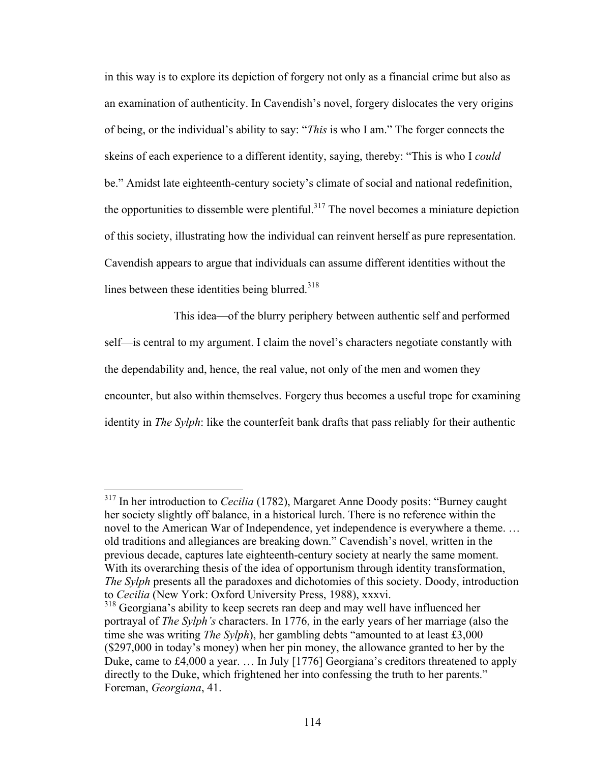in this way is to explore its depiction of forgery not only as a financial crime but also as an examination of authenticity. In Cavendish's novel, forgery dislocates the very origins of being, or the individual's ability to say: "*This* is who I am." The forger connects the skeins of each experience to a different identity, saying, thereby: "This is who I *could* be." Amidst late eighteenth-century society's climate of social and national redefinition, the opportunities to dissemble were plentiful.[317] The novel becomes a miniature depiction of this society, illustrating how the individual can reinvent herself as pure representation. Cavendish appears to argue that individuals can assume different identities without the lines between these identities being blurred.[318]

This idea—of the blurry periphery between authentic self and performed self—is central to my argument. I claim the novel's characters negotiate constantly with the dependability and, hence, the real value, not only of the men and women they encounter, but also within themselves. Forgery thus becomes a useful trope for examining identity in *The Sylph*: like the counterfeit bank drafts that pass reliably for their authentic

---

[317] In her introduction to *Cecilia* (1782), Margaret Anne Doody posits: "Burney caught her society slightly off balance, in a historical lurch. There is no reference within the novel to the American War of Independence, yet independence is everywhere a theme. … old traditions and allegiances are breaking down." Cavendish's novel, written in the previous decade, captures late eighteenth-century society at nearly the same moment. With its overarching thesis of the idea of opportunism through identity transformation, *The Sylph* presents all the paradoxes and dichotomies of this society. Doody, introduction to *Cecilia* (New York: Oxford University Press, 1988), xxxvi.

[318] Georgiana's ability to keep secrets ran deep and may well have influenced her portrayal of *The Sylph's* characters. In 1776, in the early years of her marriage (also the time she was writing *The Sylph*), her gambling debts "amounted to at least £3,000 ($297,000 in today's money) when her pin money, the allowance granted to her by the Duke, came to £4,000 a year. … In July [1776] Georgiana's creditors threatened to apply directly to the Duke, which frightened her into confessing the truth to her parents." Foreman, *Georgiana*, 41.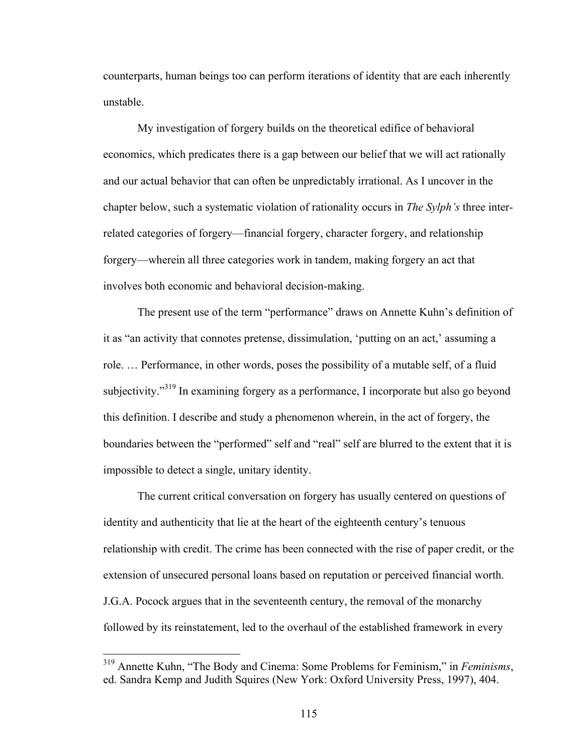counterparts, human beings too can perform iterations of identity that are each inherently unstable.

My investigation of forgery builds on the theoretical edifice of behavioral economics, which predicates there is a gap between our belief that we will act rationally and our actual behavior that can often be unpredictably irrational. As I uncover in the chapter below, such a systematic violation of rationality occurs in *The Sylph's* three inter-related categories of forgery—financial forgery, character forgery, and relationship forgery—wherein all three categories work in tandem, making forgery an act that involves both economic and behavioral decision-making.

The present use of the term "performance" draws on Annette Kuhn's definition of it as "an activity that connotes pretense, dissimulation, 'putting on an act,' assuming a role. … Performance, in other words, poses the possibility of a mutable self, of a fluid subjectivity."[319] In examining forgery as a performance, I incorporate but also go beyond this definition. I describe and study a phenomenon wherein, in the act of forgery, the boundaries between the "performed" self and "real" self are blurred to the extent that it is impossible to detect a single, unitary identity.

The current critical conversation on forgery has usually centered on questions of identity and authenticity that lie at the heart of the eighteenth century's tenuous relationship with credit. The crime has been connected with the rise of paper credit, or the extension of unsecured personal loans based on reputation or perceived financial worth. J.G.A. Pocock argues that in the seventeenth century, the removal of the monarchy followed by its reinstatement, led to the overhaul of the established framework in every

---

[319] Annette Kuhn, "The Body and Cinema: Some Problems for Feminism," in *Feminisms*, ed. Sandra Kemp and Judith Squires (New York: Oxford University Press, 1997), 404.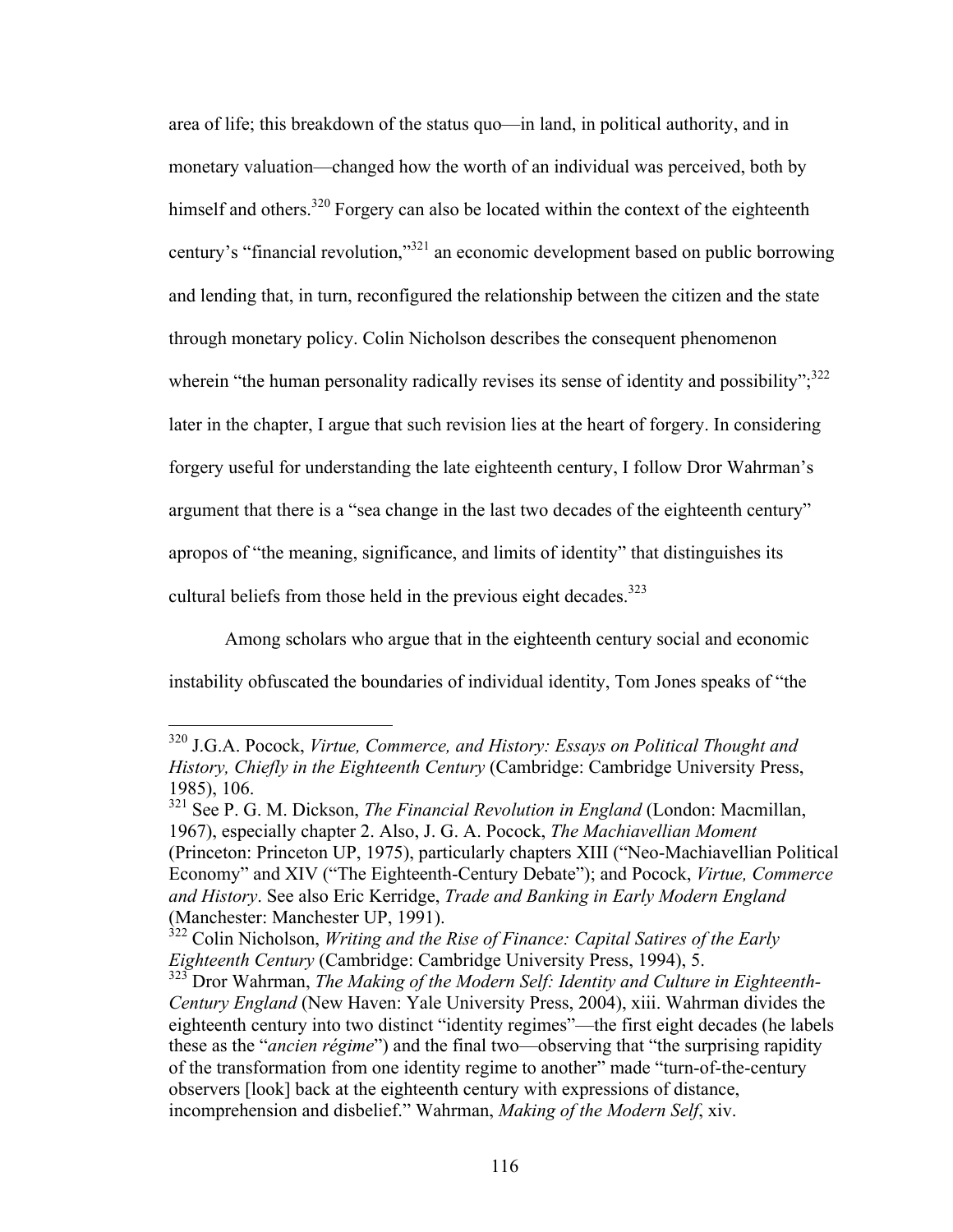area of life; this breakdown of the status quo—in land, in political authority, and in monetary valuation—changed how the worth of an individual was perceived, both by himself and others.[320] Forgery can also be located within the context of the eighteenth century's "financial revolution,"[321] an economic development based on public borrowing and lending that, in turn, reconfigured the relationship between the citizen and the state through monetary policy. Colin Nicholson describes the consequent phenomenon wherein "the human personality radically revises its sense of identity and possibility";[322] later in the chapter, I argue that such revision lies at the heart of forgery. In considering forgery useful for understanding the late eighteenth century, I follow Dror Wahrman's argument that there is a "sea change in the last two decades of the eighteenth century" apropos of "the meaning, significance, and limits of identity" that distinguishes its cultural beliefs from those held in the previous eight decades.[323]

Among scholars who argue that in the eighteenth century social and economic instability obfuscated the boundaries of individual identity, Tom Jones speaks of "the

---

[320] J.G.A. Pocock, *Virtue, Commerce, and History: Essays on Political Thought and History, Chiefly in the Eighteenth Century* (Cambridge: Cambridge University Press, 1985), 106.

[321] See P. G. M. Dickson, *The Financial Revolution in England* (London: Macmillan, 1967), especially chapter 2. Also, J. G. A. Pocock, *The Machiavellian Moment* (Princeton: Princeton UP, 1975), particularly chapters XIII ("Neo-Machiavellian Political Economy" and XIV ("The Eighteenth-Century Debate"); and Pocock, *Virtue, Commerce and History*. See also Eric Kerridge, *Trade and Banking in Early Modern England* (Manchester: Manchester UP, 1991).

[322] Colin Nicholson, *Writing and the Rise of Finance: Capital Satires of the Early Eighteenth Century* (Cambridge: Cambridge University Press, 1994), 5.

[323] Dror Wahrman, *The Making of the Modern Self: Identity and Culture in Eighteenth-Century England* (New Haven: Yale University Press, 2004), xiii. Wahrman divides the eighteenth century into two distinct "identity regimes"—the first eight decades (he labels these as the "*ancien régime*") and the final two—observing that "the surprising rapidity of the transformation from one identity regime to another" made "turn-of-the-century observers [look] back at the eighteenth century with expressions of distance, incomprehension and disbelief." Wahrman, *Making of the Modern Self*, xiv.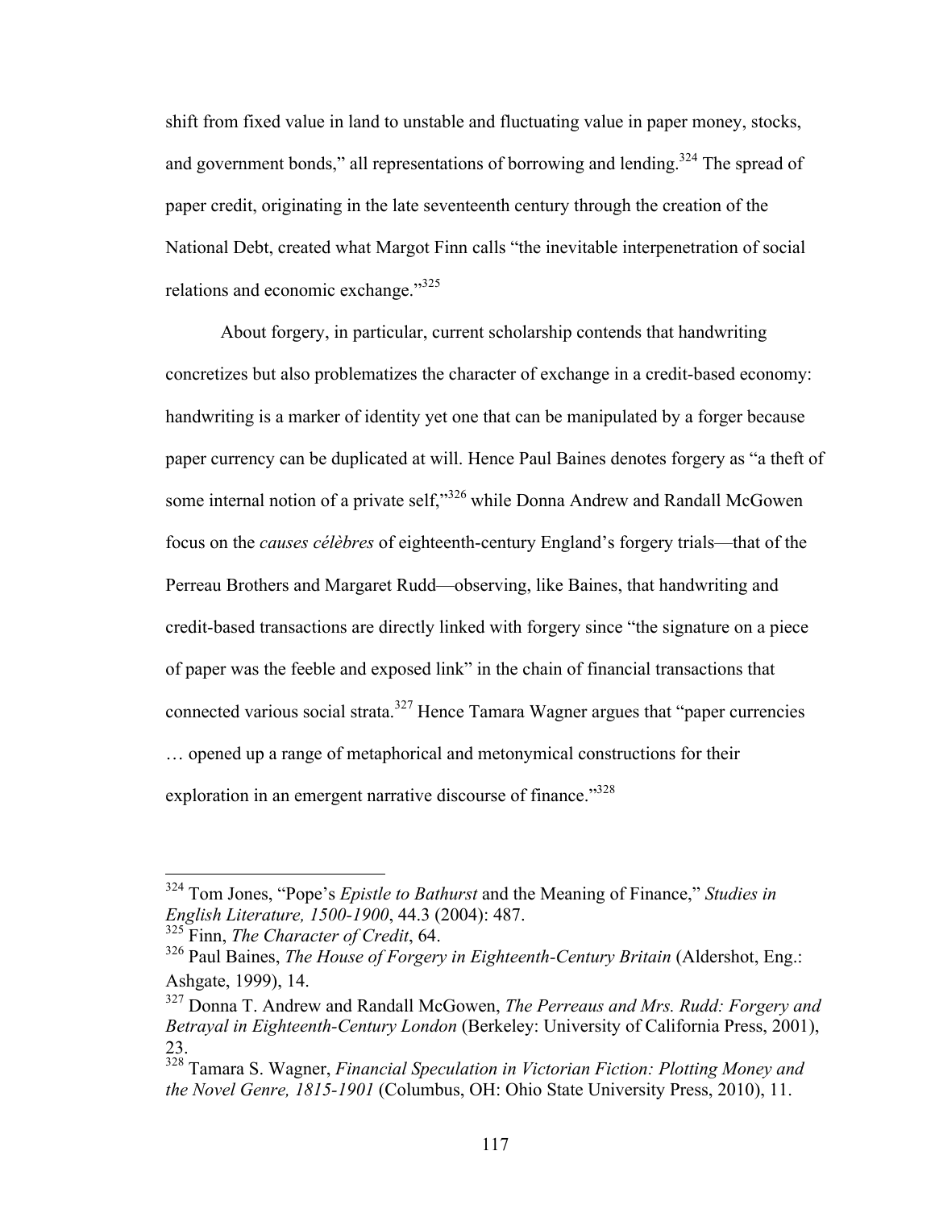shift from fixed value in land to unstable and fluctuating value in paper money, stocks, and government bonds," all representations of borrowing and lending.[324] The spread of paper credit, originating in the late seventeenth century through the creation of the National Debt, created what Margot Finn calls "the inevitable interpenetration of social relations and economic exchange."[325]

About forgery, in particular, current scholarship contends that handwriting concretizes but also problematizes the character of exchange in a credit-based economy: handwriting is a marker of identity yet one that can be manipulated by a forger because paper currency can be duplicated at will. Hence Paul Baines denotes forgery as "a theft of some internal notion of a private self,"[326] while Donna Andrew and Randall McGowen focus on the *causes célèbres* of eighteenth-century England's forgery trials—that of the Perreau Brothers and Margaret Rudd—observing, like Baines, that handwriting and credit-based transactions are directly linked with forgery since "the signature on a piece of paper was the feeble and exposed link" in the chain of financial transactions that connected various social strata.[327] Hence Tamara Wagner argues that "paper currencies … opened up a range of metaphorical and metonymical constructions for their exploration in an emergent narrative discourse of finance."[328]

---

[324] Tom Jones, "Pope's *Epistle to Bathurst* and the Meaning of Finance," *Studies in English Literature, 1500-1900*, 44.3 (2004): 487.

[325] Finn, *The Character of Credit*, 64.

[326] Paul Baines, *The House of Forgery in Eighteenth-Century Britain* (Aldershot, Eng.: Ashgate, 1999), 14.

[327] Donna T. Andrew and Randall McGowen, *The Perreaus and Mrs. Rudd: Forgery and Betrayal in Eighteenth-Century London* (Berkeley: University of California Press, 2001), 23.

[328] Tamara S. Wagner, *Financial Speculation in Victorian Fiction: Plotting Money and the Novel Genre, 1815-1901* (Columbus, OH: Ohio State University Press, 2010), 11.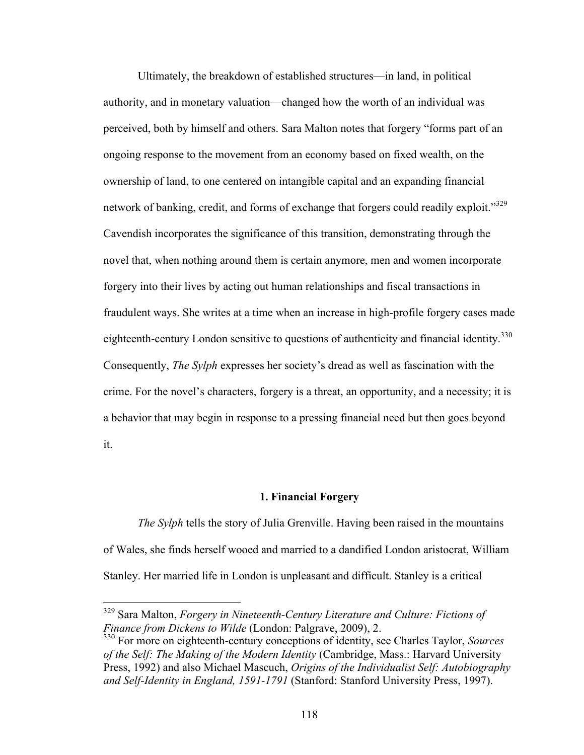Ultimately, the breakdown of established structures—in land, in political authority, and in monetary valuation—changed how the worth of an individual was perceived, both by himself and others. Sara Malton notes that forgery "forms part of an ongoing response to the movement from an economy based on fixed wealth, on the ownership of land, to one centered on intangible capital and an expanding financial network of banking, credit, and forms of exchange that forgers could readily exploit."[329] Cavendish incorporates the significance of this transition, demonstrating through the novel that, when nothing around them is certain anymore, men and women incorporate forgery into their lives by acting out human relationships and fiscal transactions in fraudulent ways. She writes at a time when an increase in high-profile forgery cases made eighteenth-century London sensitive to questions of authenticity and financial identity.[330] Consequently, *The Sylph* expresses her society's dread as well as fascination with the crime. For the novel's characters, forgery is a threat, an opportunity, and a necessity; it is a behavior that may begin in response to a pressing financial need but then goes beyond it.

### 1. Financial Forgery

*The Sylph* tells the story of Julia Grenville. Having been raised in the mountains of Wales, she finds herself wooed and married to a dandified London aristocrat, William Stanley. Her married life in London is unpleasant and difficult. Stanley is a critical

---

[329] Sara Malton, *Forgery in Nineteenth-Century Literature and Culture: Fictions of Finance from Dickens to Wilde* (London: Palgrave, 2009), 2.

[330] For more on eighteenth-century conceptions of identity, see Charles Taylor, *Sources of the Self: The Making of the Modern Identity* (Cambridge, Mass.: Harvard University Press, 1992) and also Michael Mascuch, *Origins of the Individualist Self: Autobiography and Self-Identity in England, 1591-1791* (Stanford: Stanford University Press, 1997).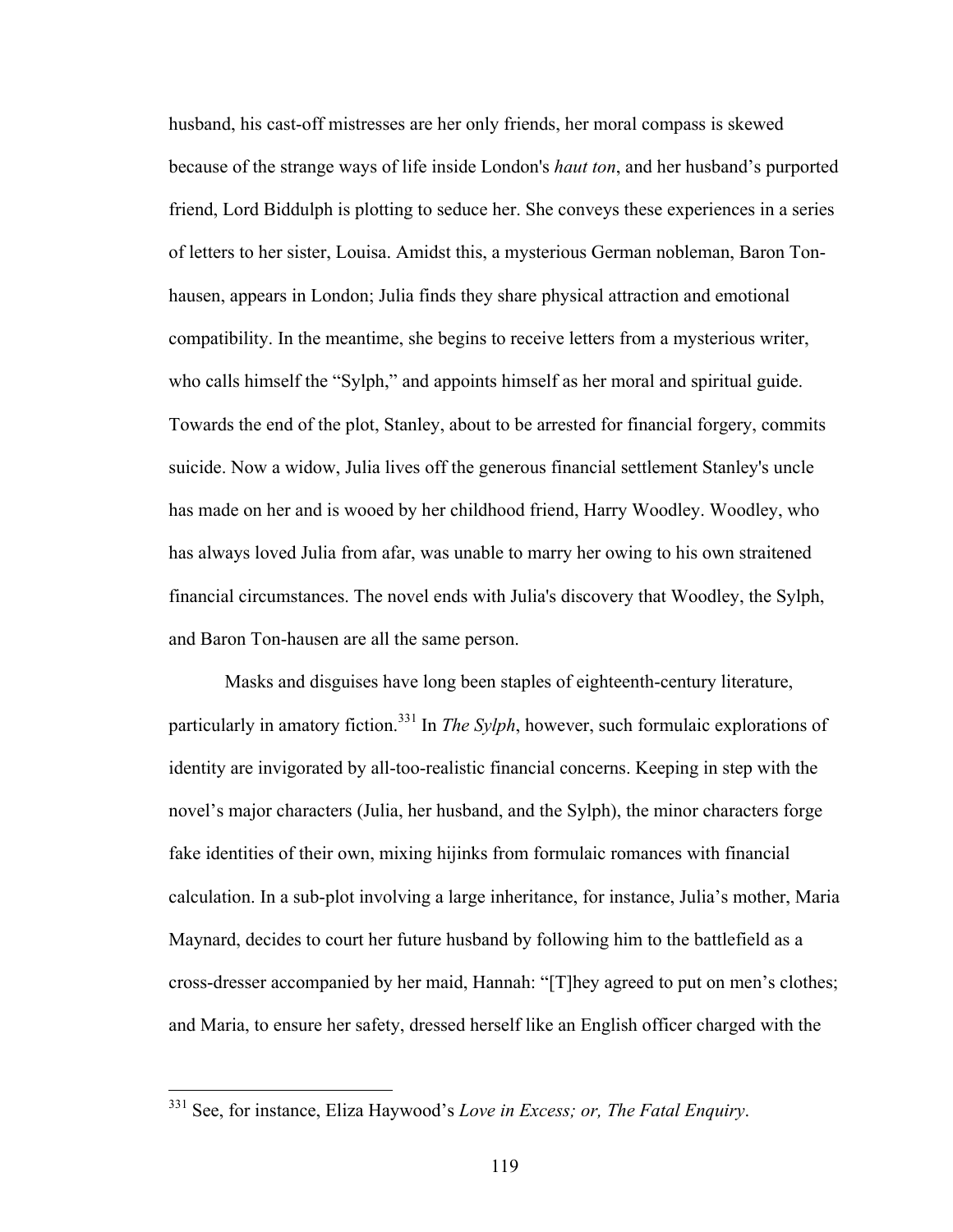husband, his cast-off mistresses are her only friends, her moral compass is skewed because of the strange ways of life inside London's *haut ton*, and her husband's purported friend, Lord Biddulph is plotting to seduce her. She conveys these experiences in a series of letters to her sister, Louisa. Amidst this, a mysterious German nobleman, Baron Ton-hausen, appears in London; Julia finds they share physical attraction and emotional compatibility. In the meantime, she begins to receive letters from a mysterious writer, who calls himself the "Sylph," and appoints himself as her moral and spiritual guide. Towards the end of the plot, Stanley, about to be arrested for financial forgery, commits suicide. Now a widow, Julia lives off the generous financial settlement Stanley's uncle has made on her and is wooed by her childhood friend, Harry Woodley. Woodley, who has always loved Julia from afar, was unable to marry her owing to his own straitened financial circumstances. The novel ends with Julia's discovery that Woodley, the Sylph, and Baron Ton-hausen are all the same person.

Masks and disguises have long been staples of eighteenth-century literature, particularly in amatory fiction.[331] In *The Sylph*, however, such formulaic explorations of identity are invigorated by all-too-realistic financial concerns. Keeping in step with the novel's major characters (Julia, her husband, and the Sylph), the minor characters forge fake identities of their own, mixing hijinks from formulaic romances with financial calculation. In a sub-plot involving a large inheritance, for instance, Julia's mother, Maria Maynard, decides to court her future husband by following him to the battlefield as a cross-dresser accompanied by her maid, Hannah: "[T]hey agreed to put on men's clothes; and Maria, to ensure her safety, dressed herself like an English officer charged with the

---

[331] See, for instance, Eliza Haywood's *Love in Excess; or, The Fatal Enquiry*.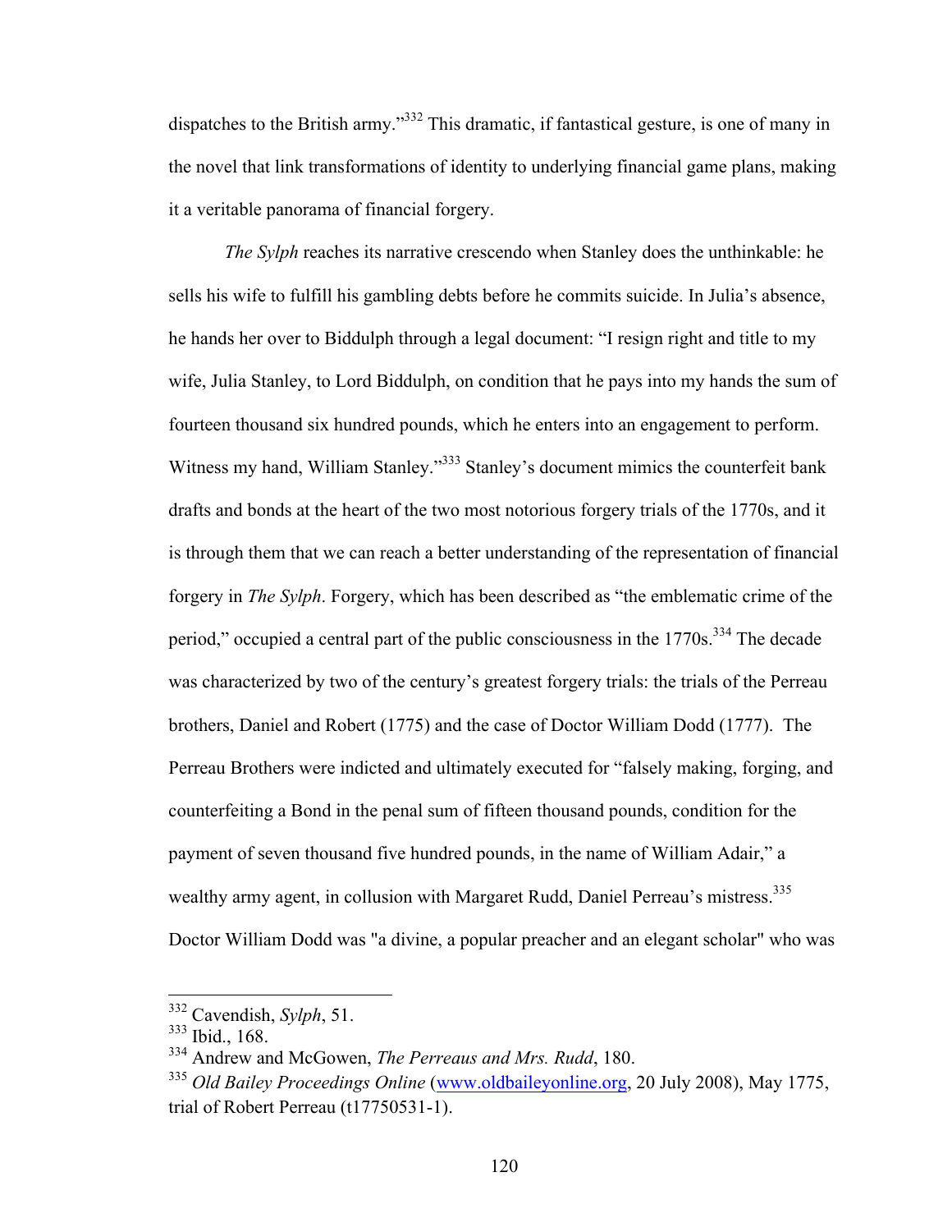dispatches to the British army."[332] This dramatic, if fantastical gesture, is one of many in the novel that link transformations of identity to underlying financial game plans, making it a veritable panorama of financial forgery.

*The Sylph* reaches its narrative crescendo when Stanley does the unthinkable: he sells his wife to fulfill his gambling debts before he commits suicide. In Julia's absence, he hands her over to Biddulph through a legal document: "I resign right and title to my wife, Julia Stanley, to Lord Biddulph, on condition that he pays into my hands the sum of fourteen thousand six hundred pounds, which he enters into an engagement to perform. Witness my hand, William Stanley."[333] Stanley's document mimics the counterfeit bank drafts and bonds at the heart of the two most notorious forgery trials of the 1770s, and it is through them that we can reach a better understanding of the representation of financial forgery in *The Sylph*. Forgery, which has been described as "the emblematic crime of the period," occupied a central part of the public consciousness in the 1770s.[334] The decade was characterized by two of the century's greatest forgery trials: the trials of the Perreau brothers, Daniel and Robert (1775) and the case of Doctor William Dodd (1777). The Perreau Brothers were indicted and ultimately executed for "falsely making, forging, and counterfeiting a Bond in the penal sum of fifteen thousand pounds, condition for the payment of seven thousand five hundred pounds, in the name of William Adair," a wealthy army agent, in collusion with Margaret Rudd, Daniel Perreau's mistress.[335] Doctor William Dodd was "a divine, a popular preacher and an elegant scholar" who was

---

[332] Cavendish, *Sylph*, 51.

[333] Ibid., 168.

[334] Andrew and McGowen, *The Perreaus and Mrs. Rudd*, 180.

[335] *Old Bailey Proceedings Online* (www.oldbaileyonline.org, 20 July 2008), May 1775, trial of Robert Perreau (t17750531-1).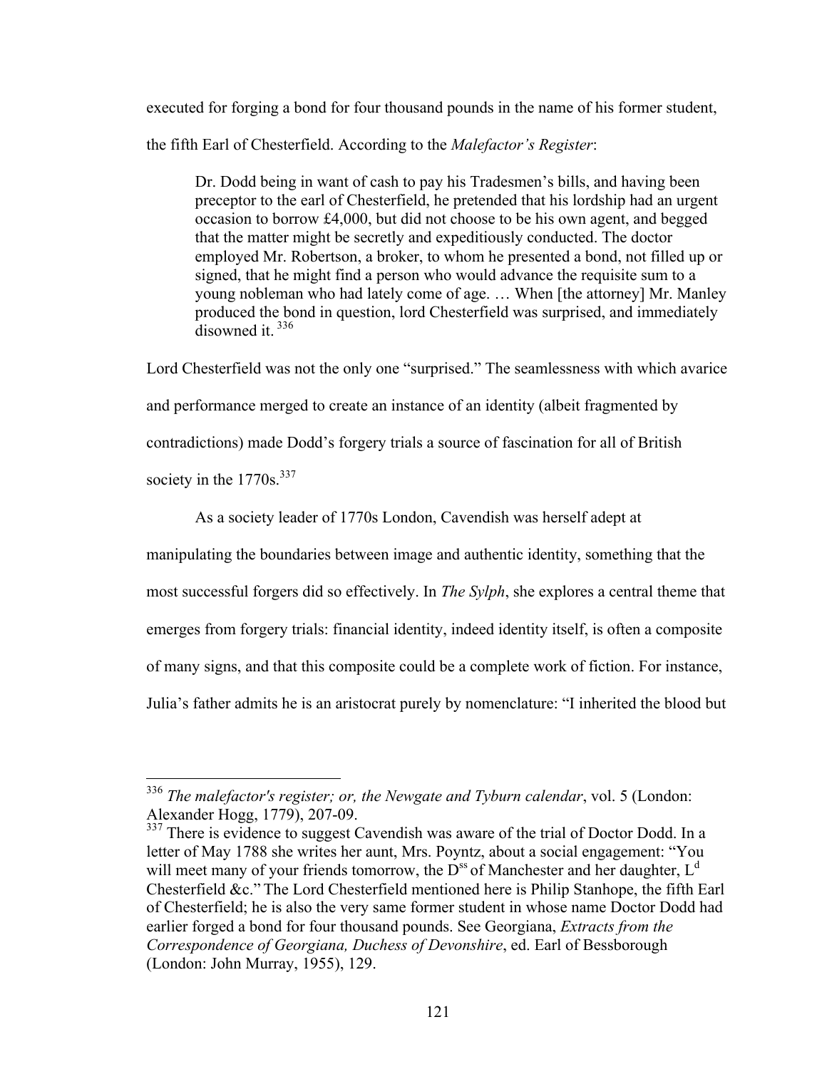executed for forging a bond for four thousand pounds in the name of his former student, the fifth Earl of Chesterfield. According to the *Malefactor's Register*:

> Dr. Dodd being in want of cash to pay his Tradesmen's bills, and having been preceptor to the earl of Chesterfield, he pretended that his lordship had an urgent occasion to borrow £4,000, but did not choose to be his own agent, and begged that the matter might be secretly and expeditiously conducted. The doctor employed Mr. Robertson, a broker, to whom he presented a bond, not filled up or signed, that he might find a person who would advance the requisite sum to a young nobleman who had lately come of age. … When [the attorney] Mr. Manley produced the bond in question, lord Chesterfield was surprised, and immediately disowned it. [336]

Lord Chesterfield was not the only one "surprised." The seamlessness with which avarice and performance merged to create an instance of an identity (albeit fragmented by contradictions) made Dodd's forgery trials a source of fascination for all of British society in the 1770s.[337]

As a society leader of 1770s London, Cavendish was herself adept at manipulating the boundaries between image and authentic identity, something that the most successful forgers did so effectively. In *The Sylph*, she explores a central theme that emerges from forgery trials: financial identity, indeed identity itself, is often a composite of many signs, and that this composite could be a complete work of fiction. For instance, Julia's father admits he is an aristocrat purely by nomenclature: "I inherited the blood but

---

[336] *The malefactor's register; or, the Newgate and Tyburn calendar*, vol. 5 (London: Alexander Hogg, 1779), 207-09.

[337] There is evidence to suggest Cavendish was aware of the trial of Doctor Dodd. In a letter of May 1788 she writes her aunt, Mrs. Poyntz, about a social engagement: "You will meet many of your friends tomorrow, the D$^{ss}$ of Manchester and her daughter, L$^{d}$ Chesterfield &c." The Lord Chesterfield mentioned here is Philip Stanhope, the fifth Earl of Chesterfield; he is also the very same former student in whose name Doctor Dodd had earlier forged a bond for four thousand pounds. See Georgiana, *Extracts from the Correspondence of Georgiana, Duchess of Devonshire*, ed. Earl of Bessborough (London: John Murray, 1955), 129.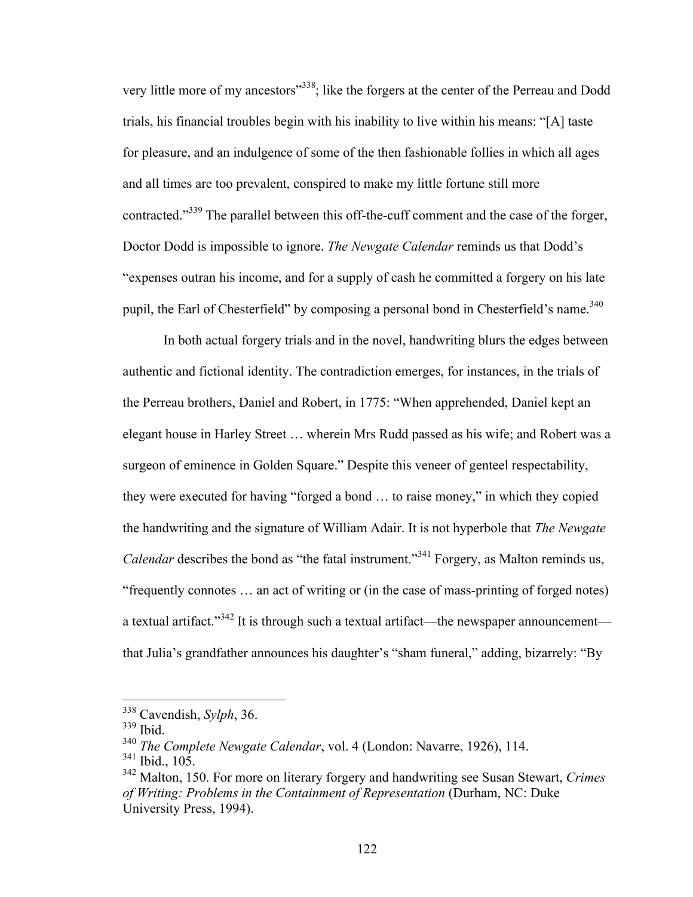very little more of my ancestors"[338]; like the forgers at the center of the Perreau and Dodd trials, his financial troubles begin with his inability to live within his means: "[A] taste for pleasure, and an indulgence of some of the then fashionable follies in which all ages and all times are too prevalent, conspired to make my little fortune still more contracted."[339] The parallel between this off-the-cuff comment and the case of the forger, Doctor Dodd is impossible to ignore. *The Newgate Calendar* reminds us that Dodd's "expenses outran his income, and for a supply of cash he committed a forgery on his late pupil, the Earl of Chesterfield" by composing a personal bond in Chesterfield's name.[340]

In both actual forgery trials and in the novel, handwriting blurs the edges between authentic and fictional identity. The contradiction emerges, for instances, in the trials of the Perreau brothers, Daniel and Robert, in 1775: "When apprehended, Daniel kept an elegant house in Harley Street … wherein Mrs Rudd passed as his wife; and Robert was a surgeon of eminence in Golden Square." Despite this veneer of genteel respectability, they were executed for having "forged a bond … to raise money," in which they copied the handwriting and the signature of William Adair. It is not hyperbole that *The Newgate Calendar* describes the bond as "the fatal instrument."[341] Forgery, as Malton reminds us, "frequently connotes … an act of writing or (in the case of mass-printing of forged notes) a textual artifact."[342] It is through such a textual artifact—the newspaper announcement—that Julia's grandfather announces his daughter's "sham funeral," adding, bizarrely: "By

---

[338] Cavendish, *Sylph*, 36.

[339] Ibid.

[340] *The Complete Newgate Calendar*, vol. 4 (London: Navarre, 1926), 114.

[341] Ibid., 105.

[342] Malton, 150. For more on literary forgery and handwriting see Susan Stewart, *Crimes of Writing: Problems in the Containment of Representation* (Durham, NC: Duke University Press, 1994).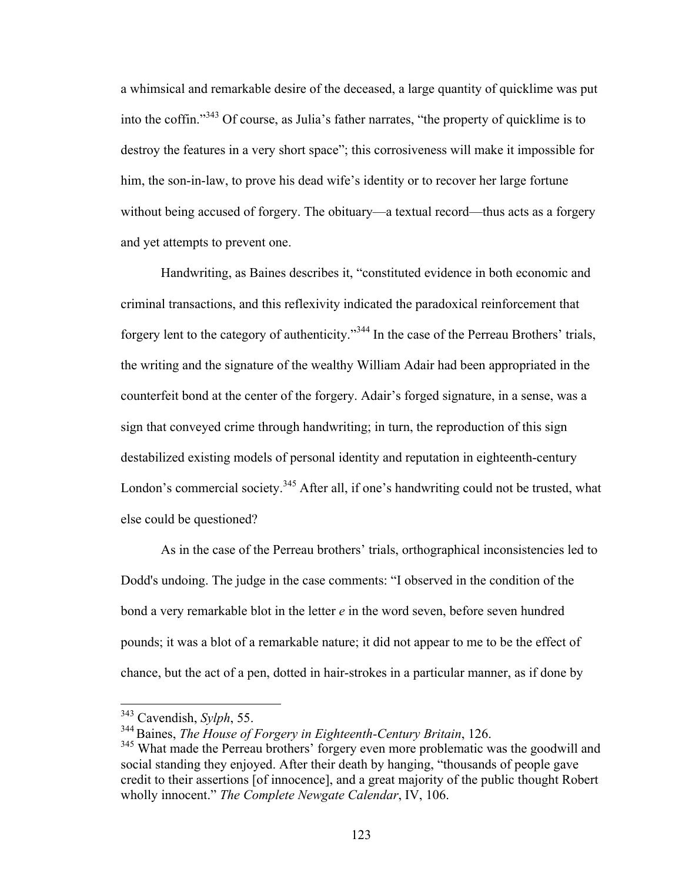a whimsical and remarkable desire of the deceased, a large quantity of quicklime was put into the coffin."[343] Of course, as Julia's father narrates, "the property of quicklime is to destroy the features in a very short space"; this corrosiveness will make it impossible for him, the son-in-law, to prove his dead wife's identity or to recover her large fortune without being accused of forgery. The obituary—a textual record—thus acts as a forgery and yet attempts to prevent one.

Handwriting, as Baines describes it, "constituted evidence in both economic and criminal transactions, and this reflexivity indicated the paradoxical reinforcement that forgery lent to the category of authenticity."[344] In the case of the Perreau Brothers' trials, the writing and the signature of the wealthy William Adair had been appropriated in the counterfeit bond at the center of the forgery. Adair's forged signature, in a sense, was a sign that conveyed crime through handwriting; in turn, the reproduction of this sign destabilized existing models of personal identity and reputation in eighteenth-century London's commercial society.[345] After all, if one's handwriting could not be trusted, what else could be questioned?

As in the case of the Perreau brothers' trials, orthographical inconsistencies led to Dodd's undoing. The judge in the case comments: "I observed in the condition of the bond a very remarkable blot in the letter *e* in the word seven, before seven hundred pounds; it was a blot of a remarkable nature; it did not appear to me to be the effect of chance, but the act of a pen, dotted in hair-strokes in a particular manner, as if done by

---

[343] Cavendish, *Sylph*, 55.

[344] Baines, *The House of Forgery in Eighteenth-Century Britain*, 126.

[345] What made the Perreau brothers' forgery even more problematic was the goodwill and social standing they enjoyed. After their death by hanging, "thousands of people gave credit to their assertions [of innocence], and a great majority of the public thought Robert wholly innocent." *The Complete Newgate Calendar*, IV, 106.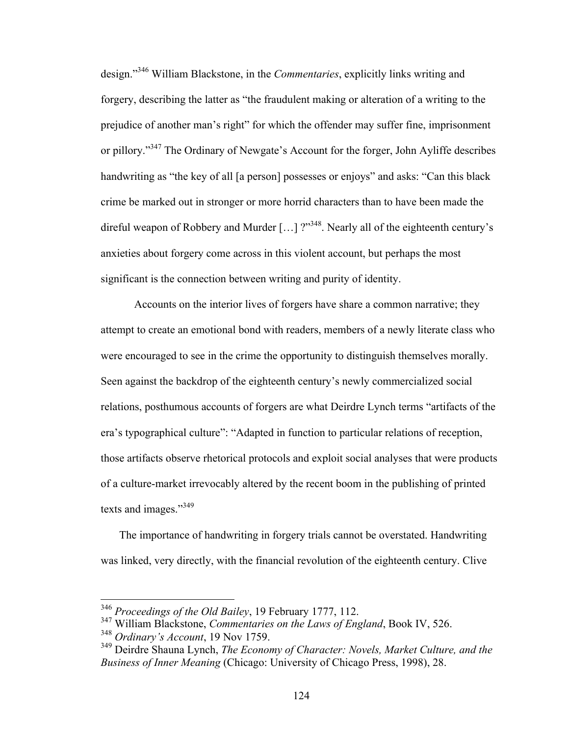design."[346] William Blackstone, in the *Commentaries*, explicitly links writing and forgery, describing the latter as "the fraudulent making or alteration of a writing to the prejudice of another man's right" for which the offender may suffer fine, imprisonment or pillory."[347] The Ordinary of Newgate's Account for the forger, John Ayliffe describes handwriting as "the key of all [a person] possesses or enjoys" and asks: "Can this black crime be marked out in stronger or more horrid characters than to have been made the direful weapon of Robbery and Murder […] ?"[348]. Nearly all of the eighteenth century's anxieties about forgery come across in this violent account, but perhaps the most significant is the connection between writing and purity of identity.

Accounts on the interior lives of forgers have share a common narrative; they attempt to create an emotional bond with readers, members of a newly literate class who were encouraged to see in the crime the opportunity to distinguish themselves morally. Seen against the backdrop of the eighteenth century's newly commercialized social relations, posthumous accounts of forgers are what Deirdre Lynch terms "artifacts of the era's typographical culture": "Adapted in function to particular relations of reception, those artifacts observe rhetorical protocols and exploit social analyses that were products of a culture-market irrevocably altered by the recent boom in the publishing of printed texts and images."[349]

The importance of handwriting in forgery trials cannot be overstated. Handwriting was linked, very directly, with the financial revolution of the eighteenth century. Clive

---

[346] *Proceedings of the Old Bailey*, 19 February 1777, 112.

[347] William Blackstone, *Commentaries on the Laws of England*, Book IV, 526.

[348] *Ordinary's Account*, 19 Nov 1759.

[349] Deirdre Shauna Lynch, *The Economy of Character: Novels, Market Culture, and the Business of Inner Meaning* (Chicago: University of Chicago Press, 1998), 28.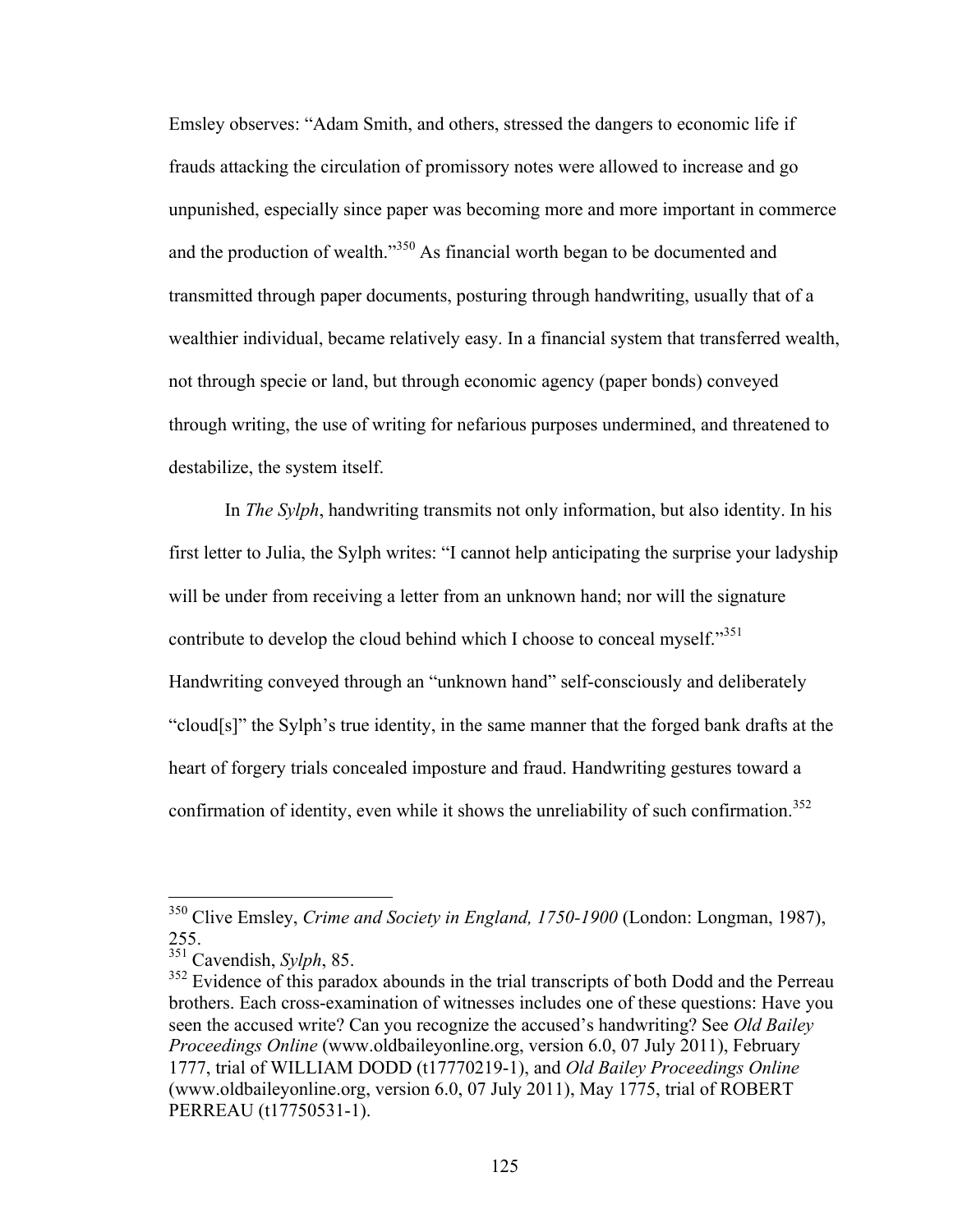Emsley observes: "Adam Smith, and others, stressed the dangers to economic life if frauds attacking the circulation of promissory notes were allowed to increase and go unpunished, especially since paper was becoming more and more important in commerce and the production of wealth."[350] As financial worth began to be documented and transmitted through paper documents, posturing through handwriting, usually that of a wealthier individual, became relatively easy. In a financial system that transferred wealth, not through specie or land, but through economic agency (paper bonds) conveyed through writing, the use of writing for nefarious purposes undermined, and threatened to destabilize, the system itself.

In *The Sylph*, handwriting transmits not only information, but also identity. In his first letter to Julia, the Sylph writes: "I cannot help anticipating the surprise your ladyship will be under from receiving a letter from an unknown hand; nor will the signature contribute to develop the cloud behind which I choose to conceal myself."[351] Handwriting conveyed through an "unknown hand" self-consciously and deliberately "cloud[s]" the Sylph's true identity, in the same manner that the forged bank drafts at the heart of forgery trials concealed imposture and fraud. Handwriting gestures toward a confirmation of identity, even while it shows the unreliability of such confirmation.[352]

---

[350] Clive Emsley, *Crime and Society in England, 1750-1900* (London: Longman, 1987), 255.

[351] Cavendish, *Sylph*, 85.

[352] Evidence of this paradox abounds in the trial transcripts of both Dodd and the Perreau brothers. Each cross-examination of witnesses includes one of these questions: Have you seen the accused write? Can you recognize the accused's handwriting? See *Old Bailey Proceedings Online* (www.oldbaileyonline.org, version 6.0, 07 July 2011), February 1777, trial of WILLIAM DODD (t17770219-1), and *Old Bailey Proceedings Online* (www.oldbaileyonline.org, version 6.0, 07 July 2011), May 1775, trial of ROBERT PERREAU (t17750531-1).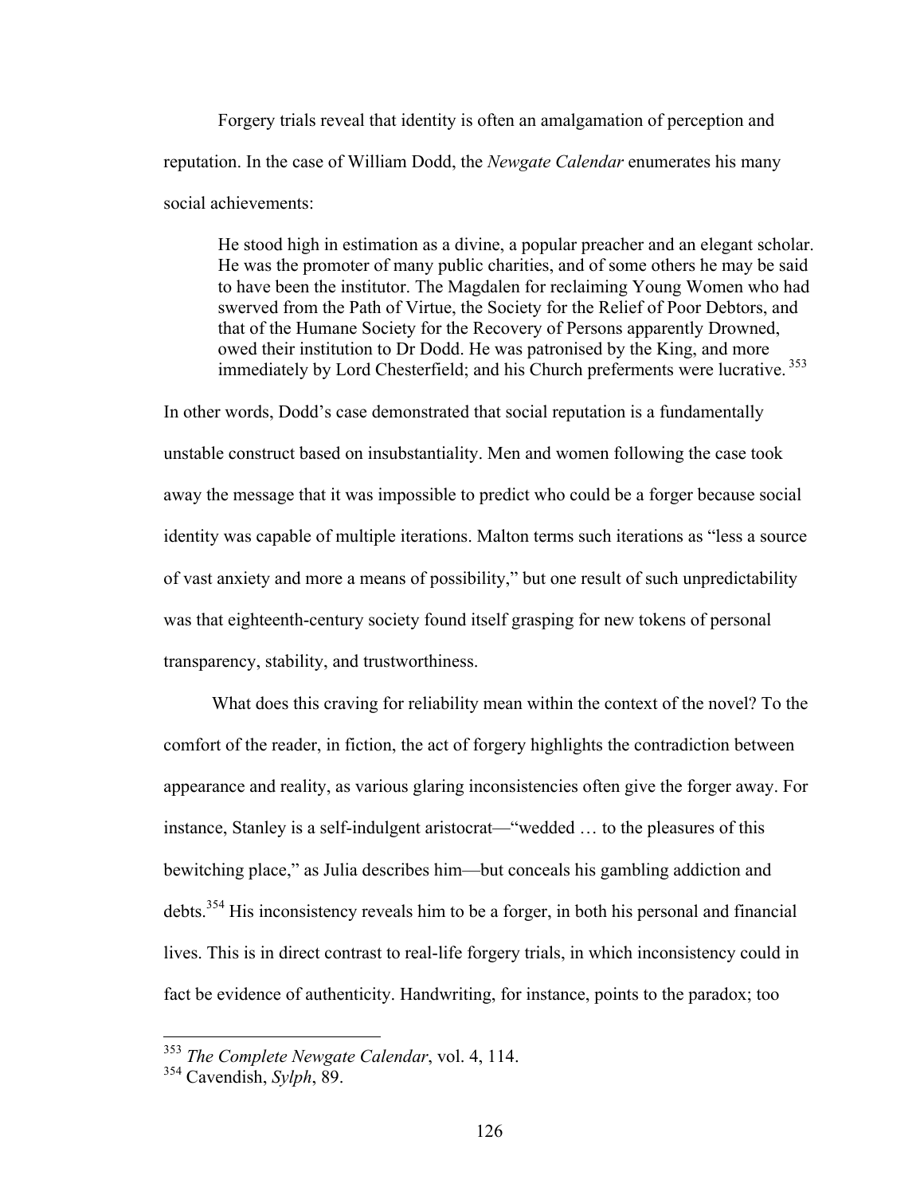Forgery trials reveal that identity is often an amalgamation of perception and reputation. In the case of William Dodd, the *Newgate Calendar* enumerates his many social achievements:

> He stood high in estimation as a divine, a popular preacher and an elegant scholar. He was the promoter of many public charities, and of some others he may be said to have been the institutor. The Magdalen for reclaiming Young Women who had swerved from the Path of Virtue, the Society for the Relief of Poor Debtors, and that of the Humane Society for the Recovery of Persons apparently Drowned, owed their institution to Dr Dodd. He was patronised by the King, and more immediately by Lord Chesterfield; and his Church preferments were lucrative.[353]

In other words, Dodd's case demonstrated that social reputation is a fundamentally unstable construct based on insubstantiality. Men and women following the case took away the message that it was impossible to predict who could be a forger because social identity was capable of multiple iterations. Malton terms such iterations as "less a source of vast anxiety and more a means of possibility," but one result of such unpredictability was that eighteenth-century society found itself grasping for new tokens of personal transparency, stability, and trustworthiness.

What does this craving for reliability mean within the context of the novel? To the comfort of the reader, in fiction, the act of forgery highlights the contradiction between appearance and reality, as various glaring inconsistencies often give the forger away. For instance, Stanley is a self-indulgent aristocrat—"wedded … to the pleasures of this bewitching place," as Julia describes him—but conceals his gambling addiction and debts.[354] His inconsistency reveals him to be a forger, in both his personal and financial lives. This is in direct contrast to real-life forgery trials, in which inconsistency could in fact be evidence of authenticity. Handwriting, for instance, points to the paradox; too

---

[353] *The Complete Newgate Calendar*, vol. 4, 114.

[354] Cavendish, *Sylph*, 89.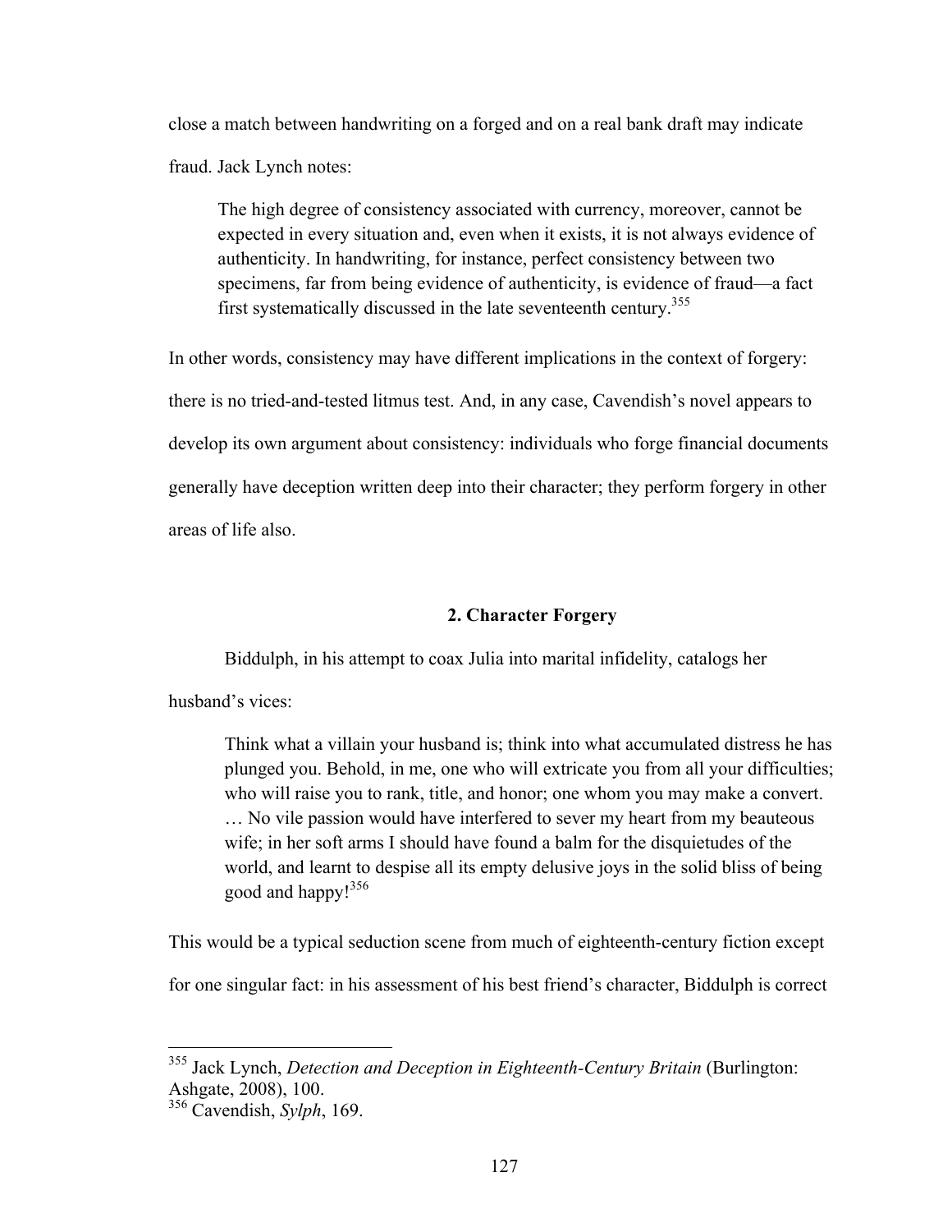close a match between handwriting on a forged and on a real bank draft may indicate fraud. Jack Lynch notes:

> The high degree of consistency associated with currency, moreover, cannot be expected in every situation and, even when it exists, it is not always evidence of authenticity. In handwriting, for instance, perfect consistency between two specimens, far from being evidence of authenticity, is evidence of fraud—a fact first systematically discussed in the late seventeenth century.[355]

In other words, consistency may have different implications in the context of forgery: there is no tried-and-tested litmus test. And, in any case, Cavendish's novel appears to develop its own argument about consistency: individuals who forge financial documents generally have deception written deep into their character; they perform forgery in other areas of life also.

## 2. Character Forgery

Biddulph, in his attempt to coax Julia into marital infidelity, catalogs her husband's vices:

> Think what a villain your husband is; think into what accumulated distress he has plunged you. Behold, in me, one who will extricate you from all your difficulties; who will raise you to rank, title, and honor; one whom you may make a convert. … No vile passion would have interfered to sever my heart from my beauteous wife; in her soft arms I should have found a balm for the disquietudes of the world, and learnt to despise all its empty delusive joys in the solid bliss of being good and happy![356]

This would be a typical seduction scene from much of eighteenth-century fiction except for one singular fact: in his assessment of his best friend's character, Biddulph is correct

---

[355] Jack Lynch, *Detection and Deception in Eighteenth-Century Britain* (Burlington: Ashgate, 2008), 100.

[356] Cavendish, *Sylph*, 169.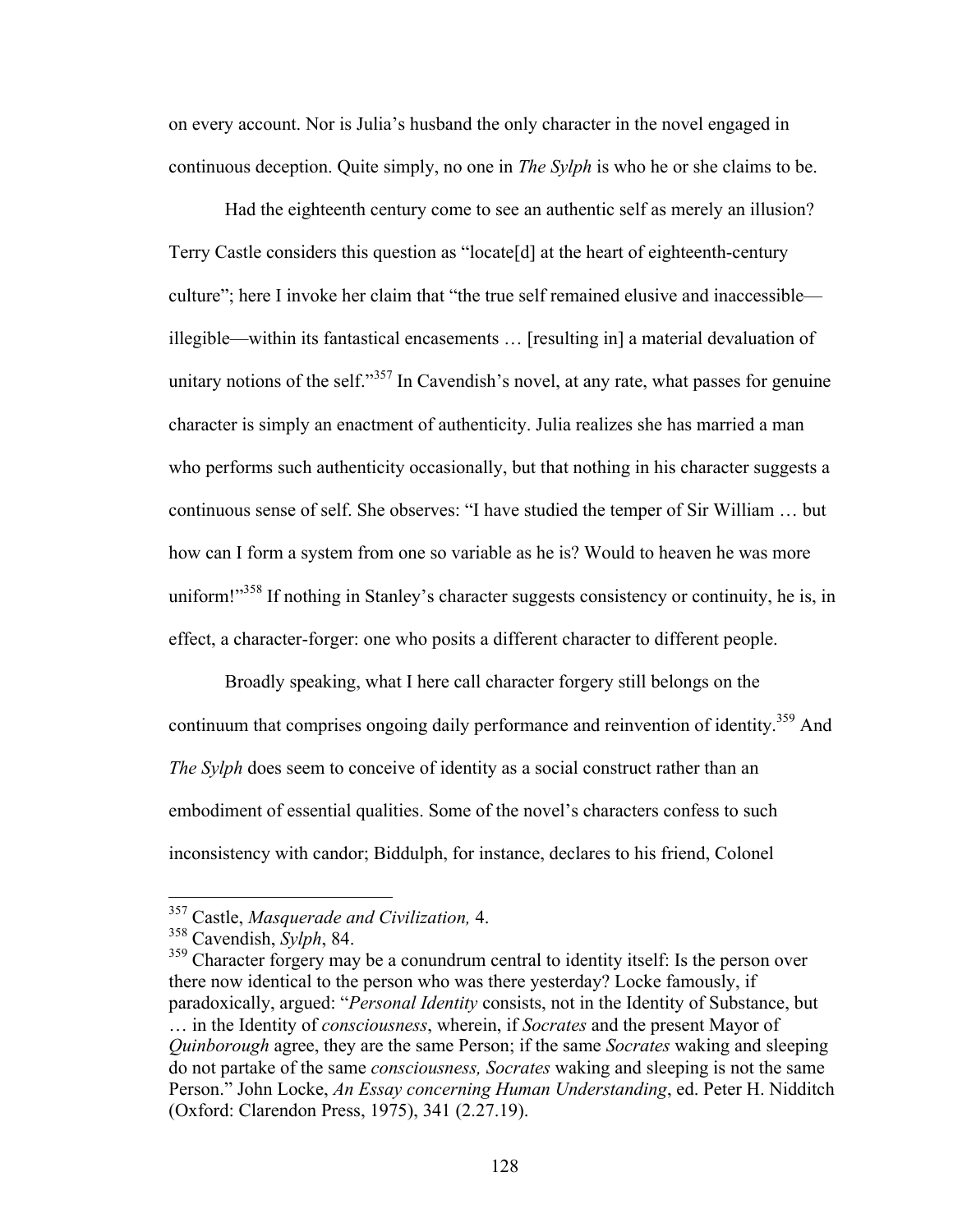on every account. Nor is Julia's husband the only character in the novel engaged in continuous deception. Quite simply, no one in *The Sylph* is who he or she claims to be.

Had the eighteenth century come to see an authentic self as merely an illusion? Terry Castle considers this question as "locate[d] at the heart of eighteenth-century culture"; here I invoke her claim that "the true self remained elusive and inaccessible—illegible—within its fantastical encasements … [resulting in] a material devaluation of unitary notions of the self."[357] In Cavendish's novel, at any rate, what passes for genuine character is simply an enactment of authenticity. Julia realizes she has married a man who performs such authenticity occasionally, but that nothing in his character suggests a continuous sense of self. She observes: "I have studied the temper of Sir William … but how can I form a system from one so variable as he is? Would to heaven he was more uniform!"[358] If nothing in Stanley's character suggests consistency or continuity, he is, in effect, a character-forger: one who posits a different character to different people.

Broadly speaking, what I here call character forgery still belongs on the continuum that comprises ongoing daily performance and reinvention of identity.[359] And *The Sylph* does seem to conceive of identity as a social construct rather than an embodiment of essential qualities. Some of the novel's characters confess to such inconsistency with candor; Biddulph, for instance, declares to his friend, Colonel

---

[357] Castle, *Masquerade and Civilization,* 4.

[358] Cavendish, *Sylph*, 84.

[359] Character forgery may be a conundrum central to identity itself: Is the person over there now identical to the person who was there yesterday? Locke famously, if paradoxically, argued: "*Personal Identity* consists, not in the Identity of Substance, but … in the Identity of *consciousness*, wherein, if *Socrates* and the present Mayor of *Quinborough* agree, they are the same Person; if the same *Socrates* waking and sleeping do not partake of the same *consciousness, Socrates* waking and sleeping is not the same Person." John Locke, *An Essay concerning Human Understanding*, ed. Peter H. Nidditch (Oxford: Clarendon Press, 1975), 341 (2.27.19).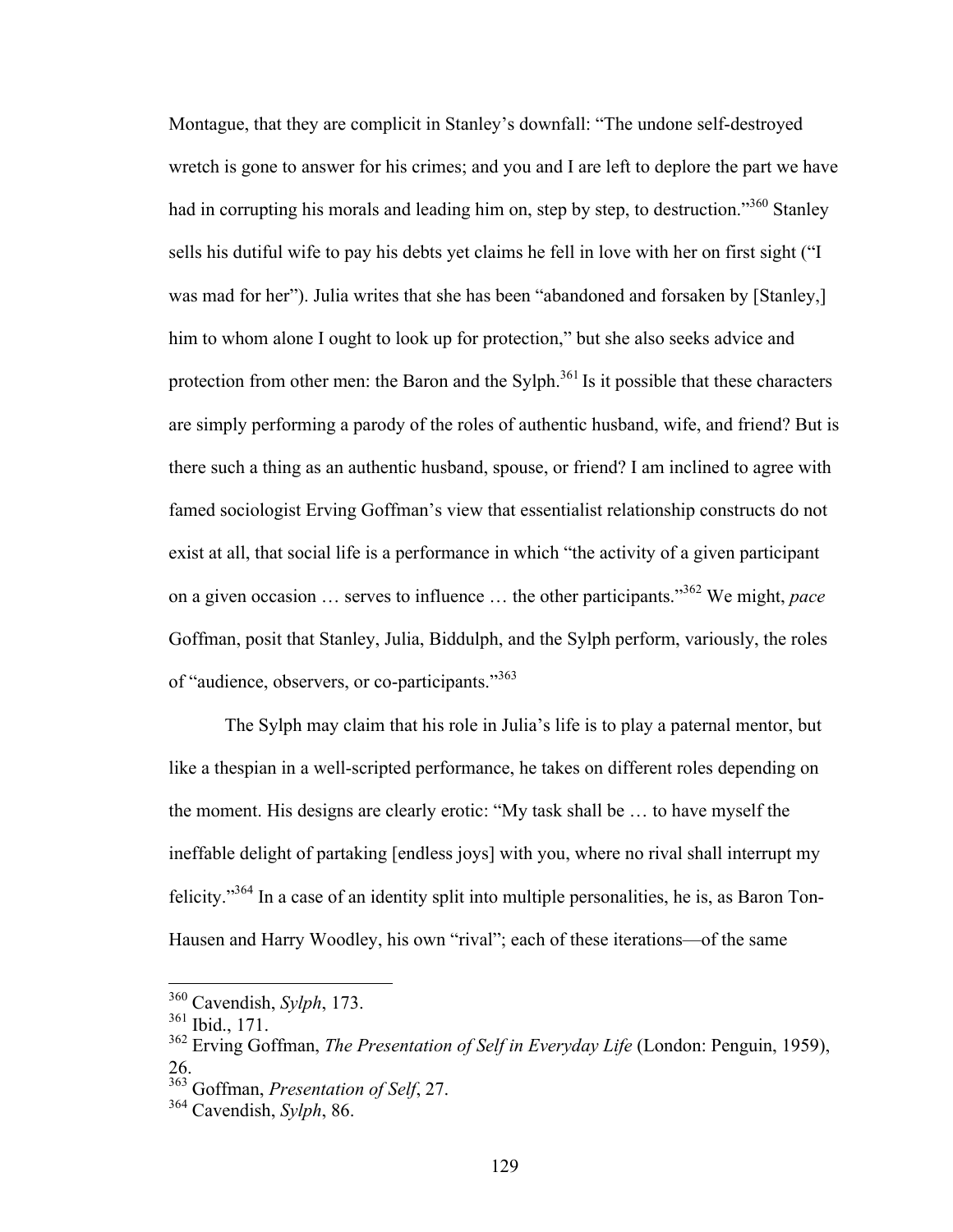Montague, that they are complicit in Stanley's downfall: "The undone self-destroyed wretch is gone to answer for his crimes; and you and I are left to deplore the part we have had in corrupting his morals and leading him on, step by step, to destruction."[360] Stanley sells his dutiful wife to pay his debts yet claims he fell in love with her on first sight ("I was mad for her"). Julia writes that she has been "abandoned and forsaken by [Stanley,] him to whom alone I ought to look up for protection," but she also seeks advice and protection from other men: the Baron and the Sylph.[361] Is it possible that these characters are simply performing a parody of the roles of authentic husband, wife, and friend? But is there such a thing as an authentic husband, spouse, or friend? I am inclined to agree with famed sociologist Erving Goffman's view that essentialist relationship constructs do not exist at all, that social life is a performance in which "the activity of a given participant on a given occasion … serves to influence … the other participants."[362] We might, *pace* Goffman, posit that Stanley, Julia, Biddulph, and the Sylph perform, variously, the roles of "audience, observers, or co-participants."[363]

The Sylph may claim that his role in Julia's life is to play a paternal mentor, but like a thespian in a well-scripted performance, he takes on different roles depending on the moment. His designs are clearly erotic: "My task shall be … to have myself the ineffable delight of partaking [endless joys] with you, where no rival shall interrupt my felicity."[364] In a case of an identity split into multiple personalities, he is, as Baron Ton-Hausen and Harry Woodley, his own "rival"; each of these iterations—of the same

---

[360] Cavendish, *Sylph*, 173.
[361] Ibid., 171.
[362] Erving Goffman, *The Presentation of Self in Everyday Life* (London: Penguin, 1959), 26.
[363] Goffman, *Presentation of Self*, 27.
[364] Cavendish, *Sylph*, 86.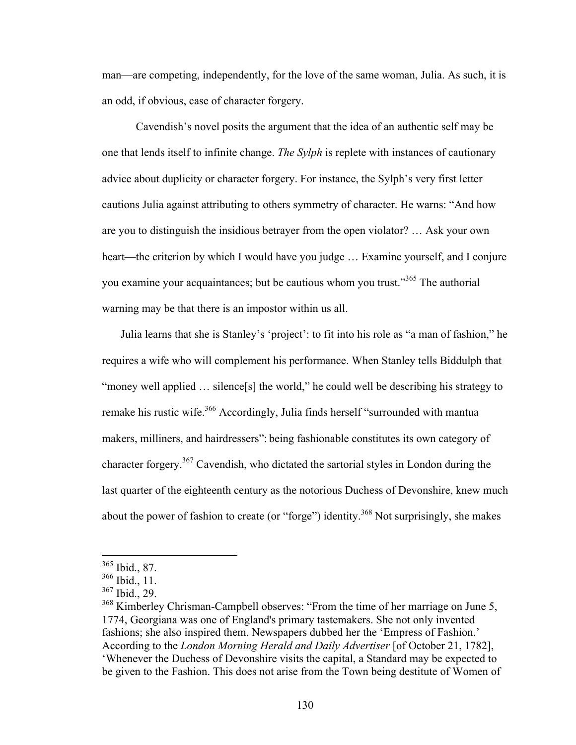man—are competing, independently, for the love of the same woman, Julia. As such, it is an odd, if obvious, case of character forgery.

Cavendish's novel posits the argument that the idea of an authentic self may be one that lends itself to infinite change. *The Sylph* is replete with instances of cautionary advice about duplicity or character forgery. For instance, the Sylph's very first letter cautions Julia against attributing to others symmetry of character. He warns: "And how are you to distinguish the insidious betrayer from the open violator? … Ask your own heart—the criterion by which I would have you judge … Examine yourself, and I conjure you examine your acquaintances; but be cautious whom you trust."[365] The authorial warning may be that there is an impostor within us all.

Julia learns that she is Stanley's 'project': to fit into his role as "a man of fashion," he requires a wife who will complement his performance. When Stanley tells Biddulph that "money well applied … silence[s] the world," he could well be describing his strategy to remake his rustic wife.[366] Accordingly, Julia finds herself "surrounded with mantua makers, milliners, and hairdressers": being fashionable constitutes its own category of character forgery.[367] Cavendish, who dictated the sartorial styles in London during the last quarter of the eighteenth century as the notorious Duchess of Devonshire, knew much about the power of fashion to create (or "forge") identity.[368] Not surprisingly, she makes

---

[365] Ibid., 87.

[366] Ibid., 11.

[367] Ibid., 29.

[368] Kimberley Chrisman-Campbell observes: "From the time of her marriage on June 5, 1774, Georgiana was one of England's primary tastemakers. She not only invented fashions; she also inspired them. Newspapers dubbed her the 'Empress of Fashion.' According to the *London Morning Herald and Daily Advertiser* [of October 21, 1782], 'Whenever the Duchess of Devonshire visits the capital, a Standard may be expected to be given to the Fashion. This does not arise from the Town being destitute of Women of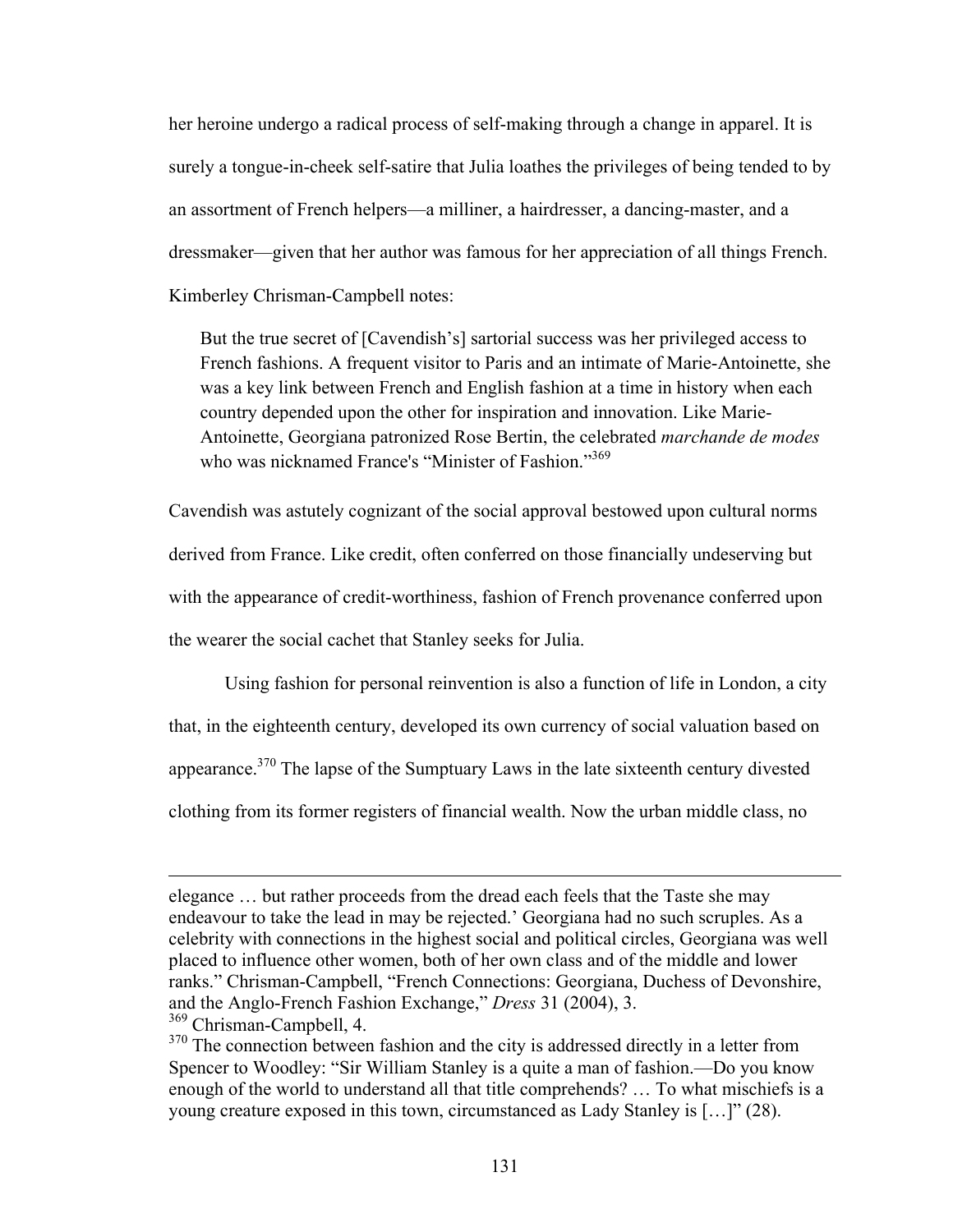her heroine undergo a radical process of self-making through a change in apparel. It is surely a tongue-in-cheek self-satire that Julia loathes the privileges of being tended to by an assortment of French helpers—a milliner, a hairdresser, a dancing-master, and a dressmaker—given that her author was famous for her appreciation of all things French. Kimberley Chrisman-Campbell notes:

> But the true secret of [Cavendish's] sartorial success was her privileged access to French fashions. A frequent visitor to Paris and an intimate of Marie-Antoinette, she was a key link between French and English fashion at a time in history when each country depended upon the other for inspiration and innovation. Like Marie-Antoinette, Georgiana patronized Rose Bertin, the celebrated *marchande de modes* who was nicknamed France's "Minister of Fashion."[369]

Cavendish was astutely cognizant of the social approval bestowed upon cultural norms derived from France. Like credit, often conferred on those financially undeserving but with the appearance of credit-worthiness, fashion of French provenance conferred upon the wearer the social cachet that Stanley seeks for Julia.

Using fashion for personal reinvention is also a function of life in London, a city that, in the eighteenth century, developed its own currency of social valuation based on appearance.[370] The lapse of the Sumptuary Laws in the late sixteenth century divested clothing from its former registers of financial wealth. Now the urban middle class, no

---

elegance … but rather proceeds from the dread each feels that the Taste she may endeavour to take the lead in may be rejected.' Georgiana had no such scruples. As a celebrity with connections in the highest social and political circles, Georgiana was well placed to influence other women, both of her own class and of the middle and lower ranks." Chrisman-Campbell, "French Connections: Georgiana, Duchess of Devonshire, and the Anglo-French Fashion Exchange," *Dress* 31 (2004), 3.

[369] Chrisman-Campbell, 4.

[370] The connection between fashion and the city is addressed directly in a letter from Spencer to Woodley: "Sir William Stanley is a quite a man of fashion.—Do you know enough of the world to understand all that title comprehends? … To what mischiefs is a young creature exposed in this town, circumstanced as Lady Stanley is […]" (28).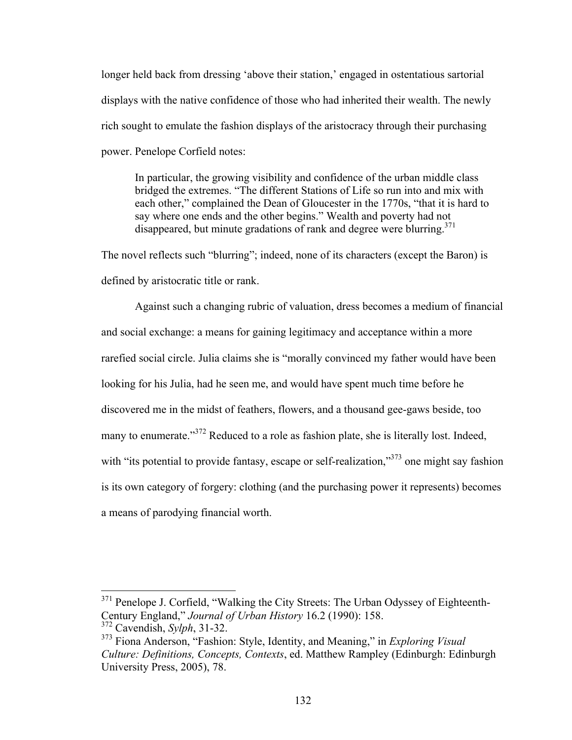longer held back from dressing 'above their station,' engaged in ostentatious sartorial displays with the native confidence of those who had inherited their wealth. The newly rich sought to emulate the fashion displays of the aristocracy through their purchasing power. Penelope Corfield notes:

> In particular, the growing visibility and confidence of the urban middle class bridged the extremes. "The different Stations of Life so run into and mix with each other," complained the Dean of Gloucester in the 1770s, "that it is hard to say where one ends and the other begins." Wealth and poverty had not disappeared, but minute gradations of rank and degree were blurring.[371]

The novel reflects such "blurring"; indeed, none of its characters (except the Baron) is defined by aristocratic title or rank.

Against such a changing rubric of valuation, dress becomes a medium of financial and social exchange: a means for gaining legitimacy and acceptance within a more rarefied social circle. Julia claims she is "morally convinced my father would have been looking for his Julia, had he seen me, and would have spent much time before he discovered me in the midst of feathers, flowers, and a thousand gee-gaws beside, too many to enumerate."[372] Reduced to a role as fashion plate, she is literally lost. Indeed, with "its potential to provide fantasy, escape or self-realization,"[373] one might say fashion is its own category of forgery: clothing (and the purchasing power it represents) becomes a means of parodying financial worth.

---

[371] Penelope J. Corfield, "Walking the City Streets: The Urban Odyssey of Eighteenth-Century England," *Journal of Urban History* 16.2 (1990): 158.

[372] Cavendish, *Sylph*, 31-32.

[373] Fiona Anderson, "Fashion: Style, Identity, and Meaning," in *Exploring Visual Culture: Definitions, Concepts, Contexts*, ed. Matthew Rampley (Edinburgh: Edinburgh University Press, 2005), 78.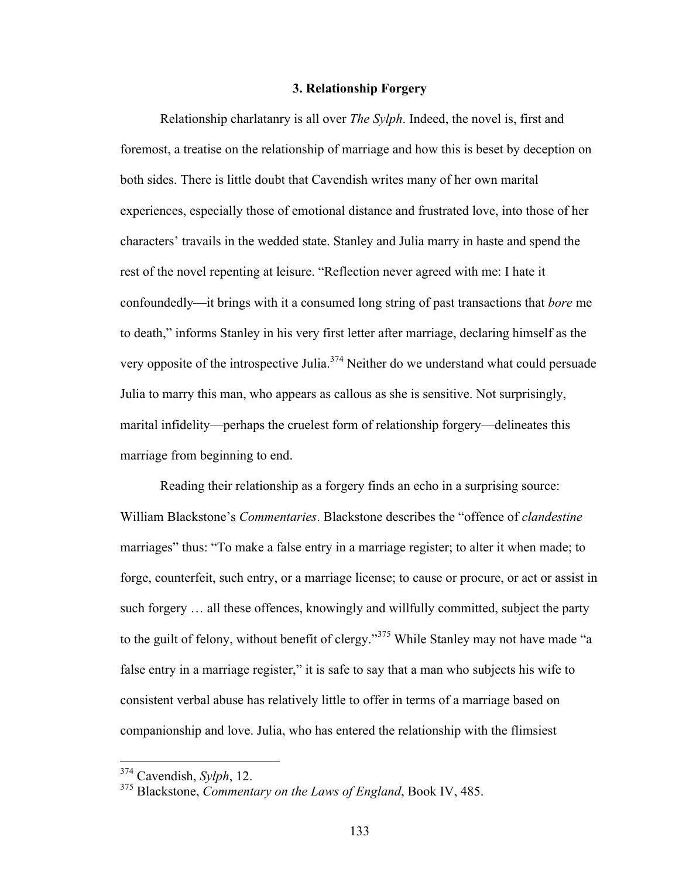### 3. Relationship Forgery

Relationship charlatanry is all over *The Sylph*. Indeed, the novel is, first and foremost, a treatise on the relationship of marriage and how this is beset by deception on both sides. There is little doubt that Cavendish writes many of her own marital experiences, especially those of emotional distance and frustrated love, into those of her characters' travails in the wedded state. Stanley and Julia marry in haste and spend the rest of the novel repenting at leisure. "Reflection never agreed with me: I hate it confoundedly—it brings with it a consumed long string of past transactions that *bore* me to death," informs Stanley in his very first letter after marriage, declaring himself as the very opposite of the introspective Julia.[374] Neither do we understand what could persuade Julia to marry this man, who appears as callous as she is sensitive. Not surprisingly, marital infidelity—perhaps the cruelest form of relationship forgery—delineates this marriage from beginning to end.

Reading their relationship as a forgery finds an echo in a surprising source: William Blackstone's *Commentaries*. Blackstone describes the "offence of *clandestine* marriages" thus: "To make a false entry in a marriage register; to alter it when made; to forge, counterfeit, such entry, or a marriage license; to cause or procure, or act or assist in such forgery … all these offences, knowingly and willfully committed, subject the party to the guilt of felony, without benefit of clergy."[375] While Stanley may not have made "a false entry in a marriage register," it is safe to say that a man who subjects his wife to consistent verbal abuse has relatively little to offer in terms of a marriage based on companionship and love. Julia, who has entered the relationship with the flimsiest

---

[374] Cavendish, *Sylph*, 12.

[375] Blackstone, *Commentary on the Laws of England*, Book IV, 485.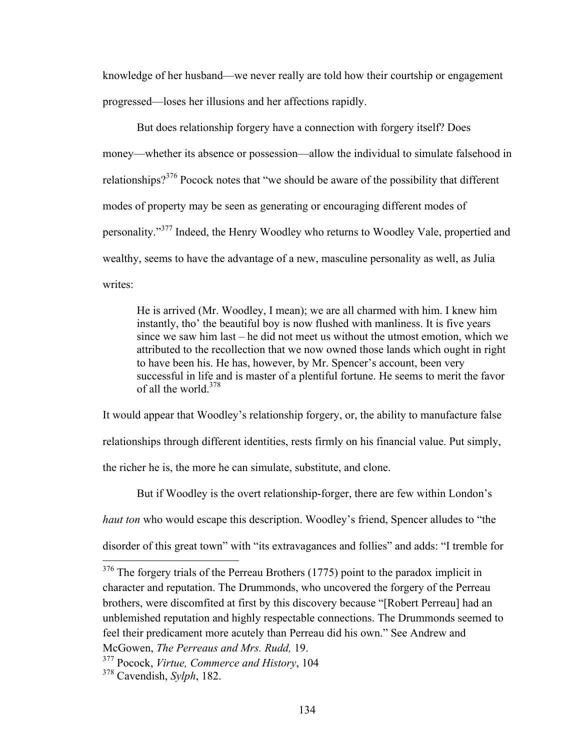knowledge of her husband—we never really are told how their courtship or engagement progressed—loses her illusions and her affections rapidly.

But does relationship forgery have a connection with forgery itself? Does money—whether its absence or possession—allow the individual to simulate falsehood in relationships?[376] Pocock notes that "we should be aware of the possibility that different modes of property may be seen as generating or encouraging different modes of personality."[377] Indeed, the Henry Woodley who returns to Woodley Vale, propertied and wealthy, seems to have the advantage of a new, masculine personality as well, as Julia writes:

> He is arrived (Mr. Woodley, I mean); we are all charmed with him. I knew him instantly, tho' the beautiful boy is now flushed with manliness. It is five years since we saw him last – he did not meet us without the utmost emotion, which we attributed to the recollection that we now owned those lands which ought in right to have been his. He has, however, by Mr. Spencer's account, been very successful in life and is master of a plentiful fortune. He seems to merit the favor of all the world.[378]

It would appear that Woodley's relationship forgery, or, the ability to manufacture false relationships through different identities, rests firmly on his financial value. Put simply, the richer he is, the more he can simulate, substitute, and clone.

But if Woodley is the overt relationship-forger, there are few within London's *haut ton* who would escape this description. Woodley's friend, Spencer alludes to "the disorder of this great town" with "its extravagances and follies" and adds: "I tremble for

---

[376] The forgery trials of the Perreau Brothers (1775) point to the paradox implicit in character and reputation. The Drummonds, who uncovered the forgery of the Perreau brothers, were discomfited at first by this discovery because "[Robert Perreau] had an unblemished reputation and highly respectable connections. The Drummonds seemed to feel their predicament more acutely than Perreau did his own." See Andrew and McGowen, *The Perreaus and Mrs. Rudd,* 19.

[377] Pocock, *Virtue, Commerce and History*, 104

[378] Cavendish, *Sylph*, 182.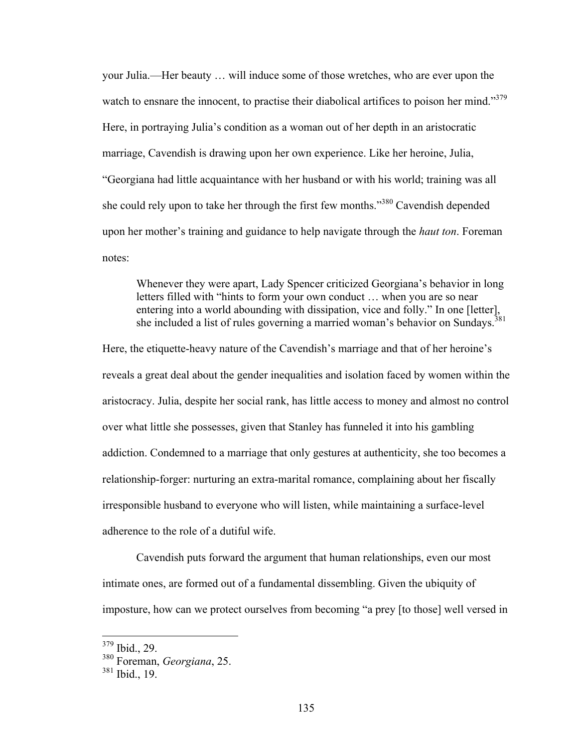your Julia.—Her beauty … will induce some of those wretches, who are ever upon the watch to ensnare the innocent, to practise their diabolical artifices to poison her mind."[379] Here, in portraying Julia's condition as a woman out of her depth in an aristocratic marriage, Cavendish is drawing upon her own experience. Like her heroine, Julia, "Georgiana had little acquaintance with her husband or with his world; training was all she could rely upon to take her through the first few months."[380] Cavendish depended upon her mother's training and guidance to help navigate through the *haut ton*. Foreman notes:

> Whenever they were apart, Lady Spencer criticized Georgiana's behavior in long letters filled with "hints to form your own conduct … when you are so near entering into a world abounding with dissipation, vice and folly." In one [letter], she included a list of rules governing a married woman's behavior on Sundays.[381]

Here, the etiquette-heavy nature of the Cavendish's marriage and that of her heroine's reveals a great deal about the gender inequalities and isolation faced by women within the aristocracy. Julia, despite her social rank, has little access to money and almost no control over what little she possesses, given that Stanley has funneled it into his gambling addiction. Condemned to a marriage that only gestures at authenticity, she too becomes a relationship-forger: nurturing an extra-marital romance, complaining about her fiscally irresponsible husband to everyone who will listen, while maintaining a surface-level adherence to the role of a dutiful wife.

Cavendish puts forward the argument that human relationships, even our most intimate ones, are formed out of a fundamental dissembling. Given the ubiquity of imposture, how can we protect ourselves from becoming "a prey [to those] well versed in

---

[379] Ibid., 29.

[380] Foreman, *Georgiana*, 25.

[381] Ibid., 19.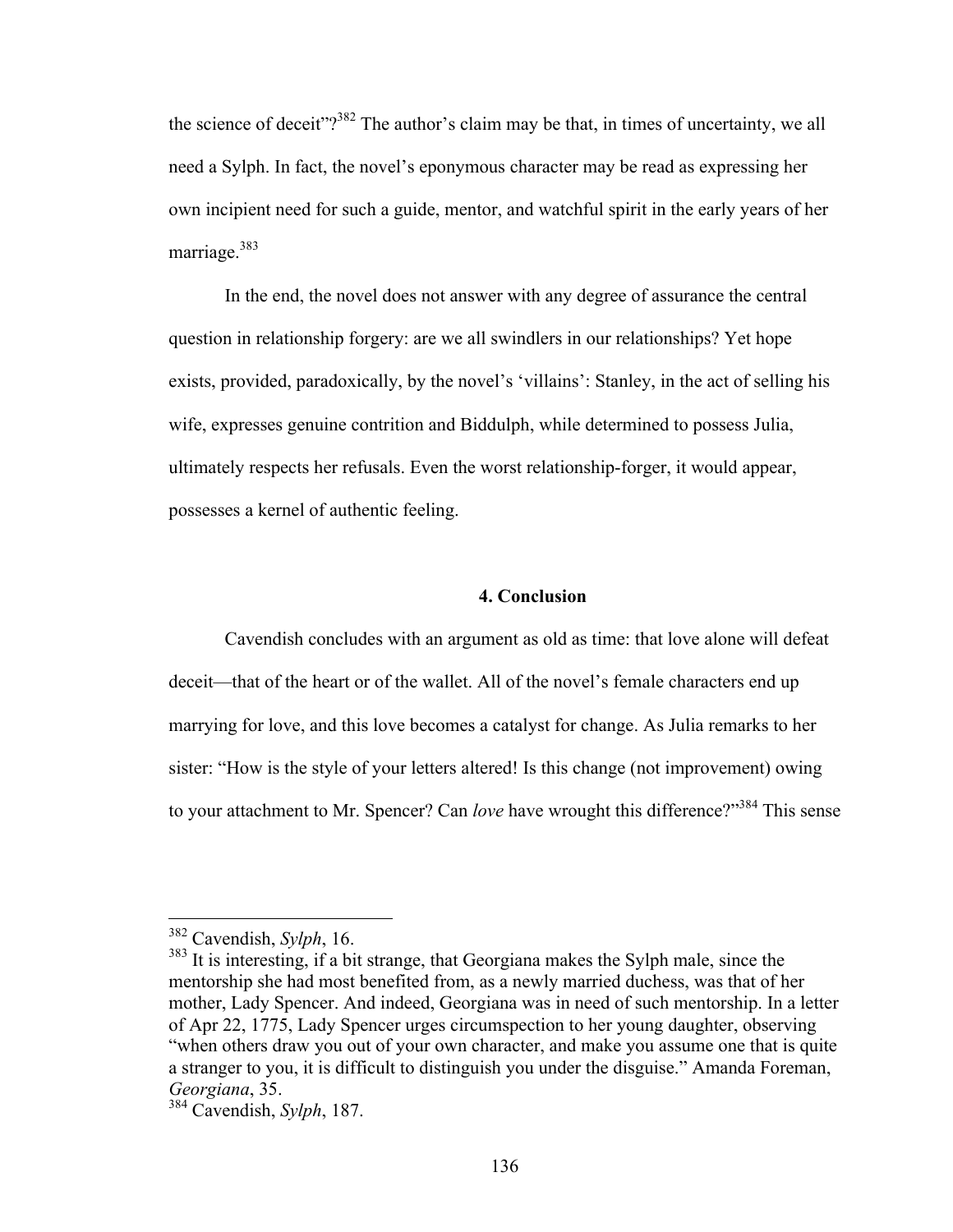the science of deceit"?[382] The author's claim may be that, in times of uncertainty, we all need a Sylph. In fact, the novel's eponymous character may be read as expressing her own incipient need for such a guide, mentor, and watchful spirit in the early years of her marriage.[383]

In the end, the novel does not answer with any degree of assurance the central question in relationship forgery: are we all swindlers in our relationships? Yet hope exists, provided, paradoxically, by the novel's 'villains': Stanley, in the act of selling his wife, expresses genuine contrition and Biddulph, while determined to possess Julia, ultimately respects her refusals. Even the worst relationship-forger, it would appear, possesses a kernel of authentic feeling.

### 4. Conclusion

Cavendish concludes with an argument as old as time: that love alone will defeat deceit—that of the heart or of the wallet. All of the novel's female characters end up marrying for love, and this love becomes a catalyst for change. As Julia remarks to her sister: "How is the style of your letters altered! Is this change (not improvement) owing to your attachment to Mr. Spencer? Can *love* have wrought this difference?"[384] This sense

---

[382] Cavendish, *Sylph*, 16.

[383] It is interesting, if a bit strange, that Georgiana makes the Sylph male, since the mentorship she had most benefited from, as a newly married duchess, was that of her mother, Lady Spencer. And indeed, Georgiana was in need of such mentorship. In a letter of Apr 22, 1775, Lady Spencer urges circumspection to her young daughter, observing "when others draw you out of your own character, and make you assume one that is quite a stranger to you, it is difficult to distinguish you under the disguise." Amanda Foreman, *Georgiana*, 35.

[384] Cavendish, *Sylph*, 187.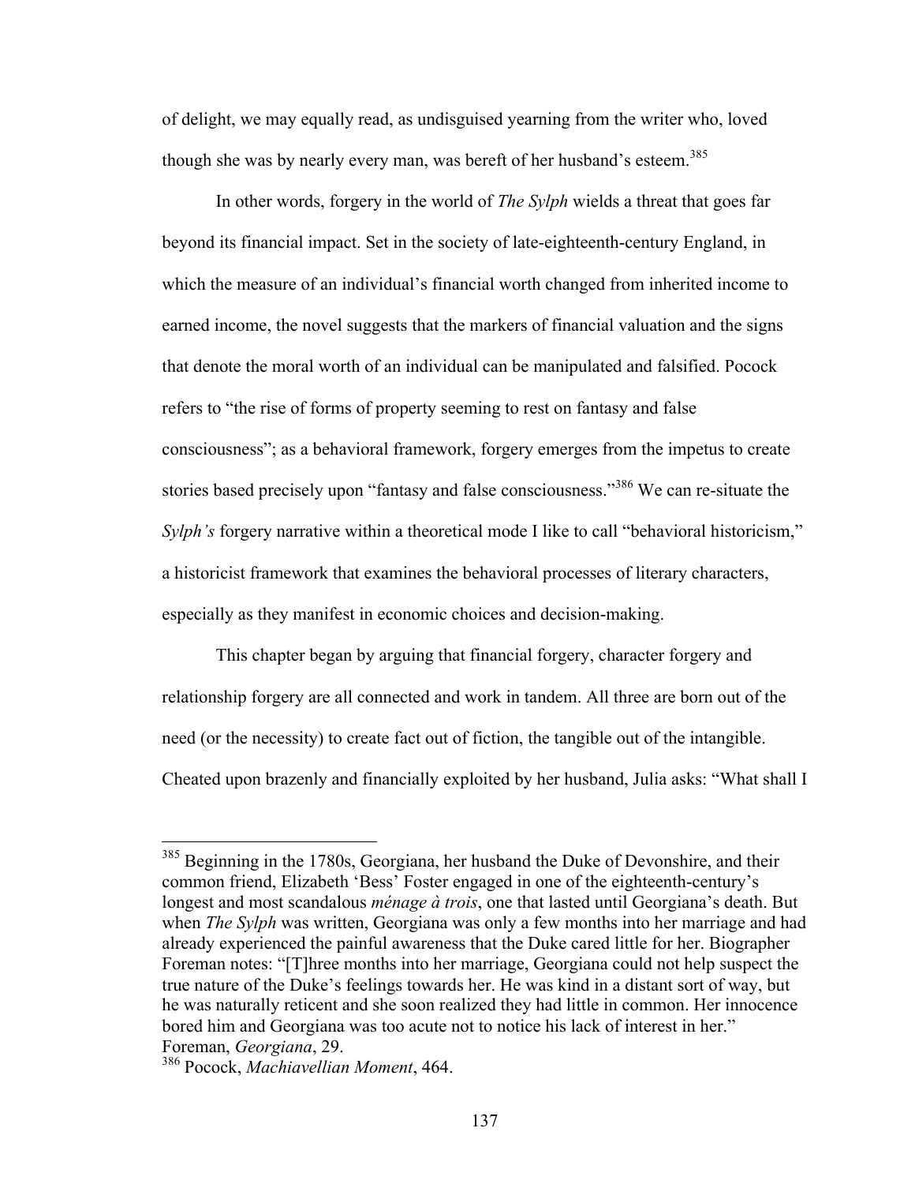of delight, we may equally read, as undisguised yearning from the writer who, loved though she was by nearly every man, was bereft of her husband's esteem.[385]

In other words, forgery in the world of *The Sylph* wields a threat that goes far beyond its financial impact. Set in the society of late-eighteenth-century England, in which the measure of an individual's financial worth changed from inherited income to earned income, the novel suggests that the markers of financial valuation and the signs that denote the moral worth of an individual can be manipulated and falsified. Pocock refers to "the rise of forms of property seeming to rest on fantasy and false consciousness"; as a behavioral framework, forgery emerges from the impetus to create stories based precisely upon "fantasy and false consciousness."[386] We can re-situate the *Sylph's* forgery narrative within a theoretical mode I like to call "behavioral historicism," a historicist framework that examines the behavioral processes of literary characters, especially as they manifest in economic choices and decision-making.

This chapter began by arguing that financial forgery, character forgery and relationship forgery are all connected and work in tandem. All three are born out of the need (or the necessity) to create fact out of fiction, the tangible out of the intangible. Cheated upon brazenly and financially exploited by her husband, Julia asks: "What shall I

---

[385] Beginning in the 1780s, Georgiana, her husband the Duke of Devonshire, and their common friend, Elizabeth 'Bess' Foster engaged in one of the eighteenth-century's longest and most scandalous *ménage à trois*, one that lasted until Georgiana's death. But when *The Sylph* was written, Georgiana was only a few months into her marriage and had already experienced the painful awareness that the Duke cared little for her. Biographer Foreman notes: "[T]hree months into her marriage, Georgiana could not help suspect the true nature of the Duke's feelings towards her. He was kind in a distant sort of way, but he was naturally reticent and she soon realized they had little in common. Her innocence bored him and Georgiana was too acute not to notice his lack of interest in her." Foreman, *Georgiana*, 29.

[386] Pocock, *Machiavellian Moment*, 464.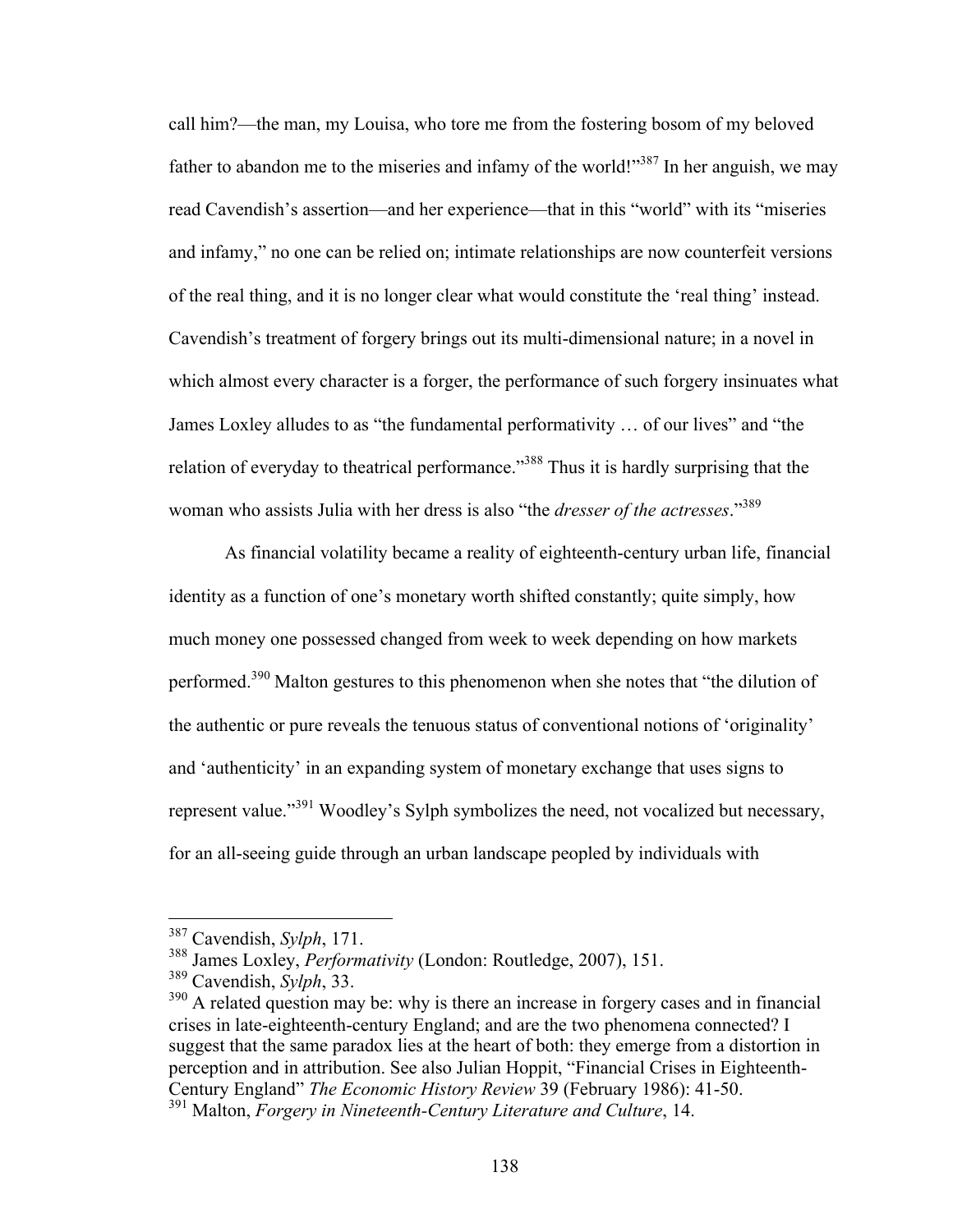call him?—the man, my Louisa, who tore me from the fostering bosom of my beloved father to abandon me to the miseries and infamy of the world!"[387] In her anguish, we may read Cavendish's assertion—and her experience—that in this "world" with its "miseries and infamy," no one can be relied on; intimate relationships are now counterfeit versions of the real thing, and it is no longer clear what would constitute the 'real thing' instead. Cavendish's treatment of forgery brings out its multi-dimensional nature; in a novel in which almost every character is a forger, the performance of such forgery insinuates what James Loxley alludes to as "the fundamental performativity … of our lives" and "the relation of everyday to theatrical performance."[388] Thus it is hardly surprising that the woman who assists Julia with her dress is also "the *dresser of the actresses*."[389]

As financial volatility became a reality of eighteenth-century urban life, financial identity as a function of one's monetary worth shifted constantly; quite simply, how much money one possessed changed from week to week depending on how markets performed.[390] Malton gestures to this phenomenon when she notes that "the dilution of the authentic or pure reveals the tenuous status of conventional notions of 'originality' and 'authenticity' in an expanding system of monetary exchange that uses signs to represent value."[391] Woodley's Sylph symbolizes the need, not vocalized but necessary, for an all-seeing guide through an urban landscape peopled by individuals with

---

[387] Cavendish, *Sylph*, 171.

[388] James Loxley, *Performativity* (London: Routledge, 2007), 151.

[389] Cavendish, *Sylph*, 33.

[390] A related question may be: why is there an increase in forgery cases and in financial crises in late-eighteenth-century England; and are the two phenomena connected? I suggest that the same paradox lies at the heart of both: they emerge from a distortion in perception and in attribution. See also Julian Hoppit, "Financial Crises in Eighteenth-Century England" *The Economic History Review* 39 (February 1986): 41-50.

[391] Malton, *Forgery in Nineteenth-Century Literature and Culture*, 14.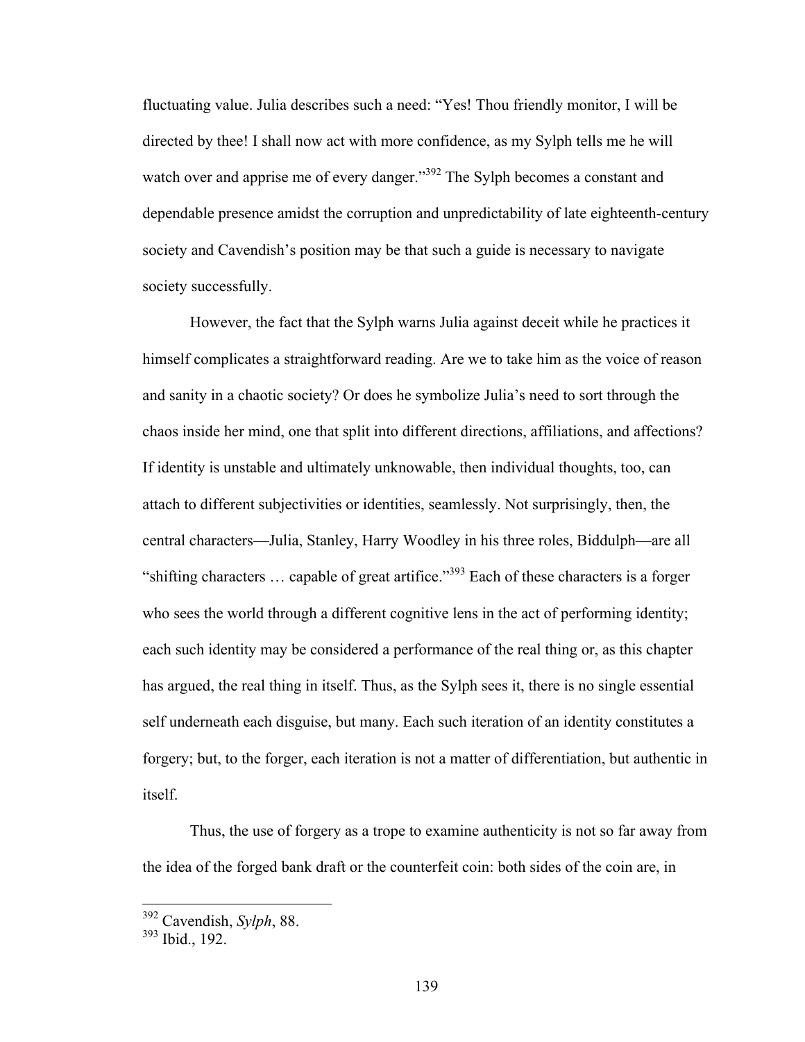fluctuating value. Julia describes such a need: "Yes! Thou friendly monitor, I will be directed by thee! I shall now act with more confidence, as my Sylph tells me he will watch over and apprise me of every danger."[392] The Sylph becomes a constant and dependable presence amidst the corruption and unpredictability of late eighteenth-century society and Cavendish's position may be that such a guide is necessary to navigate society successfully.

However, the fact that the Sylph warns Julia against deceit while he practices it himself complicates a straightforward reading. Are we to take him as the voice of reason and sanity in a chaotic society? Or does he symbolize Julia's need to sort through the chaos inside her mind, one that split into different directions, affiliations, and affections? If identity is unstable and ultimately unknowable, then individual thoughts, too, can attach to different subjectivities or identities, seamlessly. Not surprisingly, then, the central characters—Julia, Stanley, Harry Woodley in his three roles, Biddulph—are all "shifting characters … capable of great artifice."[393] Each of these characters is a forger who sees the world through a different cognitive lens in the act of performing identity; each such identity may be considered a performance of the real thing or, as this chapter has argued, the real thing in itself. Thus, as the Sylph sees it, there is no single essential self underneath each disguise, but many. Each such iteration of an identity constitutes a forgery; but, to the forger, each iteration is not a matter of differentiation, but authentic in itself.

Thus, the use of forgery as a trope to examine authenticity is not so far away from the idea of the forged bank draft or the counterfeit coin: both sides of the coin are, in

---

[392] Cavendish, *Sylph*, 88.

[393] Ibid., 192.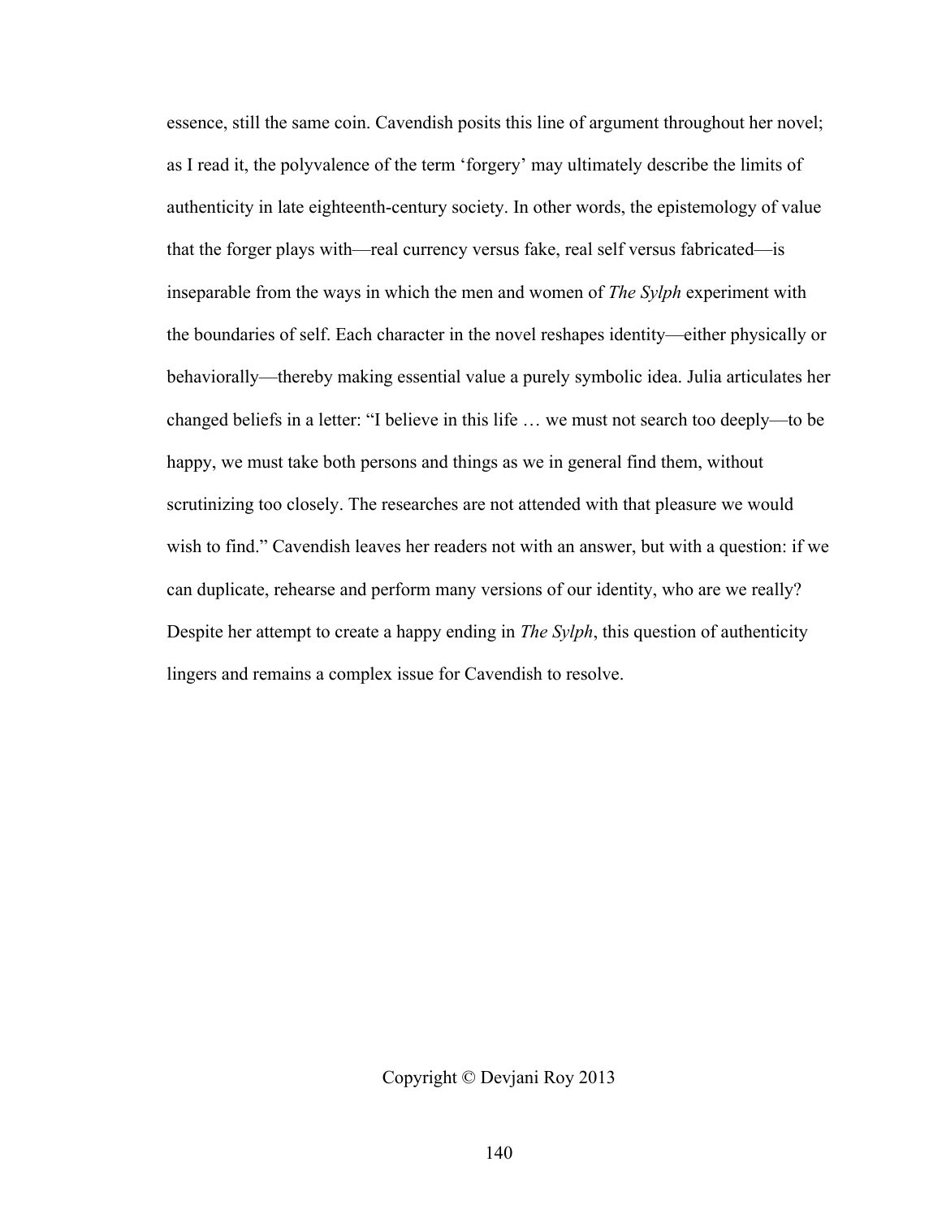essence, still the same coin. Cavendish posits this line of argument throughout her novel; as I read it, the polyvalence of the term 'forgery' may ultimately describe the limits of authenticity in late eighteenth-century society. In other words, the epistemology of value that the forger plays with—real currency versus fake, real self versus fabricated—is inseparable from the ways in which the men and women of *The Sylph* experiment with the boundaries of self. Each character in the novel reshapes identity—either physically or behaviorally—thereby making essential value a purely symbolic idea. Julia articulates her changed beliefs in a letter: "I believe in this life … we must not search too deeply—to be happy, we must take both persons and things as we in general find them, without scrutinizing too closely. The researches are not attended with that pleasure we would wish to find." Cavendish leaves her readers not with an answer, but with a question: if we can duplicate, rehearse and perform many versions of our identity, who are we really? Despite her attempt to create a happy ending in *The Sylph*, this question of authenticity lingers and remains a complex issue for Cavendish to resolve.

Copyright © Devjani Roy 2013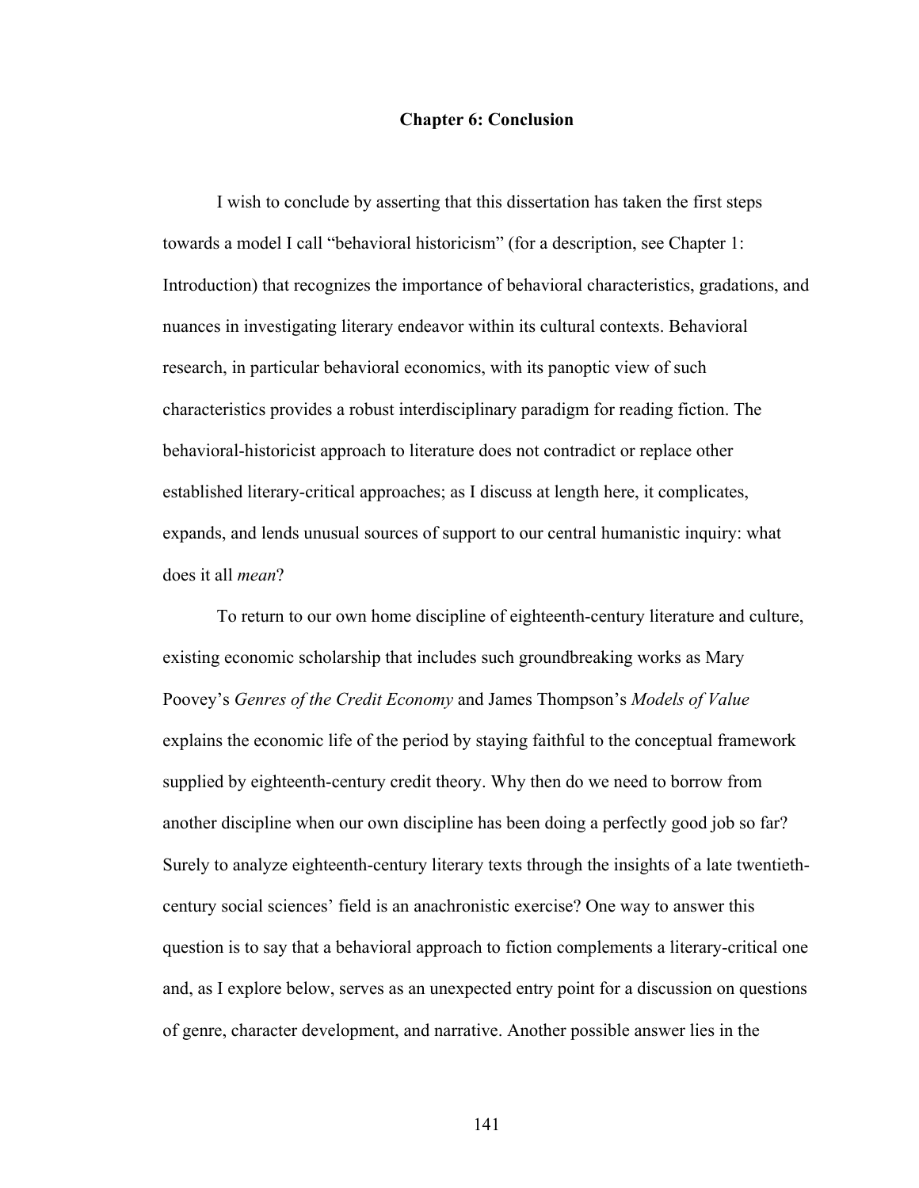# Chapter 6: Conclusion

I wish to conclude by asserting that this dissertation has taken the first steps towards a model I call "behavioral historicism" (for a description, see Chapter 1: Introduction) that recognizes the importance of behavioral characteristics, gradations, and nuances in investigating literary endeavor within its cultural contexts. Behavioral research, in particular behavioral economics, with its panoptic view of such characteristics provides a robust interdisciplinary paradigm for reading fiction. The behavioral-historicist approach to literature does not contradict or replace other established literary-critical approaches; as I discuss at length here, it complicates, expands, and lends unusual sources of support to our central humanistic inquiry: what does it all *mean*?

To return to our own home discipline of eighteenth-century literature and culture, existing economic scholarship that includes such groundbreaking works as Mary Poovey's *Genres of the Credit Economy* and James Thompson's *Models of Value* explains the economic life of the period by staying faithful to the conceptual framework supplied by eighteenth-century credit theory. Why then do we need to borrow from another discipline when our own discipline has been doing a perfectly good job so far? Surely to analyze eighteenth-century literary texts through the insights of a late twentieth-century social sciences' field is an anachronistic exercise? One way to answer this question is to say that a behavioral approach to fiction complements a literary-critical one and, as I explore below, serves as an unexpected entry point for a discussion on questions of genre, character development, and narrative. Another possible answer lies in the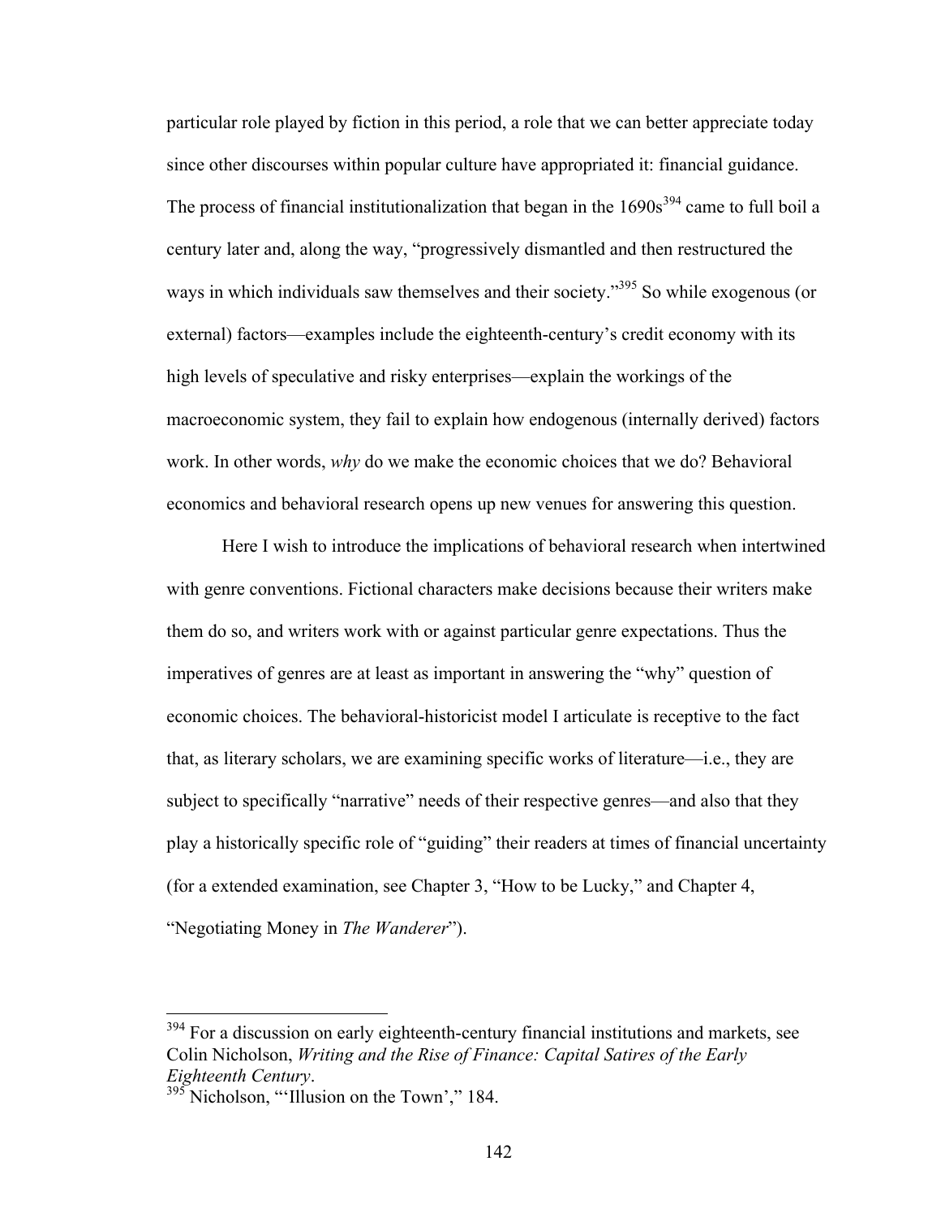particular role played by fiction in this period, a role that we can better appreciate today since other discourses within popular culture have appropriated it: financial guidance. The process of financial institutionalization that began in the 1690s[394] came to full boil a century later and, along the way, "progressively dismantled and then restructured the ways in which individuals saw themselves and their society."[395] So while exogenous (or external) factors—examples include the eighteenth-century's credit economy with its high levels of speculative and risky enterprises—explain the workings of the macroeconomic system, they fail to explain how endogenous (internally derived) factors work. In other words, *why* do we make the economic choices that we do? Behavioral economics and behavioral research opens up new venues for answering this question.

Here I wish to introduce the implications of behavioral research when intertwined with genre conventions. Fictional characters make decisions because their writers make them do so, and writers work with or against particular genre expectations. Thus the imperatives of genres are at least as important in answering the "why" question of economic choices. The behavioral-historicist model I articulate is receptive to the fact that, as literary scholars, we are examining specific works of literature—i.e., they are subject to specifically "narrative" needs of their respective genres—and also that they play a historically specific role of "guiding" their readers at times of financial uncertainty (for a extended examination, see Chapter 3, "How to be Lucky," and Chapter 4, "Negotiating Money in *The Wanderer*").

---

[394] For a discussion on early eighteenth-century financial institutions and markets, see Colin Nicholson, *Writing and the Rise of Finance: Capital Satires of the Early Eighteenth Century*.

[395] Nicholson, "'Illusion on the Town'," 184.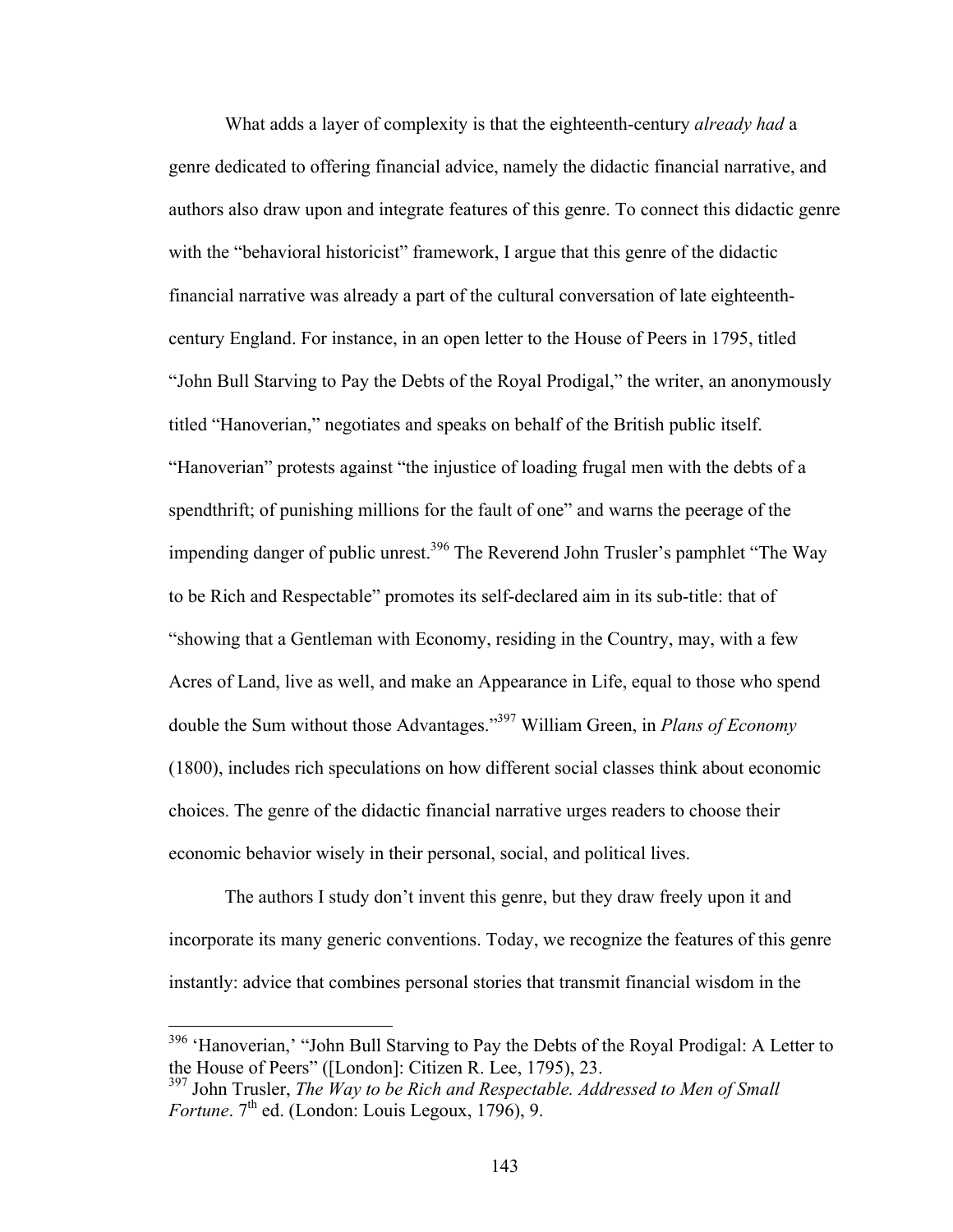What adds a layer of complexity is that the eighteenth-century *already had* a genre dedicated to offering financial advice, namely the didactic financial narrative, and authors also draw upon and integrate features of this genre. To connect this didactic genre with the "behavioral historicist" framework, I argue that this genre of the didactic financial narrative was already a part of the cultural conversation of late eighteenth-century England. For instance, in an open letter to the House of Peers in 1795, titled "John Bull Starving to Pay the Debts of the Royal Prodigal," the writer, an anonymously titled "Hanoverian," negotiates and speaks on behalf of the British public itself. "Hanoverian" protests against "the injustice of loading frugal men with the debts of a spendthrift; of punishing millions for the fault of one" and warns the peerage of the impending danger of public unrest.[396] The Reverend John Trusler's pamphlet "The Way to be Rich and Respectable" promotes its self-declared aim in its sub-title: that of "showing that a Gentleman with Economy, residing in the Country, may, with a few Acres of Land, live as well, and make an Appearance in Life, equal to those who spend double the Sum without those Advantages."[397] William Green, in *Plans of Economy* (1800), includes rich speculations on how different social classes think about economic choices. The genre of the didactic financial narrative urges readers to choose their economic behavior wisely in their personal, social, and political lives.

The authors I study don't invent this genre, but they draw freely upon it and incorporate its many generic conventions. Today, we recognize the features of this genre instantly: advice that combines personal stories that transmit financial wisdom in the

---

[396] 'Hanoverian,' "John Bull Starving to Pay the Debts of the Royal Prodigal: A Letter to the House of Peers" ([London]: Citizen R. Lee, 1795), 23.

[397] John Trusler, *The Way to be Rich and Respectable. Addressed to Men of Small Fortune*. 7th ed. (London: Louis Legoux, 1796), 9.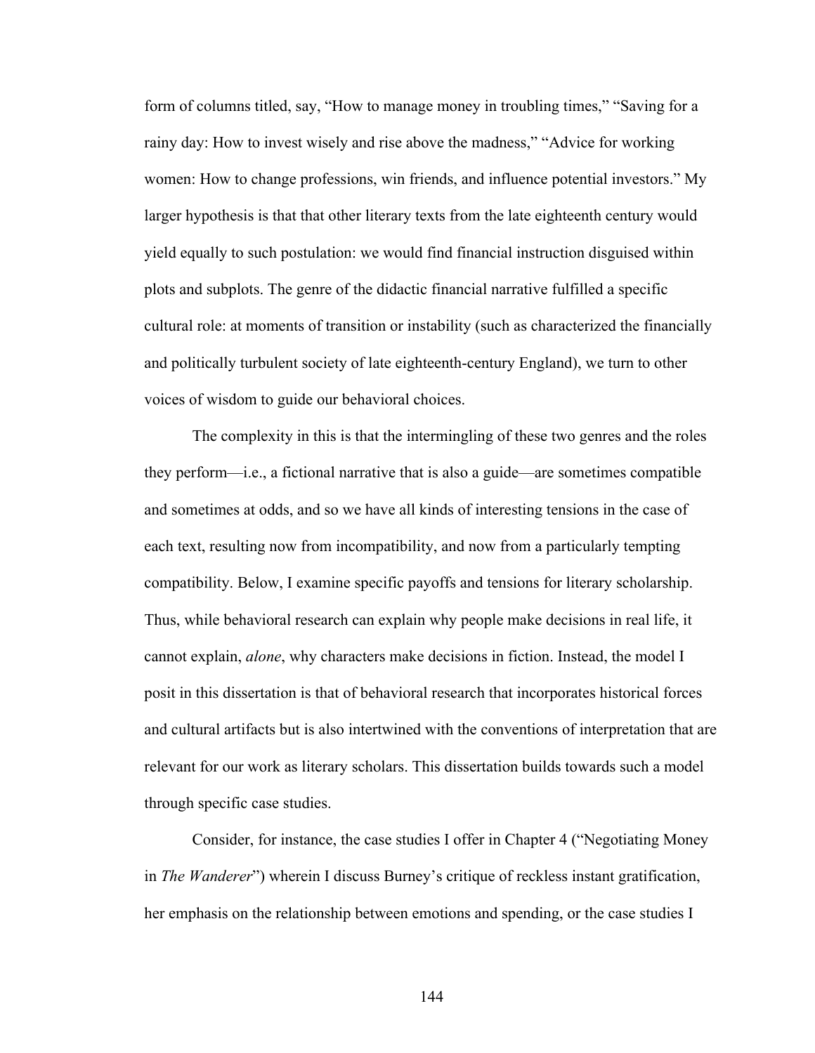form of columns titled, say, "How to manage money in troubling times," "Saving for a rainy day: How to invest wisely and rise above the madness," "Advice for working women: How to change professions, win friends, and influence potential investors." My larger hypothesis is that that other literary texts from the late eighteenth century would yield equally to such postulation: we would find financial instruction disguised within plots and subplots. The genre of the didactic financial narrative fulfilled a specific cultural role: at moments of transition or instability (such as characterized the financially and politically turbulent society of late eighteenth-century England), we turn to other voices of wisdom to guide our behavioral choices.

The complexity in this is that the intermingling of these two genres and the roles they perform—i.e., a fictional narrative that is also a guide—are sometimes compatible and sometimes at odds, and so we have all kinds of interesting tensions in the case of each text, resulting now from incompatibility, and now from a particularly tempting compatibility. Below, I examine specific payoffs and tensions for literary scholarship. Thus, while behavioral research can explain why people make decisions in real life, it cannot explain, *alone*, why characters make decisions in fiction. Instead, the model I posit in this dissertation is that of behavioral research that incorporates historical forces and cultural artifacts but is also intertwined with the conventions of interpretation that are relevant for our work as literary scholars. This dissertation builds towards such a model through specific case studies.

Consider, for instance, the case studies I offer in Chapter 4 ("Negotiating Money in *The Wanderer*") wherein I discuss Burney's critique of reckless instant gratification, her emphasis on the relationship between emotions and spending, or the case studies I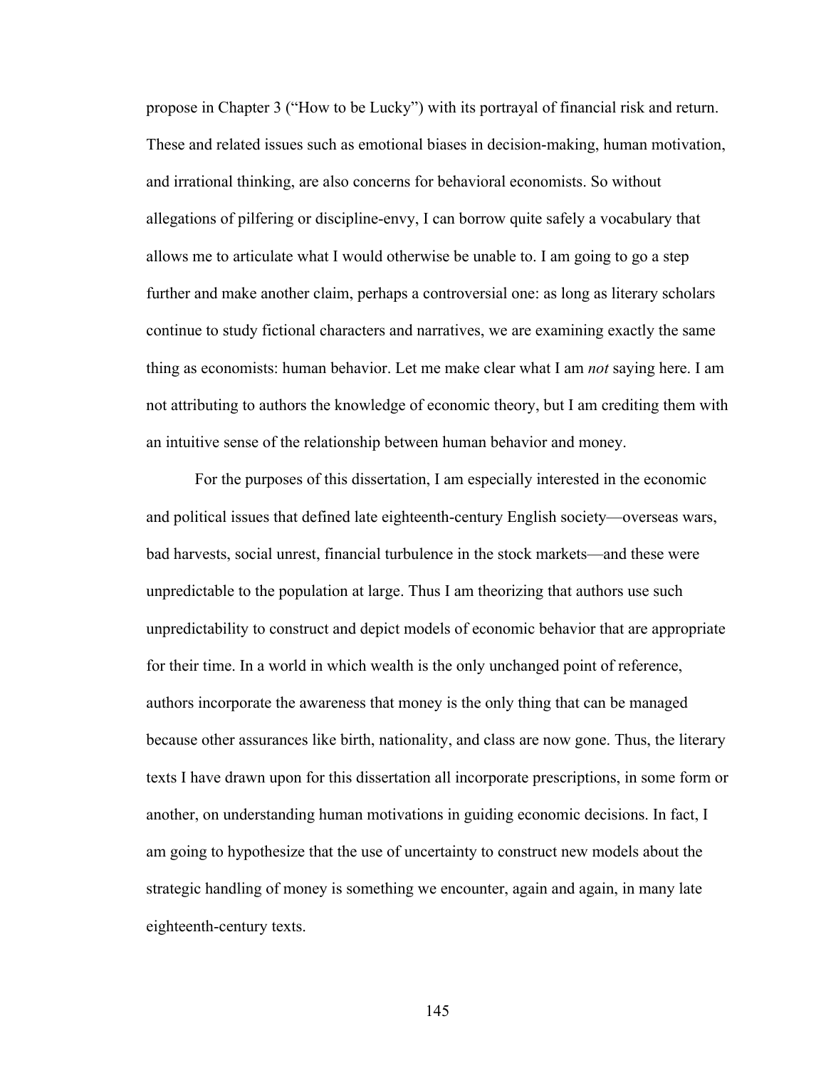propose in Chapter 3 ("How to be Lucky") with its portrayal of financial risk and return. These and related issues such as emotional biases in decision-making, human motivation, and irrational thinking, are also concerns for behavioral economists. So without allegations of pilfering or discipline-envy, I can borrow quite safely a vocabulary that allows me to articulate what I would otherwise be unable to. I am going to go a step further and make another claim, perhaps a controversial one: as long as literary scholars continue to study fictional characters and narratives, we are examining exactly the same thing as economists: human behavior. Let me make clear what I am *not* saying here. I am not attributing to authors the knowledge of economic theory, but I am crediting them with an intuitive sense of the relationship between human behavior and money.

For the purposes of this dissertation, I am especially interested in the economic and political issues that defined late eighteenth-century English society—overseas wars, bad harvests, social unrest, financial turbulence in the stock markets—and these were unpredictable to the population at large. Thus I am theorizing that authors use such unpredictability to construct and depict models of economic behavior that are appropriate for their time. In a world in which wealth is the only unchanged point of reference, authors incorporate the awareness that money is the only thing that can be managed because other assurances like birth, nationality, and class are now gone. Thus, the literary texts I have drawn upon for this dissertation all incorporate prescriptions, in some form or another, on understanding human motivations in guiding economic decisions. In fact, I am going to hypothesize that the use of uncertainty to construct new models about the strategic handling of money is something we encounter, again and again, in many late eighteenth-century texts.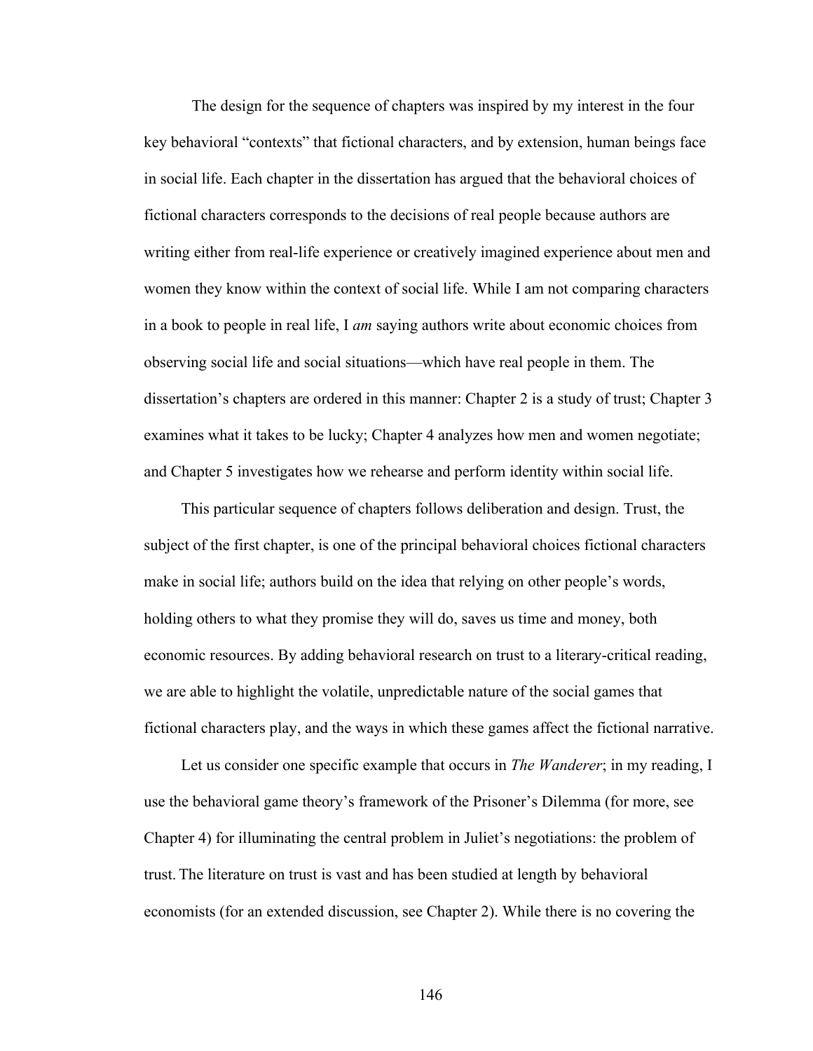The design for the sequence of chapters was inspired by my interest in the four key behavioral "contexts" that fictional characters, and by extension, human beings face in social life. Each chapter in the dissertation has argued that the behavioral choices of fictional characters corresponds to the decisions of real people because authors are writing either from real-life experience or creatively imagined experience about men and women they know within the context of social life. While I am not comparing characters in a book to people in real life, I *am* saying authors write about economic choices from observing social life and social situations—which have real people in them. The dissertation's chapters are ordered in this manner: Chapter 2 is a study of trust; Chapter 3 examines what it takes to be lucky; Chapter 4 analyzes how men and women negotiate; and Chapter 5 investigates how we rehearse and perform identity within social life.

This particular sequence of chapters follows deliberation and design. Trust, the subject of the first chapter, is one of the principal behavioral choices fictional characters make in social life; authors build on the idea that relying on other people's words, holding others to what they promise they will do, saves us time and money, both economic resources. By adding behavioral research on trust to a literary-critical reading, we are able to highlight the volatile, unpredictable nature of the social games that fictional characters play, and the ways in which these games affect the fictional narrative.

Let us consider one specific example that occurs in *The Wanderer*; in my reading, I use the behavioral game theory's framework of the Prisoner's Dilemma (for more, see Chapter 4) for illuminating the central problem in Juliet's negotiations: the problem of trust. The literature on trust is vast and has been studied at length by behavioral economists (for an extended discussion, see Chapter 2). While there is no covering the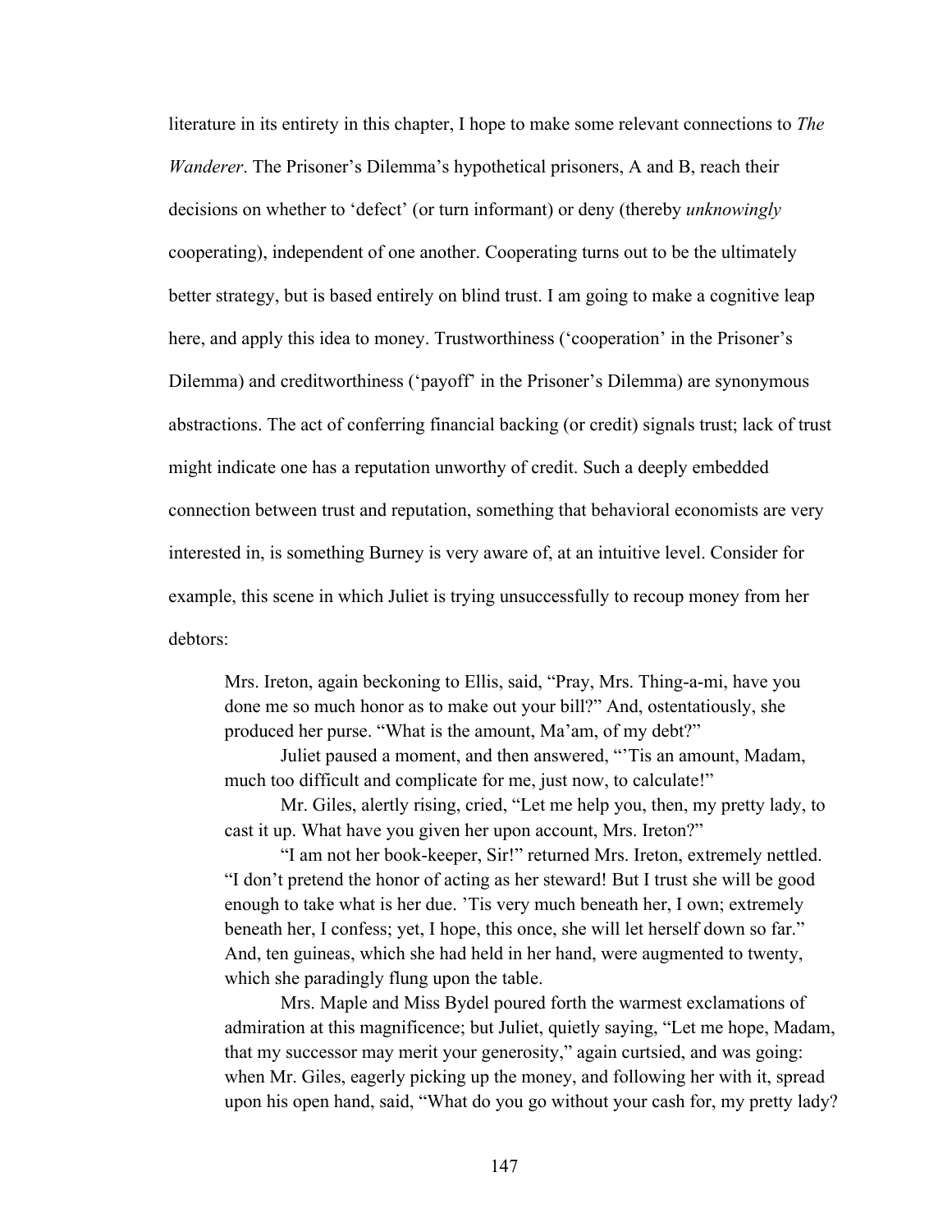literature in its entirety in this chapter, I hope to make some relevant connections to *The Wanderer*. The Prisoner's Dilemma's hypothetical prisoners, A and B, reach their decisions on whether to 'defect' (or turn informant) or deny (thereby *unknowingly* cooperating), independent of one another. Cooperating turns out to be the ultimately better strategy, but is based entirely on blind trust. I am going to make a cognitive leap here, and apply this idea to money. Trustworthiness ('cooperation' in the Prisoner's Dilemma) and creditworthiness ('payoff' in the Prisoner's Dilemma) are synonymous abstractions. The act of conferring financial backing (or credit) signals trust; lack of trust might indicate one has a reputation unworthy of credit. Such a deeply embedded connection between trust and reputation, something that behavioral economists are very interested in, is something Burney is very aware of, at an intuitive level. Consider for example, this scene in which Juliet is trying unsuccessfully to recoup money from her debtors:

> Mrs. Ireton, again beckoning to Ellis, said, "Pray, Mrs. Thing-a-mi, have you done me so much honor as to make out your bill?" And, ostentatiously, she produced her purse. "What is the amount, Ma'am, of my debt?"
>
> Juliet paused a moment, and then answered, "'Tis an amount, Madam, much too difficult and complicate for me, just now, to calculate!"
>
> Mr. Giles, alertly rising, cried, "Let me help you, then, my pretty lady, to cast it up. What have you given her upon account, Mrs. Ireton?"
>
> "I am not her book-keeper, Sir!" returned Mrs. Ireton, extremely nettled. "I don't pretend the honor of acting as her steward! But I trust she will be good enough to take what is her due. 'Tis very much beneath her, I own; extremely beneath her, I confess; yet, I hope, this once, she will let herself down so far." And, ten guineas, which she had held in her hand, were augmented to twenty, which she paradingly flung upon the table.
>
> Mrs. Maple and Miss Bydel poured forth the warmest exclamations of admiration at this magnificence; but Juliet, quietly saying, "Let me hope, Madam, that my successor may merit your generosity," again curtsied, and was going: when Mr. Giles, eagerly picking up the money, and following her with it, spread upon his open hand, said, "What do you go without your cash for, my pretty lady?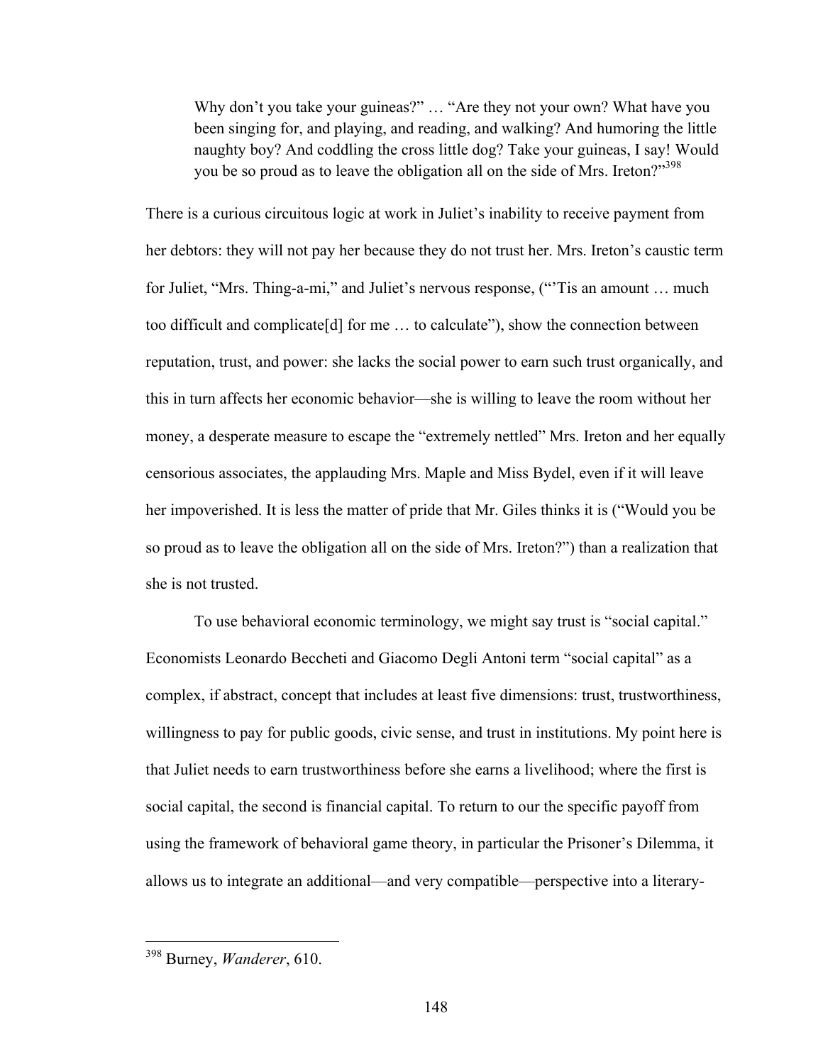> Why don't you take your guineas?" … "Are they not your own? What have you been singing for, and playing, and reading, and walking? And humoring the little naughty boy? And coddling the cross little dog? Take your guineas, I say! Would you be so proud as to leave the obligation all on the side of Mrs. Ireton?"[398]

There is a curious circuitous logic at work in Juliet's inability to receive payment from her debtors: they will not pay her because they do not trust her. Mrs. Ireton's caustic term for Juliet, "Mrs. Thing-a-mi," and Juliet's nervous response, ("'Tis an amount … much too difficult and complicate[d] for me … to calculate"), show the connection between reputation, trust, and power: she lacks the social power to earn such trust organically, and this in turn affects her economic behavior—she is willing to leave the room without her money, a desperate measure to escape the "extremely nettled" Mrs. Ireton and her equally censorious associates, the applauding Mrs. Maple and Miss Bydel, even if it will leave her impoverished. It is less the matter of pride that Mr. Giles thinks it is ("Would you be so proud as to leave the obligation all on the side of Mrs. Ireton?") than a realization that she is not trusted.

To use behavioral economic terminology, we might say trust is "social capital." Economists Leonardo Beccheti and Giacomo Degli Antoni term "social capital" as a complex, if abstract, concept that includes at least five dimensions: trust, trustworthiness, willingness to pay for public goods, civic sense, and trust in institutions. My point here is that Juliet needs to earn trustworthiness before she earns a livelihood; where the first is social capital, the second is financial capital. To return to our the specific payoff from using the framework of behavioral game theory, in particular the Prisoner's Dilemma, it allows us to integrate an additional—and very compatible—perspective into a literary-

---

[398] Burney, *Wanderer*, 610.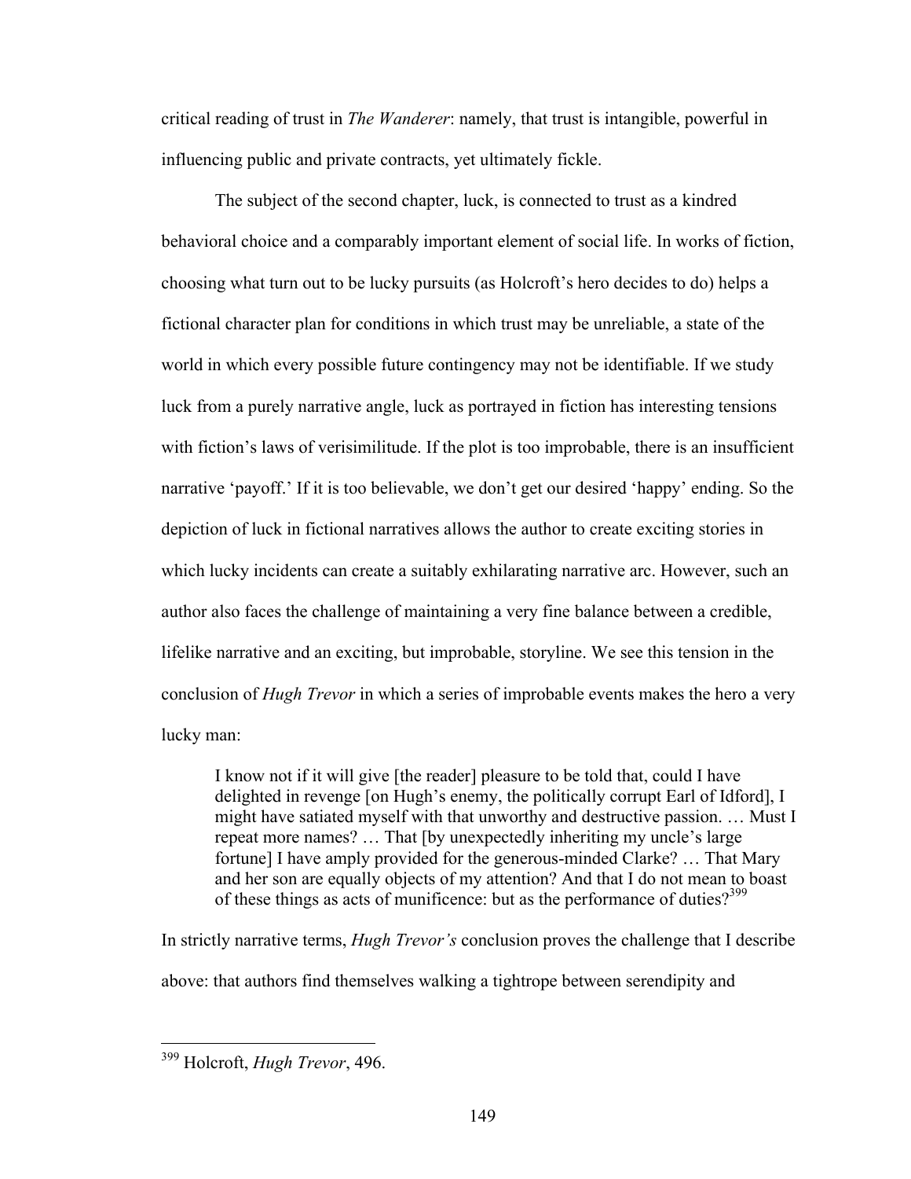critical reading of trust in *The Wanderer*: namely, that trust is intangible, powerful in influencing public and private contracts, yet ultimately fickle.

The subject of the second chapter, luck, is connected to trust as a kindred behavioral choice and a comparably important element of social life. In works of fiction, choosing what turn out to be lucky pursuits (as Holcroft's hero decides to do) helps a fictional character plan for conditions in which trust may be unreliable, a state of the world in which every possible future contingency may not be identifiable. If we study luck from a purely narrative angle, luck as portrayed in fiction has interesting tensions with fiction's laws of verisimilitude. If the plot is too improbable, there is an insufficient narrative 'payoff.' If it is too believable, we don't get our desired 'happy' ending. So the depiction of luck in fictional narratives allows the author to create exciting stories in which lucky incidents can create a suitably exhilarating narrative arc. However, such an author also faces the challenge of maintaining a very fine balance between a credible, lifelike narrative and an exciting, but improbable, storyline. We see this tension in the conclusion of *Hugh Trevor* in which a series of improbable events makes the hero a very lucky man:

> I know not if it will give [the reader] pleasure to be told that, could I have delighted in revenge [on Hugh's enemy, the politically corrupt Earl of Idford], I might have satiated myself with that unworthy and destructive passion. … Must I repeat more names? … That [by unexpectedly inheriting my uncle's large fortune] I have amply provided for the generous-minded Clarke? … That Mary and her son are equally objects of my attention? And that I do not mean to boast of these things as acts of munificence: but as the performance of duties?[399]

In strictly narrative terms, *Hugh Trevor's* conclusion proves the challenge that I describe above: that authors find themselves walking a tightrope between serendipity and

---

[399] Holcroft, *Hugh Trevor*, 496.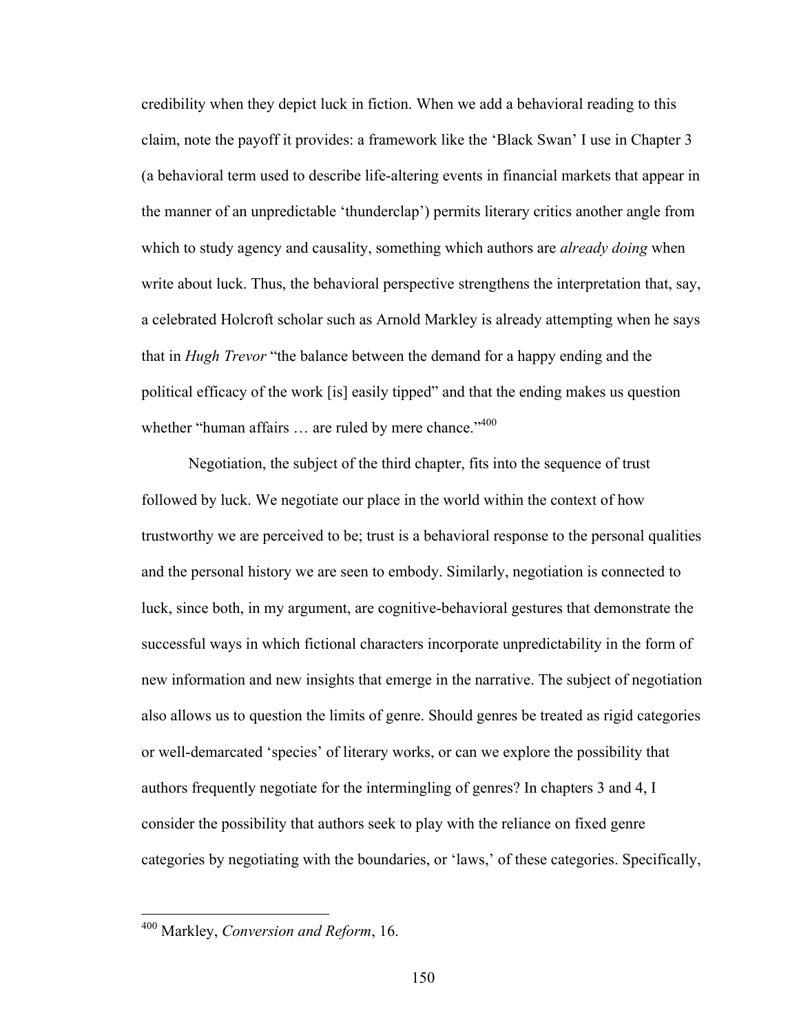credibility when they depict luck in fiction. When we add a behavioral reading to this claim, note the payoff it provides: a framework like the 'Black Swan' I use in Chapter 3 (a behavioral term used to describe life-altering events in financial markets that appear in the manner of an unpredictable 'thunderclap') permits literary critics another angle from which to study agency and causality, something which authors are *already doing* when write about luck. Thus, the behavioral perspective strengthens the interpretation that, say, a celebrated Holcroft scholar such as Arnold Markley is already attempting when he says that in *Hugh Trevor* "the balance between the demand for a happy ending and the political efficacy of the work [is] easily tipped" and that the ending makes us question whether "human affairs … are ruled by mere chance."[400]

Negotiation, the subject of the third chapter, fits into the sequence of trust followed by luck. We negotiate our place in the world within the context of how trustworthy we are perceived to be; trust is a behavioral response to the personal qualities and the personal history we are seen to embody. Similarly, negotiation is connected to luck, since both, in my argument, are cognitive-behavioral gestures that demonstrate the successful ways in which fictional characters incorporate unpredictability in the form of new information and new insights that emerge in the narrative. The subject of negotiation also allows us to question the limits of genre. Should genres be treated as rigid categories or well-demarcated 'species' of literary works, or can we explore the possibility that authors frequently negotiate for the intermingling of genres? In chapters 3 and 4, I consider the possibility that authors seek to play with the reliance on fixed genre categories by negotiating with the boundaries, or 'laws,' of these categories. Specifically,

---

[400] Markley, *Conversion and Reform*, 16.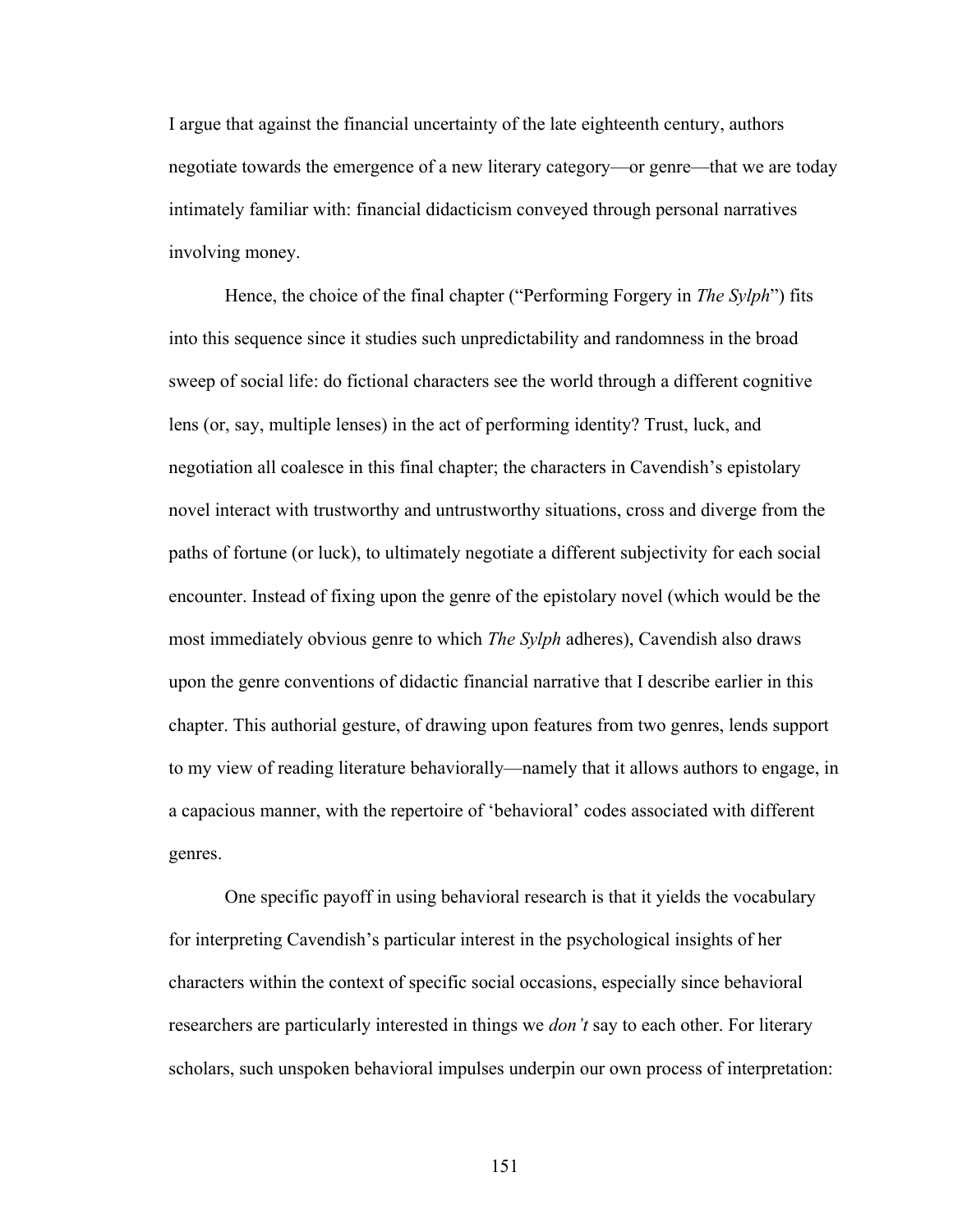I argue that against the financial uncertainty of the late eighteenth century, authors negotiate towards the emergence of a new literary category—or genre—that we are today intimately familiar with: financial didacticism conveyed through personal narratives involving money.

Hence, the choice of the final chapter ("Performing Forgery in *The Sylph*") fits into this sequence since it studies such unpredictability and randomness in the broad sweep of social life: do fictional characters see the world through a different cognitive lens (or, say, multiple lenses) in the act of performing identity? Trust, luck, and negotiation all coalesce in this final chapter; the characters in Cavendish's epistolary novel interact with trustworthy and untrustworthy situations, cross and diverge from the paths of fortune (or luck), to ultimately negotiate a different subjectivity for each social encounter. Instead of fixing upon the genre of the epistolary novel (which would be the most immediately obvious genre to which *The Sylph* adheres), Cavendish also draws upon the genre conventions of didactic financial narrative that I describe earlier in this chapter. This authorial gesture, of drawing upon features from two genres, lends support to my view of reading literature behaviorally—namely that it allows authors to engage, in a capacious manner, with the repertoire of 'behavioral' codes associated with different genres.

One specific payoff in using behavioral research is that it yields the vocabulary for interpreting Cavendish's particular interest in the psychological insights of her characters within the context of specific social occasions, especially since behavioral researchers are particularly interested in things we *don't* say to each other. For literary scholars, such unspoken behavioral impulses underpin our own process of interpretation: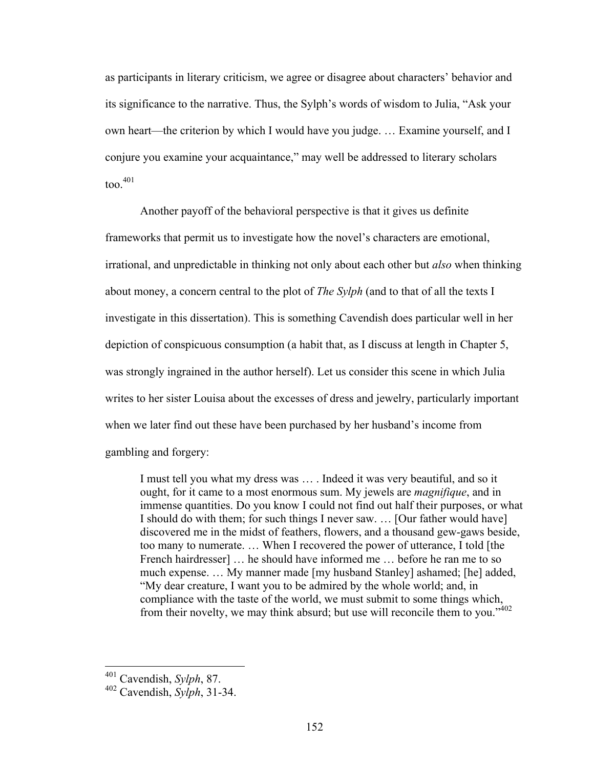as participants in literary criticism, we agree or disagree about characters' behavior and its significance to the narrative. Thus, the Sylph's words of wisdom to Julia, "Ask your own heart—the criterion by which I would have you judge. … Examine yourself, and I conjure you examine your acquaintance," may well be addressed to literary scholars too.[401]

Another payoff of the behavioral perspective is that it gives us definite frameworks that permit us to investigate how the novel's characters are emotional, irrational, and unpredictable in thinking not only about each other but *also* when thinking about money, a concern central to the plot of *The Sylph* (and to that of all the texts I investigate in this dissertation). This is something Cavendish does particular well in her depiction of conspicuous consumption (a habit that, as I discuss at length in Chapter 5, was strongly ingrained in the author herself). Let us consider this scene in which Julia writes to her sister Louisa about the excesses of dress and jewelry, particularly important when we later find out these have been purchased by her husband's income from gambling and forgery:

> I must tell you what my dress was … . Indeed it was very beautiful, and so it ought, for it came to a most enormous sum. My jewels are *magnifique*, and in immense quantities. Do you know I could not find out half their purposes, or what I should do with them; for such things I never saw. … [Our father would have] discovered me in the midst of feathers, flowers, and a thousand gew-gaws beside, too many to numerate. … When I recovered the power of utterance, I told [the French hairdresser] … he should have informed me … before he ran me to so much expense. … My manner made [my husband Stanley] ashamed; [he] added, "My dear creature, I want you to be admired by the whole world; and, in compliance with the taste of the world, we must submit to some things which, from their novelty, we may think absurd; but use will reconcile them to you."[402]

---

[401] Cavendish, *Sylph*, 87.

[402] Cavendish, *Sylph*, 31-34.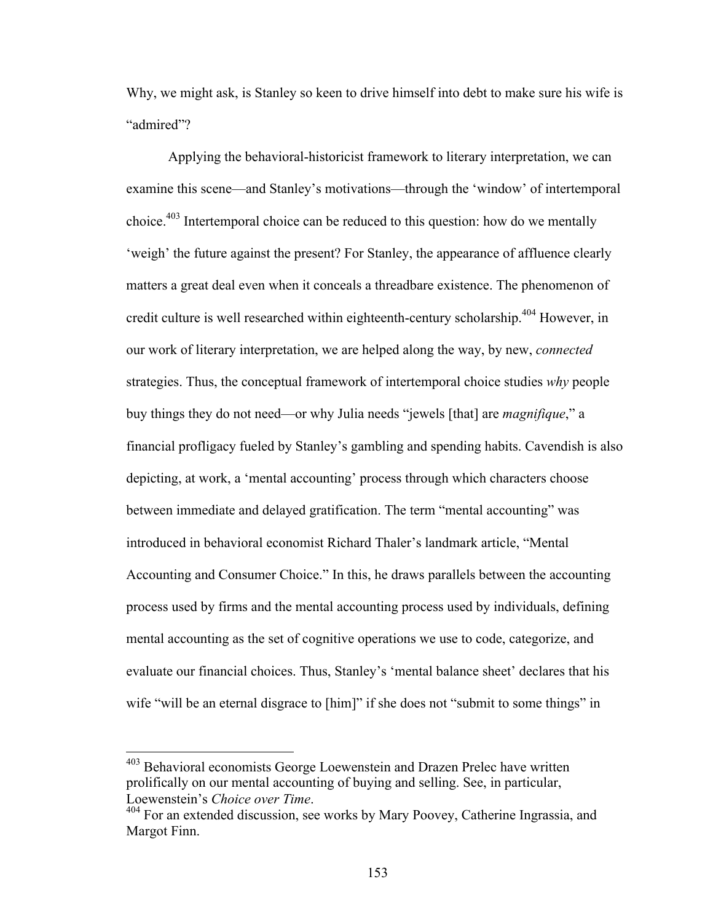Why, we might ask, is Stanley so keen to drive himself into debt to make sure his wife is "admired"?

Applying the behavioral-historicist framework to literary interpretation, we can examine this scene—and Stanley's motivations—through the 'window' of intertemporal choice.[403] Intertemporal choice can be reduced to this question: how do we mentally 'weigh' the future against the present? For Stanley, the appearance of affluence clearly matters a great deal even when it conceals a threadbare existence. The phenomenon of credit culture is well researched within eighteenth-century scholarship.[404] However, in our work of literary interpretation, we are helped along the way, by new, *connected* strategies. Thus, the conceptual framework of intertemporal choice studies *why* people buy things they do not need—or why Julia needs "jewels [that] are *magnifique*," a financial profligacy fueled by Stanley's gambling and spending habits. Cavendish is also depicting, at work, a 'mental accounting' process through which characters choose between immediate and delayed gratification. The term "mental accounting" was introduced in behavioral economist Richard Thaler's landmark article, "Mental Accounting and Consumer Choice." In this, he draws parallels between the accounting process used by firms and the mental accounting process used by individuals, defining mental accounting as the set of cognitive operations we use to code, categorize, and evaluate our financial choices. Thus, Stanley's 'mental balance sheet' declares that his wife "will be an eternal disgrace to [him]" if she does not "submit to some things" in

---

[403] Behavioral economists George Loewenstein and Drazen Prelec have written prolifically on our mental accounting of buying and selling. See, in particular, Loewenstein's *Choice over Time*.

[404] For an extended discussion, see works by Mary Poovey, Catherine Ingrassia, and Margot Finn.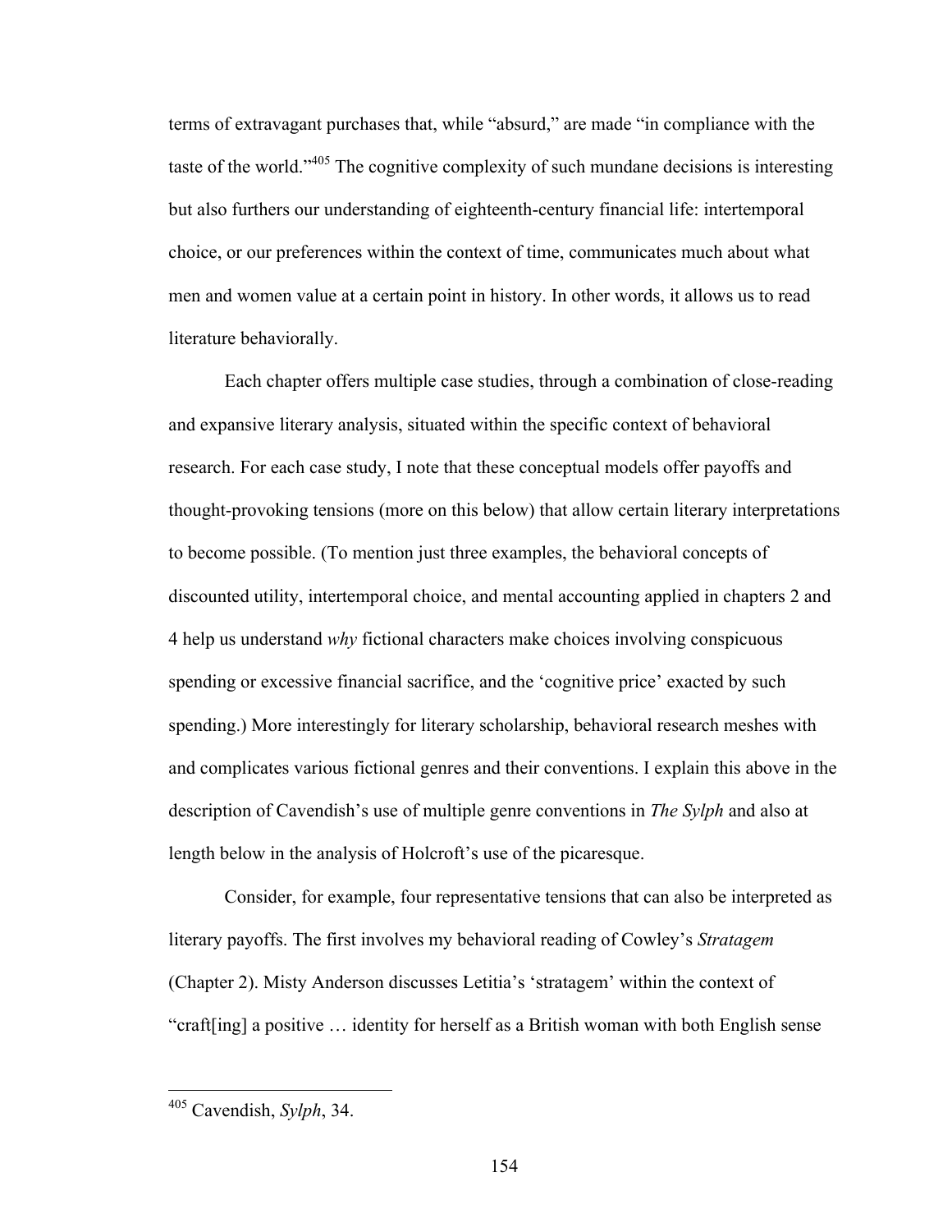terms of extravagant purchases that, while "absurd," are made "in compliance with the taste of the world."[405] The cognitive complexity of such mundane decisions is interesting but also furthers our understanding of eighteenth-century financial life: intertemporal choice, or our preferences within the context of time, communicates much about what men and women value at a certain point in history. In other words, it allows us to read literature behaviorally.

Each chapter offers multiple case studies, through a combination of close-reading and expansive literary analysis, situated within the specific context of behavioral research. For each case study, I note that these conceptual models offer payoffs and thought-provoking tensions (more on this below) that allow certain literary interpretations to become possible. (To mention just three examples, the behavioral concepts of discounted utility, intertemporal choice, and mental accounting applied in chapters 2 and 4 help us understand *why* fictional characters make choices involving conspicuous spending or excessive financial sacrifice, and the 'cognitive price' exacted by such spending.) More interestingly for literary scholarship, behavioral research meshes with and complicates various fictional genres and their conventions. I explain this above in the description of Cavendish's use of multiple genre conventions in *The Sylph* and also at length below in the analysis of Holcroft's use of the picaresque.

Consider, for example, four representative tensions that can also be interpreted as literary payoffs. The first involves my behavioral reading of Cowley's *Stratagem* (Chapter 2). Misty Anderson discusses Letitia's 'stratagem' within the context of "craft[ing] a positive … identity for herself as a British woman with both English sense

---

[405] Cavendish, *Sylph*, 34.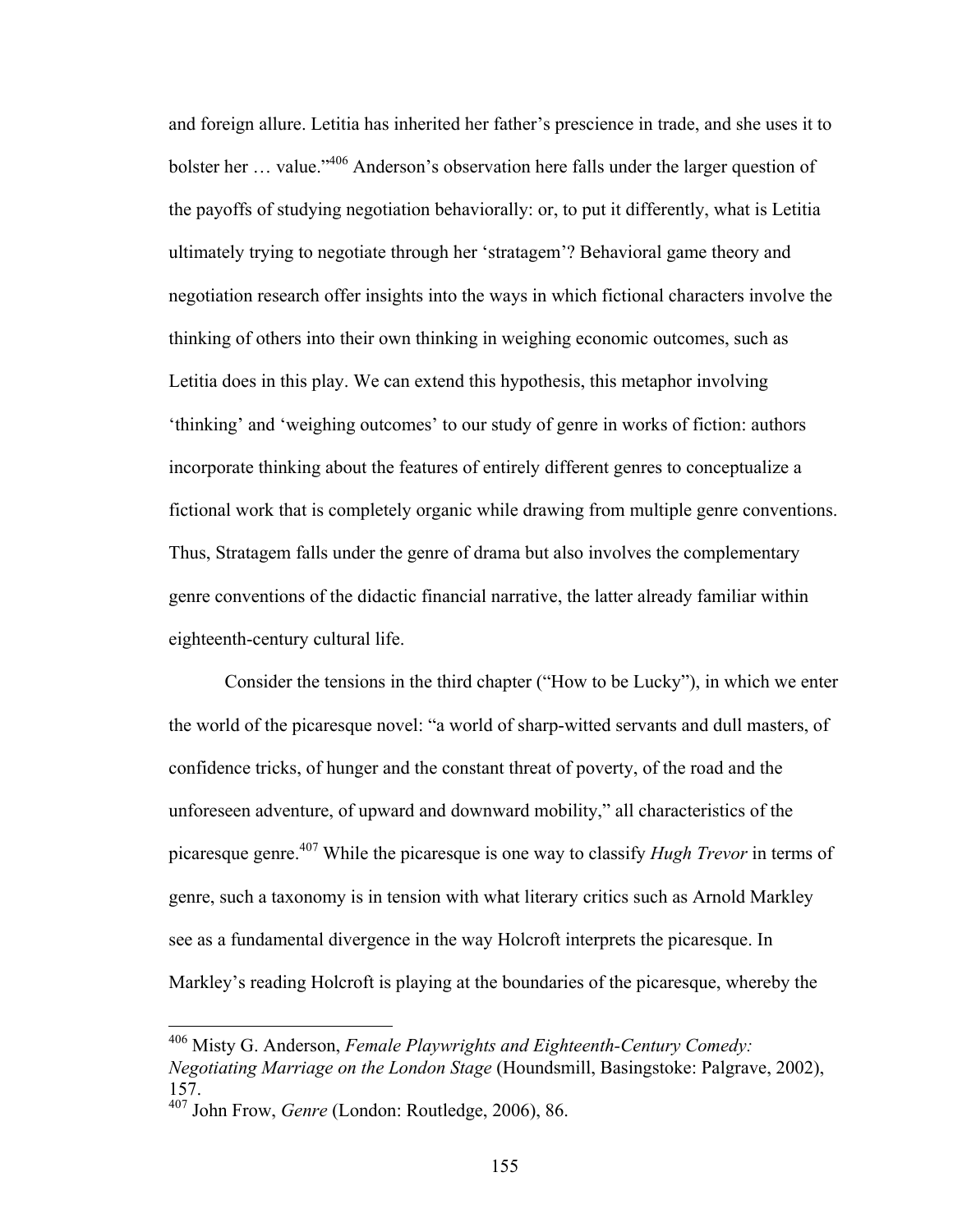and foreign allure. Letitia has inherited her father's prescience in trade, and she uses it to bolster her … value."[406] Anderson's observation here falls under the larger question of the payoffs of studying negotiation behaviorally: or, to put it differently, what is Letitia ultimately trying to negotiate through her 'stratagem'? Behavioral game theory and negotiation research offer insights into the ways in which fictional characters involve the thinking of others into their own thinking in weighing economic outcomes, such as Letitia does in this play. We can extend this hypothesis, this metaphor involving 'thinking' and 'weighing outcomes' to our study of genre in works of fiction: authors incorporate thinking about the features of entirely different genres to conceptualize a fictional work that is completely organic while drawing from multiple genre conventions. Thus, Stratagem falls under the genre of drama but also involves the complementary genre conventions of the didactic financial narrative, the latter already familiar within eighteenth-century cultural life.

Consider the tensions in the third chapter ("How to be Lucky"), in which we enter the world of the picaresque novel: "a world of sharp-witted servants and dull masters, of confidence tricks, of hunger and the constant threat of poverty, of the road and the unforeseen adventure, of upward and downward mobility," all characteristics of the picaresque genre.[407] While the picaresque is one way to classify *Hugh Trevor* in terms of genre, such a taxonomy is in tension with what literary critics such as Arnold Markley see as a fundamental divergence in the way Holcroft interprets the picaresque. In Markley's reading Holcroft is playing at the boundaries of the picaresque, whereby the

---

[406] Misty G. Anderson, *Female Playwrights and Eighteenth-Century Comedy: Negotiating Marriage on the London Stage* (Houndsmill, Basingstoke: Palgrave, 2002), 157.

[407] John Frow, *Genre* (London: Routledge, 2006), 86.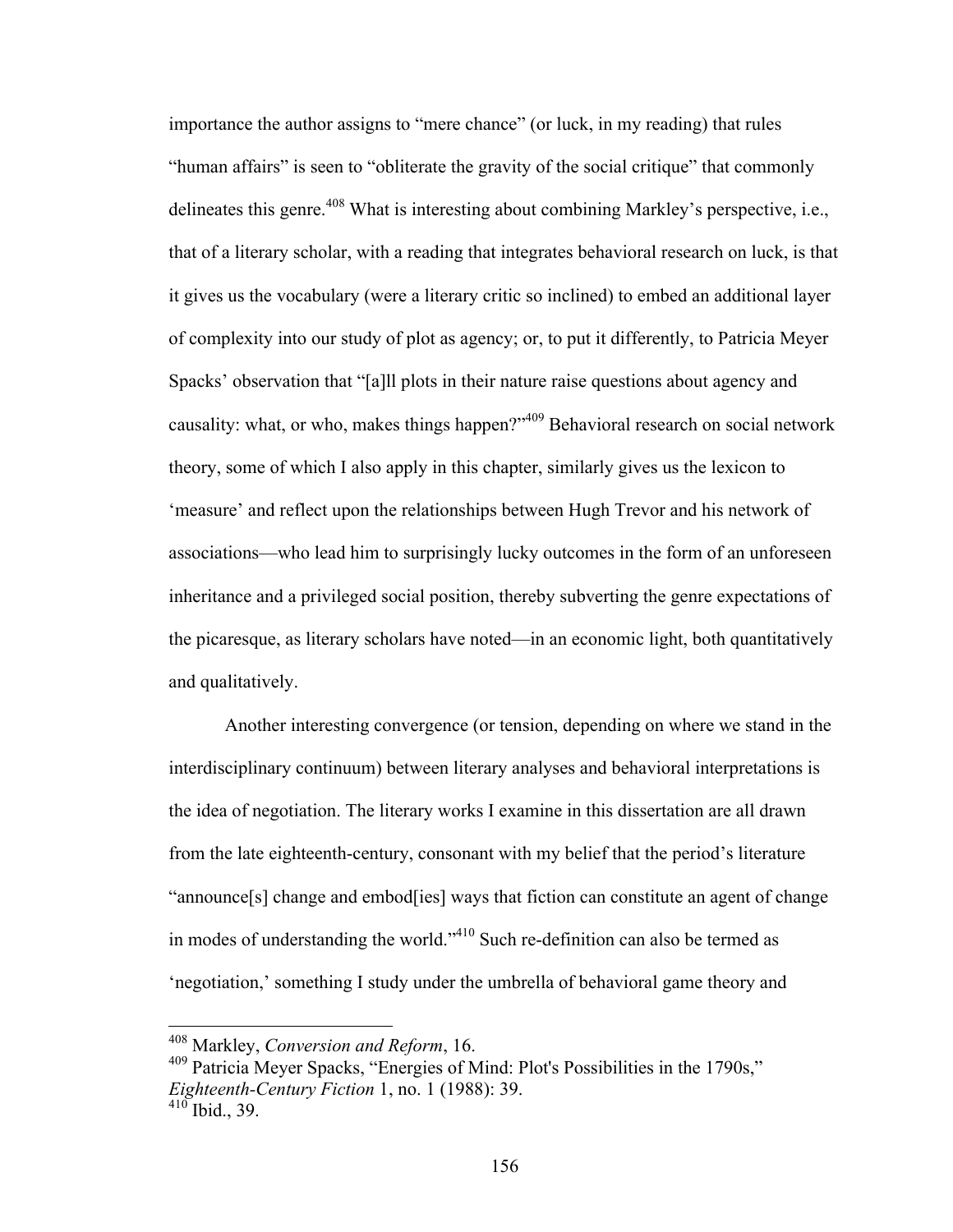importance the author assigns to "mere chance" (or luck, in my reading) that rules "human affairs" is seen to "obliterate the gravity of the social critique" that commonly delineates this genre.[408] What is interesting about combining Markley's perspective, i.e., that of a literary scholar, with a reading that integrates behavioral research on luck, is that it gives us the vocabulary (were a literary critic so inclined) to embed an additional layer of complexity into our study of plot as agency; or, to put it differently, to Patricia Meyer Spacks' observation that "[a]ll plots in their nature raise questions about agency and causality: what, or who, makes things happen?"[409] Behavioral research on social network theory, some of which I also apply in this chapter, similarly gives us the lexicon to 'measure' and reflect upon the relationships between Hugh Trevor and his network of associations—who lead him to surprisingly lucky outcomes in the form of an unforeseen inheritance and a privileged social position, thereby subverting the genre expectations of the picaresque, as literary scholars have noted—in an economic light, both quantitatively and qualitatively.

Another interesting convergence (or tension, depending on where we stand in the interdisciplinary continuum) between literary analyses and behavioral interpretations is the idea of negotiation. The literary works I examine in this dissertation are all drawn from the late eighteenth-century, consonant with my belief that the period's literature "announce[s] change and embod[ies] ways that fiction can constitute an agent of change in modes of understanding the world."[410] Such re-definition can also be termed as 'negotiation,' something I study under the umbrella of behavioral game theory and

---

[408] Markley, *Conversion and Reform*, 16.

[409] Patricia Meyer Spacks, "Energies of Mind: Plot's Possibilities in the 1790s," *Eighteenth-Century Fiction* 1, no. 1 (1988): 39.

[410] Ibid., 39.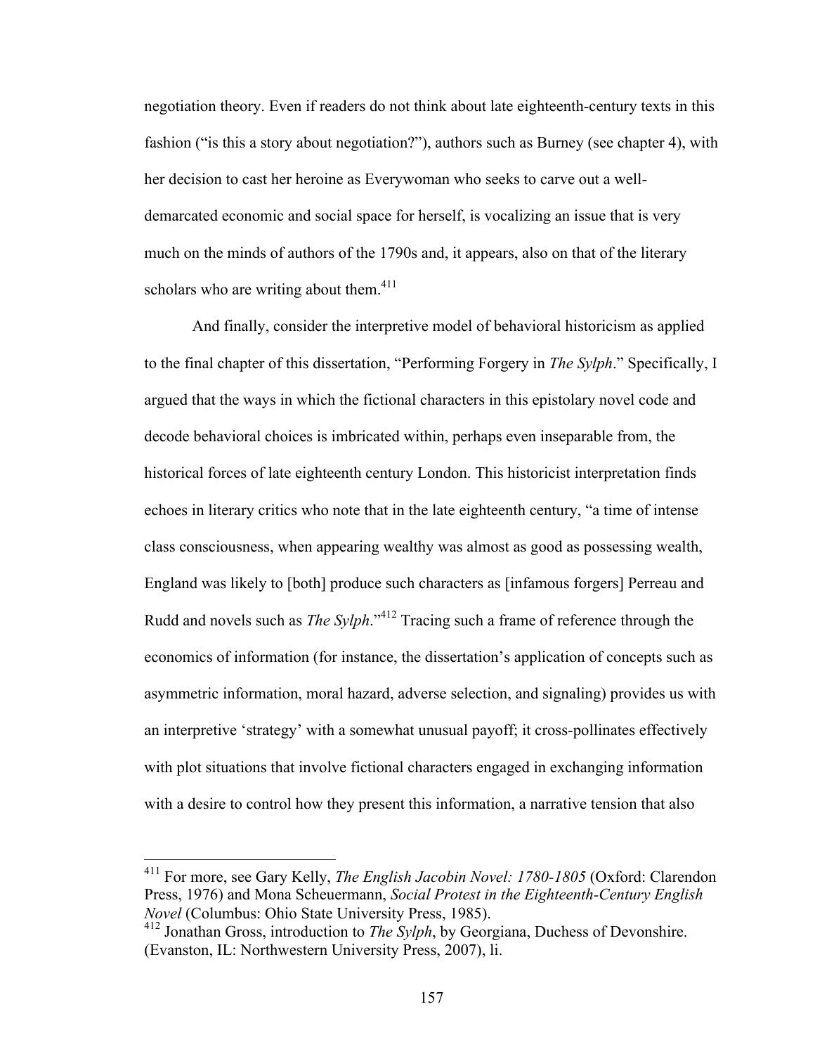negotiation theory. Even if readers do not think about late eighteenth-century texts in this fashion ("is this a story about negotiation?"), authors such as Burney (see chapter 4), with her decision to cast her heroine as Everywoman who seeks to carve out a well-demarcated economic and social space for herself, is vocalizing an issue that is very much on the minds of authors of the 1790s and, it appears, also on that of the literary scholars who are writing about them.[411]

And finally, consider the interpretive model of behavioral historicism as applied to the final chapter of this dissertation, "Performing Forgery in *The Sylph*." Specifically, I argued that the ways in which the fictional characters in this epistolary novel code and decode behavioral choices is imbricated within, perhaps even inseparable from, the historical forces of late eighteenth century London. This historicist interpretation finds echoes in literary critics who note that in the late eighteenth century, "a time of intense class consciousness, when appearing wealthy was almost as good as possessing wealth, England was likely to [both] produce such characters as [infamous forgers] Perreau and Rudd and novels such as *The Sylph*."[412] Tracing such a frame of reference through the economics of information (for instance, the dissertation's application of concepts such as asymmetric information, moral hazard, adverse selection, and signaling) provides us with an interpretive 'strategy' with a somewhat unusual payoff; it cross-pollinates effectively with plot situations that involve fictional characters engaged in exchanging information with a desire to control how they present this information, a narrative tension that also

---

[411] For more, see Gary Kelly, *The English Jacobin Novel: 1780-1805* (Oxford: Clarendon Press, 1976) and Mona Scheuermann, *Social Protest in the Eighteenth-Century English Novel* (Columbus: Ohio State University Press, 1985).

[412] Jonathan Gross, introduction to *The Sylph*, by Georgiana, Duchess of Devonshire. (Evanston, IL: Northwestern University Press, 2007), li.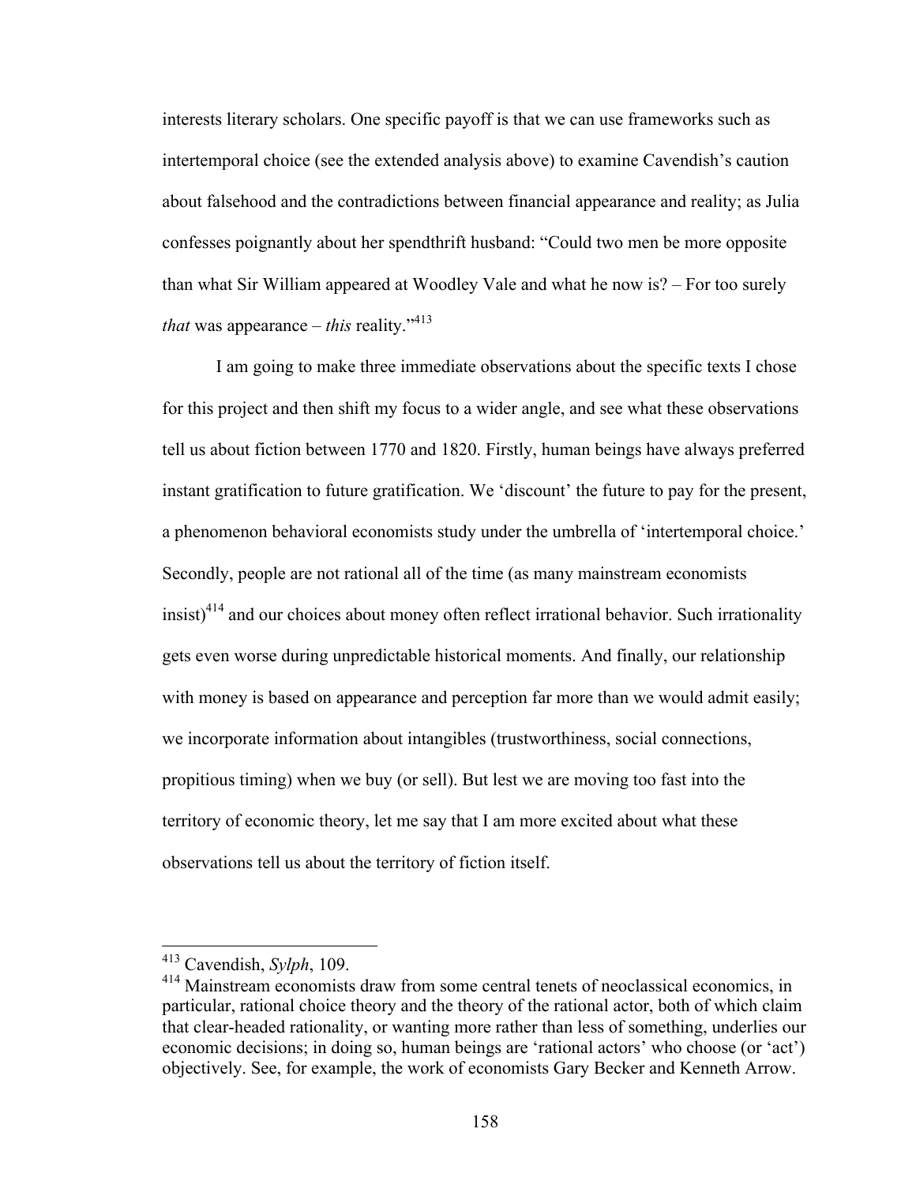interests literary scholars. One specific payoff is that we can use frameworks such as intertemporal choice (see the extended analysis above) to examine Cavendish's caution about falsehood and the contradictions between financial appearance and reality; as Julia confesses poignantly about her spendthrift husband: "Could two men be more opposite than what Sir William appeared at Woodley Vale and what he now is? – For too surely *that* was appearance – *this* reality."[413]

I am going to make three immediate observations about the specific texts I chose for this project and then shift my focus to a wider angle, and see what these observations tell us about fiction between 1770 and 1820. Firstly, human beings have always preferred instant gratification to future gratification. We 'discount' the future to pay for the present, a phenomenon behavioral economists study under the umbrella of 'intertemporal choice.' Secondly, people are not rational all of the time (as many mainstream economists insist)[414] and our choices about money often reflect irrational behavior. Such irrationality gets even worse during unpredictable historical moments. And finally, our relationship with money is based on appearance and perception far more than we would admit easily; we incorporate information about intangibles (trustworthiness, social connections, propitious timing) when we buy (or sell). But lest we are moving too fast into the territory of economic theory, let me say that I am more excited about what these observations tell us about the territory of fiction itself.

---

[413] Cavendish, *Sylph*, 109.

[414] Mainstream economists draw from some central tenets of neoclassical economics, in particular, rational choice theory and the theory of the rational actor, both of which claim that clear-headed rationality, or wanting more rather than less of something, underlies our economic decisions; in doing so, human beings are 'rational actors' who choose (or 'act') objectively. See, for example, the work of economists Gary Becker and Kenneth Arrow.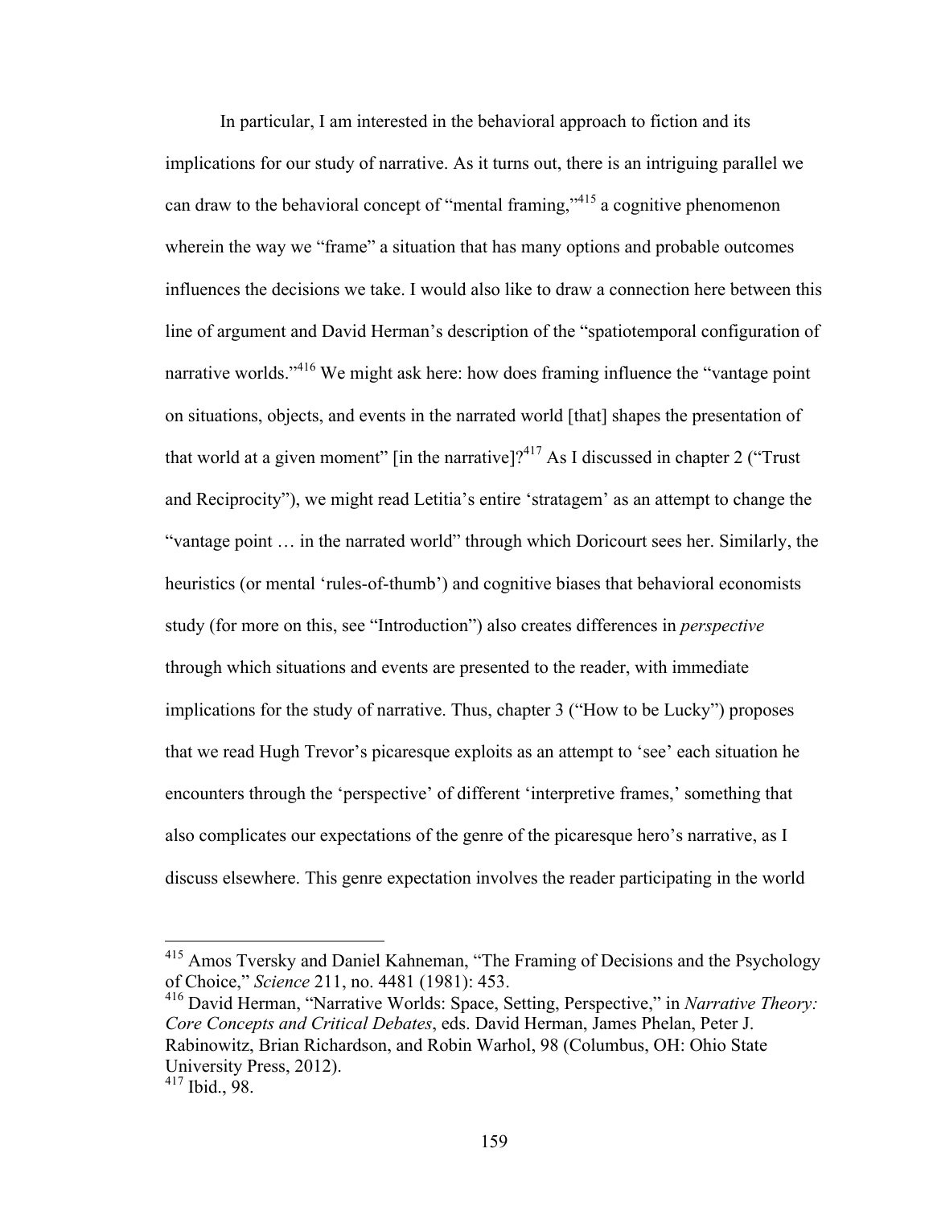In particular, I am interested in the behavioral approach to fiction and its implications for our study of narrative. As it turns out, there is an intriguing parallel we can draw to the behavioral concept of "mental framing,"[415] a cognitive phenomenon wherein the way we "frame" a situation that has many options and probable outcomes influences the decisions we take. I would also like to draw a connection here between this line of argument and David Herman's description of the "spatiotemporal configuration of narrative worlds."[416] We might ask here: how does framing influence the "vantage point on situations, objects, and events in the narrated world [that] shapes the presentation of that world at a given moment" [in the narrative]?[417] As I discussed in chapter 2 ("Trust and Reciprocity"), we might read Letitia's entire 'stratagem' as an attempt to change the "vantage point … in the narrated world" through which Doricourt sees her. Similarly, the heuristics (or mental 'rules-of-thumb') and cognitive biases that behavioral economists study (for more on this, see "Introduction") also creates differences in *perspective* through which situations and events are presented to the reader, with immediate implications for the study of narrative. Thus, chapter 3 ("How to be Lucky") proposes that we read Hugh Trevor's picaresque exploits as an attempt to 'see' each situation he encounters through the 'perspective' of different 'interpretive frames,' something that also complicates our expectations of the genre of the picaresque hero's narrative, as I discuss elsewhere. This genre expectation involves the reader participating in the world

---

[415] Amos Tversky and Daniel Kahneman, "The Framing of Decisions and the Psychology of Choice," *Science* 211, no. 4481 (1981): 453.

[416] David Herman, "Narrative Worlds: Space, Setting, Perspective," in *Narrative Theory: Core Concepts and Critical Debates*, eds. David Herman, James Phelan, Peter J. Rabinowitz, Brian Richardson, and Robin Warhol, 98 (Columbus, OH: Ohio State University Press, 2012).

[417] Ibid., 98.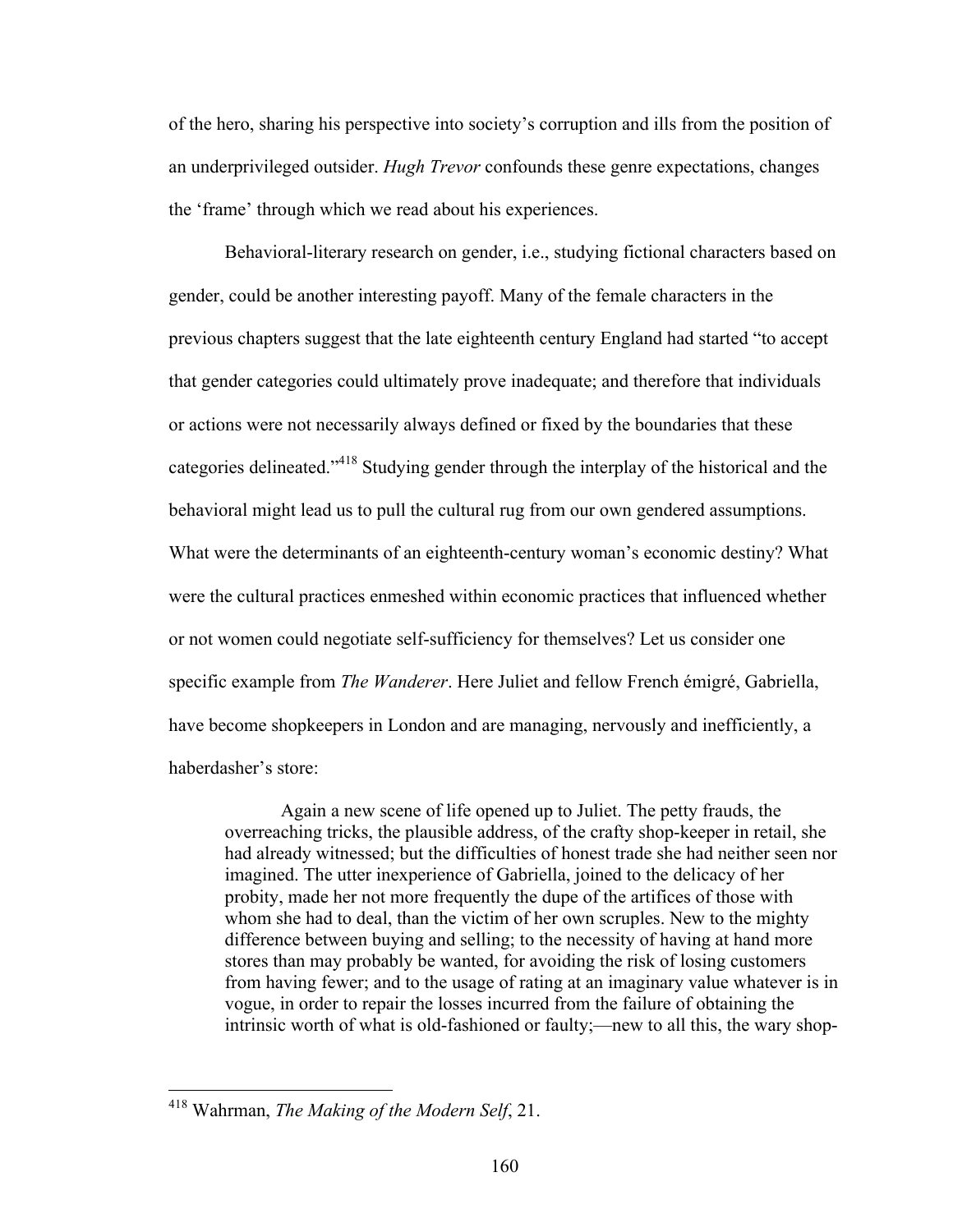of the hero, sharing his perspective into society's corruption and ills from the position of an underprivileged outsider. *Hugh Trevor* confounds these genre expectations, changes the 'frame' through which we read about his experiences.

Behavioral-literary research on gender, i.e., studying fictional characters based on gender, could be another interesting payoff. Many of the female characters in the previous chapters suggest that the late eighteenth century England had started "to accept that gender categories could ultimately prove inadequate; and therefore that individuals or actions were not necessarily always defined or fixed by the boundaries that these categories delineated."[418] Studying gender through the interplay of the historical and the behavioral might lead us to pull the cultural rug from our own gendered assumptions. What were the determinants of an eighteenth-century woman's economic destiny? What were the cultural practices enmeshed within economic practices that influenced whether or not women could negotiate self-sufficiency for themselves? Let us consider one specific example from *The Wanderer*. Here Juliet and fellow French émigré, Gabriella, have become shopkeepers in London and are managing, nervously and inefficiently, a haberdasher's store:

> Again a new scene of life opened up to Juliet. The petty frauds, the overreaching tricks, the plausible address, of the crafty shop-keeper in retail, she had already witnessed; but the difficulties of honest trade she had neither seen nor imagined. The utter inexperience of Gabriella, joined to the delicacy of her probity, made her not more frequently the dupe of the artifices of those with whom she had to deal, than the victim of her own scruples. New to the mighty difference between buying and selling; to the necessity of having at hand more stores than may probably be wanted, for avoiding the risk of losing customers from having fewer; and to the usage of rating at an imaginary value whatever is in vogue, in order to repair the losses incurred from the failure of obtaining the intrinsic worth of what is old-fashioned or faulty;—new to all this, the wary shop-

[418] Wahrman, *The Making of the Modern Self*, 21.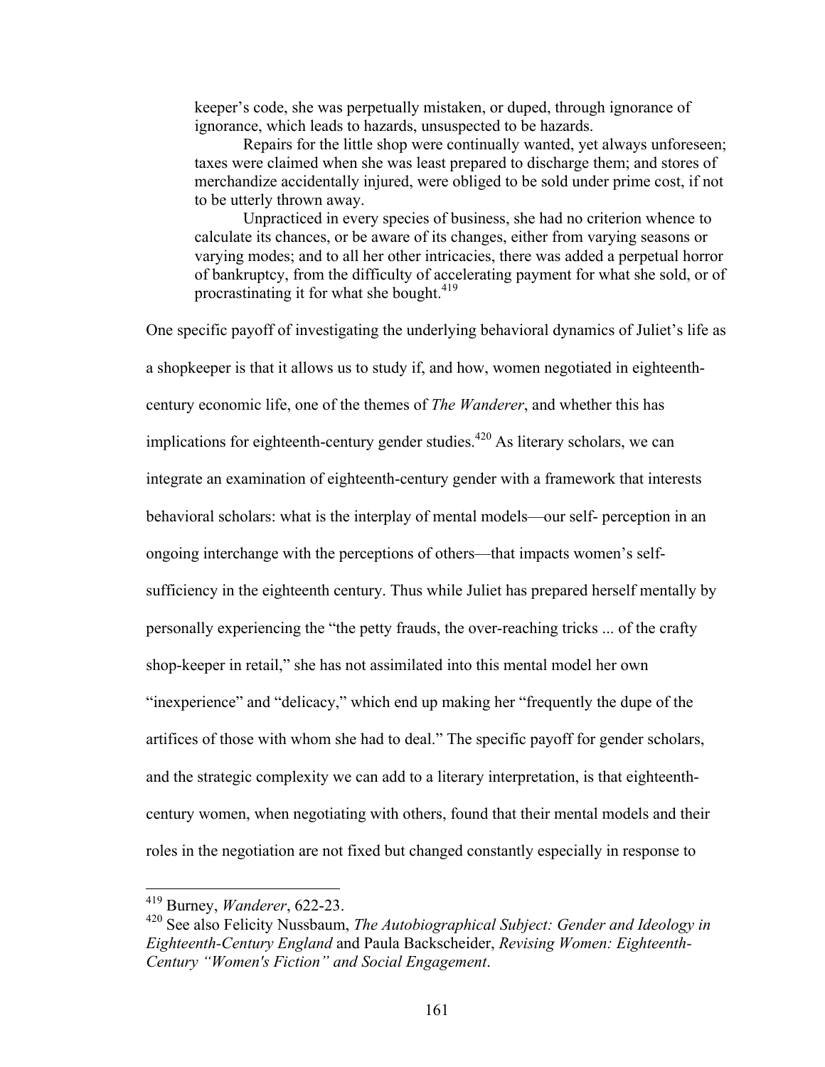> keeper's code, she was perpetually mistaken, or duped, through ignorance of ignorance, which leads to hazards, unsuspected to be hazards.
>
> Repairs for the little shop were continually wanted, yet always unforeseen; taxes were claimed when she was least prepared to discharge them; and stores of merchandize accidentally injured, were obliged to be sold under prime cost, if not to be utterly thrown away.
>
> Unpracticed in every species of business, she had no criterion whence to calculate its chances, or be aware of its changes, either from varying seasons or varying modes; and to all her other intricacies, there was added a perpetual horror of bankruptcy, from the difficulty of accelerating payment for what she sold, or of procrastinating it for what she bought.[419]

One specific payoff of investigating the underlying behavioral dynamics of Juliet's life as a shopkeeper is that it allows us to study if, and how, women negotiated in eighteenth-century economic life, one of the themes of *The Wanderer*, and whether this has implications for eighteenth-century gender studies.[420] As literary scholars, we can integrate an examination of eighteenth-century gender with a framework that interests behavioral scholars: what is the interplay of mental models—our self- perception in an ongoing interchange with the perceptions of others—that impacts women's self-sufficiency in the eighteenth century. Thus while Juliet has prepared herself mentally by personally experiencing the "the petty frauds, the over-reaching tricks ... of the crafty shop-keeper in retail," she has not assimilated into this mental model her own "inexperience" and "delicacy," which end up making her "frequently the dupe of the artifices of those with whom she had to deal." The specific payoff for gender scholars, and the strategic complexity we can add to a literary interpretation, is that eighteenth-century women, when negotiating with others, found that their mental models and their roles in the negotiation are not fixed but changed constantly especially in response to

---

[419] Burney, *Wanderer*, 622-23.

[420] See also Felicity Nussbaum, *The Autobiographical Subject: Gender and Ideology in Eighteenth-Century England* and Paula Backscheider, *Revising Women: Eighteenth-Century "Women's Fiction" and Social Engagement*.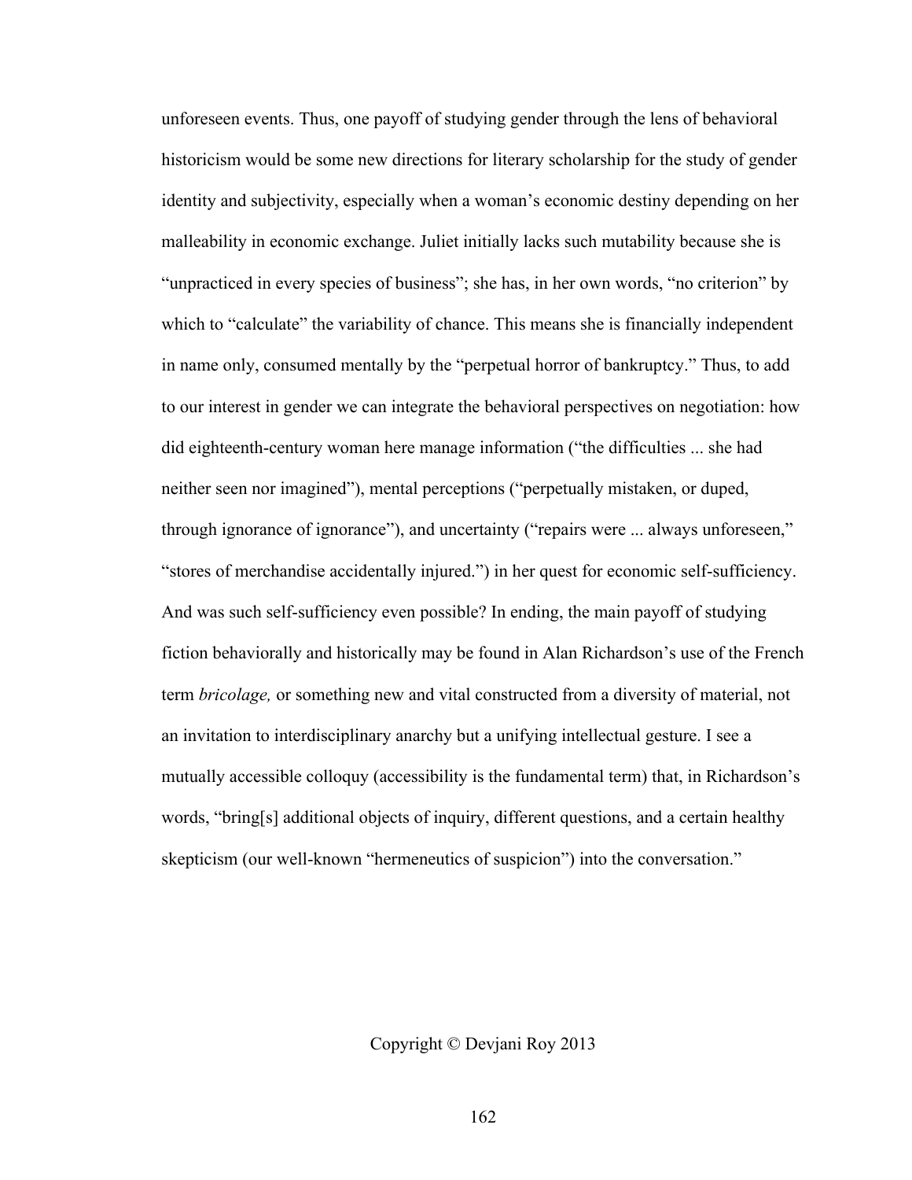unforeseen events. Thus, one payoff of studying gender through the lens of behavioral historicism would be some new directions for literary scholarship for the study of gender identity and subjectivity, especially when a woman's economic destiny depending on her malleability in economic exchange. Juliet initially lacks such mutability because she is "unpracticed in every species of business"; she has, in her own words, "no criterion" by which to "calculate" the variability of chance. This means she is financially independent in name only, consumed mentally by the "perpetual horror of bankruptcy." Thus, to add to our interest in gender we can integrate the behavioral perspectives on negotiation: how did eighteenth-century woman here manage information ("the difficulties ... she had neither seen nor imagined"), mental perceptions ("perpetually mistaken, or duped, through ignorance of ignorance"), and uncertainty ("repairs were ... always unforeseen," "stores of merchandise accidentally injured.") in her quest for economic self-sufficiency. And was such self-sufficiency even possible? In ending, the main payoff of studying fiction behaviorally and historically may be found in Alan Richardson's use of the French term *bricolage,* or something new and vital constructed from a diversity of material, not an invitation to interdisciplinary anarchy but a unifying intellectual gesture. I see a mutually accessible colloquy (accessibility is the fundamental term) that, in Richardson's words, "bring[s] additional objects of inquiry, different questions, and a certain healthy skepticism (our well-known "hermeneutics of suspicion") into the conversation."

Copyright © Devjani Roy 2013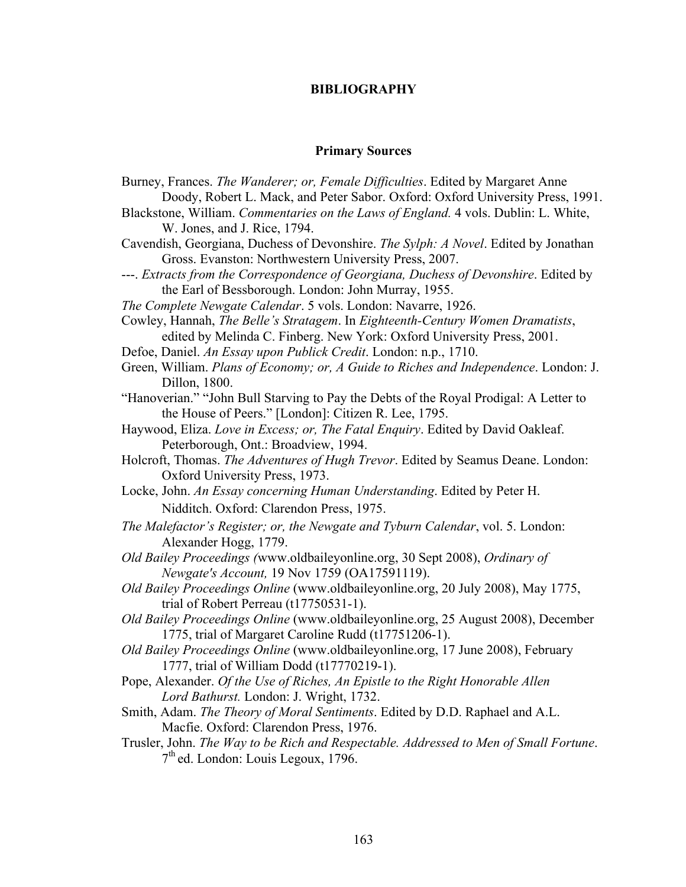# BIBLIOGRAPHY

## Primary Sources

Burney, Frances. *The Wanderer; or, Female Difficulties*. Edited by Margaret Anne Doody, Robert L. Mack, and Peter Sabor. Oxford: Oxford University Press, 1991.

Blackstone, William. *Commentaries on the Laws of England.* 4 vols. Dublin: L. White, W. Jones, and J. Rice, 1794.

Cavendish, Georgiana, Duchess of Devonshire. *The Sylph: A Novel*. Edited by Jonathan Gross. Evanston: Northwestern University Press, 2007.

---. *Extracts from the Correspondence of Georgiana, Duchess of Devonshire*. Edited by the Earl of Bessborough. London: John Murray, 1955.

*The Complete Newgate Calendar*. 5 vols. London: Navarre, 1926.

Cowley, Hannah, *The Belle's Stratagem*. In *Eighteenth-Century Women Dramatists*, edited by Melinda C. Finberg. New York: Oxford University Press, 2001.

Defoe, Daniel. *An Essay upon Publick Credit*. London: n.p., 1710.

Green, William. *Plans of Economy; or, A Guide to Riches and Independence*. London: J. Dillon, 1800.

"Hanoverian." "John Bull Starving to Pay the Debts of the Royal Prodigal: A Letter to the House of Peers." [London]: Citizen R. Lee, 1795.

Haywood, Eliza. *Love in Excess; or, The Fatal Enquiry*. Edited by David Oakleaf. Peterborough, Ont.: Broadview, 1994.

Holcroft, Thomas. *The Adventures of Hugh Trevor*. Edited by Seamus Deane. London: Oxford University Press, 1973.

Locke, John. *An Essay concerning Human Understanding*. Edited by Peter H. Nidditch. Oxford: Clarendon Press, 1975.

*The Malefactor's Register; or, the Newgate and Tyburn Calendar*, vol. 5. London: Alexander Hogg, 1779.

*Old Bailey Proceedings (*www.oldbaileyonline.org, 30 Sept 2008), *Ordinary of Newgate's Account,* 19 Nov 1759 (OA17591119).

*Old Bailey Proceedings Online* (www.oldbaileyonline.org, 20 July 2008), May 1775, trial of Robert Perreau (t17750531-1).

*Old Bailey Proceedings Online* (www.oldbaileyonline.org, 25 August 2008), December 1775, trial of Margaret Caroline Rudd (t17751206-1).

*Old Bailey Proceedings Online* (www.oldbaileyonline.org, 17 June 2008), February 1777, trial of William Dodd (t17770219-1).

Pope, Alexander. *Of the Use of Riches, An Epistle to the Right Honorable Allen Lord Bathurst.* London: J. Wright, 1732.

Smith, Adam. *The Theory of Moral Sentiments*. Edited by D.D. Raphael and A.L. Macfie. Oxford: Clarendon Press, 1976.

Trusler, John. *The Way to be Rich and Respectable. Addressed to Men of Small Fortune*. 7th ed. London: Louis Legoux, 1796.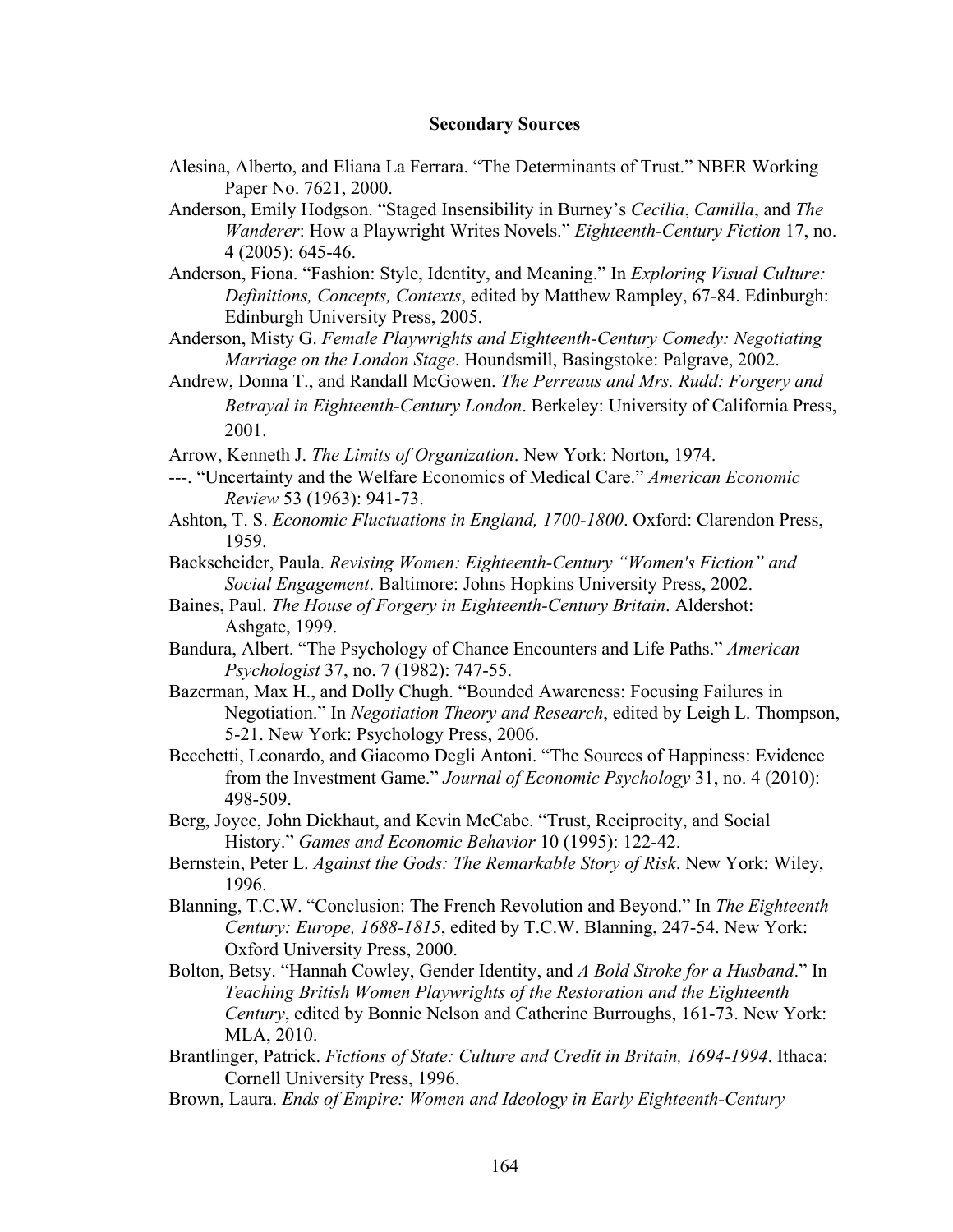## Secondary Sources

Alesina, Alberto, and Eliana La Ferrara. "The Determinants of Trust." NBER Working Paper No. 7621, 2000.

Anderson, Emily Hodgson. "Staged Insensibility in Burney's *Cecilia*, *Camilla*, and *The Wanderer*: How a Playwright Writes Novels." *Eighteenth-Century Fiction* 17, no. 4 (2005): 645-46.

Anderson, Fiona. "Fashion: Style, Identity, and Meaning." In *Exploring Visual Culture: Definitions, Concepts, Contexts*, edited by Matthew Rampley, 67-84. Edinburgh: Edinburgh University Press, 2005.

Anderson, Misty G. *Female Playwrights and Eighteenth-Century Comedy: Negotiating Marriage on the London Stage*. Houndsmill, Basingstoke: Palgrave, 2002.

Andrew, Donna T., and Randall McGowen. *The Perreaus and Mrs. Rudd: Forgery and Betrayal in Eighteenth-Century London*. Berkeley: University of California Press, 2001.

Arrow, Kenneth J. *The Limits of Organization*. New York: Norton, 1974.

---. "Uncertainty and the Welfare Economics of Medical Care." *American Economic Review* 53 (1963): 941-73.

Ashton, T. S. *Economic Fluctuations in England, 1700-1800*. Oxford: Clarendon Press, 1959.

Backscheider, Paula. *Revising Women: Eighteenth-Century "Women's Fiction" and Social Engagement*. Baltimore: Johns Hopkins University Press, 2002.

Baines, Paul. *The House of Forgery in Eighteenth-Century Britain*. Aldershot: Ashgate, 1999.

Bandura, Albert. "The Psychology of Chance Encounters and Life Paths." *American Psychologist* 37, no. 7 (1982): 747-55.

Bazerman, Max H., and Dolly Chugh. "Bounded Awareness: Focusing Failures in Negotiation." In *Negotiation Theory and Research*, edited by Leigh L. Thompson, 5-21. New York: Psychology Press, 2006.

Becchetti, Leonardo, and Giacomo Degli Antoni. "The Sources of Happiness: Evidence from the Investment Game." *Journal of Economic Psychology* 31, no. 4 (2010): 498-509.

Berg, Joyce, John Dickhaut, and Kevin McCabe. "Trust, Reciprocity, and Social History." *Games and Economic Behavior* 10 (1995): 122-42.

Bernstein, Peter L. *Against the Gods: The Remarkable Story of Risk*. New York: Wiley, 1996.

Blanning, T.C.W. "Conclusion: The French Revolution and Beyond." In *The Eighteenth Century: Europe, 1688-1815*, edited by T.C.W. Blanning, 247-54. New York: Oxford University Press, 2000.

Bolton, Betsy. "Hannah Cowley, Gender Identity, and *A Bold Stroke for a Husband*." In *Teaching British Women Playwrights of the Restoration and the Eighteenth Century*, edited by Bonnie Nelson and Catherine Burroughs, 161-73. New York: MLA, 2010.

Brantlinger, Patrick. *Fictions of State: Culture and Credit in Britain, 1694-1994*. Ithaca: Cornell University Press, 1996.

Brown, Laura. *Ends of Empire: Women and Ideology in Early Eighteenth-Century*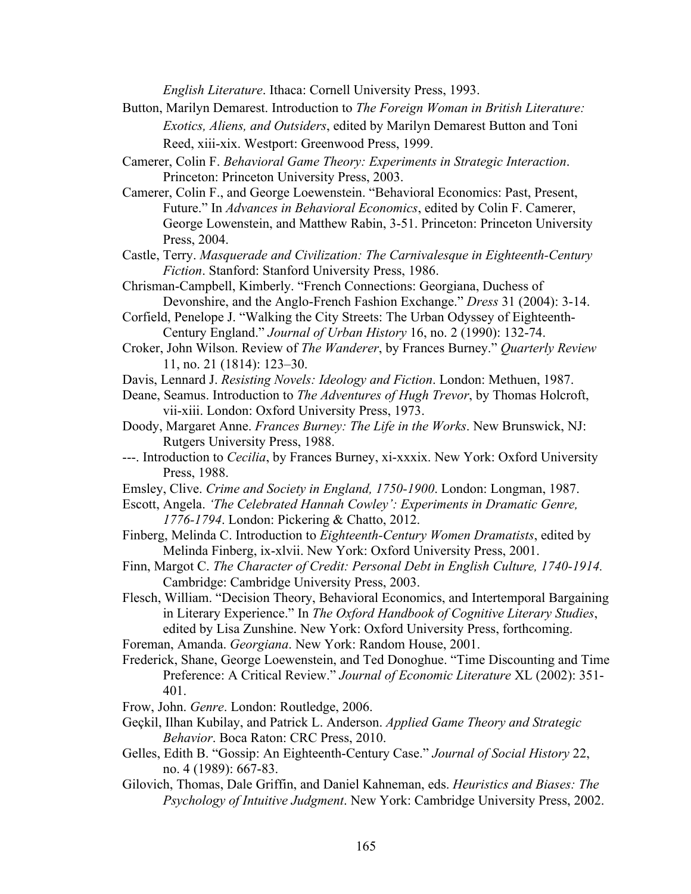*English Literature*. Ithaca: Cornell University Press, 1993.

Button, Marilyn Demarest. Introduction to *The Foreign Woman in British Literature: Exotics, Aliens, and Outsiders*, edited by Marilyn Demarest Button and Toni Reed, xiii-xix. Westport: Greenwood Press, 1999.

Camerer, Colin F. *Behavioral Game Theory: Experiments in Strategic Interaction*. Princeton: Princeton University Press, 2003.

Camerer, Colin F., and George Loewenstein. "Behavioral Economics: Past, Present, Future." In *Advances in Behavioral Economics*, edited by Colin F. Camerer, George Lowenstein, and Matthew Rabin, 3-51. Princeton: Princeton University Press, 2004.

Castle, Terry. *Masquerade and Civilization: The Carnivalesque in Eighteenth-Century Fiction*. Stanford: Stanford University Press, 1986.

Chrisman-Campbell, Kimberly. "French Connections: Georgiana, Duchess of Devonshire, and the Anglo-French Fashion Exchange." *Dress* 31 (2004): 3-14.

Corfield, Penelope J. "Walking the City Streets: The Urban Odyssey of Eighteenth-Century England." *Journal of Urban History* 16, no. 2 (1990): 132-74.

Croker, John Wilson. Review of *The Wanderer*, by Frances Burney." *Quarterly Review* 11, no. 21 (1814): 123–30.

Davis, Lennard J. *Resisting Novels: Ideology and Fiction*. London: Methuen, 1987.

Deane, Seamus. Introduction to *The Adventures of Hugh Trevor*, by Thomas Holcroft, vii-xiii. London: Oxford University Press, 1973.

Doody, Margaret Anne. *Frances Burney: The Life in the Works*. New Brunswick, NJ: Rutgers University Press, 1988.

---. Introduction to *Cecilia*, by Frances Burney, xi-xxxix. New York: Oxford University Press, 1988.

Emsley, Clive. *Crime and Society in England, 1750-1900*. London: Longman, 1987.

Escott, Angela. *'The Celebrated Hannah Cowley': Experiments in Dramatic Genre, 1776-1794*. London: Pickering & Chatto, 2012.

Finberg, Melinda C. Introduction to *Eighteenth-Century Women Dramatists*, edited by Melinda Finberg, ix-xlvii. New York: Oxford University Press, 2001.

Finn, Margot C. *The Character of Credit: Personal Debt in English Culture, 1740-1914.* Cambridge: Cambridge University Press, 2003.

Flesch, William. "Decision Theory, Behavioral Economics, and Intertemporal Bargaining in Literary Experience." In *The Oxford Handbook of Cognitive Literary Studies*, edited by Lisa Zunshine. New York: Oxford University Press, forthcoming.

Foreman, Amanda. *Georgiana*. New York: Random House, 2001.

Frederick, Shane, George Loewenstein, and Ted Donoghue. "Time Discounting and Time Preference: A Critical Review." *Journal of Economic Literature* XL (2002): 351-401.

Frow, John. *Genre*. London: Routledge, 2006.

Geçkil, Ilhan Kubilay, and Patrick L. Anderson. *Applied Game Theory and Strategic Behavior*. Boca Raton: CRC Press, 2010.

Gelles, Edith B. "Gossip: An Eighteenth-Century Case." *Journal of Social History* 22, no. 4 (1989): 667-83.

Gilovich, Thomas, Dale Griffin, and Daniel Kahneman, eds. *Heuristics and Biases: The Psychology of Intuitive Judgment*. New York: Cambridge University Press, 2002.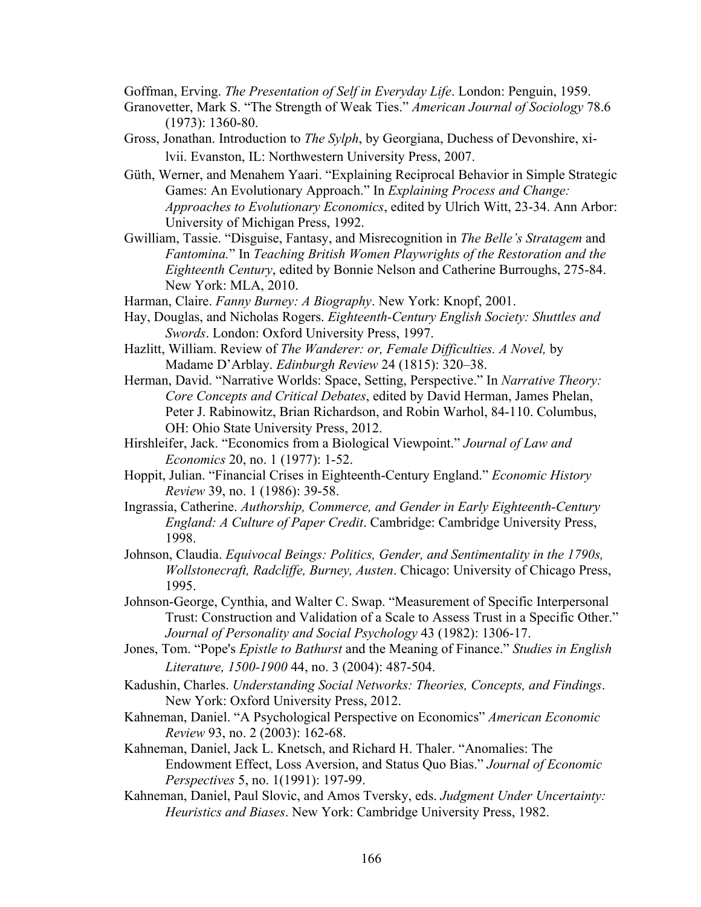Goffman, Erving. *The Presentation of Self in Everyday Life*. London: Penguin, 1959.

Granovetter, Mark S. "The Strength of Weak Ties." *American Journal of Sociology* 78.6 (1973): 1360-80.

Gross, Jonathan. Introduction to *The Sylph*, by Georgiana, Duchess of Devonshire, xi-lvii. Evanston, IL: Northwestern University Press, 2007.

Güth, Werner, and Menahem Yaari. "Explaining Reciprocal Behavior in Simple Strategic Games: An Evolutionary Approach." In *Explaining Process and Change: Approaches to Evolutionary Economics*, edited by Ulrich Witt, 23-34. Ann Arbor: University of Michigan Press, 1992.

Gwilliam, Tassie. "Disguise, Fantasy, and Misrecognition in *The Belle's Stratagem* and *Fantomina.*" In *Teaching British Women Playwrights of the Restoration and the Eighteenth Century*, edited by Bonnie Nelson and Catherine Burroughs, 275-84. New York: MLA, 2010.

Harman, Claire. *Fanny Burney: A Biography*. New York: Knopf, 2001.

Hay, Douglas, and Nicholas Rogers. *Eighteenth-Century English Society: Shuttles and Swords*. London: Oxford University Press, 1997.

Hazlitt, William. Review of *The Wanderer: or, Female Difficulties. A Novel,* by Madame D'Arblay. *Edinburgh Review* 24 (1815): 320–38.

Herman, David. "Narrative Worlds: Space, Setting, Perspective." In *Narrative Theory: Core Concepts and Critical Debates*, edited by David Herman, James Phelan, Peter J. Rabinowitz, Brian Richardson, and Robin Warhol, 84-110. Columbus, OH: Ohio State University Press, 2012.

Hirshleifer, Jack. "Economics from a Biological Viewpoint." *Journal of Law and Economics* 20, no. 1 (1977): 1-52.

Hoppit, Julian. "Financial Crises in Eighteenth-Century England." *Economic History Review* 39, no. 1 (1986): 39-58.

Ingrassia, Catherine. *Authorship, Commerce, and Gender in Early Eighteenth-Century England: A Culture of Paper Credit*. Cambridge: Cambridge University Press, 1998.

Johnson, Claudia. *Equivocal Beings: Politics, Gender, and Sentimentality in the 1790s, Wollstonecraft, Radcliffe, Burney, Austen*. Chicago: University of Chicago Press, 1995.

Johnson-George, Cynthia, and Walter C. Swap. "Measurement of Specific Interpersonal Trust: Construction and Validation of a Scale to Assess Trust in a Specific Other." *Journal of Personality and Social Psychology* 43 (1982): 1306-17.

Jones, Tom. "Pope's *Epistle to Bathurst* and the Meaning of Finance." *Studies in English Literature, 1500-1900* 44, no. 3 (2004): 487-504.

Kadushin, Charles. *Understanding Social Networks: Theories, Concepts, and Findings*. New York: Oxford University Press, 2012.

Kahneman, Daniel. "A Psychological Perspective on Economics" *American Economic Review* 93, no. 2 (2003): 162-68.

Kahneman, Daniel, Jack L. Knetsch, and Richard H. Thaler. "Anomalies: The Endowment Effect, Loss Aversion, and Status Quo Bias." *Journal of Economic Perspectives* 5, no. 1(1991): 197-99.

Kahneman, Daniel, Paul Slovic, and Amos Tversky, eds. *Judgment Under Uncertainty: Heuristics and Biases*. New York: Cambridge University Press, 1982.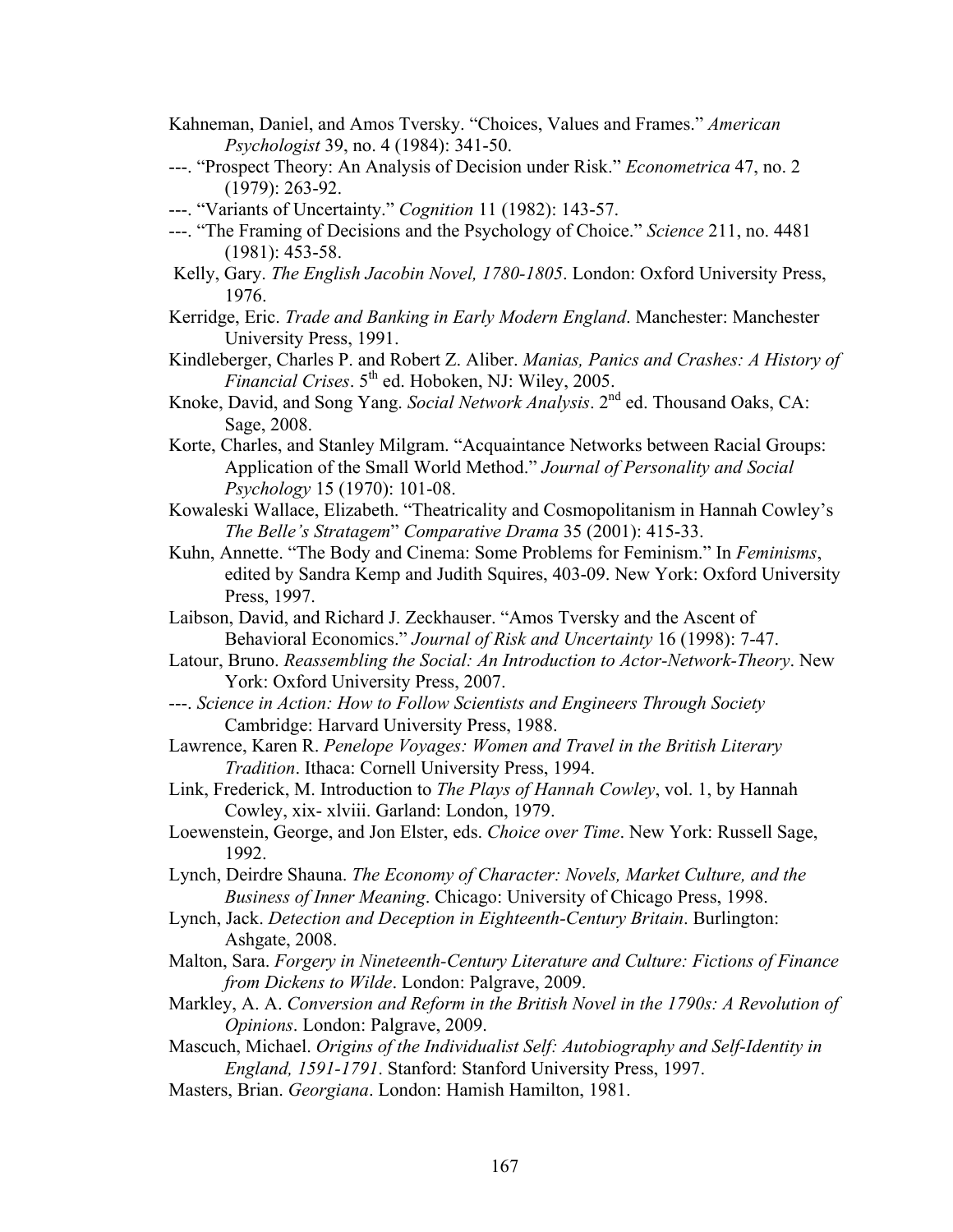Kahneman, Daniel, and Amos Tversky. “Choices, Values and Frames.” *American Psychologist* 39, no. 4 (1984): 341-50.

---. “Prospect Theory: An Analysis of Decision under Risk.” *Econometrica* 47, no. 2 (1979): 263-92.

---. “Variants of Uncertainty.” *Cognition* 11 (1982): 143-57.

---. “The Framing of Decisions and the Psychology of Choice.” *Science* 211, no. 4481 (1981): 453-58.

Kelly, Gary. *The English Jacobin Novel, 1780-1805*. London: Oxford University Press, 1976.

Kerridge, Eric. *Trade and Banking in Early Modern England*. Manchester: Manchester University Press, 1991.

Kindleberger, Charles P. and Robert Z. Aliber. *Manias, Panics and Crashes: A History of Financial Crises*. 5th ed. Hoboken, NJ: Wiley, 2005.

Knoke, David, and Song Yang. *Social Network Analysis*. 2nd ed. Thousand Oaks, CA: Sage, 2008.

Korte, Charles, and Stanley Milgram. “Acquaintance Networks between Racial Groups: Application of the Small World Method.” *Journal of Personality and Social Psychology* 15 (1970): 101-08.

Kowaleski Wallace, Elizabeth. “Theatricality and Cosmopolitanism in Hannah Cowley’s *The Belle’s Stratagem*” *Comparative Drama* 35 (2001): 415-33.

Kuhn, Annette. “The Body and Cinema: Some Problems for Feminism.” In *Feminisms*, edited by Sandra Kemp and Judith Squires, 403-09. New York: Oxford University Press, 1997.

Laibson, David, and Richard J. Zeckhauser. “Amos Tversky and the Ascent of Behavioral Economics.” *Journal of Risk and Uncertainty* 16 (1998): 7-47.

Latour, Bruno. *Reassembling the Social: An Introduction to Actor-Network-Theory*. New York: Oxford University Press, 2007.

---. *Science in Action: How to Follow Scientists and Engineers Through Society* Cambridge: Harvard University Press, 1988.

Lawrence, Karen R. *Penelope Voyages: Women and Travel in the British Literary Tradition*. Ithaca: Cornell University Press, 1994.

Link, Frederick, M. Introduction to *The Plays of Hannah Cowley*, vol. 1, by Hannah Cowley, xix- xlviii. Garland: London, 1979.

Loewenstein, George, and Jon Elster, eds. *Choice over Time*. New York: Russell Sage, 1992.

Lynch, Deirdre Shauna. *The Economy of Character: Novels, Market Culture, and the Business of Inner Meaning*. Chicago: University of Chicago Press, 1998.

Lynch, Jack. *Detection and Deception in Eighteenth-Century Britain*. Burlington: Ashgate, 2008.

Malton, Sara. *Forgery in Nineteenth-Century Literature and Culture: Fictions of Finance from Dickens to Wilde*. London: Palgrave, 2009.

Markley, A. A. *Conversion and Reform in the British Novel in the 1790s: A Revolution of Opinions*. London: Palgrave, 2009.

Mascuch, Michael. *Origins of the Individualist Self: Autobiography and Self-Identity in England, 1591-1791*. Stanford: Stanford University Press, 1997.

Masters, Brian. *Georgiana*. London: Hamish Hamilton, 1981.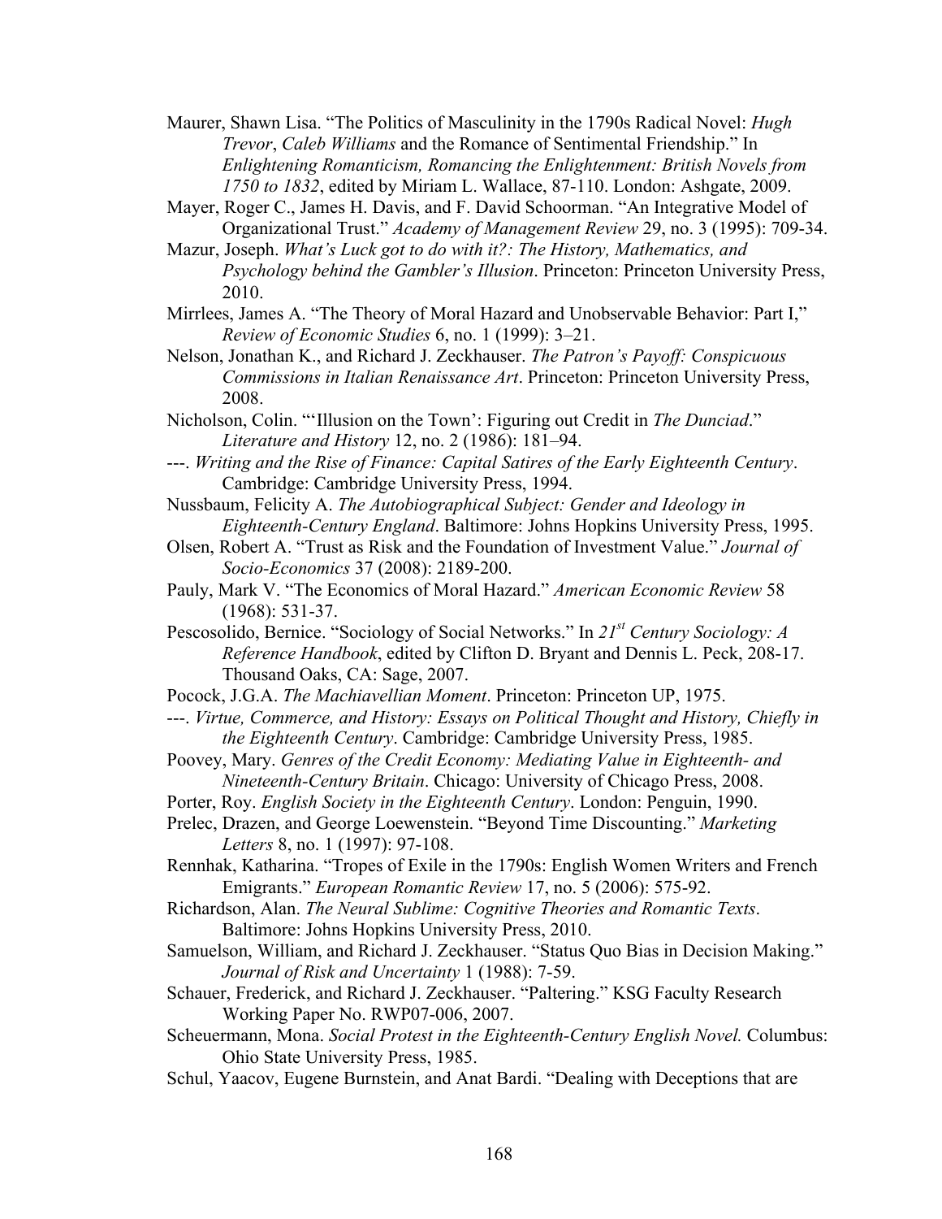Maurer, Shawn Lisa. “The Politics of Masculinity in the 1790s Radical Novel: *Hugh Trevor*, *Caleb Williams* and the Romance of Sentimental Friendship.” In *Enlightening Romanticism, Romancing the Enlightenment: British Novels from 1750 to 1832*, edited by Miriam L. Wallace, 87-110. London: Ashgate, 2009.

Mayer, Roger C., James H. Davis, and F. David Schoorman. “An Integrative Model of Organizational Trust.” *Academy of Management Review* 29, no. 3 (1995): 709-34.

Mazur, Joseph. *What’s Luck got to do with it?: The History, Mathematics, and Psychology behind the Gambler’s Illusion*. Princeton: Princeton University Press, 2010.

Mirrlees, James A. “The Theory of Moral Hazard and Unobservable Behavior: Part I,” *Review of Economic Studies* 6, no. 1 (1999): 3–21.

Nelson, Jonathan K., and Richard J. Zeckhauser. *The Patron’s Payoff: Conspicuous Commissions in Italian Renaissance Art*. Princeton: Princeton University Press, 2008.

Nicholson, Colin. “‘Illusion on the Town’: Figuring out Credit in *The Dunciad*.” *Literature and History* 12, no. 2 (1986): 181–94.

---. *Writing and the Rise of Finance: Capital Satires of the Early Eighteenth Century*. Cambridge: Cambridge University Press, 1994.

Nussbaum, Felicity A. *The Autobiographical Subject: Gender and Ideology in Eighteenth-Century England*. Baltimore: Johns Hopkins University Press, 1995.

Olsen, Robert A. “Trust as Risk and the Foundation of Investment Value.” *Journal of Socio-Economics* 37 (2008): 2189-200.

Pauly, Mark V. “The Economics of Moral Hazard.” *American Economic Review* 58 (1968): 531-37.

Pescosolido, Bernice. “Sociology of Social Networks.” In *21st Century Sociology: A Reference Handbook*, edited by Clifton D. Bryant and Dennis L. Peck, 208-17. Thousand Oaks, CA: Sage, 2007.

Pocock, J.G.A. *The Machiavellian Moment*. Princeton: Princeton UP, 1975.

---. *Virtue, Commerce, and History: Essays on Political Thought and History, Chiefly in the Eighteenth Century*. Cambridge: Cambridge University Press, 1985.

Poovey, Mary. *Genres of the Credit Economy: Mediating Value in Eighteenth- and Nineteenth-Century Britain*. Chicago: University of Chicago Press, 2008.

Porter, Roy. *English Society in the Eighteenth Century*. London: Penguin, 1990.

Prelec, Drazen, and George Loewenstein. “Beyond Time Discounting.” *Marketing Letters* 8, no. 1 (1997): 97-108.

Rennhak, Katharina. “Tropes of Exile in the 1790s: English Women Writers and French Emigrants.” *European Romantic Review* 17, no. 5 (2006): 575-92.

Richardson, Alan. *The Neural Sublime: Cognitive Theories and Romantic Texts*. Baltimore: Johns Hopkins University Press, 2010.

Samuelson, William, and Richard J. Zeckhauser. “Status Quo Bias in Decision Making.” *Journal of Risk and Uncertainty* 1 (1988): 7-59.

Schauer, Frederick, and Richard J. Zeckhauser. “Paltering.” KSG Faculty Research Working Paper No. RWP07-006, 2007.

Scheuermann, Mona. *Social Protest in the Eighteenth-Century English Novel.* Columbus: Ohio State University Press, 1985.

Schul, Yaacov, Eugene Burnstein, and Anat Bardi. “Dealing with Deceptions that are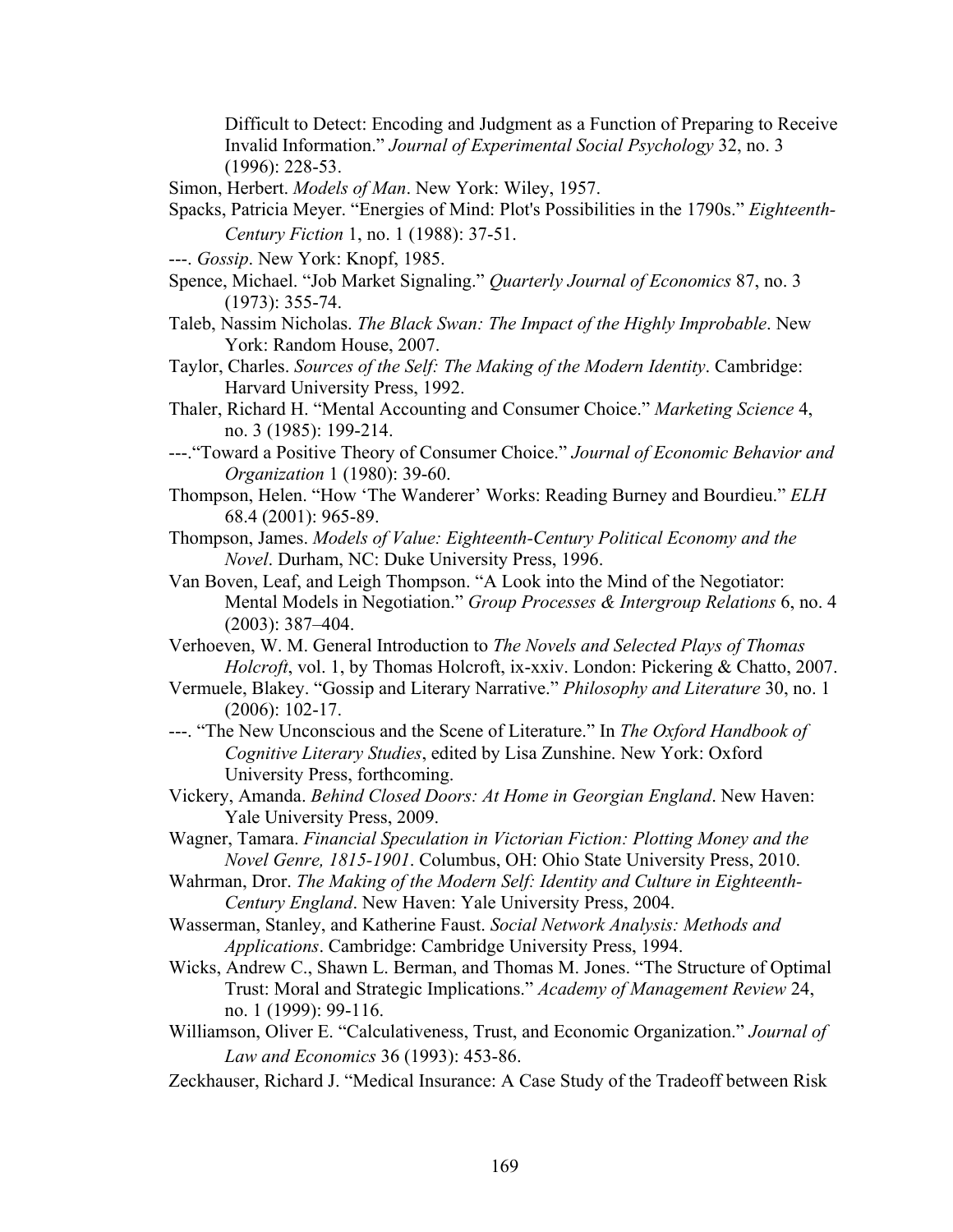Difficult to Detect: Encoding and Judgment as a Function of Preparing to Receive Invalid Information." *Journal of Experimental Social Psychology* 32, no. 3 (1996): 228-53.

Simon, Herbert. *Models of Man*. New York: Wiley, 1957.

Spacks, Patricia Meyer. "Energies of Mind: Plot's Possibilities in the 1790s." *Eighteenth-Century Fiction* 1, no. 1 (1988): 37-51.

---. *Gossip*. New York: Knopf, 1985.

Spence, Michael. "Job Market Signaling." *Quarterly Journal of Economics* 87, no. 3 (1973): 355-74.

Taleb, Nassim Nicholas. *The Black Swan: The Impact of the Highly Improbable*. New York: Random House, 2007.

Taylor, Charles. *Sources of the Self: The Making of the Modern Identity*. Cambridge: Harvard University Press, 1992.

Thaler, Richard H. "Mental Accounting and Consumer Choice." *Marketing Science* 4, no. 3 (1985): 199-214.

---."Toward a Positive Theory of Consumer Choice." *Journal of Economic Behavior and Organization* 1 (1980): 39-60.

Thompson, Helen. "How 'The Wanderer' Works: Reading Burney and Bourdieu." *ELH* 68.4 (2001): 965-89.

Thompson, James. *Models of Value: Eighteenth-Century Political Economy and the Novel*. Durham, NC: Duke University Press, 1996.

Van Boven, Leaf, and Leigh Thompson. "A Look into the Mind of the Negotiator: Mental Models in Negotiation." *Group Processes & Intergroup Relations* 6, no. 4 (2003): 387–404.

Verhoeven, W. M. General Introduction to *The Novels and Selected Plays of Thomas Holcroft*, vol. 1, by Thomas Holcroft, ix-xxiv. London: Pickering & Chatto, 2007.

Vermuele, Blakey. "Gossip and Literary Narrative." *Philosophy and Literature* 30, no. 1 (2006): 102-17.

---. "The New Unconscious and the Scene of Literature." In *The Oxford Handbook of Cognitive Literary Studies*, edited by Lisa Zunshine. New York: Oxford University Press, forthcoming.

Vickery, Amanda. *Behind Closed Doors: At Home in Georgian England*. New Haven: Yale University Press, 2009.

Wagner, Tamara. *Financial Speculation in Victorian Fiction: Plotting Money and the Novel Genre, 1815-1901*. Columbus, OH: Ohio State University Press, 2010.

Wahrman, Dror. *The Making of the Modern Self: Identity and Culture in Eighteenth-Century England*. New Haven: Yale University Press, 2004.

Wasserman, Stanley, and Katherine Faust. *Social Network Analysis: Methods and Applications*. Cambridge: Cambridge University Press, 1994.

Wicks, Andrew C., Shawn L. Berman, and Thomas M. Jones. "The Structure of Optimal Trust: Moral and Strategic Implications." *Academy of Management Review* 24, no. 1 (1999): 99-116.

Williamson, Oliver E. "Calculativeness, Trust, and Economic Organization." *Journal of Law and Economics* 36 (1993): 453-86.

Zeckhauser, Richard J. "Medical Insurance: A Case Study of the Tradeoff between Risk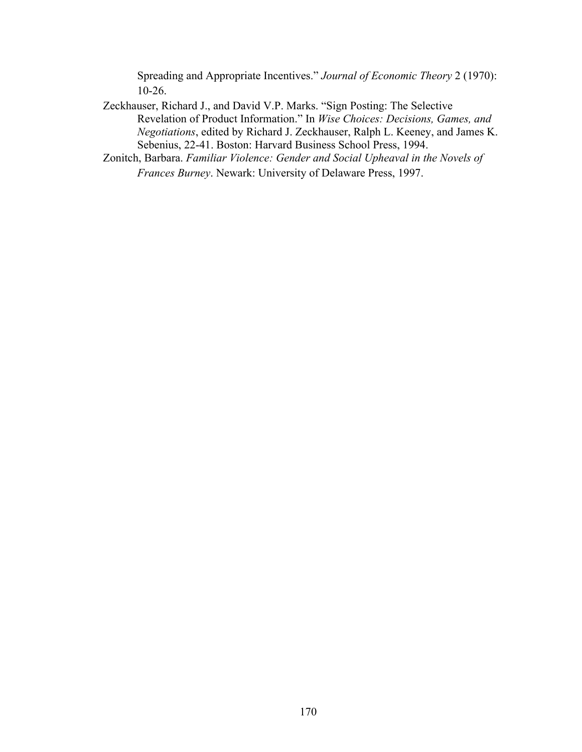Spreading and Appropriate Incentives." *Journal of Economic Theory* 2 (1970): 10-26.

Zeckhauser, Richard J., and David V.P. Marks. "Sign Posting: The Selective Revelation of Product Information." In *Wise Choices: Decisions, Games, and Negotiations*, edited by Richard J. Zeckhauser, Ralph L. Keeney, and James K. Sebenius, 22-41. Boston: Harvard Business School Press, 1994.

Zonitch, Barbara. *Familiar Violence: Gender and Social Upheaval in the Novels of Frances Burney*. Newark: University of Delaware Press, 1997.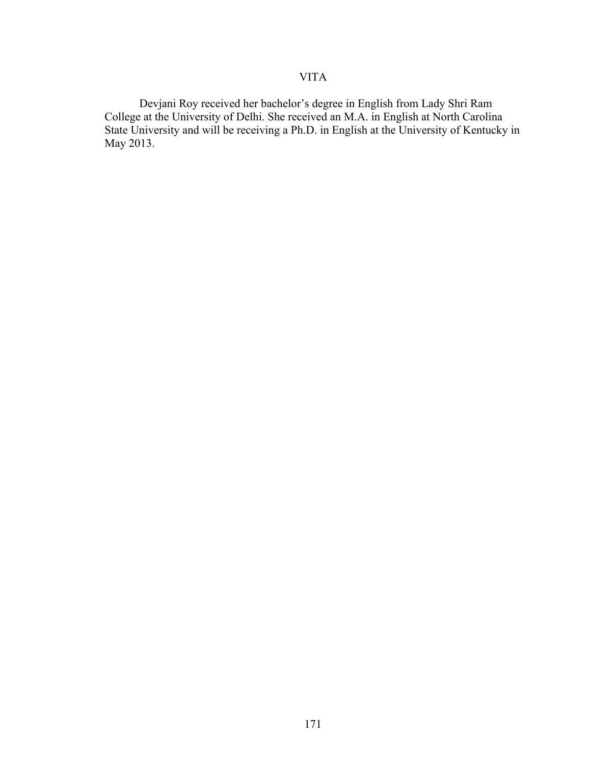# VITA

Devjani Roy received her bachelor's degree in English from Lady Shri Ram College at the University of Delhi. She received an M.A. in English at North Carolina State University and will be receiving a Ph.D. in English at the University of Kentucky in May 2013.